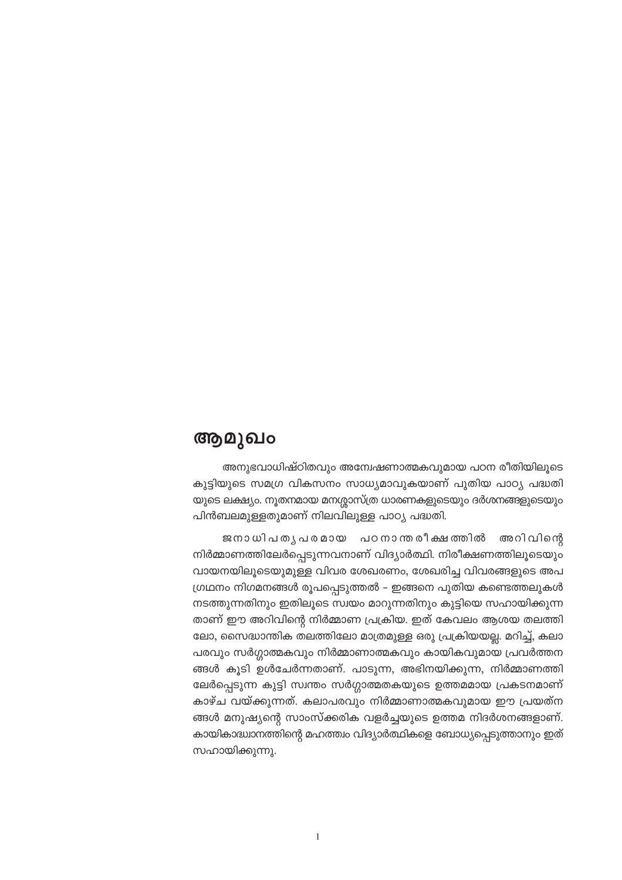# ആമുഖം

അനുഭവാധിഷ്ഠിതവും അന്വേഷണാത്മകവുമായ പഠന രീതിയിലൂടെ കുട്ടിയുടെ സമഗ്ര വികസനം സാധ്യമാവുകയാണ് പുതിയ പാഠ്യ പദ്ധതിയുടെ ലക്ഷ്യം. നൂതനമായ മനശ്ശാസ്ത്ര ധാരണകളുടെയും ദർശനങ്ങളുടെയും പിൻബലമുള്ളതുമാണ് നിലവിലുള്ള പാഠ്യ പദ്ധതി.

ജനാധിപത്യപരമായ പഠനാന്തരീക്ഷത്തിൽ അറിവിന്റെ നിർമ്മാണത്തിലേർപ്പെടുന്നവനാണ് വിദ്യാർത്ഥി. നിരീക്ഷണത്തിലൂടെയും വായനയിലൂടെയുമുള്ള വിവര ശേഖരണം, ശേഖരിച്ച വിവരങ്ങളുടെ അപഗ്രഥനം നിഗമനങ്ങൾ രൂപപ്പെടുത്തൽ – ഇങ്ങനെ പുതിയ കണ്ടെത്തലുകൾ നടത്തുന്നതിനും ഇതിലൂടെ സ്വയം മാറുന്നതിനും കുട്ടിയെ സഹായിക്കുന്നതാണ് ഈ അറിവിന്റെ നിർമ്മാണ പ്രക്രിയ. ഇത് കേവലം ആശയ തലത്തിലോ, സൈദ്ധാന്തിക തലത്തിലോ മാത്രമുള്ള ഒരു പ്രക്രിയയല്ല. മറിച്ച്, കലാപരവും സർഗ്ഗാത്മകവും നിർമ്മാണാത്മകവും കായികവുമായ പ്രവർത്തനങ്ങൾ കൂടി ഉൾചേർന്നതാണ്. പാടുന്ന, അഭിനയിക്കുന്ന, നിർമ്മാണത്തിലേർപ്പെടുന്ന കുട്ടി സ്വന്തം സർഗ്ഗാത്മതകയുടെ ഉത്തമമായ പ്രകടനമാണ് കാഴ്ച വയ്ക്കുന്നത്. കലാപരവും നിർമ്മാണാത്മകവുമായ ഈ പ്രയത്നങ്ങൾ മനുഷ്യന്റെ സാംസ്ക്കരിക വളർച്ചയുടെ ഉത്തമ നിദർശനങ്ങളാണ്. കായികാദ്ധ്വാനത്തിന്റെ മഹത്ത്വം വിദ്യാർത്ഥികളെ ബോധ്യപ്പെടുത്താനും ഇത് സഹായിക്കുന്നു.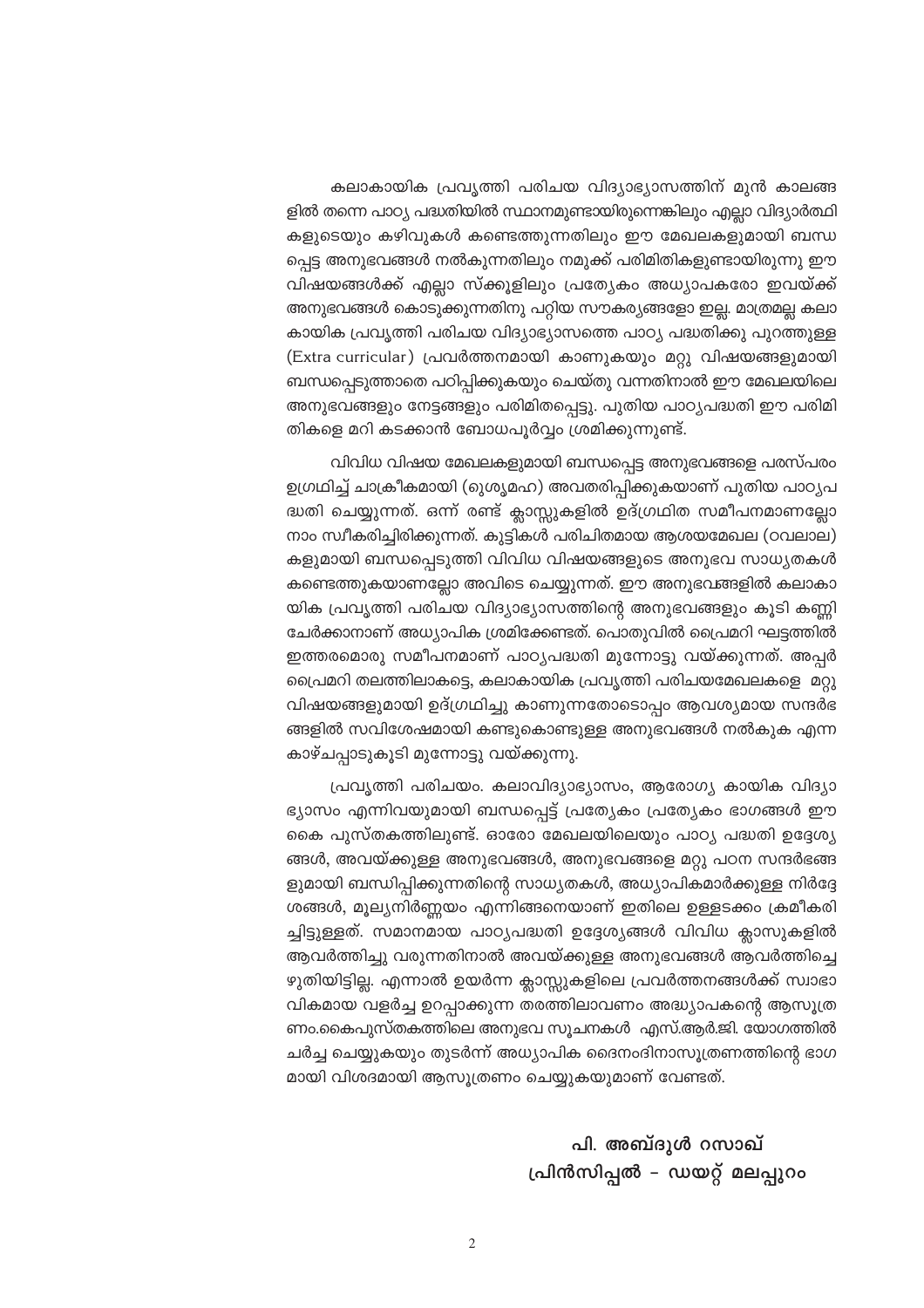കലാകായിക പ്രവൃത്തി പരിചയ വിദ്യാഭ്യാസത്തിന് മുൻ കാലങ്ങളിൽ തന്നെ പാഠ്യ പദ്ധതിയിൽ സ്ഥാനമുണ്ടായിരുന്നെങ്കിലും എല്ലാ വിദ്യാർത്ഥികളുടെയും കഴിവുകൾ കണ്ടെത്തുന്നതിലും ഈ മേഖലകളുമായി ബന്ധപ്പെട്ട അനുഭവങ്ങൾ നൽകുന്നതിലും നമുക്ക് പരിമിതികളുണ്ടായിരുന്നു ഈ വിഷയങ്ങൾക്ക് എല്ലാ സ്ക്കൂളിലും പ്രത്യേകം അധ്യാപകരോ ഇവയ്ക്ക് അനുഭവങ്ങൾ കൊടുക്കുന്നതിനു പറ്റിയ സൗകര്യങ്ങളോ ഇല്ല. മാത്രമല്ല കലാകായിക പ്രവൃത്തി പരിചയ വിദ്യാഭ്യാസത്തെ പാഠ്യ പദ്ധതിക്കു പുറത്തുള്ള (Extra curricular) പ്രവർത്തനമായി കാണുകയും മറ്റു വിഷയങ്ങളുമായി ബന്ധപ്പെടുത്താതെ പഠിപ്പിക്കുകയും ചെയ്തു വന്നതിനാൽ ഈ മേഖലയിലെ അനുഭവങ്ങളും നേട്ടങ്ങളും പരിമിതപ്പെട്ടു. പുതിയ പാഠ്യപദ്ധതി ഈ പരിമിതികളെ മറി കടക്കാൻ ബോധപൂർവ്വം ശ്രമിക്കുന്നുണ്ട്.

വിവിധ വിഷയ മേഖലകളുമായി ബന്ധപ്പെട്ട അനുഭവങ്ങളെ പരസ്പരം ഉദ്ഗ്രഥിച്ച് ചാക്രീകമായി (ുെശൃമഹ) അവതരിപ്പിക്കുകയാണ് പുതിയ പാഠ്യപദ്ധതി ചെയ്യുന്നത്. ഒന്ന് രണ്ട് ക്ലാസ്സുകളിൽ ഉദ്ഗ്രഥിത സമീപനമാണല്ലോ നാം സ്വീകരിച്ചിരിക്കുന്നത്. കുട്ടികൾ പരിചിതമായ ആശയമേഖല (ഠവലാല) കളുമായി ബന്ധപ്പെടുത്തി വിവിധ വിഷയങ്ങളുടെ അനുഭവ സാധ്യതകൾ കണ്ടെത്തുകയാണല്ലോ അവിടെ ചെയ്യുന്നത്. ഈ അനുഭവങ്ങളിൽ കലാകായിക പ്രവൃത്തി പരിചയ വിദ്യാഭ്യാസത്തിന്റെ അനുഭവങ്ങളും കൂടി കണ്ണി ചേർക്കാനാണ് അധ്യാപിക ശ്രമിക്കേണ്ടത്. പൊതുവിൽ പ്രൈമറി ഘട്ടത്തിൽ ഇത്തരമൊരു സമീപനമാണ് പാഠ്യപദ്ധതി മുന്നോട്ടു വയ്ക്കുന്നത്. അപ്പർ പ്രൈമറി തലത്തിലാകട്ടെ, കലാകായിക പ്രവൃത്തി പരിചയമേഖലകളെ മറ്റു വിഷയങ്ങളുമായി ഉദ്ഗ്രഥിച്ചു കാണുന്നതോടൊപ്പം ആവശ്യമായ സന്ദർഭങ്ങളിൽ സവിശേഷമായി കണ്ടുകൊണ്ടുള്ള അനുഭവങ്ങൾ നൽകുക എന്ന കാഴ്ചപ്പാടുകൂടി മുന്നോട്ടു വയ്ക്കുന്നു.

പ്രവൃത്തി പരിചയം. കലാവിദ്യാഭ്യാസം, ആരോഗ്യ കായിക വിദ്യാഭ്യാസം എന്നിവയുമായി ബന്ധപ്പെട്ട് പ്രത്യേകം പ്രത്യേകം ഭാഗങ്ങൾ ഈ കൈ പുസ്തകത്തിലുണ്ട്. ഓരോ മേഖലയിലെയും പാഠ്യ പദ്ധതി ഉദ്ദേശ്യങ്ങൾ, അവയ്ക്കുള്ള അനുഭവങ്ങൾ, അനുഭവങ്ങളെ മറ്റു പഠന സന്ദർഭങ്ങളുമായി ബന്ധിപ്പിക്കുന്നതിന്റെ സാധ്യതകൾ, അധ്യാപികമാർക്കുള്ള നിർദ്ദേശങ്ങൾ, മൂല്യനിർണ്ണയം എന്നിങ്ങനെയാണ് ഇതിലെ ഉള്ളടക്കം ക്രമീകരിച്ചിട്ടുള്ളത്. സമാനമായ പാഠ്യപദ്ധതി ഉദ്ദേശ്യങ്ങൾ വിവിധ ക്ലാസുകളിൽ ആവർത്തിച്ചു വരുന്നതിനാൽ അവയ്ക്കുള്ള അനുഭവങ്ങൾ ആവർത്തിച്ചെഴുതിയിട്ടില്ല. എന്നാൽ ഉയർന്ന ക്ലാസ്സുകളിലെ പ്രവർത്തനങ്ങൾക്ക് സ്വാഭാവികമായ വളർച്ച ഉറപ്പാക്കുന്ന തരത്തിലാവണം അദ്ധ്യാപകന്റെ ആസൂത്രണം.കൈപുസ്തകത്തിലെ അനുഭവ സൂചനകൾ എസ്.ആർ.ജി. യോഗത്തിൽ ചർച്ച ചെയ്യുകയും തുടർന്ന് അധ്യാപിക ദൈനംദിനാസൂത്രണത്തിന്റെ ഭാഗമായി വിശദമായി ആസൂത്രണം ചെയ്യുകയുമാണ് വേണ്ടത്.

**പി. അബ്ദുൾ റസാഖ്**
**പ്രിൻസിപ്പൽ - ഡയറ്റ് മലപ്പുറം**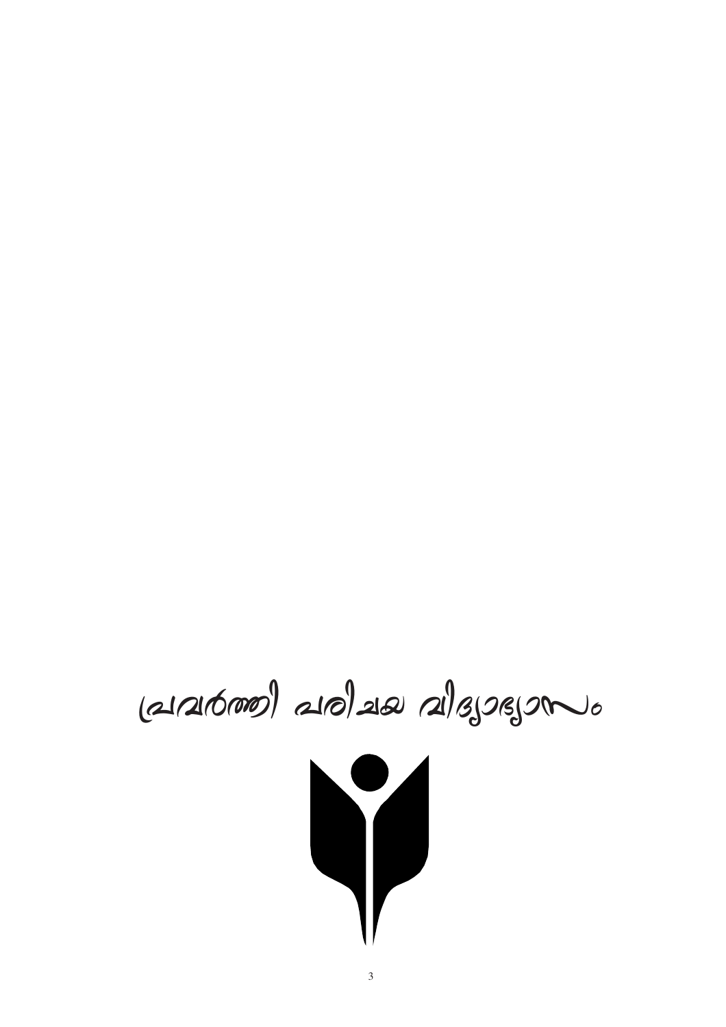# പ്രവർത്തി പരിചയ വിദ്യാഭ്യാസം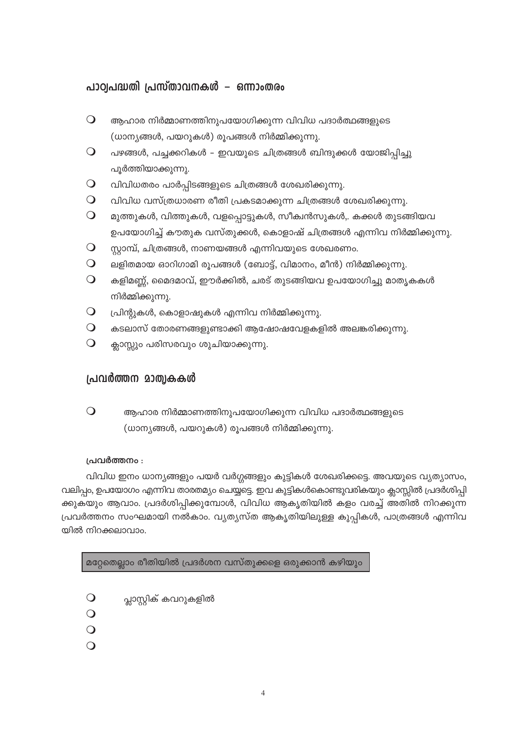## പാഠ്യപദ്ധതി പ്രസ്താവനകൾ – ഒന്നാംതരം

- ആഹാര നിർമ്മാണത്തിനുപയോഗിക്കുന്ന വിവിധ പദാർത്ഥങ്ങളുടെ (ധാന്യങ്ങൾ, പയറുകൾ) രൂപങ്ങൾ നിർമ്മിക്കുന്നു.
- പഴങ്ങൾ, പച്ചക്കറികൾ – ഇവയുടെ ചിത്രങ്ങൾ ബിന്ദുക്കൾ യോജിപ്പിച്ചു പൂർത്തിയാക്കുന്നു.
- വിവിധതരം പാർപ്പിടങ്ങളുടെ ചിത്രങ്ങൾ ശേഖരിക്കുന്നു.
- വിവിധ വസ്ത്രധാരണ രീതി പ്രകടമാക്കുന്ന ചിത്രങ്ങൾ ശേഖരിക്കുന്നു.
- മുത്തുകൾ, വിത്തുകൾ, വളപ്പൊട്ടുകൾ, സീക്വൻസുകൾ,. കക്കൾ തുടങ്ങിയവ ഉപയോഗിച്ച് കൗതുക വസ്തുക്കൾ, കൊളാഷ് ചിത്രങ്ങൾ എന്നിവ നിർമ്മിക്കുന്നു.
- സ്റ്റാമ്പ്, ചിത്രങ്ങൾ, നാണയങ്ങൾ എന്നിവയുടെ ശേഖരണം.
- ലളിതമായ ഓറിഗാമി രൂപങ്ങൾ (ബോട്ട്, വിമാനം, മീൻ) നിർമ്മിക്കുന്നു.
- കളിമണ്ണ്, മൈദമാവ്, ഈർക്കിൽ, ചരട് തുടങ്ങിയവ ഉപയോഗിച്ചു മാതൃകകൾ നിർമ്മിക്കുന്നു.
- പ്രിന്റുകൾ, കൊളാഷുകൾ എന്നിവ നിർമ്മിക്കുന്നു.
- കടലാസ് തോരണങ്ങളുണ്ടാക്കി ആഘോഷവേളകളിൽ അലങ്കരിക്കുന്നു.
- ക്ലാസ്സും പരിസരവും ശുചിയാക്കുന്നു.

## പ്രവർത്തന മാതൃകകൾ

- ആഹാര നിർമ്മാണത്തിനുപയോഗിക്കുന്ന വിവിധ പദാർത്ഥങ്ങളുടെ (ധാന്യങ്ങൾ, പയറുകൾ) രൂപങ്ങൾ നിർമ്മിക്കുന്നു.

**പ്രവർത്തനം :**

വിവിധ ഇനം ധാന്യങ്ങളും പയർ വർഗ്ഗങ്ങളും കുട്ടികൾ ശേഖരിക്കട്ടെ. അവയുടെ വ്യത്യാസം, വലിപ്പം, ഉപയോഗം എന്നിവ താരതമ്യം ചെയ്യട്ടെ. ഇവ കുട്ടികൾകൊണ്ടുവരികയും ക്ലാസ്സിൽ പ്രദർശിപ്പിക്കുകയും ആവാം. പ്രദർശിപ്പിക്കുമ്പോൾ, വിവിധ ആകൃതിയിൽ കളം വരച്ച് അതിൽ നിറക്കുന്ന പ്രവർത്തനം സംഘമായി നൽകാം. വ്യത്യസ്ത ആകൃതിയിലുള്ള കുപ്പികൾ, പാത്രങ്ങൾ എന്നിവയിൽ നിറക്കലാവാം.

| മറ്റേതെല്ലാം രീതിയിൽ പ്രദർശന വസ്തുക്കളെ ഒരുക്കാൻ കഴിയും |
|---|

- പ്ലാസ്റ്റിക് കവറുകളിൽ
-
-
-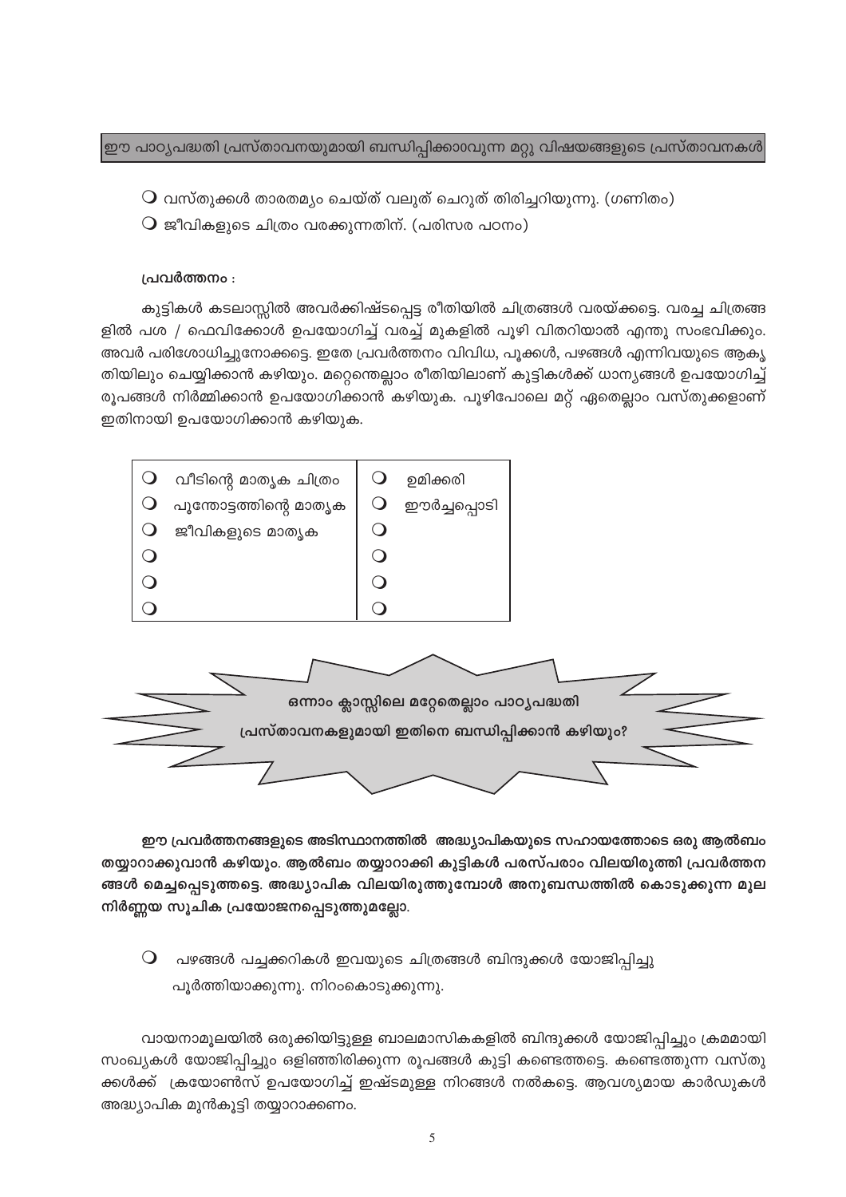ഈ പാഠ്യപദ്ധതി പ്രസ്താവനയുമായി ബന്ധിപ്പിക്കാവുന്ന മറ്റു വിഷയങ്ങളുടെ പ്രസ്താവനകൾ

- വസ്തുക്കൾ താരതമ്യം ചെയ്ത് വലുത് ചെറുത് തിരിച്ചറിയുന്നു. (ഗണിതം)
- ജീവികളുടെ ചിത്രം വരക്കുന്നതിന്. (പരിസര പഠനം)

**പ്രവർത്തനം :**

കുട്ടികൾ കടലാസ്സിൽ അവർക്കിഷ്ടപ്പെട്ട രീതിയിൽ ചിത്രങ്ങൾ വരയ്ക്കട്ടെ. വരച്ച ചിത്രങ്ങളിൽ പശ / ഫെവിക്കോൾ ഉപയോഗിച്ച് വരച്ച് മുകളിൽ പൂഴി വിതറിയാൽ എന്തു സംഭവിക്കും. അവർ പരിശോധിച്ചുനോക്കട്ടെ. ഇതേ പ്രവർത്തനം വിവിധ, പൂക്കൾ, പഴങ്ങൾ എന്നിവയുടെ ആകൃതിയിലും ചെയ്യിക്കാൻ കഴിയും. മറ്റെന്തെല്ലാം രീതിയിലാണ് കുട്ടികൾക്ക് ധാന്യങ്ങൾ ഉപയോഗിച്ച് രൂപങ്ങൾ നിർമ്മിക്കാൻ ഉപയോഗിക്കാൻ കഴിയുക. പൂഴിപോലെ മറ്റ് ഏതെല്ലാം വസ്തുക്കളാണ് ഇതിനായി ഉപയോഗിക്കാൻ കഴിയുക.

| | |
|---|---|
| ○ വീടിന്റെ മാതൃക ചിത്രം | ○ ഉമിക്കരി |
| ○ പൂന്തോട്ടത്തിന്റെ മാതൃക | ○ ഈർച്ചപ്പൊടി |
| ○ ജീവികളുടെ മാതൃക | ○ |
| ○ | ○ |
| ○ | ○ |
| ○ | ○ |

**ഒന്നാം ക്ലാസ്സിലെ മറ്റേതെല്ലാം പാഠ്യപദ്ധതി പ്രസ്താവനകളുമായി ഇതിനെ ബന്ധിപ്പിക്കാൻ കഴിയും?**

**ഈ പ്രവർത്തനങ്ങളുടെ അടിസ്ഥാനത്തിൽ അദ്ധ്യാപികയുടെ സഹായത്തോടെ ഒരു ആൽബം തയ്യാറാക്കുവാൻ കഴിയും. ആൽബം തയ്യാറാക്കി കുട്ടികൾ പരസ്പരം വിലയിരുത്തി പ്രവർത്തനങ്ങൾ മെച്ചപ്പെടുത്തട്ടെ. അദ്ധ്യാപിക വിലയിരുത്തുമ്പോൾ അനുബന്ധത്തിൽ കൊടുക്കുന്ന മൂല നിർണ്ണയ സൂചിക പ്രയോജനപ്പെടുത്തുമല്ലോ.**

- പഴങ്ങൾ പച്ചക്കറികൾ ഇവയുടെ ചിത്രങ്ങൾ ബിന്ദുക്കൾ യോജിപ്പിച്ചു പൂർത്തിയാക്കുന്നു. നിറംകൊടുക്കുന്നു.

വായനാമൂലയിൽ ഒരുക്കിയിട്ടുള്ള ബാലമാസികകളിൽ ബിന്ദുക്കൾ യോജിപ്പിച്ചും ക്രമമായി സംഖ്യകൾ യോജിപ്പിച്ചും ഒളിഞ്ഞിരിക്കുന്ന രൂപങ്ങൾ കുട്ടി കണ്ടെത്തട്ടെ. കണ്ടെത്തുന്ന വസ്തുക്കൾക്ക് ക്രയോൺസ് ഉപയോഗിച്ച് ഇഷ്ടമുള്ള നിറങ്ങൾ നൽകട്ടെ. ആവശ്യമായ കാർഡുകൾ അദ്ധ്യാപിക മുൻകൂട്ടി തയ്യാറാക്കണം.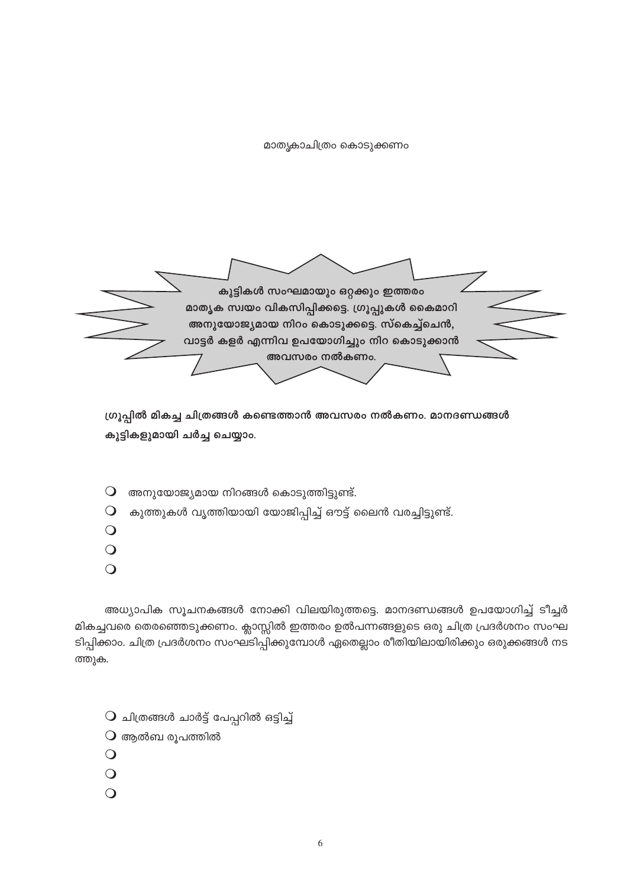മാതൃകാചിത്രം കൊടുക്കണം

**കുട്ടികൾ സംഘമായും ഒറ്റക്കും ഇത്തരം മാതൃക സ്വയം വികസിപ്പിക്കട്ടെ. ഗ്രൂപ്പുകൾ കൈമാറി അനുയോജ്യമായ നിറം കൊടുക്കട്ടെ. സ്കെച്ച്പെൻ, വാട്ടർ കളർ എന്നിവ ഉപയോഗിച്ചും നിറ കൊടുക്കാൻ അവസരം നൽകണം.**

**ഗ്രൂപ്പിൽ മികച്ച ചിത്രങ്ങൾ കണ്ടെത്താൻ അവസരം നൽകണം. മാനദണ്ഡങ്ങൾ കുട്ടികളുമായി ചർച്ച ചെയ്യാം.**

- അനുയോജ്യമായ നിറങ്ങൾ കൊടുത്തിട്ടുണ്ട്.
- കുത്തുകൾ വൃത്തിയായി യോജിപ്പിച്ച് ഔട്ട് ലൈൻ വരച്ചിട്ടുണ്ട്.
- 
- 
- 

അധ്യാപിക സൂചനകങ്ങൾ നോക്കി വിലയിരുത്തട്ടെ. മാനദണ്ഡങ്ങൾ ഉപയോഗിച്ച് ടീച്ചർ മികച്ചവരെ തെരഞ്ഞെടുക്കണം. ക്ലാസ്സിൽ ഇത്തരം ഉൽപന്നങ്ങളുടെ ഒരു ചിത്ര പ്രദർശനം സംഘടിപ്പിക്കാം. ചിത്ര പ്രദർശനം സംഘടിപ്പിക്കുമ്പോൾ ഏതെല്ലാം രീതിയിലായിരിക്കും ഒരുക്കങ്ങൾ നടത്തുക.

- ചിത്രങ്ങൾ ചാർട്ട് പേപ്പറിൽ ഒട്ടിച്ച്
- ആൽബ രൂപത്തിൽ
- 
- 
-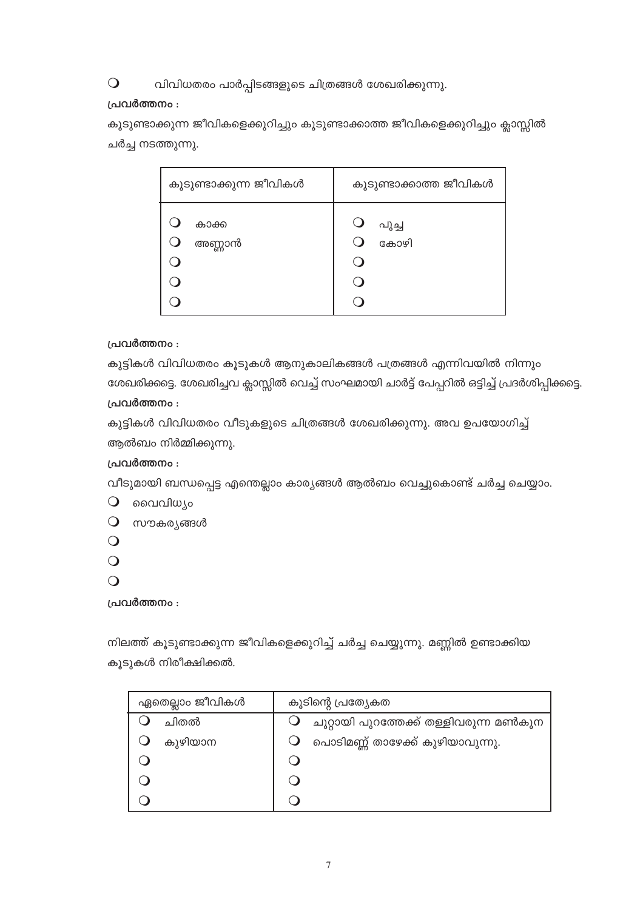- വിവിധതരം പാർപ്പിടങ്ങളുടെ ചിത്രങ്ങൾ ശേഖരിക്കുന്നു.

**പ്രവർത്തനം :**

കൂടുണ്ടാക്കുന്ന ജീവികളെക്കുറിച്ചും കൂടുണ്ടാക്കാത്ത ജീവികളെക്കുറിച്ചും ക്ലാസ്സിൽ ചർച്ച നടത്തുന്നു.

| കൂടുണ്ടാക്കുന്ന ജീവികൾ | കൂടുണ്ടാക്കാത്ത ജീവികൾ |
|---|---|
| ❍ കാക്ക | ❍ പൂച്ച |
| ❍ അണ്ണാൻ | ❍ കോഴി |
| ❍ | ❍ |
| ❍ | ❍ |
| ❍ | ❍ |

**പ്രവർത്തനം :**

കുട്ടികൾ വിവിധതരം കൂടുകൾ ആനുകാലികങ്ങൾ പത്രങ്ങൾ എന്നിവയിൽ നിന്നും ശേഖരിക്കട്ടെ. ശേഖരിച്ചവ ക്ലാസ്സിൽ വെച്ച് സംഘമായി ചാർട്ട് പേപ്പറിൽ ഒട്ടിച്ച് പ്രദർശിപ്പിക്കട്ടെ.

**പ്രവർത്തനം :**

കുട്ടികൾ വിവിധതരം വീടുകളുടെ ചിത്രങ്ങൾ ശേഖരിക്കുന്നു. അവ ഉപയോഗിച്ച് ആൽബം നിർമ്മിക്കുന്നു.

**പ്രവർത്തനം :**

വീടുമായി ബന്ധപ്പെട്ട എന്തെല്ലാം കാര്യങ്ങൾ ആൽബം വെച്ചുകൊണ്ട് ചർച്ച ചെയ്യാം.

- വൈവിധ്യം
- സൗകര്യങ്ങൾ
- 
- 
- 

**പ്രവർത്തനം :**

നിലത്ത് കൂടുണ്ടാക്കുന്ന ജീവികളെക്കുറിച്ച് ചർച്ച ചെയ്യുന്നു. മണ്ണിൽ ഉണ്ടാക്കിയ കൂടുകൾ നിരീക്ഷിക്കൽ.

| ഏതെല്ലാം ജീവികൾ | കൂടിന്റെ പ്രത്യേകത |
|---|---|
| ❍ ചിതൽ | ❍ ചുറ്റായി പുറത്തേക്ക് തള്ളിവരുന്ന മൺകൂന |
| ❍ കുഴിയാന | ❍ പൊടിമണ്ണ് താഴേക്ക് കുഴിയാവുന്നു. |
| ❍ | ❍ |
| ❍ | ❍ |
| ❍ | ❍ |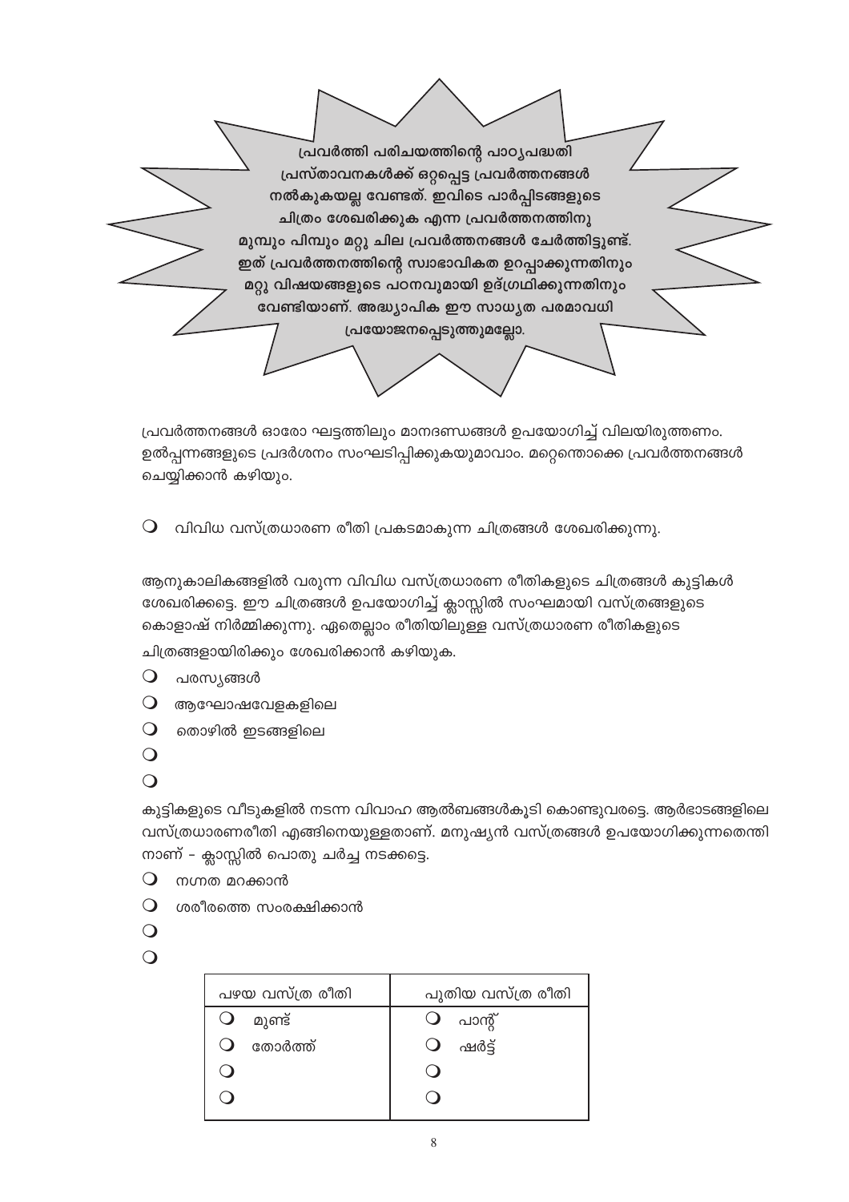**പ്രവർത്തി പരിചയത്തിന്റെ പാഠ്യപദ്ധതി പ്രസ്താവനകൾക്ക് ഒറ്റപ്പെട്ട പ്രവർത്തനങ്ങൾ നൽകുകയല്ല വേണ്ടത്. ഇവിടെ പാർപ്പിടങ്ങളുടെ ചിത്രം ശേഖരിക്കുക എന്ന പ്രവർത്തനത്തിനു മുമ്പും പിമ്പും മറ്റു ചില പ്രവർത്തനങ്ങൾ ചേർത്തിട്ടുണ്ട്. ഇത് പ്രവർത്തനത്തിന്റെ സ്വാഭാവികത ഉറപ്പാക്കുന്നതിനും മറ്റു വിഷയങ്ങളുടെ പഠനവുമായി ഉദ്ഗ്രഥിക്കുന്നതിനും വേണ്ടിയാണ്. അദ്ധ്യാപിക ഈ സാധ്യത പരമാവധി പ്രയോജനപ്പെടുത്തുമല്ലോ.**

പ്രവർത്തനങ്ങൾ ഓരോ ഘട്ടത്തിലും മാനദണ്ഡങ്ങൾ ഉപയോഗിച്ച് വിലയിരുത്തണം. ഉൽപ്പന്നങ്ങളുടെ പ്രദർശനം സംഘടിപ്പിക്കുകയുമാവാം. മറ്റെന്തൊക്കെ പ്രവർത്തനങ്ങൾ ചെയ്യിക്കാൻ കഴിയും.

- വിവിധ വസ്ത്രധാരണ രീതി പ്രകടമാകുന്ന ചിത്രങ്ങൾ ശേഖരിക്കുന്നു.

ആനുകാലികങ്ങളിൽ വരുന്ന വിവിധ വസ്ത്രധാരണ രീതികളുടെ ചിത്രങ്ങൾ കുട്ടികൾ ശേഖരിക്കട്ടെ. ഈ ചിത്രങ്ങൾ ഉപയോഗിച്ച് ക്ലാസ്സിൽ സംഘമായി വസ്ത്രങ്ങളുടെ കൊളാഷ് നിർമ്മിക്കുന്നു. ഏതെല്ലാം രീതിയിലുള്ള വസ്ത്രധാരണ രീതികളുടെ ചിത്രങ്ങളായിരിക്കും ശേഖരിക്കാൻ കഴിയുക.

- പരസ്യങ്ങൾ
- ആഘോഷവേളകളിലെ
- തൊഴിൽ ഇടങ്ങളിലെ
- 
- 

കുട്ടികളുടെ വീടുകളിൽ നടന്ന വിവാഹ ആൽബങ്ങൾകൂടി കൊണ്ടുവരട്ടെ. ആർഭാടങ്ങളിലെ വസ്ത്രധാരണരീതി എങ്ങിനെയുള്ളതാണ്. മനുഷ്യൻ വസ്ത്രങ്ങൾ ഉപയോഗിക്കുന്നതെന്തിനാണ് – ക്ലാസ്സിൽ പൊതു ചർച്ച നടക്കട്ടെ.

- നഗ്നത മറക്കാൻ
- ശരീരത്തെ സംരക്ഷിക്കാൻ
- 
- 

| പഴയ വസ്ത്ര രീതി | പുതിയ വസ്ത്ര രീതി |
|---|---|
| ○ മുണ്ട് | ○ പാന്റ് |
| ○ തോർത്ത് | ○ ഷർട്ട് |
| ○ | ○ |
| ○ | ○ |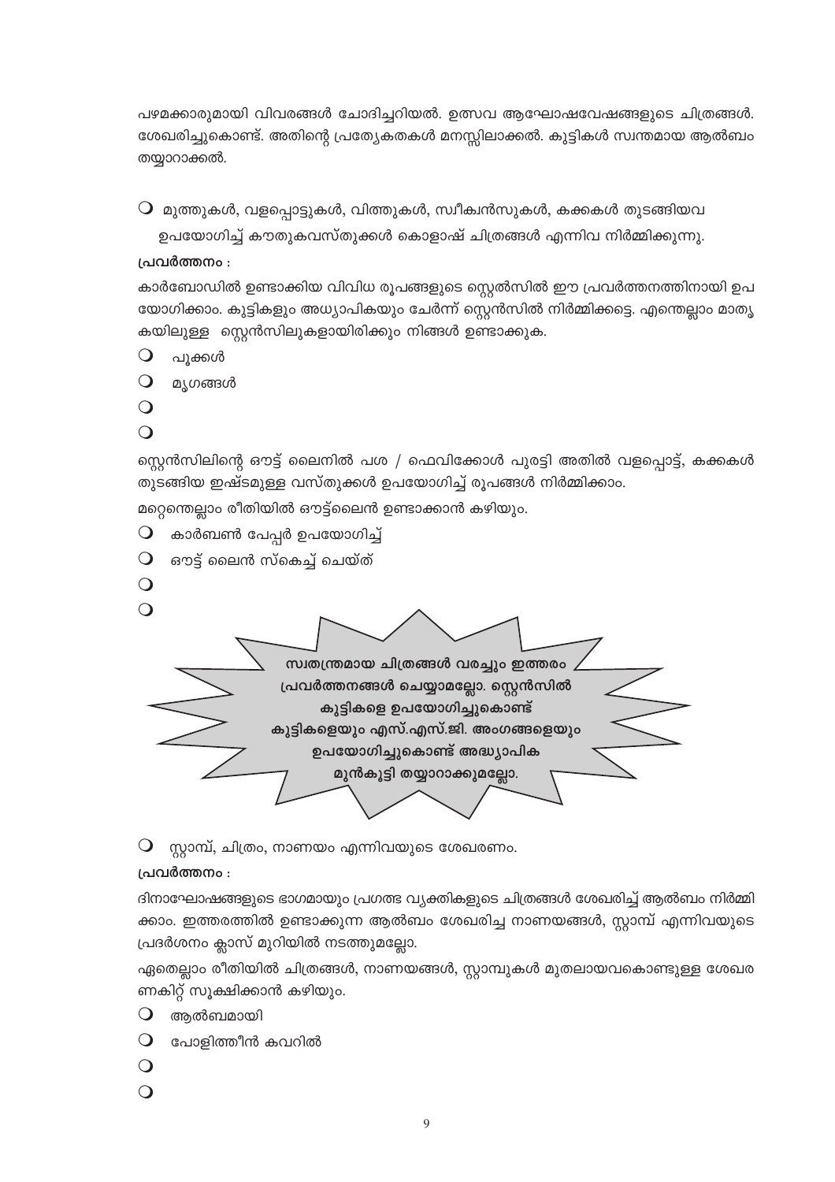പഴമക്കാരുമായി വിവരങ്ങൾ ചോദിച്ചറിയൽ. ഉത്സവ ആഘോഷവേഷങ്ങളുടെ ചിത്രങ്ങൾ. ശേഖരിച്ചുകൊണ്ട്. അതിന്റെ പ്രത്യേകതകൾ മനസ്സിലാക്കൽ. കുട്ടികൾ സ്വന്തമായ ആൽബം തയ്യാറാക്കൽ.

- മുത്തുകൾ, വളപ്പൊട്ടുകൾ, വിത്തുകൾ, സ്വീക്വൻസുകൾ, കക്കകൾ തുടങ്ങിയവ ഉപയോഗിച്ച് കൗതുകവസ്തുക്കൾ കൊളാഷ് ചിത്രങ്ങൾ എന്നിവ നിർമ്മിക്കുന്നു.

**പ്രവർത്തനം :**

കാർബോഡിൽ ഉണ്ടാക്കിയ വിവിധ രൂപങ്ങളുടെ സ്റ്റെൻസിൽ ഈ പ്രവർത്തനത്തിനായി ഉപയോഗിക്കാം. കുട്ടികളും അധ്യാപികയും ചേർന്ന് സ്റ്റെൻസിൽ നിർമ്മിക്കട്ടെ. എന്തെല്ലാം മാതൃകയിലുള്ള സ്റ്റെൻസിലുകളായിരിക്കും നിങ്ങൾ ഉണ്ടാക്കുക.

- പൂക്കൾ
- മൃഗങ്ങൾ
- 
- 

സ്റ്റെൻസിലിന്റെ ഔട്ട് ലൈനിൽ പശ / ഫെവിക്കോൾ പുരട്ടി അതിൽ വളപ്പൊട്ട്, കക്കകൾ തുടങ്ങിയ ഇഷ്ടമുള്ള വസ്തുക്കൾ ഉപയോഗിച്ച് രൂപങ്ങൾ നിർമ്മിക്കാം.

മറ്റെന്തെല്ലാം രീതിയിൽ ഔട്ട്ലൈൻ ഉണ്ടാക്കാൻ കഴിയും.

- കാർബൺ പേപ്പർ ഉപയോഗിച്ച്
- ഔട്ട് ലൈൻ സ്കെച്ച് ചെയ്ത്
- 
- 

**സ്വതന്ത്രമായ ചിത്രങ്ങൾ വരച്ചും ഇത്തരം പ്രവർത്തനങ്ങൾ ചെയ്യാമല്ലോ. സ്റ്റെൻസിൽ കുട്ടികളെ ഉപയോഗിച്ചുകൊണ്ട് കുട്ടികളെയും എസ്.എസ്.ജി. അംഗങ്ങളെയും ഉപയോഗിച്ചുകൊണ്ട് അദ്ധ്യാപിക മുൻകൂട്ടി തയ്യാറാക്കുമല്ലോ.**

- സ്റ്റാമ്പ്, ചിത്രം, നാണയം എന്നിവയുടെ ശേഖരണം.

**പ്രവർത്തനം :**

ദിനാഘോഷങ്ങളുടെ ഭാഗമായും പ്രഗത്ഭ വ്യക്തികളുടെ ചിത്രങ്ങൾ ശേഖരിച്ച് ആൽബം നിർമ്മിക്കാം. ഇത്തരത്തിൽ ഉണ്ടാക്കുന്ന ആൽബം ശേഖരിച്ച നാണയങ്ങൾ, സ്റ്റാമ്പ് എന്നിവയുടെ പ്രദർശനം ക്ലാസ് മുറിയിൽ നടത്തുമല്ലോ.

ഏതെല്ലാം രീതിയിൽ ചിത്രങ്ങൾ, നാണയങ്ങൾ, സ്റ്റാമ്പുകൾ മുതലായവകൊണ്ടുള്ള ശേഖരണകിറ്റ് സൂക്ഷിക്കാൻ കഴിയും.

- ആൽബമായി
- പോളിത്തീൻ കവറിൽ
- 
-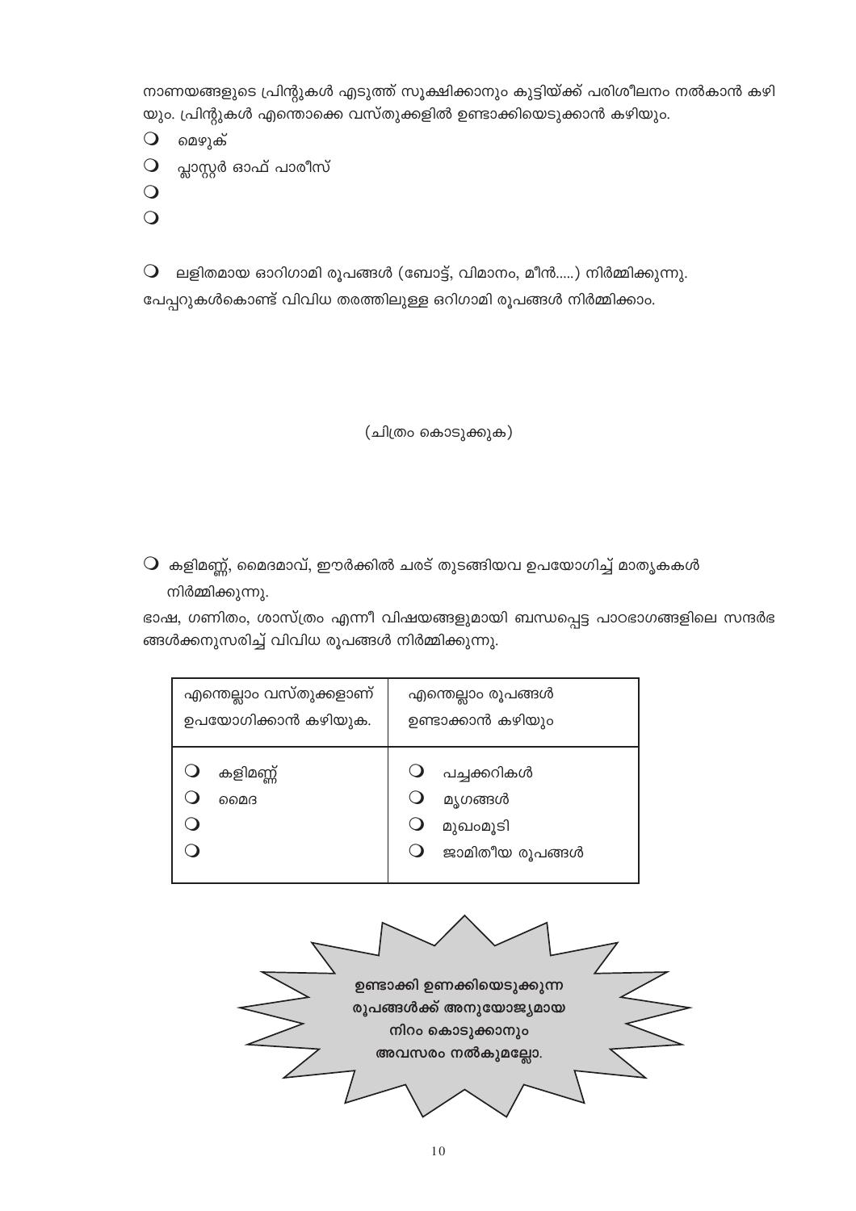നാണയങ്ങളുടെ പ്രിന്റുകൾ എടുത്ത് സൂക്ഷിക്കാനും കുട്ടിയ്ക്ക് പരിശീലനം നൽകാൻ കഴിയും. പ്രിന്റുകൾ എന്തൊക്കെ വസ്തുക്കളിൽ ഉണ്ടാക്കിയെടുക്കാൻ കഴിയും.

- ❍ മെഴുക്
- ❍ പ്ലാസ്റ്റർ ഓഫ് പാരീസ്
- ❍
- ❍

❍ ലളിതമായ ഓറിഗാമി രൂപങ്ങൾ (ബോട്ട്, വിമാനം, മീൻ.....) നിർമ്മിക്കുന്നു.

പേപ്പറുകൾകൊണ്ട് വിവിധ തരത്തിലുള്ള ഒറിഗാമി രൂപങ്ങൾ നിർമ്മിക്കാം.

(ചിത്രം കൊടുക്കുക)

❍ കളിമണ്ണ്, മൈദമാവ്, ഈർക്കിൽ ചരട് തുടങ്ങിയവ ഉപയോഗിച്ച് മാതൃകകൾ നിർമ്മിക്കുന്നു.

ഭാഷ, ഗണിതം, ശാസ്ത്രം എന്നീ വിഷയങ്ങളുമായി ബന്ധപ്പെട്ട പാഠഭാഗങ്ങളിലെ സന്ദർഭങ്ങൾക്കനുസരിച്ച് വിവിധ രൂപങ്ങൾ നിർമ്മിക്കുന്നു.

| എന്തെല്ലാം വസ്തുക്കളാണ് ഉപയോഗിക്കാൻ കഴിയുക. | എന്തെല്ലാം രൂപങ്ങൾ ഉണ്ടാക്കാൻ കഴിയും |
|---|---|
| ❍ കളിമണ്ണ് | ❍ പച്ചക്കറികൾ |
| ❍ മൈദ | ❍ മൃഗങ്ങൾ |
| ❍ | ❍ മുഖംമൂടി |
| ❍ | ❍ ജാമിതീയ രൂപങ്ങൾ |

**ഉണ്ടാക്കി ഉണക്കിയെടുക്കുന്ന രൂപങ്ങൾക്ക് അനുയോജ്യമായ നിറം കൊടുക്കാനും അവസരം നൽകുമല്ലോ.**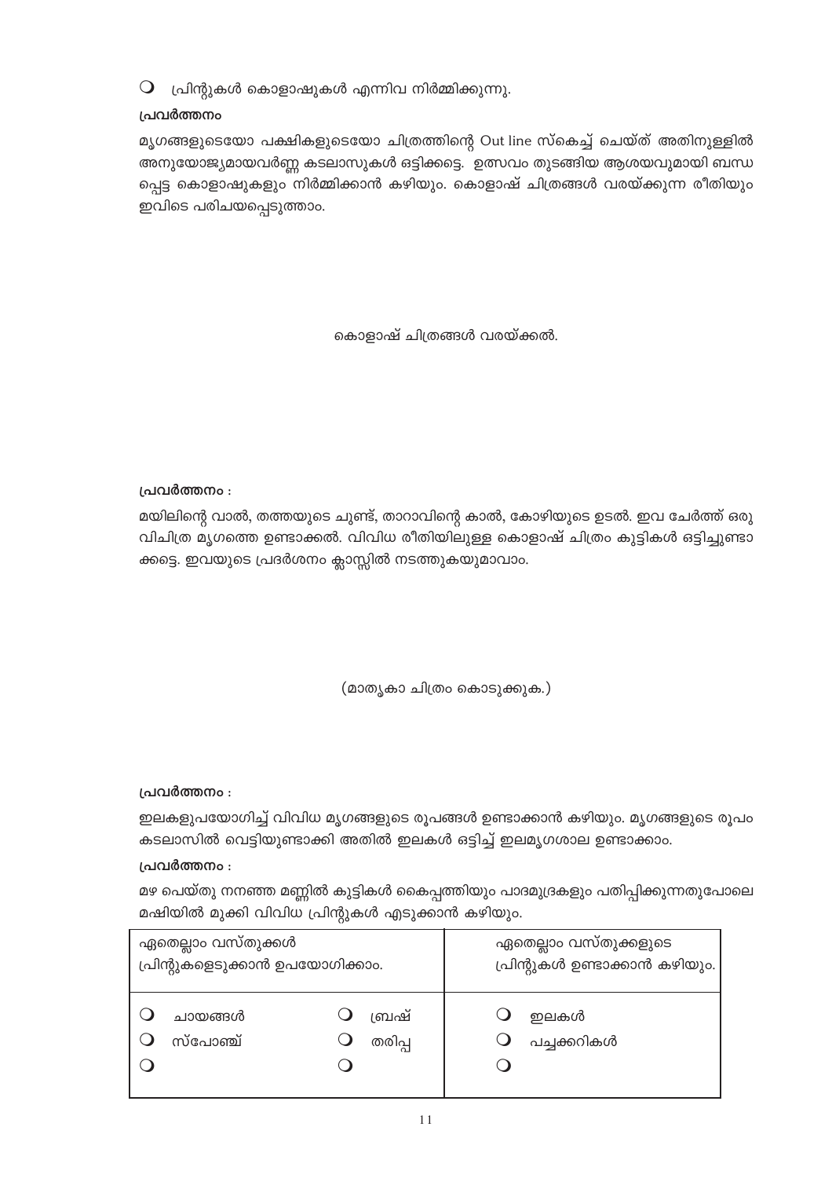- ❍ പ്രിന്റുകൾ കൊളാഷുകൾ എന്നിവ നിർമ്മിക്കുന്നു.

**പ്രവർത്തനം**

മൃഗങ്ങളുടെയോ പക്ഷികളുടെയോ ചിത്രത്തിന്റെ Out line സ്കെച്ച് ചെയ്ത് അതിനുള്ളിൽ അനുയോജ്യമായവർണ്ണ കടലാസുകൾ ഒട്ടിക്കട്ടെ. ഉത്സവം തുടങ്ങിയ ആശയവുമായി ബന്ധപ്പെട്ട കൊളാഷുകളും നിർമ്മിക്കാൻ കഴിയും. കൊളാഷ് ചിത്രങ്ങൾ വരയ്ക്കുന്ന രീതിയും ഇവിടെ പരിചയപ്പെടുത്താം.

കൊളാഷ് ചിത്രങ്ങൾ വരയ്ക്കൽ.

**പ്രവർത്തനം :**

മയിലിന്റെ വാൽ, തത്തയുടെ ചുണ്ട്, താറാവിന്റെ കാൽ, കോഴിയുടെ ഉടൽ. ഇവ ചേർത്ത് ഒരു വിചിത്ര മൃഗത്തെ ഉണ്ടാക്കൽ. വിവിധ രീതിയിലുള്ള കൊളാഷ് ചിത്രം കുട്ടികൾ ഒട്ടിച്ചുണ്ടാക്കട്ടെ. ഇവയുടെ പ്രദർശനം ക്ലാസ്സിൽ നടത്തുകയുമാവാം.

(മാതൃകാ ചിത്രം കൊടുക്കുക.)

**പ്രവർത്തനം :**

ഇലകളുപയോഗിച്ച് വിവിധ മൃഗങ്ങളുടെ രൂപങ്ങൾ ഉണ്ടാക്കാൻ കഴിയും. മൃഗങ്ങളുടെ രൂപം കടലാസിൽ വെട്ടിയുണ്ടാക്കി അതിൽ ഇലകൾ ഒട്ടിച്ച് ഇലമൃഗശാല ഉണ്ടാക്കാം.

**പ്രവർത്തനം :**

മഴ പെയ്തു നനഞ്ഞ മണ്ണിൽ കുട്ടികൾ കൈപ്പത്തിയും പാദമുദ്രകളും പതിപ്പിക്കുന്നതുപോലെ മഷിയിൽ മുക്കി വിവിധ പ്രിന്റുകൾ എടുക്കാൻ കഴിയും.

| ഏതെല്ലാം വസ്തുക്കൾ പ്രിന്റുകളെടുക്കാൻ ഉപയോഗിക്കാം. | | ഏതെല്ലാം വസ്തുക്കളുടെ പ്രിന്റുകൾ ഉണ്ടാക്കാൻ കഴിയും. |
|---|---|---|
| ❍ ചായങ്ങൾ | ❍ ബ്രഷ് | ❍ ഇലകൾ |
| ❍ സ്പോഞ്ച് | ❍ തരിപ്പ | ❍ പച്ചക്കറികൾ |
| ❍ | ❍ | ❍ |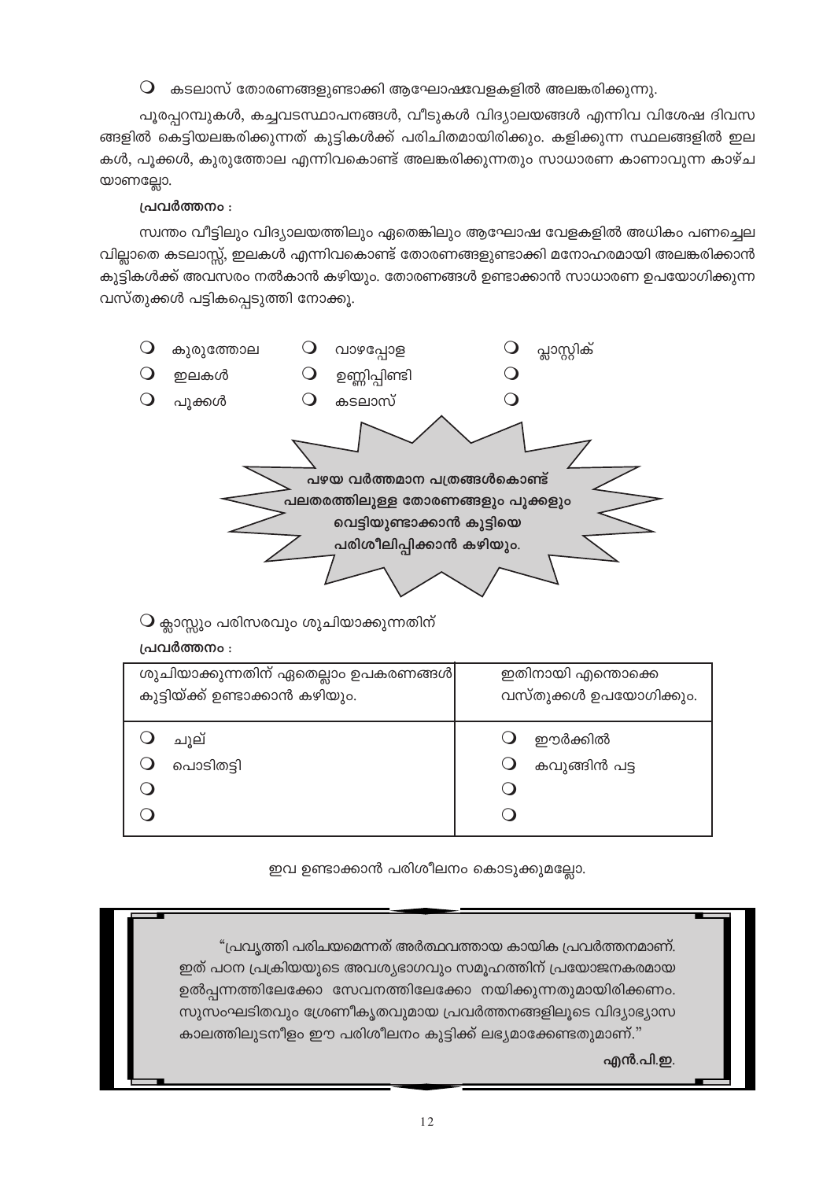- കടലാസ് തോരണങ്ങളുണ്ടാക്കി ആഘോഷവേളകളിൽ അലങ്കരിക്കുന്നു.

പൂരപ്പറമ്പുകൾ, കച്ചവടസ്ഥാപനങ്ങൾ, വീടുകൾ വിദ്യാലയങ്ങൾ എന്നിവ വിശേഷ ദിവസങ്ങളിൽ കെട്ടിയലങ്കരിക്കുന്നത് കുട്ടികൾക്ക് പരിചിതമായിരിക്കും. കളിക്കുന്ന സ്ഥലങ്ങളിൽ ഇലകൾ, പൂക്കൾ, കുരുത്തോല എന്നിവകൊണ്ട് അലങ്കരിക്കുന്നതും സാധാരണ കാണാവുന്ന കാഴ്ചയാണല്ലോ.

**പ്രവർത്തനം :**

സ്വന്തം വീട്ടിലും വിദ്യാലയത്തിലും ഏതെങ്കിലും ആഘോഷ വേളകളിൽ അധികം പണച്ചെലവില്ലാതെ കടലാസ്സ്, ഇലകൾ എന്നിവകൊണ്ട് തോരണങ്ങളുണ്ടാക്കി മനോഹരമായി അലങ്കരിക്കാൻ കുട്ടികൾക്ക് അവസരം നൽകാൻ കഴിയും. തോരണങ്ങൾ ഉണ്ടാക്കാൻ സാധാരണ ഉപയോഗിക്കുന്ന വസ്തുക്കൾ പട്ടികപ്പെടുത്തി നോക്കൂ.

| | | |
|---|---|---|
| ○ കുരുത്തോല | ○ വാഴപ്പോള | ○ പ്ലാസ്റ്റിക് |
| ○ ഇലകൾ | ○ ഉണ്ണിപ്പിണ്ടി | ○ |
| ○ പൂക്കൾ | ○ കടലാസ് | ○ |

**പഴയ വർത്തമാന പത്രങ്ങൾകൊണ്ട് പലതരത്തിലുള്ള തോരണങ്ങളും പൂക്കളും വെട്ടിയുണ്ടാക്കാൻ കുട്ടിയെ പരിശീലിപ്പിക്കാൻ കഴിയും.**

- ക്ലാസ്സും പരിസരവും ശുചിയാക്കുന്നതിന്

**പ്രവർത്തനം :**

| ശുചിയാക്കുന്നതിന് ഏതെല്ലാം ഉപകരണങ്ങൾ കുട്ടിയ്ക്ക് ഉണ്ടാക്കാൻ കഴിയും. | ഇതിനായി എന്തൊക്കെ വസ്തുക്കൾ ഉപയോഗിക്കും. |
|---|---|
| ○ ചൂല് | ○ ഈർക്കിൽ |
| ○ പൊടിതട്ടി | ○ കവുങ്ങിൻ പട്ട |
| ○ | ○ |
| ○ | ○ |

ഇവ ഉണ്ടാക്കാൻ പരിശീലനം കൊടുക്കുമല്ലോ.

> "പ്രവൃത്തി പരിചയമെന്നത് അർത്ഥവത്തായ കായിക പ്രവർത്തനമാണ്. ഇത് പഠന പ്രക്രിയയുടെ അവശ്യഭാഗവും സമൂഹത്തിന് പ്രയോജനകരമായ ഉൽപ്പന്നത്തിലേക്കോ സേവനത്തിലേക്കോ നയിക്കുന്നതുമായിരിക്കണം. സുസംഘടിതവും ശ്രേണീകൃതവുമായ പ്രവർത്തനങ്ങളിലൂടെ വിദ്യാഭ്യാസ കാലത്തിലുടനീളം ഈ പരിശീലനം കുട്ടിക്ക് ലഭ്യമാക്കേണ്ടതുമാണ്."
>
> **എൻ.പി.ഇ.**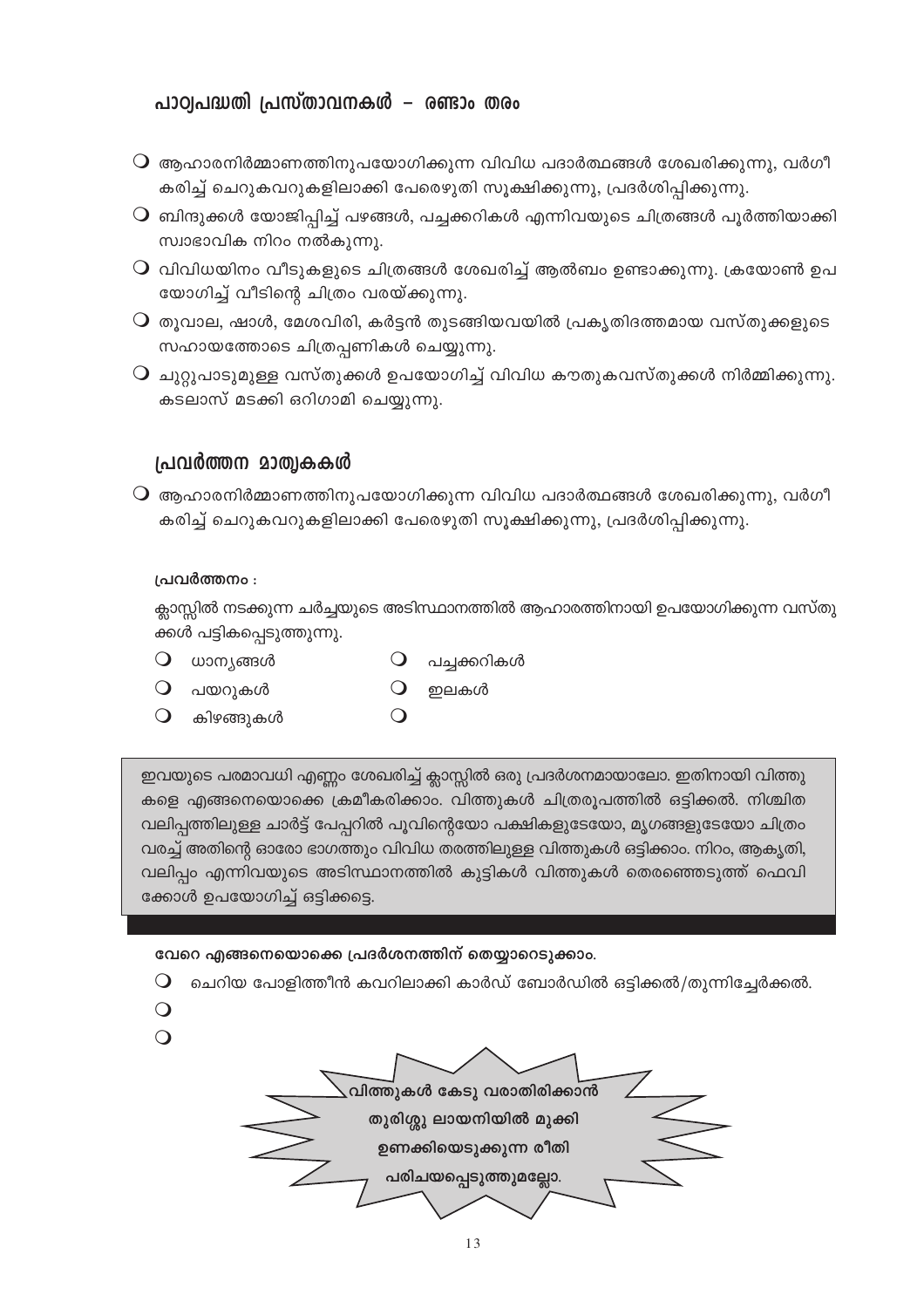## പാഠ്യപദ്ധതി പ്രസ്താവനകൾ – രണ്ടാം തരം

- ആഹാരനിർമ്മാണത്തിനുപയോഗിക്കുന്ന വിവിധ പദാർത്ഥങ്ങൾ ശേഖരിക്കുന്നു, വർഗീകരിച്ച് ചെറുകവറുകളിലാക്കി പേരെഴുതി സൂക്ഷിക്കുന്നു, പ്രദർശിപ്പിക്കുന്നു.
- ബിന്ദുക്കൾ യോജിപ്പിച്ച് പഴങ്ങൾ, പച്ചക്കറികൾ എന്നിവയുടെ ചിത്രങ്ങൾ പൂർത്തിയാക്കി സ്വാഭാവിക നിറം നൽകുന്നു.
- വിവിധയിനം വീടുകളുടെ ചിത്രങ്ങൾ ശേഖരിച്ച് ആൽബം ഉണ്ടാക്കുന്നു. ക്രയോൺ ഉപയോഗിച്ച് വീടിന്റെ ചിത്രം വരയ്ക്കുന്നു.
- തൂവാല, ഷാൾ, മേശവിരി, കർട്ടൻ തുടങ്ങിയവയിൽ പ്രകൃതിദത്തമായ വസ്തുക്കളുടെ സഹായത്തോടെ ചിത്രപ്പണികൾ ചെയ്യുന്നു.
- ചുറ്റുപാടുമുള്ള വസ്തുക്കൾ ഉപയോഗിച്ച് വിവിധ കൗതുകവസ്തുക്കൾ നിർമ്മിക്കുന്നു. കടലാസ് മടക്കി ഒറിഗാമി ചെയ്യുന്നു.

## പ്രവർത്തന മാതൃകകൾ

- ആഹാരനിർമ്മാണത്തിനുപയോഗിക്കുന്ന വിവിധ പദാർത്ഥങ്ങൾ ശേഖരിക്കുന്നു, വർഗീകരിച്ച് ചെറുകവറുകളിലാക്കി പേരെഴുതി സൂക്ഷിക്കുന്നു, പ്രദർശിപ്പിക്കുന്നു.

**പ്രവർത്തനം :**

ക്ലാസ്സിൽ നടക്കുന്ന ചർച്ചയുടെ അടിസ്ഥാനത്തിൽ ആഹാരത്തിനായി ഉപയോഗിക്കുന്ന വസ്തുക്കൾ പട്ടികപ്പെടുത്തുന്നു.

- ധാന്യങ്ങൾ
- പയറുകൾ
- കിഴങ്ങുകൾ
- പച്ചക്കറികൾ
- ഇലകൾ
- 

ഇവയുടെ പരമാവധി എണ്ണം ശേഖരിച്ച് ക്ലാസ്സിൽ ഒരു പ്രദർശനമായാലോ. ഇതിനായി വിത്തുകളെ എങ്ങനെയൊക്കെ ക്രമീകരിക്കാം. വിത്തുകൾ ചിത്രരൂപത്തിൽ ഒട്ടിക്കൽ. നിശ്ചിത വലിപ്പത്തിലുള്ള ചാർട്ട് പേപ്പറിൽ പൂവിന്റെയോ പക്ഷികളുടേയോ, മൃഗങ്ങളുടേയോ ചിത്രം വരച്ച് അതിന്റെ ഓരോ ഭാഗത്തും വിവിധ തരത്തിലുള്ള വിത്തുകൾ ഒട്ടിക്കാം. നിറം, ആകൃതി, വലിപ്പം എന്നിവയുടെ അടിസ്ഥാനത്തിൽ കുട്ടികൾ വിത്തുകൾ തെരഞ്ഞെടുത്ത് ഫെവിക്കോൾ ഉപയോഗിച്ച് ഒട്ടിക്കട്ടെ.

**വേറെ എങ്ങനെയൊക്കെ പ്രദർശനത്തിന് തെയ്യാറെടുക്കാം.**

- ചെറിയ പോളിത്തീൻ കവറിലാക്കി കാർഡ് ബോർഡിൽ ഒട്ടിക്കൽ/തുന്നിച്ചേർക്കൽ.
- 
- 

**വിത്തുകൾ കേടു വരാതിരിക്കാൻ തുരിശ്ശു ലായനിയിൽ മുക്കി ഉണക്കിയെടുക്കുന്ന രീതി പരിചയപ്പെടുത്തുമല്ലോ.**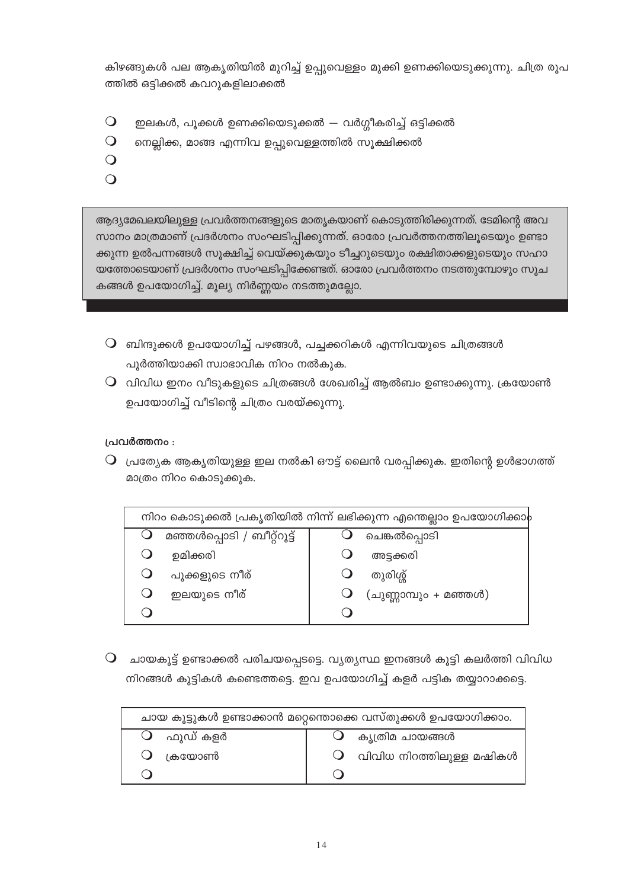കിഴങ്ങുകൾ പല ആകൃതിയിൽ മുറിച്ച് ഉപ്പുവെള്ളം മുക്കി ഉണക്കിയെടുക്കുന്നു. ചിത്ര രൂപത്തിൽ ഒട്ടിക്കൽ കവറുകളിലാക്കൽ

- ഇലകൾ, പൂക്കൾ ഉണക്കിയെടുക്കൽ – വർഗ്ഗീകരിച്ച് ഒട്ടിക്കൽ
- നെല്ലിക്ക, മാങ്ങ എന്നിവ ഉപ്പുവെള്ളത്തിൽ സൂക്ഷിക്കൽ
-
-

> ആദ്യമേഖലയിലുള്ള പ്രവർത്തനങ്ങളുടെ മാതൃകയാണ് കൊടുത്തിരിക്കുന്നത്. ടേമിന്റെ അവസാനം മാത്രമാണ് പ്രദർശനം സംഘടിപ്പിക്കുന്നത്. ഓരോ പ്രവർത്തനത്തിലൂടെയും ഉണ്ടാക്കുന്ന ഉൽപന്നങ്ങൾ സൂക്ഷിച്ച് വെയ്ക്കുകയും ടീച്ചറുടെയും രക്ഷിതാക്കളുടെയും സഹായത്തോടെയാണ് പ്രദർശനം സംഘടിപ്പിക്കേണ്ടത്. ഓരോ പ്രവർത്തനം നടത്തുമ്പോഴും സൂചകങ്ങൾ ഉപയോഗിച്ച്. മൂല്യ നിർണ്ണയം നടത്തുമല്ലോ.

- ബിന്ദുക്കൾ ഉപയോഗിച്ച് പഴങ്ങൾ, പച്ചക്കറികൾ എന്നിവയുടെ ചിത്രങ്ങൾ പൂർത്തിയാക്കി സ്വാഭാവിക നിറം നൽകുക.
- വിവിധ ഇനം വീടുകളുടെ ചിത്രങ്ങൾ ശേഖരിച്ച് ആൽബം ഉണ്ടാക്കുന്നു. ക്രയോൺ ഉപയോഗിച്ച് വീടിന്റെ ചിത്രം വരയ്ക്കുന്നു.

**പ്രവർത്തനം :**

- പ്രത്യേക ആകൃതിയുള്ള ഇല നൽകി ഔട്ട് ലൈൻ വരപ്പിക്കുക. ഇതിന്റെ ഉൾഭാഗത്ത് മാത്രം നിറം കൊടുക്കുക.

| നിറം കൊടുക്കൽ പ്രകൃതിയിൽ നിന്ന് ലഭിക്കുന്ന എന്തെല്ലാം ഉപയോഗിക്കാം | |
|---|---|
| മഞ്ഞൾപ്പൊടി / ബീറ്റ്റൂട്ട് | ചെങ്കൽപ്പൊടി |
| ഉമിക്കരി | അട്ടക്കരി |
| പൂക്കളുടെ നീര് | തുരിശ്ശ് |
| ഇലയുടെ നീര് | (ചുണ്ണാമ്പും + മഞ്ഞൾ) |
| | |

- ചായകൂട്ട് ഉണ്ടാക്കൽ പരിചയപ്പെടട്ടെ. വ്യത്യസ്ഥ ഇനങ്ങൾ കൂട്ടി കലർത്തി വിവിധ നിറങ്ങൾ കുട്ടികൾ കണ്ടെത്തട്ടെ. ഇവ ഉപയോഗിച്ച് കളർ പട്ടിക തയ്യാറാക്കട്ടെ.

| ചായ കൂട്ടുകൾ ഉണ്ടാക്കാൻ മറ്റെന്തൊക്കെ വസ്തുക്കൾ ഉപയോഗിക്കാം. | |
|---|---|
| ഫുഡ് കളർ | കൃത്രിമ ചായങ്ങൾ |
| ക്രയോൺ | വിവിധ നിറത്തിലുള്ള മഷികൾ |
| | |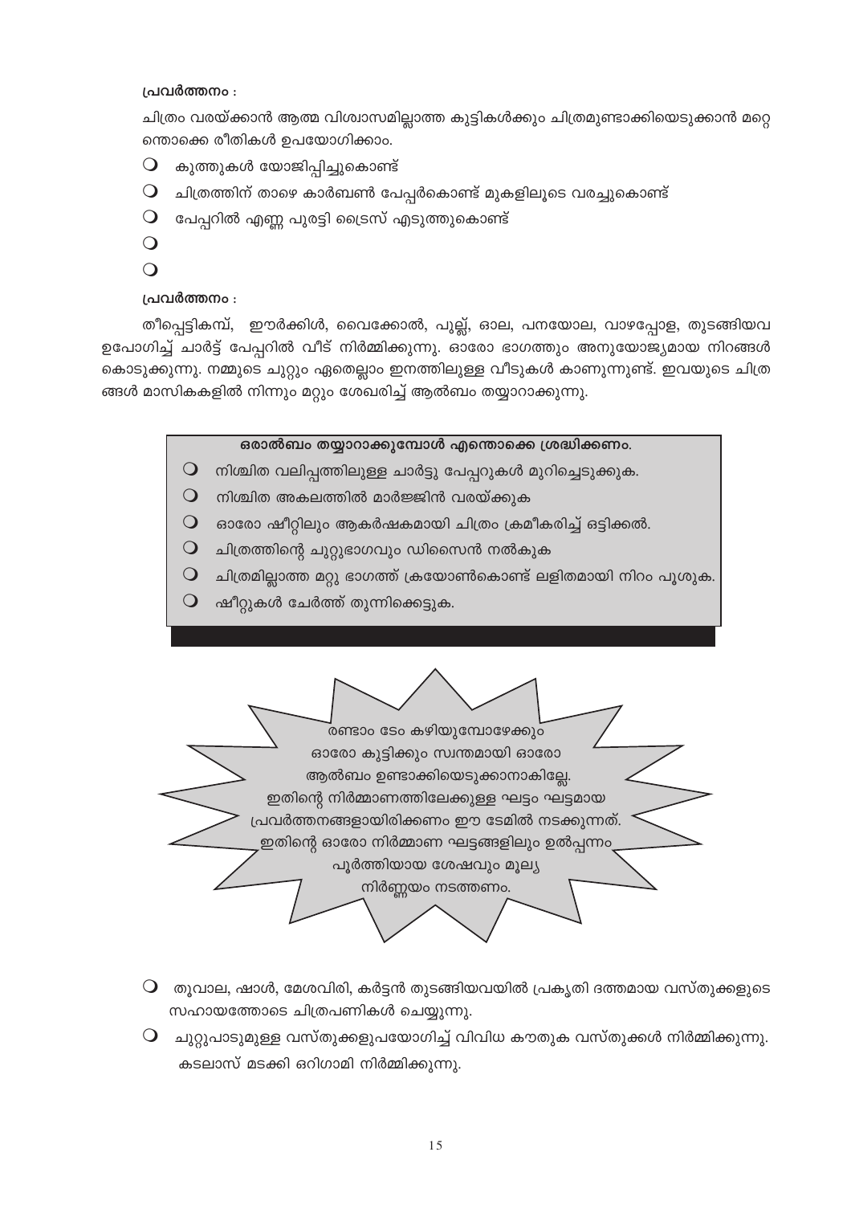**പ്രവർത്തനം :**

ചിത്രം വരയ്ക്കാൻ ആത്മ വിശ്വാസമില്ലാത്ത കുട്ടികൾക്കും ചിത്രമുണ്ടാക്കിയെടുക്കാൻ മറ്റെന്തൊക്കെ രീതികൾ ഉപയോഗിക്കാം.

- കുത്തുകൾ യോജിപ്പിച്ചുകൊണ്ട്
- ചിത്രത്തിന് താഴെ കാർബൺ പേപ്പർകൊണ്ട് മുകളിലൂടെ വരച്ചുകൊണ്ട്
- പേപ്പറിൽ എണ്ണ പുരട്ടി ട്രെസ് എടുത്തുകൊണ്ട്
- 
- 

**പ്രവർത്തനം :**

തീപ്പെട്ടികമ്പ്, ഈർക്കിൾ, വൈക്കോൽ, പുല്ല്, ഓല, പനയോല, വാഴപ്പോള, തുടങ്ങിയവ ഉപോഗിച്ച് ചാർട്ട് പേപ്പറിൽ വീട് നിർമ്മിക്കുന്നു. ഓരോ ഭാഗത്തും അനുയോജ്യമായ നിറങ്ങൾ കൊടുക്കുന്നു. നമ്മുടെ ചുറ്റും ഏതെല്ലാം ഇനത്തിലുള്ള വീടുകൾ കാണുന്നുണ്ട്. ഇവയുടെ ചിത്രങ്ങൾ മാസികകളിൽ നിന്നും മറ്റും ശേഖരിച്ച് ആൽബം തയ്യാറാക്കുന്നു.

**ഒരാൽബം തയ്യാറാക്കുമ്പോൾ എന്തൊക്കെ ശ്രദ്ധിക്കണം.**

- നിശ്ചിത വലിപ്പത്തിലുള്ള ചാർട്ടു പേപ്പറുകൾ മുറിച്ചെടുക്കുക.
- നിശ്ചിത അകലത്തിൽ മാർജ്ജിൻ വരയ്ക്കുക
- ഓരോ ഷീറ്റിലും ആകർഷകമായി ചിത്രം ക്രമീകരിച്ച് ഒട്ടിക്കൽ.
- ചിത്രത്തിന്റെ ചുറ്റുഭാഗവും ഡിസൈൻ നൽകുക
- ചിത്രമില്ലാത്ത മറ്റു ഭാഗത്ത് ക്രയോൺകൊണ്ട് ലളിതമായി നിറം പൂശുക.
- ഷീറ്റുകൾ ചേർത്ത് തുന്നിക്കെട്ടുക.

രണ്ടാം ടേം കഴിയുമ്പോഴേക്കും ഓരോ കുട്ടിക്കും സ്വന്തമായി ഓരോ ആൽബം ഉണ്ടാക്കിയെടുക്കാനാകില്ലേ. ഇതിന്റെ നിർമ്മാണത്തിലേക്കുള്ള ഘട്ടം ഘട്ടമായ പ്രവർത്തനങ്ങളായിരിക്കണം ഈ ടേമിൽ നടക്കുന്നത്. ഇതിന്റെ ഓരോ നിർമ്മാണ ഘട്ടങ്ങളിലും ഉൽപ്പന്നം പൂർത്തിയായ ശേഷവും മൂല്യ നിർണ്ണയം നടത്തണം.

- തൂവാല, ഷാൾ, മേശവിരി, കർട്ടൻ തുടങ്ങിയവയിൽ പ്രകൃതി ദത്തമായ വസ്തുക്കളുടെ സഹായത്തോടെ ചിത്രപണികൾ ചെയ്യുന്നു.
- ചുറ്റുപാടുമുള്ള വസ്തുക്കളുപയോഗിച്ച് വിവിധ കൗതുക വസ്തുക്കൾ നിർമ്മിക്കുന്നു. കടലാസ് മടക്കി ഒറിഗാമി നിർമ്മിക്കുന്നു.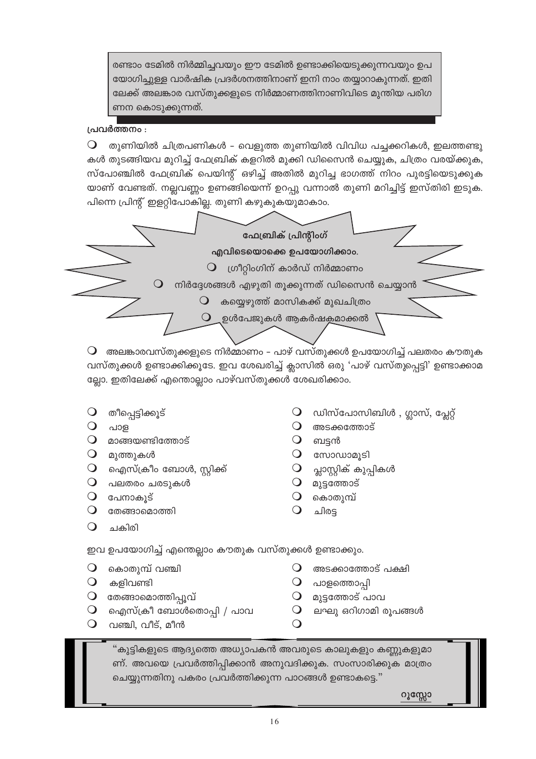രണ്ടാം ടേമിൽ നിർമ്മിച്ചവയും ഈ ടേമിൽ ഉണ്ടാക്കിയെടുക്കുന്നവയും ഉപയോഗിച്ചുള്ള വാർഷിക പ്രദർശനത്തിനാണ് ഇനി നാം തയ്യാറാകുന്നത്. ഇതിലേക്ക് അലങ്കാര വസ്തുക്കളുടെ നിർമ്മാണത്തിനാണിവിടെ മുന്തിയ പരിഗണന കൊടുക്കുന്നത്.

**പ്രവർത്തനം :**

- തുണിയിൽ ചിത്രപണികൾ - വെളുത്ത തുണിയിൽ വിവിധ പച്ചക്കറികൾ, ഇലത്തണ്ടുകൾ തുടങ്ങിയവ മുറിച്ച് ഫേബ്രിക് കളറിൽ മുക്കി ഡിസൈൻ ചെയ്യുക, ചിത്രം വരയ്ക്കുക, സ്പോഞ്ചിൽ ഫേബ്രിക് പെയിന്റ് ഒഴിച്ച് അതിൽ മുറിച്ച ഭാഗത്ത് നിറം പുരട്ടിയെടുക്കുകയാണ് വേണ്ടത്. നല്ലവണ്ണം ഉണങ്ങിയെന്ന് ഉറപ്പു വന്നാൽ തുണി മറിച്ചിട്ട് ഇസ്തിരി ഇടുക. പിന്നെ പ്രിന്റ് ഇളറ്റിപോകില്ല. തുണി കഴുകുകയുമാകാം.

**ഫേബ്രിക് പ്രിന്റിംഗ്**

**എവിടെയൊക്കെ ഉപയോഗിക്കാം.**

- ഗ്രീറ്റിംഗിന് കാർഡ് നിർമ്മാണം
- നിർദ്ദേശങ്ങൾ എഴുതി തൂക്കുന്നത് ഡിസൈൻ ചെയ്യാൻ
- കയ്യെഴുത്ത് മാസികക്ക് മുഖചിത്രം
- ഉൾപേജുകൾ ആകർഷകമാക്കൽ

- അലങ്കാരവസ്തുക്കളുടെ നിർമ്മാണം - പാഴ് വസ്തുക്കൾ ഉപയോഗിച്ച് പലതരം കൗതുക വസ്തുക്കൾ ഉണ്ടാക്കിക്കൂടേ. ഇവ ശേഖരിച്ച് ക്ലാസിൽ ഒരു 'പാഴ് വസ്തുപ്പെട്ടി' ഉണ്ടാക്കാമല്ലോ. ഇതിലേക്ക് എന്തൊല്ലാം പാഴ്‌വസ്തുക്കൾ ശേഖരിക്കാം.

- തീപ്പെട്ടിക്കൂട്
- പാള
- മാങ്ങയണ്ടിത്തോട്
- മുത്തുകൾ
- ഐസ്ക്രീം ബോൾ, സ്റ്റിക്ക്
- പലതരം ചരടുകൾ
- പേനാകൂട്
- തേങ്ങാമൊത്തി
- ചകിരി
- ഡിസ്പോസിബിൾ , ഗ്ലാസ്, പ്ലേറ്റ്
- അടക്കത്തോട്
- ബട്ടൻ
- സോഡാമൂടി
- പ്ലാസ്റ്റിക് കുപ്പികൾ
- മുട്ടത്തോട്
- കൊതുമ്പ്
- ചിരട്ട

ഇവ ഉപയോഗിച്ച് എന്തെല്ലാം കൗതുക വസ്തുക്കൾ ഉണ്ടാക്കും.

- കൊതുമ്പ് വഞ്ചി
- കളിവണ്ടി
- തേങ്ങാമൊത്തിപ്പൂവ്
- ഐസ്ക്രീ ബോൾതൊപ്പി / പാവ
- വഞ്ചി, വീട്, മീൻ
- അടക്കാത്തോട് പക്ഷി
- പാളത്തൊപ്പി
- മുട്ടത്തോട് പാവ
- ലഘു ഒറിഗാമി രൂപങ്ങൾ
- 

"കുട്ടികളുടെ ആദ്യത്തെ അധ്യാപകൻ അവരുടെ കാലുകളും കണ്ണുകളുമാണ്. അവയെ പ്രവർത്തിപ്പിക്കാൻ അനുവദിക്കുക. സംസാരിക്കുക മാത്രം ചെയ്യുന്നതിനു പകരം പ്രവർത്തിക്കുന്ന പാഠങ്ങൾ ഉണ്ടാകട്ടെ."

**റൂസ്സോ**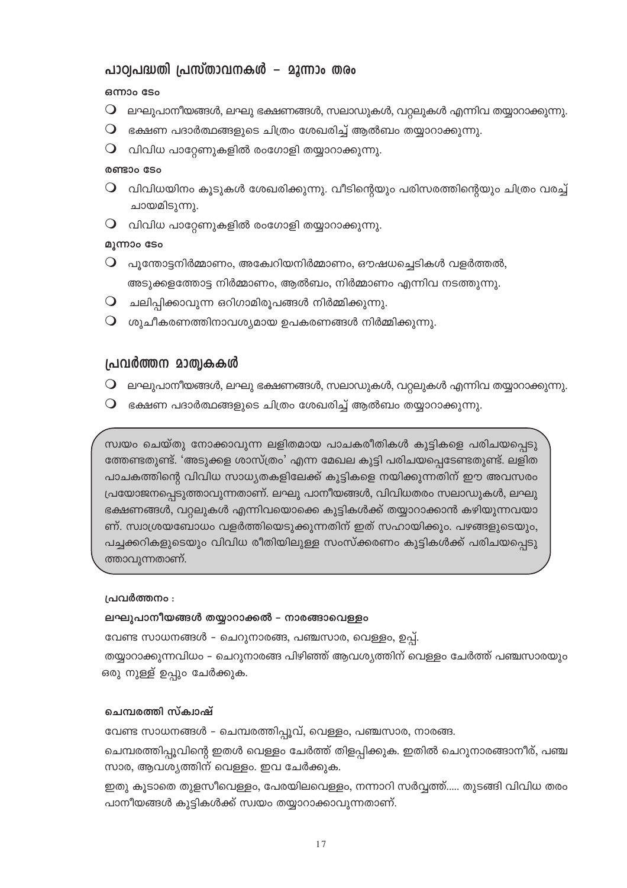## പാഠ്യപദ്ധതി പ്രസ്താവനകൾ – മൂന്നാം തരം

**ഒന്നാം ടേം**

- ലഘുപാനീയങ്ങൾ, ലഘു ഭക്ഷണങ്ങൾ, സലാഡുകൾ, വറ്റലുകൾ എന്നിവ തയ്യാറാക്കുന്നു.
- ഭക്ഷണ പദാർത്ഥങ്ങളുടെ ചിത്രം ശേഖരിച്ച് ആൽബം തയ്യാറാക്കുന്നു.
- വിവിധ പാറ്റേണുകളിൽ രംഗോളി തയ്യാറാക്കുന്നു.

**രണ്ടാം ടേം**

- വിവിധയിനം കൂടുകൾ ശേഖരിക്കുന്നു. വീടിന്റെയും പരിസരത്തിന്റെയും ചിത്രം വരച്ച് ചായമിടുന്നു.
- വിവിധ പാറ്റേണുകളിൽ രംഗോളി തയ്യാറാക്കുന്നു.

**മൂന്നാം ടേം**

- പൂന്തോട്ടനിർമ്മാണം, അക്വേറിയനിർമ്മാണം, ഔഷധച്ചെടികൾ വളർത്തൽ, അടുക്കളത്തോട്ട നിർമ്മാണം, ആൽബം, നിർമ്മാണം എന്നിവ നടത്തുന്നു.
- ചലിപ്പിക്കാവുന്ന ഒറിഗാമിരൂപങ്ങൾ നിർമ്മിക്കുന്നു.
- ശുചീകരണത്തിനാവശ്യമായ ഉപകരണങ്ങൾ നിർമ്മിക്കുന്നു.

## പ്രവർത്തന മാതൃകകൾ

- ലഘുപാനീയങ്ങൾ, ലഘു ഭക്ഷണങ്ങൾ, സലാഡുകൾ, വറ്റലുകൾ എന്നിവ തയ്യാറാക്കുന്നു.
- ഭക്ഷണ പദാർത്ഥങ്ങളുടെ ചിത്രം ശേഖരിച്ച് ആൽബം തയ്യാറാക്കുന്നു.

സ്വയം ചെയ്തു നോക്കാവുന്ന ലളിതമായ പാചകരീതികൾ കുട്ടികളെ പരിചയപ്പെടുത്തേണ്ടതുണ്ട്. 'അടുക്കള ശാസ്ത്രം' എന്ന മേഖല കുട്ടി പരിചയപ്പെടേണ്ടതുണ്ട്. ലളിത പാചകത്തിന്റെ വിവിധ സാധ്യതകളിലേക്ക് കുട്ടികളെ നയിക്കുന്നതിന് ഈ അവസരം പ്രയോജനപ്പെടുത്താവുന്നതാണ്. ലഘു പാനീയങ്ങൾ, വിവിധതരം സലാഡുകൾ, ലഘു ഭക്ഷണങ്ങൾ, വറ്റലുകൾ എന്നിവയൊക്കെ കുട്ടികൾക്ക് തയ്യാറാക്കാൻ കഴിയുന്നവയാണ്. സ്വാശ്രയബോധം വളർത്തിയെടുക്കുന്നതിന് ഇത് സഹായിക്കും. പഴങ്ങളുടെയും, പച്ചക്കറികളുടെയും വിവിധ രീതിയിലുള്ള സംസ്കരണം കുട്ടികൾക്ക് പരിചയപ്പെടുത്താവുന്നതാണ്.

**പ്രവർത്തനം :**

**ലഘുപാനീയങ്ങൾ തയ്യാറാക്കൽ – നാരങ്ങാവെള്ളം**

വേണ്ട സാധനങ്ങൾ – ചെറുനാരങ്ങ, പഞ്ചസാര, വെള്ളം, ഉപ്പ്.

തയ്യാറാക്കുന്നവിധം – ചെറുനാരങ്ങ പിഴിഞ്ഞ് ആവശ്യത്തിന് വെള്ളം ചേർത്ത് പഞ്ചസാരയും ഒരു നുള്ള് ഉപ്പും ചേർക്കുക.

**ചെമ്പരത്തി സ്ക്വാഷ്**

വേണ്ട സാധനങ്ങൾ – ചെമ്പരത്തിപ്പൂവ്, വെള്ളം, പഞ്ചസാര, നാരങ്ങ.

ചെമ്പരത്തിപ്പൂവിന്റെ ഇതൾ വെള്ളം ചേർത്ത് തിളപ്പിക്കുക. ഇതിൽ ചെറുനാരങ്ങാനീര്, പഞ്ചസാര, ആവശ്യത്തിന് വെള്ളം. ഇവ ചേർക്കുക.

ഇതു കൂടാതെ തുളസീവെള്ളം, പേരയിലവെള്ളം, നന്നാറി സർവ്വത്ത്..... തുടങ്ങി വിവിധ തരം പാനീയങ്ങൾ കുട്ടികൾക്ക് സ്വയം തയ്യാറാക്കാവുന്നതാണ്.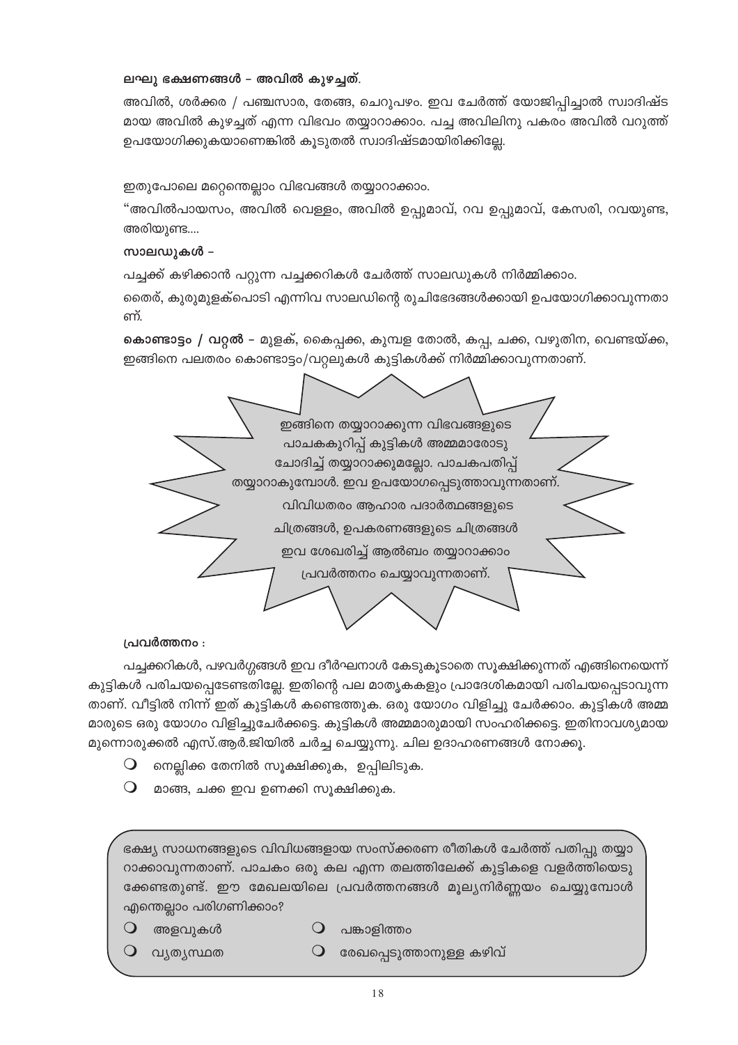**ലഘു ഭക്ഷണങ്ങൾ – അവിൽ കുഴച്ചത്.**

അവിൽ, ശർക്കര / പഞ്ചസാര, തേങ്ങ, ചെറുപഴം. ഇവ ചേർത്ത് യോജിപ്പിച്ചാൽ സ്വാദിഷ്ട മായ അവിൽ കുഴച്ചത് എന്ന വിഭവം തയ്യാറാക്കാം. പച്ച അവിലിനു പകരം അവിൽ വറുത്ത് ഉപയോഗിക്കുകയാണെങ്കിൽ കൂടുതൽ സ്വാദിഷ്ടമായിരിക്കില്ലേ.

ഇതുപോലെ മറ്റെന്തെല്ലാം വിഭവങ്ങൾ തയ്യാറാക്കാം.

"അവിൽപായസം, അവിൽ വെള്ളം, അവിൽ ഉപ്പുമാവ്, റവ ഉപ്പുമാവ്, കേസരി, റവയുണ്ട, അരിയുണ്ട....

**സാലഡുകൾ –**

പച്ചക്ക് കഴിക്കാൻ പറ്റുന്ന പച്ചക്കറികൾ ചേർത്ത് സാലഡുകൾ നിർമ്മിക്കാം.

തൈര്, കുരുമുളക്പൊടി എന്നിവ സാലഡിന്റെ രുചിഭേദങ്ങൾക്കായി ഉപയോഗിക്കാവുന്നതാണ്.

**കൊണ്ടാട്ടം / വറ്റൽ** – മുളക്, കൈപ്പക്ക, കുമ്പള തോൽ, കപ്പ, ചക്ക, വഴുതിന, വെണ്ടയ്ക്ക, ഇങ്ങിനെ പലതരം കൊണ്ടാട്ടം/വറ്റലുകൾ കുട്ടികൾക്ക് നിർമ്മിക്കാവുന്നതാണ്.

> ഇങ്ങിനെ തയ്യാറാക്കുന്ന വിഭവങ്ങളുടെ പാചകകുറിപ്പ് കുട്ടികൾ അമ്മമാരോടു ചോദിച്ച് തയ്യാറാക്കുമല്ലോ. പാചകപതിപ്പ് തയ്യാറാകുമ്പോൾ. ഇവ ഉപയോഗപ്പെടുത്താവുന്നതാണ്. വിവിധതരം ആഹാര പദാർത്ഥങ്ങളുടെ ചിത്രങ്ങൾ, ഉപകരണങ്ങളുടെ ചിത്രങ്ങൾ ഇവ ശേഖരിച്ച് ആൽബം തയ്യാറാക്കാം പ്രവർത്തനം ചെയ്യാവുന്നതാണ്.

**പ്രവർത്തനം :**

പച്ചക്കറികൾ, പഴവർഗ്ഗങ്ങൾ ഇവ ദീർഘനാൾ കേടുകൂടാതെ സൂക്ഷിക്കുന്നത് എങ്ങിനെയെന്ന് കുട്ടികൾ പരിചയപ്പെടേണ്ടതില്ലേ. ഇതിന്റെ പല മാതൃകകളും പ്രാദേശികമായി പരിചയപ്പെടാവുന്നതാണ്. വീട്ടിൽ നിന്ന് ഇത് കുട്ടികൾ കണ്ടെത്തുക. ഒരു യോഗം വിളിച്ചു ചേർക്കാം. കുട്ടികൾ അമ്മമാരുടെ ഒരു യോഗം വിളിച്ചുചേർക്കട്ടെ. കുട്ടികൾ അമ്മമാരുമായി സംഹരിക്കട്ടെ. ഇതിനാവശ്യമായ മുന്നൊരുക്കൽ എസ്.ആർ.ജിയിൽ ചർച്ച ചെയ്യുന്നു. ചില ഉദാഹരണങ്ങൾ നോക്കൂ.

- നെല്ലിക്ക തേനിൽ സൂക്ഷിക്കുക, ഉപ്പിലിടുക.
- മാങ്ങ, ചക്ക ഇവ ഉണക്കി സൂക്ഷിക്കുക.

> ഭക്ഷ്യ സാധനങ്ങളുടെ വിവിധങ്ങളായ സംസ്ക്കരണ രീതികൾ ചേർത്ത് പതിപ്പു തയ്യാറാക്കാവുന്നതാണ്. പാചകം ഒരു കല എന്ന തലത്തിലേക്ക് കുട്ടികളെ വളർത്തിയെടുക്കേണ്ടതുണ്ട്. ഈ മേഖലയിലെ പ്രവർത്തനങ്ങൾ മൂല്യനിർണ്ണയം ചെയ്യുമ്പോൾ എന്തെല്ലാം പരിഗണിക്കാം?
>
> - അളവുകൾ
> - പങ്കാളിത്തം
> - വ്യത്യസ്ഥത
> - രേഖപ്പെടുത്താനുള്ള കഴിവ്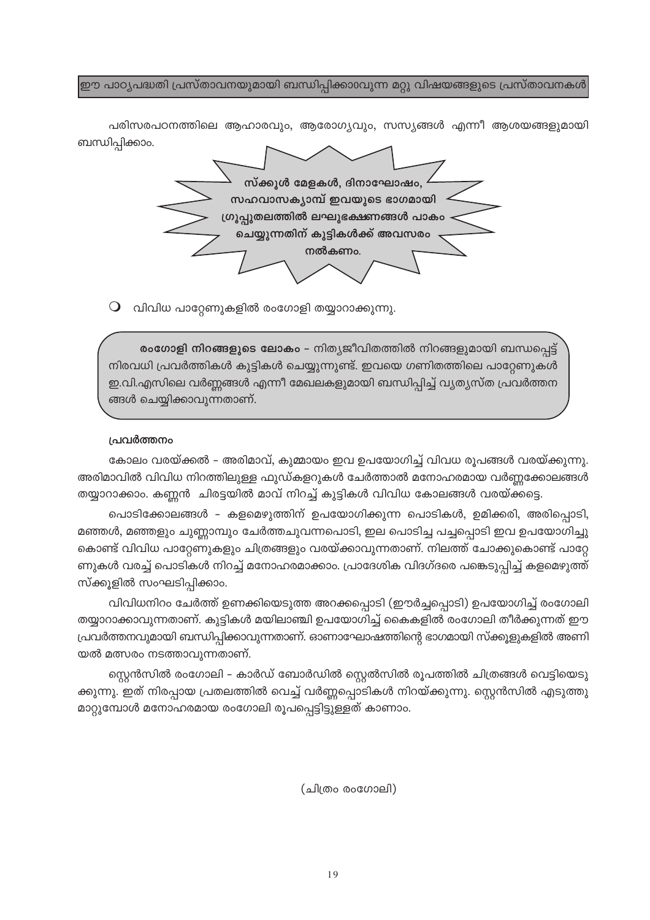**ഈ പാഠ്യപദ്ധതി പ്രസ്താവനയുമായി ബന്ധിപ്പിക്കാവുന്ന മറ്റു വിഷയങ്ങളുടെ പ്രസ്താവനകൾ**

പരിസരപഠനത്തിലെ ആഹാരവും, ആരോഗ്യവും, സസ്യങ്ങൾ എന്നീ ആശയങ്ങളുമായി ബന്ധിപ്പിക്കാം.

**സ്ക്കൂൾ മേളകൾ, ദിനാഘോഷം, സഹവാസക്യാമ്പ് ഇവയുടെ ഭാഗമായി ഗ്രൂപ്പുതലത്തിൽ ലഘുഭക്ഷണങ്ങൾ പാകം ചെയ്യുന്നതിന് കുട്ടികൾക്ക് അവസരം നൽകണം.**

- വിവിധ പാറ്റേണുകളിൽ രംഗോളി തയ്യാറാക്കുന്നു.

**രംഗോളി നിറങ്ങളുടെ ലോകം** – നിത്യജീവിതത്തിൽ നിറങ്ങളുമായി ബന്ധപ്പെട്ട് നിരവധി പ്രവർത്തികൾ കുട്ടികൾ ചെയ്യുന്നുണ്ട്. ഇവയെ ഗണിതത്തിലെ പാറ്റേണുകൾ ഇ.വി.എസിലെ വർണ്ണങ്ങൾ എന്നീ മേഖലകളുമായി ബന്ധിപ്പിച്ച് വ്യത്യസ്ത പ്രവർത്തനങ്ങൾ ചെയ്യിക്കാവുന്നതാണ്.

**പ്രവർത്തനം**

കോലം വരയ്ക്കൽ – അരിമാവ്, കുമ്മായം ഇവ ഉപയോഗിച്ച് വിവധ രൂപങ്ങൾ വരയ്ക്കുന്നു. അരിമാവിൽ വിവിധ നിറത്തിലുള്ള ഫുഡ്കളറുകൾ ചേർത്താൽ മനോഹരമായ വർണ്ണക്കോലങ്ങൾ തയ്യാറാക്കാം. കണ്ണൻ ചിരട്ടയിൽ മാവ് നിറച്ച് കുട്ടികൾ വിവിധ കോലങ്ങൾ വരയ്ക്കട്ടെ.

പൊടിക്കോലങ്ങൾ – കളമെഴുത്തിന് ഉപയോഗിക്കുന്ന പൊടികൾ, ഉമിക്കരി, അരിപ്പൊടി, മഞ്ഞൾ, മഞ്ഞളും ചുണ്ണാമ്പും ചേർത്തചുവന്നപൊടി, ഇല പൊടിച്ച പച്ചപ്പൊടി ഇവ ഉപയോഗിച്ചു കൊണ്ട് വിവിധ പാറ്റേണുകളും ചിത്രങ്ങളും വരയ്ക്കാവുന്നതാണ്. നിലത്ത് ചോക്കുകൊണ്ട് പാറ്റേണുകൾ വരച്ച് പൊടികൾ നിറച്ച് മനോഹരമാക്കാം. പ്രാദേശിക വിദഗ്ദരെ പങ്കെടുപ്പിച്ച് കളമെഴുത്ത് സ്ക്കൂളിൽ സംഘടിപ്പിക്കാം.

വിവിധനിറം ചേർത്ത് ഉണക്കിയെടുത്ത അറക്കപ്പൊടി (ഈർച്ചപ്പൊടി) ഉപയോഗിച്ച് രംഗോലി തയ്യാറാക്കാവുന്നതാണ്. കുട്ടികൾ മയിലാഞ്ചി ഉപയോഗിച്ച് കൈകളിൽ രംഗോലി തീർക്കുന്നത് ഈ പ്രവർത്തനവുമായി ബന്ധിപ്പിക്കാവുന്നതാണ്. ഓണാഘോഷത്തിന്റെ ഭാഗമായി സ്ക്കൂളുകളിൽ അണിയൽ മത്സരം നടത്താവുന്നതാണ്.

സ്റ്റെൻസിൽ രംഗോലി – കാർഡ് ബോർഡിൽ സ്റ്റെൽസിൽ രൂപത്തിൽ ചിത്രങ്ങൾ വെട്ടിയെടുക്കുന്നു. ഇത് നിരപ്പായ പ്രതലത്തിൽ വെച്ച് വർണ്ണപ്പൊടികൾ നിറയ്ക്കുന്നു. സ്റ്റെൻസിൽ എടുത്തുമാറ്റുമ്പോൾ മനോഹരമായ രംഗോലി രൂപപ്പെട്ടിട്ടുള്ളത് കാണാം.

(ചിത്രം രംഗോലി)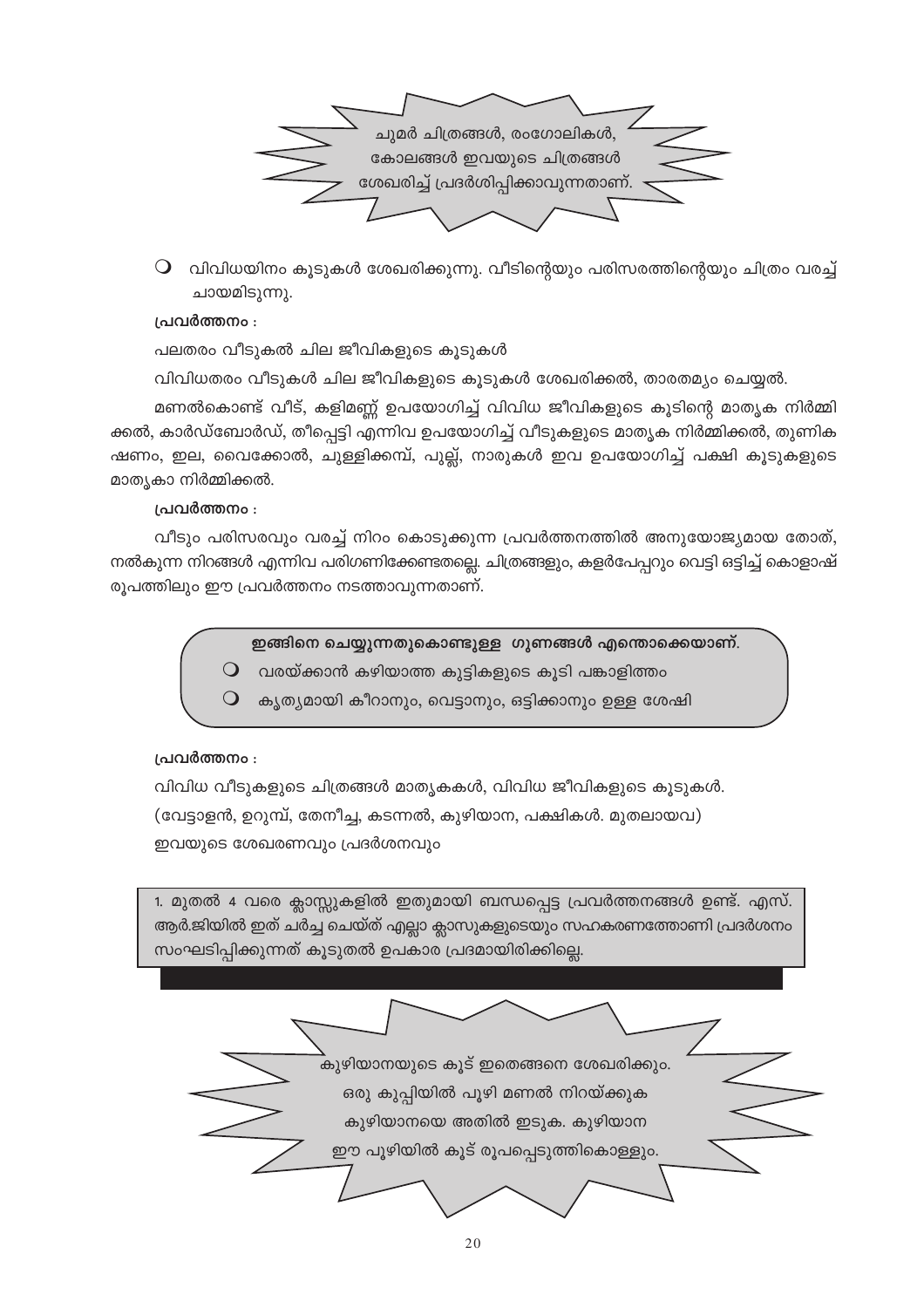> ചുമർ ചിത്രങ്ങൾ, രംഗോലികൾ, കോലങ്ങൾ ഇവയുടെ ചിത്രങ്ങൾ ശേഖരിച്ച് പ്രദർശിപ്പിക്കാവുന്നതാണ്.

- വിവിധയിനം കൂടുകൾ ശേഖരിക്കുന്നു. വീടിന്റെയും പരിസരത്തിന്റെയും ചിത്രം വരച്ച് ചായമിടുന്നു.

**പ്രവർത്തനം :**

പലതരം വീടുകൾ ചില ജീവികളുടെ കൂടുകൾ

വിവിധതരം വീടുകൾ ചില ജീവികളുടെ കൂടുകൾ ശേഖരിക്കൽ, താരതമ്യം ചെയ്യൽ.

മണൽകൊണ്ട് വീട്, കളിമണ്ണ് ഉപയോഗിച്ച് വിവിധ ജീവികളുടെ കൂടിന്റെ മാതൃക നിർമ്മിക്കൽ, കാർഡ്ബോർഡ്, തീപ്പെട്ടി എന്നിവ ഉപയോഗിച്ച് വീടുകളുടെ മാതൃക നിർമ്മിക്കൽ, തുണികഷണം, ഇല, വൈക്കോൽ, ചുള്ളിക്കമ്പ്, പുല്ല്, നാരുകൾ ഇവ ഉപയോഗിച്ച് പക്ഷി കൂടുകളുടെ മാതൃകാ നിർമ്മിക്കൽ.

**പ്രവർത്തനം :**

വീടും പരിസരവും വരച്ച് നിറം കൊടുക്കുന്ന പ്രവർത്തനത്തിൽ അനുയോജ്യമായ തോത്, നൽകുന്ന നിറങ്ങൾ എന്നിവ പരിഗണിക്കേണ്ടതല്ലെ. ചിത്രങ്ങളും, കളർപേപ്പറും വെട്ടി ഒട്ടിച്ച് കൊളാഷ് രൂപത്തിലും ഈ പ്രവർത്തനം നടത്താവുന്നതാണ്.

> **ഇങ്ങിനെ ചെയ്യുന്നതുകൊണ്ടുള്ള ഗുണങ്ങൾ എന്തൊക്കെയാണ്.**
> - വരയ്ക്കാൻ കഴിയാത്ത കുട്ടികളുടെ കൂടി പങ്കാളിത്തം
> - കൃത്യമായി കീറാനും, വെട്ടാനും, ഒട്ടിക്കാനും ഉള്ള ശേഷി

**പ്രവർത്തനം :**

വിവിധ വീടുകളുടെ ചിത്രങ്ങൾ മാതൃകകൾ, വിവിധ ജീവികളുടെ കൂടുകൾ.

(വേട്ടാളൻ, ഉറുമ്പ്, തേനീച്ച, കടന്നൽ, കുഴിയാന, പക്ഷികൾ. മുതലായവ)

ഇവയുടെ ശേഖരണവും പ്രദർശനവും

> 1. മുതൽ 4 വരെ ക്ലാസ്സുകളിൽ ഇതുമായി ബന്ധപ്പെട്ട പ്രവർത്തനങ്ങൾ ഉണ്ട്. എസ്.ആർ.ജിയിൽ ഇത് ചർച്ച ചെയ്ത് എല്ലാ ക്ലാസുകളുടെയും സഹകരണത്തോണി പ്രദർശനം സംഘടിപ്പിക്കുന്നത് കൂടുതൽ ഉപകാര പ്രദമായിരിക്കില്ലെ.

> കുഴിയാനയുടെ കൂട് ഇതെങ്ങനെ ശേഖരിക്കും. ഒരു കുപ്പിയിൽ പൂഴി മണൽ നിറയ്ക്കുക കുഴിയാനയെ അതിൽ ഇടുക. കുഴിയാന ഈ പൂഴിയിൽ കൂട് രൂപപ്പെടുത്തികൊള്ളും.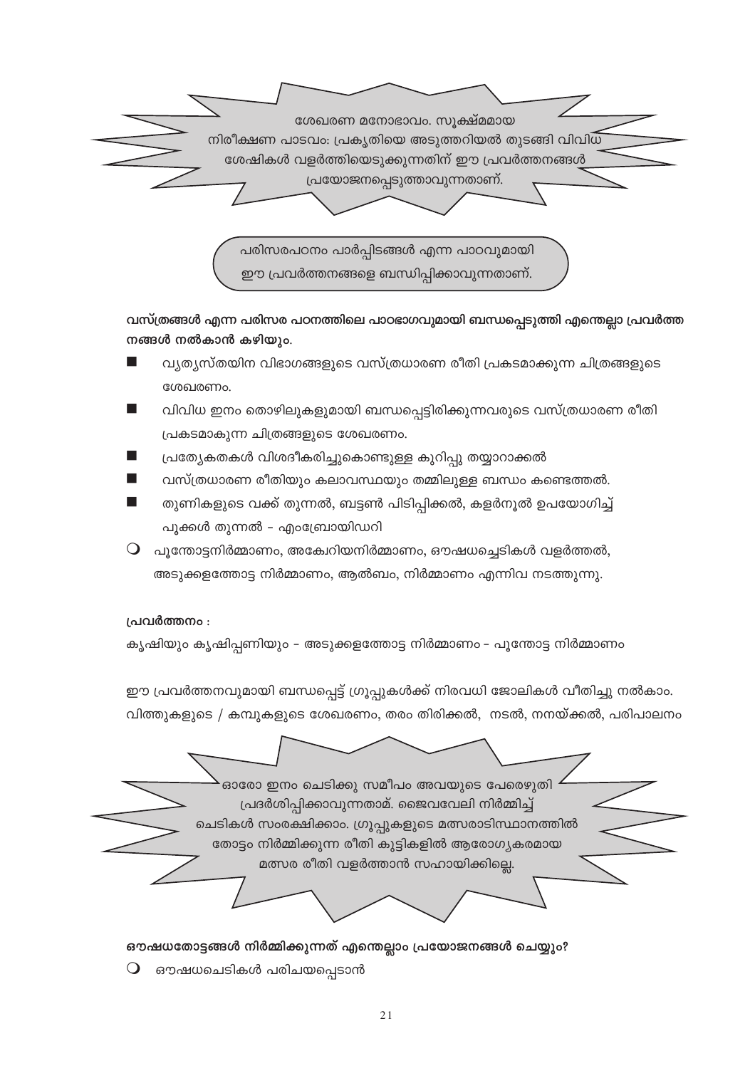ശേഖരണ മനോഭാവം. സൂക്ഷ്മമായ നിരീക്ഷണ പാടവം: പ്രകൃതിയെ അടുത്തറിയൽ തുടങ്ങി വിവിധ ശേഷികൾ വളർത്തിയെടുക്കുന്നതിന് ഈ പ്രവർത്തനങ്ങൾ പ്രയോജനപ്പെടുത്താവുന്നതാണ്.

പരിസരപഠനം പാർപ്പിടങ്ങൾ എന്ന പാഠവുമായി ഈ പ്രവർത്തനങ്ങളെ ബന്ധിപ്പിക്കാവുന്നതാണ്.

**വസ്ത്രങ്ങൾ എന്ന പരിസര പഠനത്തിലെ പാഠഭാഗവുമായി ബന്ധപ്പെടുത്തി എന്തെല്ലാ പ്രവർത്ത നങ്ങൾ നൽകാൻ കഴിയും.**

- വ്യത്യസ്തയിന വിഭാഗങ്ങളുടെ വസ്ത്രധാരണ രീതി പ്രകടമാക്കുന്ന ചിത്രങ്ങളുടെ ശേഖരണം.
- വിവിധ ഇനം തൊഴിലുകളുമായി ബന്ധപ്പെട്ടിരിക്കുന്നവരുടെ വസ്ത്രധാരണ രീതി പ്രകടമാകുന്ന ചിത്രങ്ങളുടെ ശേഖരണം.
- പ്രത്യേകതകൾ വിശദീകരിച്ചുകൊണ്ടുള്ള കുറിപ്പു തയ്യാറാക്കൽ
- വസ്ത്രധാരണ രീതിയും കലാവസ്ഥയും തമ്മിലുള്ള ബന്ധം കണ്ടെത്തൽ.
- തുണികളുടെ വക്ക് തുന്നൽ, ബട്ടൺ പിടിപ്പിക്കൽ, കളർനൂൽ ഉപയോഗിച്ച് പൂക്കൾ തുന്നൽ - എംബ്രോയിഡറി

- പൂന്തോട്ടനിർമ്മാണം, അക്വേറിയനിർമ്മാണം, ഔഷധച്ചെടികൾ വളർത്തൽ, അടുക്കളത്തോട്ട നിർമ്മാണം, ആൽബം, നിർമ്മാണം എന്നിവ നടത്തുന്നു.

**പ്രവർത്തനം :**

കൃഷിയും കൃഷിപ്പണിയും - അടുക്കളത്തോട്ട നിർമ്മാണം - പൂന്തോട്ട നിർമ്മാണം

ഈ പ്രവർത്തനവുമായി ബന്ധപ്പെട്ട് ഗ്രൂപ്പുകൾക്ക് നിരവധി ജോലികൾ വീതിച്ചു നൽകാം. വിത്തുകളുടെ / കമ്പുകളുടെ ശേഖരണം, തരം തിരിക്കൽ, നടൽ, നനയ്ക്കൽ, പരിപാലനം

ഓരോ ഇനം ചെടിക്കു സമീപം അവയുടെ പേരെഴുതി പ്രദർശിപ്പിക്കാവുന്നതാമ്. ജൈവവേലി നിർമ്മിച്ച് ചെടികൾ സംരക്ഷിക്കാം. ഗ്രൂപ്പുകളുടെ മത്സരാടിസ്ഥാനത്തിൽ തോട്ടം നിർമ്മിക്കുന്ന രീതി കുട്ടികളിൽ ആരോഗ്യകരമായ മത്സര രീതി വളർത്താൻ സഹായിക്കില്ലെ.

**ഔഷധതോട്ടങ്ങൾ നിർമ്മിക്കുന്നത് എന്തെല്ലാം പ്രയോജനങ്ങൾ ചെയ്യും?**

- ഔഷധചെടികൾ പരിചയപ്പെടാൻ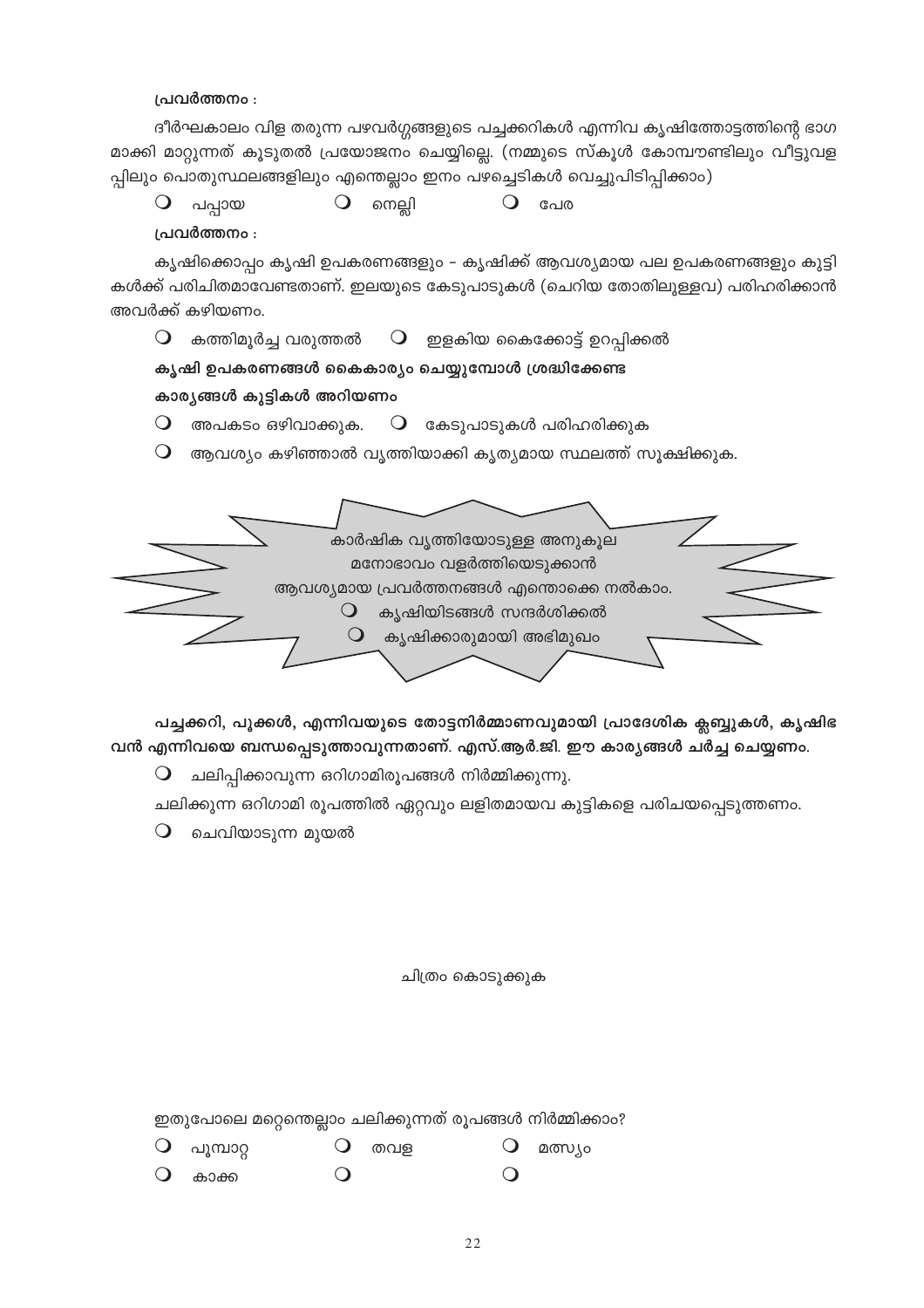**പ്രവർത്തനം :**

ദീർഘകാലം വിള തരുന്ന പഴവർഗ്ഗങ്ങളുടെ പച്ചക്കറികൾ എന്നിവ കൃഷിത്തോട്ടത്തിന്റെ ഭാഗമാക്കി മാറ്റുന്നത് കൂടുതൽ പ്രയോജനം ചെയ്യില്ലെ. (നമ്മുടെ സ്കൂൾ കോമ്പൗണ്ടിലും വീട്ടുവളപ്പിലും പൊതുസ്ഥലങ്ങളിലും എന്തെല്ലാം ഇനം പഴച്ചെടികൾ വെച്ചുപിടിപ്പിക്കാം)

- പപ്പായ
- നെല്ലി
- പേര

**പ്രവർത്തനം :**

കൃഷിക്കൊപ്പം കൃഷി ഉപകരണങ്ങളും – കൃഷിക്ക് ആവശ്യമായ പല ഉപകരണങ്ങളും കുട്ടികൾക്ക് പരിചിതമാവേണ്ടതാണ്. ഇലയുടെ കേടുപാടുകൾ (ചെറിയ തോതിലുള്ളവ) പരിഹരിക്കാൻ അവർക്ക് കഴിയണം.

- കത്തിമൂർച്ച വരുത്തൽ
- ഇളകിയ കൈക്കോട്ട് ഉറപ്പിക്കൽ

**കൃഷി ഉപകരണങ്ങൾ കൈകാര്യം ചെയ്യുമ്പോൾ ശ്രദ്ധിക്കേണ്ട കാര്യങ്ങൾ കുട്ടികൾ അറിയണം**

- അപകടം ഒഴിവാക്കുക.
- കേടുപാടുകൾ പരിഹരിക്കുക
- ആവശ്യം കഴിഞ്ഞാൽ വൃത്തിയാക്കി കൃത്യമായ സ്ഥലത്ത് സൂക്ഷിക്കുക.

കാർഷിക വൃത്തിയോടുള്ള അനുകൂല മനോഭാവം വളർത്തിയെടുക്കാൻ ആവശ്യമായ പ്രവർത്തനങ്ങൾ എന്തൊക്കെ നൽകാം.

- കൃഷിയിടങ്ങൾ സന്ദർശിക്കൽ
- കൃഷിക്കാരുമായി അഭിമുഖം

**പച്ചക്കറി, പൂക്കൾ, എന്നിവയുടെ തോട്ടനിർമ്മാണവുമായി പ്രാദേശിക ക്ലബ്ബുകൾ, കൃഷിഭവൻ എന്നിവയെ ബന്ധപ്പെടുത്താവുന്നതാണ്. എസ്.ആർ.ജി. ഈ കാര്യങ്ങൾ ചർച്ച ചെയ്യണം.**

- ചലിപ്പിക്കാവുന്ന ഒറിഗാമിരൂപങ്ങൾ നിർമ്മിക്കുന്നു.

ചലിക്കുന്ന ഒറിഗാമി രൂപത്തിൽ ഏറ്റവും ലളിതമായവ കുട്ടികളെ പരിചയപ്പെടുത്തണം.

- ചെവിയാടുന്ന മുയൽ

ചിത്രം കൊടുക്കുക

ഇതുപോലെ മറ്റെന്തെല്ലാം ചലിക്കുന്നത് രൂപങ്ങൾ നിർമ്മിക്കാം?

- പൂമ്പാറ്റ
- തവള
- മത്സ്യം
- കാക്ക
- 
-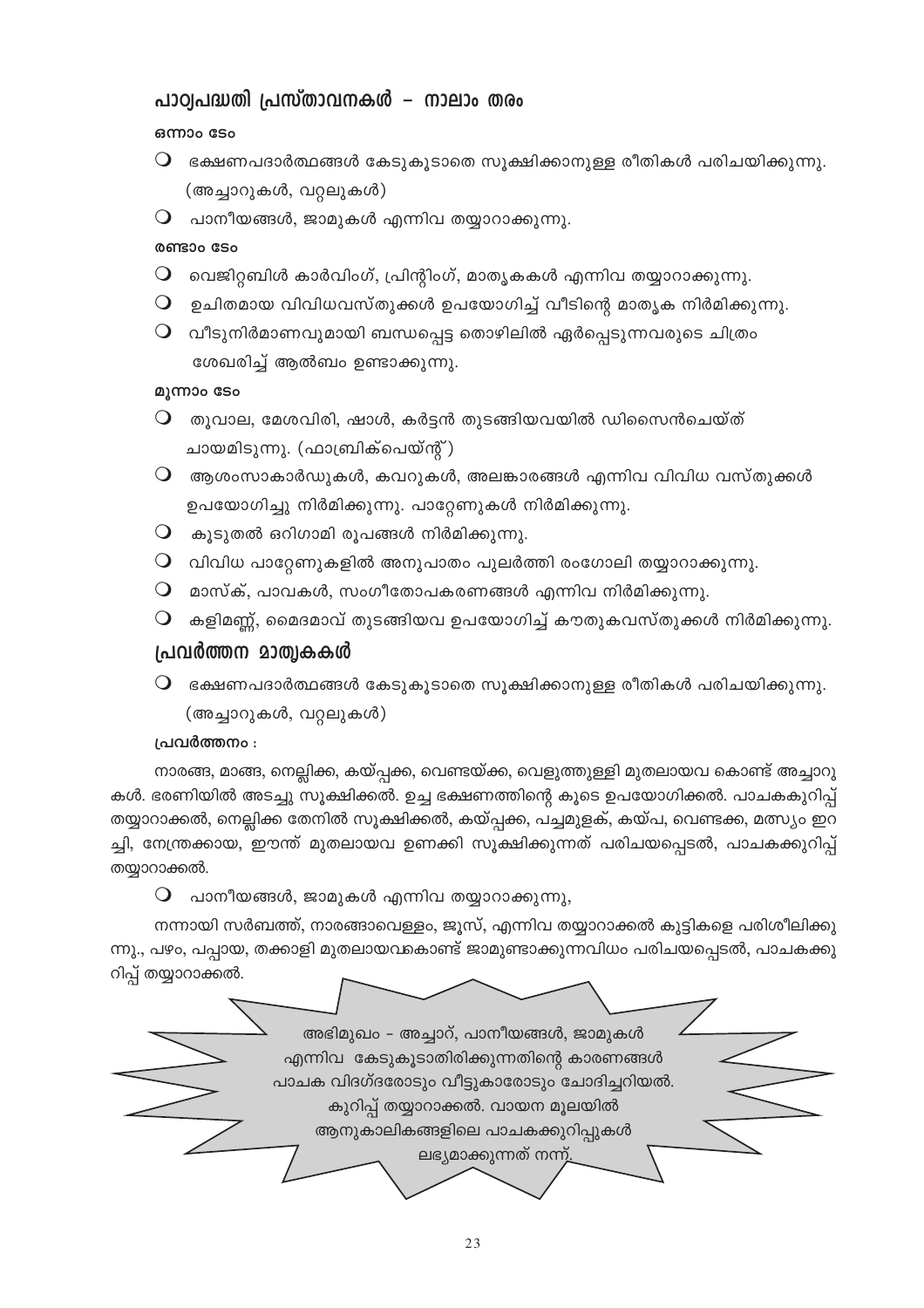## പാഠ്യപദ്ധതി പ്രസ്താവനകൾ – നാലാം തരം

**ഒന്നാം ടേം**

- ഭക്ഷണപദാർത്ഥങ്ങൾ കേടുകൂടാതെ സൂക്ഷിക്കാനുള്ള രീതികൾ പരിചയിക്കുന്നു. (അച്ചാറുകൾ, വറ്റലുകൾ)
- പാനീയങ്ങൾ, ജാമുകൾ എന്നിവ തയ്യാറാക്കുന്നു.

**രണ്ടാം ടേം**

- വെജിറ്റബിൾ കാർവിംഗ്, പ്രിന്റിംഗ്, മാതൃകകൾ എന്നിവ തയ്യാറാക്കുന്നു.
- ഉചിതമായ വിവിധവസ്തുക്കൾ ഉപയോഗിച്ച് വീടിന്റെ മാതൃക നിർമിക്കുന്നു.
- വീടുനിർമാണവുമായി ബന്ധപ്പെട്ട തൊഴിലിൽ ഏർപ്പെടുന്നവരുടെ ചിത്രം ശേഖരിച്ച് ആൽബം ഉണ്ടാക്കുന്നു.

**മൂന്നാം ടേം**

- തൂവാല, മേശവിരി, ഷാൾ, കർട്ടൻ തുടങ്ങിയവയിൽ ഡിസൈൻചെയ്ത് ചായമിടുന്നു. (ഫാബ്രിക്പെയ്ന്റ്)
- ആശംസാകാർഡുകൾ, കവറുകൾ, അലങ്കാരങ്ങൾ എന്നിവ വിവിധ വസ്തുക്കൾ ഉപയോഗിച്ചു നിർമിക്കുന്നു. പാറ്റേണുകൾ നിർമിക്കുന്നു.
- കൂടുതൽ ഒറിഗാമി രൂപങ്ങൾ നിർമിക്കുന്നു.
- വിവിധ പാറ്റേണുകളിൽ അനുപാതം പുലർത്തി രംഗോലി തയ്യാറാക്കുന്നു.
- മാസ്ക്, പാവകൾ, സംഗീതോപകരണങ്ങൾ എന്നിവ നിർമിക്കുന്നു.
- കളിമണ്ണ്, മൈദമാവ് തുടങ്ങിയവ ഉപയോഗിച്ച് കൗതുകവസ്തുക്കൾ നിർമിക്കുന്നു.

## പ്രവർത്തന മാതൃകകൾ

- ഭക്ഷണപദാർത്ഥങ്ങൾ കേടുകൂടാതെ സൂക്ഷിക്കാനുള്ള രീതികൾ പരിചയിക്കുന്നു. (അച്ചാറുകൾ, വറ്റലുകൾ)

**പ്രവർത്തനം :**

നാരങ്ങ, മാങ്ങ, നെല്ലിക്ക, കയ്പ്പക്ക, വെണ്ടയ്ക്ക, വെളുത്തുള്ളി മുതലായവ കൊണ്ട് അച്ചാറുകൾ. ഭരണിയിൽ അടച്ചു സൂക്ഷിക്കൽ. ഉച്ച ഭക്ഷണത്തിന്റെ കൂടെ ഉപയോഗിക്കൽ. പാചകകുറിപ്പ് തയ്യാറാക്കൽ, നെല്ലിക്ക തേനിൽ സൂക്ഷിക്കൽ, കയ്പ്പക്ക, പച്ചമുളക്, കയ്പ, വെണ്ടക്ക, മത്സ്യം ഇറച്ചി, നേന്ത്രക്കായ, ഈന്ത് മുതലായവ ഉണക്കി സൂക്ഷിക്കുന്നത് പരിചയപ്പെടൽ, പാചകക്കുറിപ്പ് തയ്യാറാക്കൽ.

- പാനീയങ്ങൾ, ജാമുകൾ എന്നിവ തയ്യാറാക്കുന്നു,

നന്നായി സർബത്ത്, നാരങ്ങാവെള്ളം, ജൂസ്, എന്നിവ തയ്യാറാക്കൽ കുട്ടികളെ പരിശീലിക്കുന്നു., പഴം, പപ്പായ, തക്കാളി മുതലായവകൊണ്ട് ജാമുണ്ടാക്കുന്നവിധം പരിചയപ്പെടൽ, പാചകക്കുറിപ്പ് തയ്യാറാക്കൽ.

അഭിമുഖം – അച്ചാറ്, പാനീയങ്ങൾ, ജാമുകൾ എന്നിവ കേടുകൂടാതിരിക്കുന്നതിന്റെ കാരണങ്ങൾ പാചക വിദഗ്ദരോടും വീട്ടുകാരോടും ചോദിച്ചറിയൽ. കുറിപ്പ് തയ്യാറാക്കൽ. വായന മൂലയിൽ ആനുകാലികങ്ങളിലെ പാചകക്കുറിപ്പുകൾ ലഭ്യമാക്കുന്നത് നന്ന്.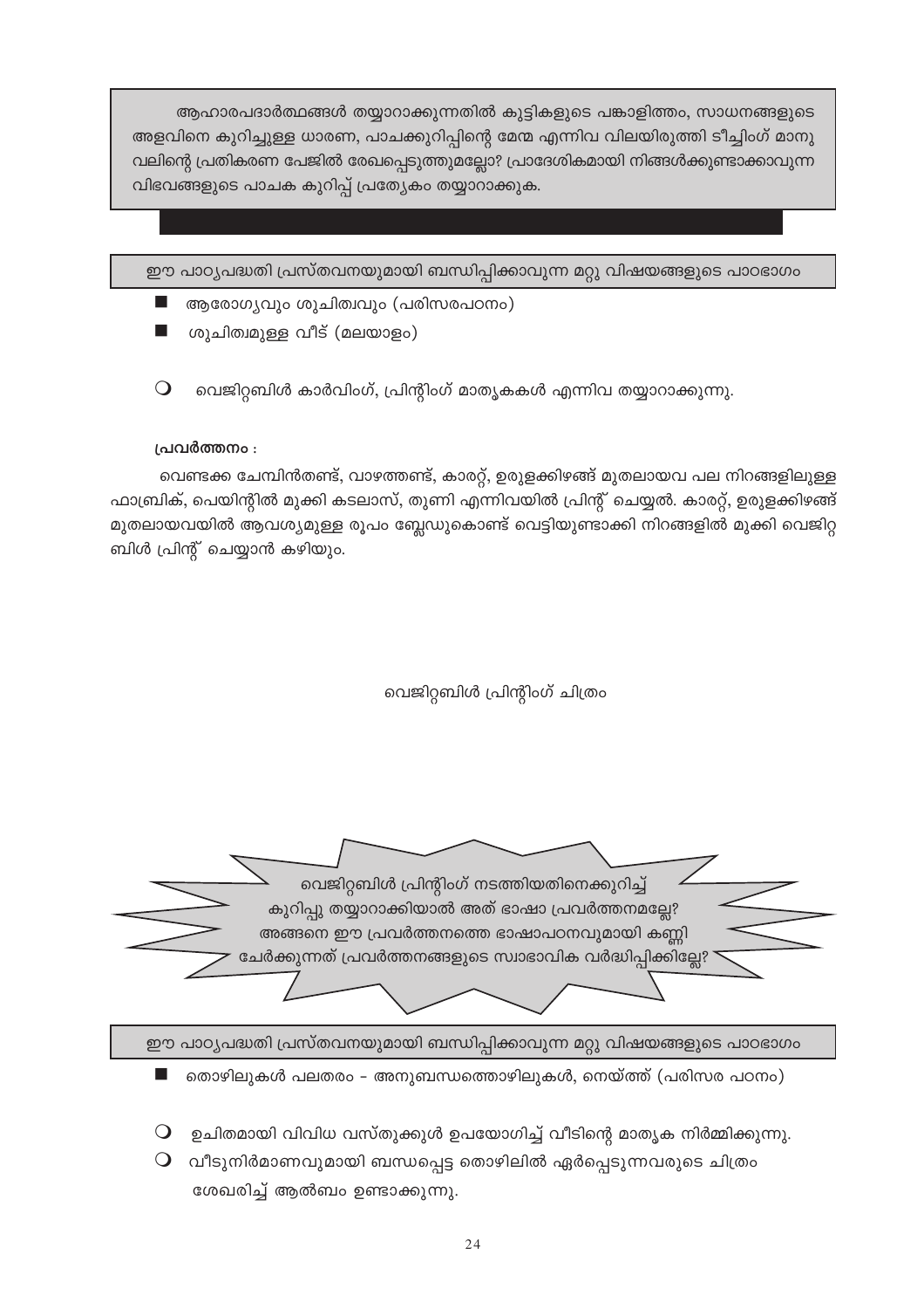ആഹാരപദാർത്ഥങ്ങൾ തയ്യാറാക്കുന്നതിൽ കുട്ടികളുടെ പങ്കാളിത്തം, സാധനങ്ങളുടെ അളവിനെ കുറിച്ചുള്ള ധാരണ, പാചകക്കുറിപ്പിന്റെ മേന്മ എന്നിവ വിലയിരുത്തി ടീച്ചിംഗ് മാനുവലിന്റെ പ്രതികരണ പേജിൽ രേഖപ്പെടുത്തുമല്ലോ? പ്രാദേശികമായി നിങ്ങൾക്കുണ്ടാക്കാവുന്ന വിഭവങ്ങളുടെ പാചക കുറിപ്പ് പ്രത്യേകം തയ്യാറാക്കുക.

ഈ പാഠ്യപദ്ധതി പ്രസ്താവനയുമായി ബന്ധിപ്പിക്കാവുന്ന മറ്റു വിഷയങ്ങളുടെ പാഠഭാഗം

- ആരോഗ്യവും ശുചിത്വവും (പരിസരപഠനം)
- ശുചിത്വമുള്ള വീട് (മലയാളം)

- വെജിറ്റബിൾ കാർവിംഗ്, പ്രിന്റിംഗ് മാതൃകകൾ എന്നിവ തയ്യാറാക്കുന്നു.

**പ്രവർത്തനം :**

വെണ്ടക്ക ചേമ്പിൻതണ്ട്, വാഴത്തണ്ട്, കാരറ്റ്, ഉരുളക്കിഴങ്ങ് മുതലായവ പല നിറങ്ങളിലുള്ള ഫാബ്രിക്, പെയിന്റിൽ മുക്കി കടലാസ്, തുണി എന്നിവയിൽ പ്രിന്റ് ചെയ്യൽ. കാരറ്റ്, ഉരുളക്കിഴങ്ങ് മുതലായവയിൽ ആവശ്യമുള്ള രൂപം ബ്ലേഡുകൊണ്ട് വെട്ടിയുണ്ടാക്കി നിറങ്ങളിൽ മുക്കി വെജിറ്റബിൾ പ്രിന്റ് ചെയ്യാൻ കഴിയും.

വെജിറ്റബിൾ പ്രിന്റിംഗ് ചിത്രം

വെജിറ്റബിൾ പ്രിന്റിംഗ് നടത്തിയതിനെക്കുറിച്ച് കുറിപ്പു തയ്യാറാക്കിയാൽ അത് ഭാഷാ പ്രവർത്തനമല്ലേ? അങ്ങനെ ഈ പ്രവർത്തനത്തെ ഭാഷാപഠനവുമായി കണ്ണി ചേർക്കുന്നത് പ്രവർത്തനങ്ങളുടെ സ്വാഭാവിക വർദ്ധിപ്പിക്കില്ലേ?

ഈ പാഠ്യപദ്ധതി പ്രസ്താവനയുമായി ബന്ധിപ്പിക്കാവുന്ന മറ്റു വിഷയങ്ങളുടെ പാഠഭാഗം

- തൊഴിലുകൾ പലതരം - അനുബന്ധത്തൊഴിലുകൾ, നെയ്ത്ത് (പരിസര പഠനം)

- ഉചിതമായി വിവിധ വസ്തുക്കുൾ ഉപയോഗിച്ച് വീടിന്റെ മാതൃക നിർമ്മിക്കുന്നു.
- വീടുനിർമാണവുമായി ബന്ധപ്പെട്ട തൊഴിലിൽ ഏർപ്പെടുന്നവരുടെ ചിത്രം ശേഖരിച്ച് ആൽബം ഉണ്ടാക്കുന്നു.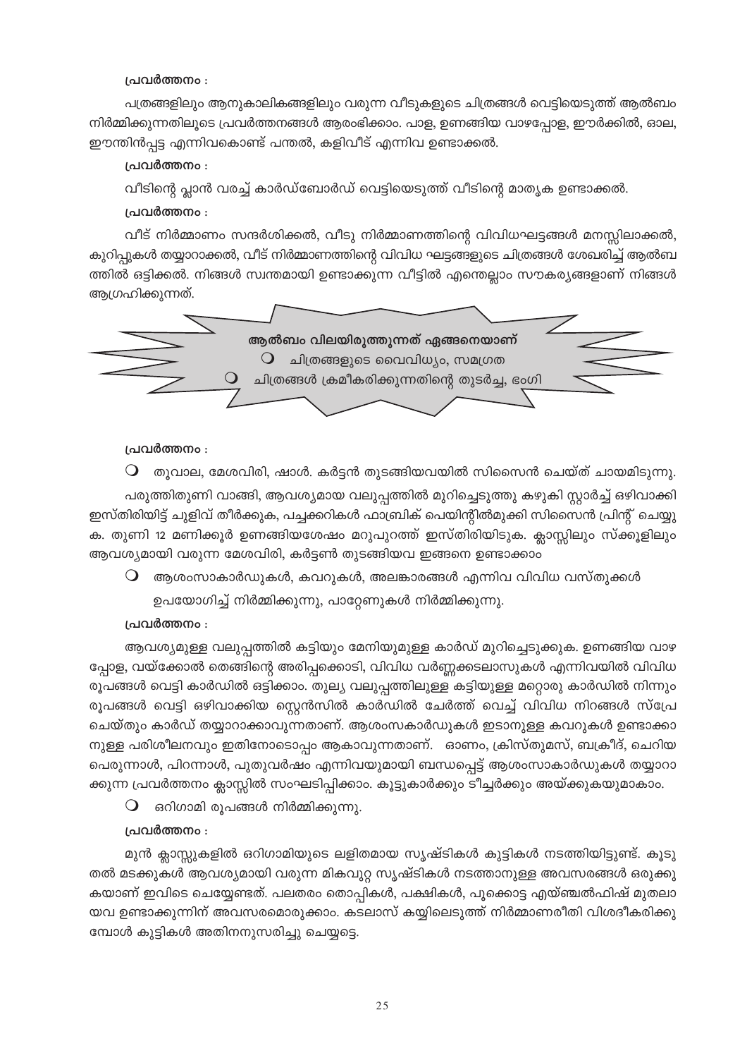**പ്രവർത്തനം :**

പത്രങ്ങളിലും ആനുകാലികങ്ങളിലും വരുന്ന വീടുകളുടെ ചിത്രങ്ങൾ വെട്ടിയെടുത്ത് ആൽബം നിർമ്മിക്കുന്നതിലൂടെ പ്രവർത്തനങ്ങൾ ആരംഭിക്കാം. പാള, ഉണങ്ങിയ വാഴപ്പോള, ഈർക്കിൽ, ഓല, ഈന്തിൻപ്പട്ട എന്നിവകൊണ്ട് പന്തൽ, കളിവീട് എന്നിവ ഉണ്ടാക്കൽ.

**പ്രവർത്തനം :**

വീടിന്റെ പ്ലാൻ വരച്ച് കാർഡ്ബോർഡ് വെട്ടിയെടുത്ത് വീടിന്റെ മാതൃക ഉണ്ടാക്കൽ.

**പ്രവർത്തനം :**

വീട് നിർമ്മാണം സന്ദർശിക്കൽ, വീടു നിർമ്മാണത്തിന്റെ വിവിധഘട്ടങ്ങൾ മനസ്സിലാക്കൽ, കുറിപ്പുകൾ തയ്യാറാക്കൽ, വീട് നിർമ്മാണത്തിന്റെ വിവിധ ഘട്ടങ്ങളുടെ ചിത്രങ്ങൾ ശേഖരിച്ച് ആൽബത്തിൽ ഒട്ടിക്കൽ. നിങ്ങൾ സ്വന്തമായി ഉണ്ടാക്കുന്ന വീട്ടിൽ എന്തെല്ലാം സൗകര്യങ്ങളാണ് നിങ്ങൾ ആഗ്രഹിക്കുന്നത്.

**ആൽബം വിലയിരുത്തുന്നത് ഏങ്ങനെയാണ്**

- ചിത്രങ്ങളുടെ വൈവിധ്യം, സമഗ്രത
- ചിത്രങ്ങൾ ക്രമീകരിക്കുന്നതിന്റെ തുടർച്ച, ഭംഗി

**പ്രവർത്തനം :**

- തൂവാല, മേശവിരി, ഷാൾ. കർട്ടൻ തുടങ്ങിയവയിൽ സിസൈൻ ചെയ്ത് ചായമിടുന്നു.

പരുത്തിതുണി വാങ്ങി, ആവശ്യമായ വലുപ്പത്തിൽ മുറിച്ചെടുത്തു കഴുകി സ്റ്റാർച്ച് ഒഴിവാക്കി ഇസ്തിരിയിട്ട് ചുളിവ് തീർക്കുക, പച്ചക്കറികൾ ഫാബ്രിക് പെയിന്റിൽമുക്കി സിസൈൻ പ്രിന്റ് ചെയ്യുക. തുണി 12 മണിക്കൂർ ഉണങ്ങിയശേഷം മറുപുറത്ത് ഇസ്തിരിയിടുക. ക്ലാസ്സിലും സ്ക്കൂളിലും ആവശ്യമായി വരുന്ന മേശവിരി, കർട്ടൺ തുടങ്ങിയവ ഇങ്ങനെ ഉണ്ടാക്കാം

- ആശംസാകാർഡുകൾ, കവറുകൾ, അലങ്കാരങ്ങൾ എന്നിവ വിവിധ വസ്തുക്കൾ ഉപയോഗിച്ച് നിർമ്മിക്കുന്നു, പാറ്റേണുകൾ നിർമ്മിക്കുന്നു.

**പ്രവർത്തനം :**

ആവശ്യമുള്ള വലുപ്പത്തിൽ കട്ടിയും മേനിയുമുള്ള കാർഡ് മുറിച്ചെടുക്കുക. ഉണങ്ങിയ വാഴപ്പോള, വയ്ക്കോൽ തെങ്ങിന്റെ അരിപ്പക്കൊടി, വിവിധ വർണ്ണക്കടലാസുകൾ എന്നിവയിൽ വിവിധ രൂപങ്ങൾ വെട്ടി കാർഡിൽ ഒട്ടിക്കാം. തുല്യ വലുപ്പത്തിലുള്ള കട്ടിയുള്ള മറ്റൊരു കാർഡിൽ നിന്നും രൂപങ്ങൾ വെട്ടി ഒഴിവാക്കിയ സ്റ്റെൻസിൽ കാർഡിൽ ചേർത്ത് വെച്ച് വിവിധ നിറങ്ങൾ സ്പ്രേ ചെയ്തും കാർഡ് തയ്യാറാക്കാവുന്നതാണ്. ആശംസകാർഡുകൾ ഇടാനുള്ള കവറുകൾ ഉണ്ടാക്കാനുള്ള പരിശീലനവും ഇതിനോടൊപ്പം ആകാവുന്നതാണ്. ഓണം, ക്രിസ്തുമസ്, ബക്രീദ്, ചെറിയ പെരുന്നാൾ, പിറന്നാൾ, പുതുവർഷം എന്നിവയുമായി ബന്ധപ്പെട്ട് ആശംസാകാർഡുകൾ തയ്യാറാക്കുന്ന പ്രവർത്തനം ക്ലാസ്സിൽ സംഘടിപ്പിക്കാം. കൂട്ടുകാർക്കും ടീച്ചർക്കും അയ്ക്കുകയുമാകാം.

- ഒറിഗാമി രൂപങ്ങൾ നിർമ്മിക്കുന്നു.

**പ്രവർത്തനം :**

മുൻ ക്ലാസ്സുകളിൽ ഒറിഗാമിയുടെ ലളിതമായ സൃഷ്ടികൾ കുട്ടികൾ നടത്തിയിട്ടുണ്ട്. കൂടുതൽ മടക്കുകൾ ആവശ്യമായി വരുന്ന മികവുറ്റ സൃഷ്ടികൾ നടത്താനുള്ള അവസരങ്ങൾ ഒരുക്കുകയാണ് ഇവിടെ ചെയ്യേണ്ടത്. പലതരം തൊപ്പികൾ, പക്ഷികൾ, പൂക്കൊട്ട എയ്ഞ്ചൽഫിഷ് മുതലായവ ഉണ്ടാക്കുന്നിന് അവസരമൊരുക്കാം. കടലാസ് കയ്യിലെടുത്ത് നിർമ്മാണരീതി വിശദീകരിക്കുമ്പോൾ കുട്ടികൾ അതിനനുസരിച്ചു ചെയ്യട്ടെ.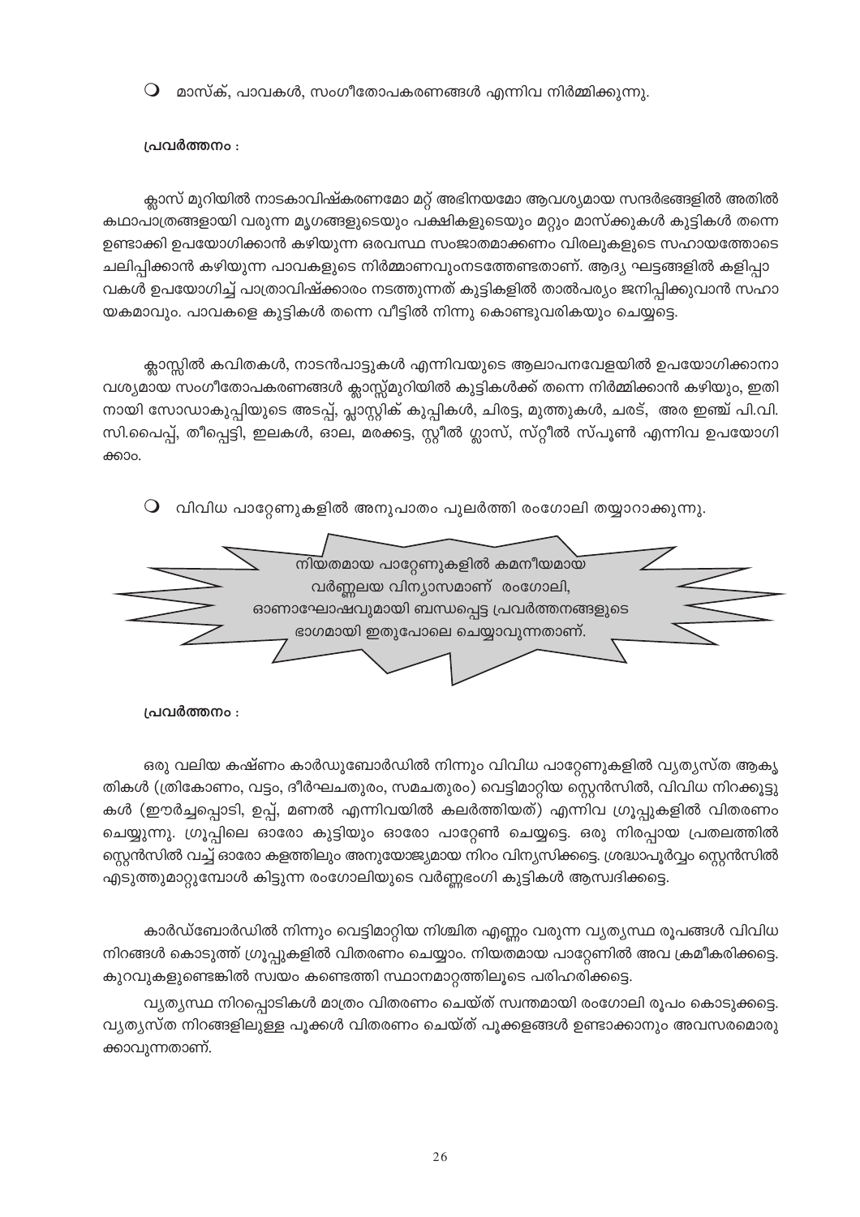- മാസ്ക്, പാവകൾ, സംഗീതോപകരണങ്ങൾ എന്നിവ നിർമ്മിക്കുന്നു.

**പ്രവർത്തനം :**

ക്ലാസ് മുറിയിൽ നാടകാവിഷ്കരണമോ മറ്റ് അഭിനയമോ ആവശ്യമായ സന്ദർഭങ്ങളിൽ അതിൽ കഥാപാത്രങ്ങളായി വരുന്ന മൃഗങ്ങളുടെയും പക്ഷികളുടെയും മറ്റും മാസ്ക്കുകൾ കുട്ടികൾ തന്നെ ഉണ്ടാക്കി ഉപയോഗിക്കാൻ കഴിയുന്ന ഒരവസ്ഥ സംജാതമാക്കണം വിരലുകളുടെ സഹായത്തോടെ ചലിപ്പിക്കാൻ കഴിയുന്ന പാവകളുടെ നിർമ്മാണവുംനടത്തേണ്ടതാണ്. ആദ്യ ഘട്ടങ്ങളിൽ കളിപ്പാവകൾ ഉപയോഗിച്ച് പാത്രാവിഷ്ക്കാരം നടത്തുന്നത് കുട്ടികളിൽ താൽപര്യം ജനിപ്പിക്കുവാൻ സഹായകമാവും. പാവകളെ കുട്ടികൾ തന്നെ വീട്ടിൽ നിന്നു കൊണ്ടുവരികയും ചെയ്യട്ടെ.

ക്ലാസ്സിൽ കവിതകൾ, നാടൻപാട്ടുകൾ എന്നിവയുടെ ആലാപനവേളയിൽ ഉപയോഗിക്കാനാവശ്യമായ സംഗീതോപകരണങ്ങൾ ക്ലാസ്സ്മുറിയിൽ കുട്ടികൾക്ക് തന്നെ നിർമ്മിക്കാൻ കഴിയും, ഇതിനായി സോഡാകുപ്പിയുടെ അടപ്പ്, പ്ലാസ്റ്റിക് കുപ്പികൾ, ചിരട്ട, മുത്തുകൾ, ചരട്, അര ഇഞ്ച് പി.വി.സി.പൈപ്പ്, തീപ്പെട്ടി, ഇലകൾ, ഓല, മരക്കട്ട, സ്റ്റീൽ ഗ്ലാസ്, സ്റ്റീൽ സ്പൂൺ എന്നിവ ഉപയോഗിക്കാം.

- വിവിധ പാറ്റേണുകളിൽ അനുപാതം പുലർത്തി രംഗോലി തയ്യാറാക്കുന്നു.

> നിയതമായ പാറ്റേണുകളിൽ കമനീയമായ വർണ്ണലയ വിന്യാസമാണ് രംഗോലി, ഓണാഘോഷവുമായി ബന്ധപ്പെട്ട പ്രവർത്തനങ്ങളുടെ ഭാഗമായി ഇതുപോലെ ചെയ്യാവുന്നതാണ്.

**പ്രവർത്തനം :**

ഒരു വലിയ കഷ്ണം കാർഡുബോർഡിൽ നിന്നും വിവിധ പാറ്റേണുകളിൽ വ്യത്യസ്ത ആകൃതികൾ (ത്രികോണം, വട്ടം, ദീർഘചതുരം, സമചതുരം) വെട്ടിമാറ്റിയ സ്റ്റെൻസിൽ, വിവിധ നിറക്കൂട്ടുകൾ (ഈർച്ചപ്പൊടി, ഉപ്പ്, മണൽ എന്നിവയിൽ കലർത്തിയത്) എന്നിവ ഗ്രൂപ്പുകളിൽ വിതരണം ചെയ്യുന്നു. ഗ്രൂപ്പിലെ ഓരോ കുട്ടിയും ഓരോ പാറ്റേൺ ചെയ്യട്ടെ. ഒരു നിരപ്പായ പ്രതലത്തിൽ സ്റ്റെൻസിൽ വച്ച് ഓരോ കളത്തിലും അനുയോജ്യമായ നിറം വിന്യസിക്കട്ടെ. ശ്രദ്ധാപൂർവ്വം സ്റ്റെൻസിൽ എടുത്തുമാറ്റുമ്പോൾ കിട്ടുന്ന രംഗോലിയുടെ വർണ്ണഭംഗി കുട്ടികൾ ആസ്വദിക്കട്ടെ.

കാർഡ്ബോർഡിൽ നിന്നും വെട്ടിമാറ്റിയ നിശ്ചിത എണ്ണം വരുന്ന വ്യത്യസ്ഥ രൂപങ്ങൾ വിവിധ നിറങ്ങൾ കൊടുത്ത് ഗ്രൂപ്പുകളിൽ വിതരണം ചെയ്യാം. നിയതമായ പാറ്റേണിൽ അവ ക്രമീകരിക്കട്ടെ. കുറവുകളുണ്ടെങ്കിൽ സ്വയം കണ്ടെത്തി സ്ഥാനമാറ്റത്തിലൂടെ പരിഹരിക്കട്ടെ.

വ്യത്യസ്ഥ നിറപ്പൊടികൾ മാത്രം വിതരണം ചെയ്ത് സ്വന്തമായി രംഗോലി രൂപം കൊടുക്കട്ടെ. വ്യത്യസ്ത നിറങ്ങളിലുള്ള പൂക്കൾ വിതരണം ചെയ്ത് പൂക്കളങ്ങൾ ഉണ്ടാക്കാനും അവസരമൊരുക്കാവുന്നതാണ്.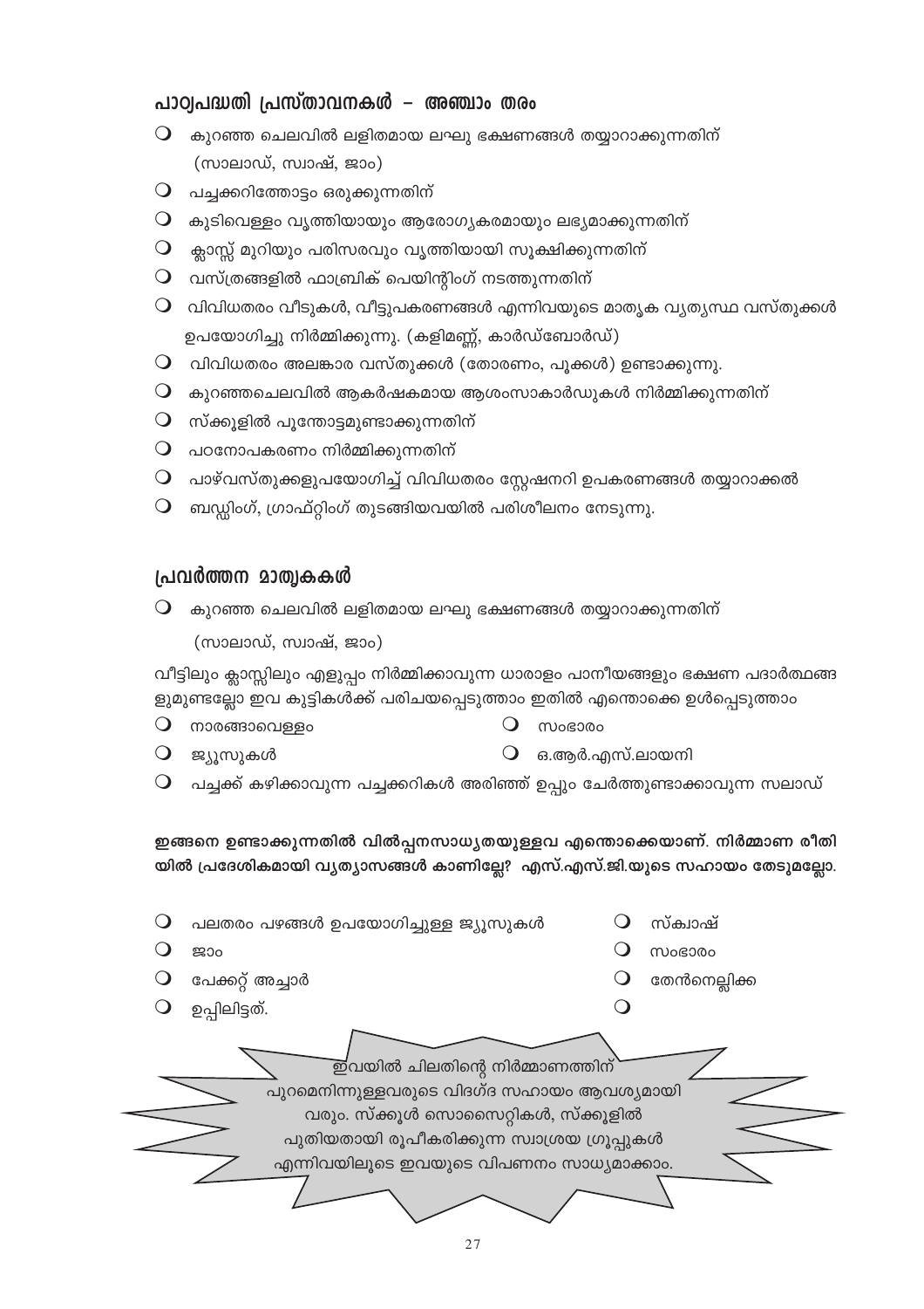## പാഠ്യപദ്ധതി പ്രസ്താവനകൾ – അഞ്ചാം തരം

- കുറഞ്ഞ ചെലവിൽ ലളിതമായ ലഘു ഭക്ഷണങ്ങൾ തയ്യാറാക്കുന്നതിന് (സാലാഡ്, സ്വാഷ്, ജാം)
- പച്ചക്കറിത്തോട്ടം ഒരുക്കുന്നതിന്
- കുടിവെള്ളം വൃത്തിയായും ആരോഗ്യകരമായും ലഭ്യമാക്കുന്നതിന്
- ക്ലാസ്സ് മുറിയും പരിസരവും വൃത്തിയായി സൂക്ഷിക്കുന്നതിന്
- വസ്ത്രങ്ങളിൽ ഫാബ്രിക് പെയിന്റിംഗ് നടത്തുന്നതിന്
- വിവിധതരം വീടുകൾ, വീട്ടുപകരണങ്ങൾ എന്നിവയുടെ മാതൃക വ്യത്യസ്ഥ വസ്തുക്കൾ ഉപയോഗിച്ചു നിർമ്മിക്കുന്നു. (കളിമണ്ണ്, കാർഡ്ബോർഡ്)
- വിവിധതരം അലങ്കാര വസ്തുക്കൾ (തോരണം, പൂക്കൾ) ഉണ്ടാക്കുന്നു.
- കുറഞ്ഞചെലവിൽ ആകർഷകമായ ആശംസാകാർഡുകൾ നിർമ്മിക്കുന്നതിന്
- സ്കൂളിൽ പൂന്തോട്ടമുണ്ടാക്കുന്നതിന്
- പഠനോപകരണം നിർമ്മിക്കുന്നതിന്
- പാഴ്‌വസ്തുക്കളുപയോഗിച്ച് വിവിധതരം സ്റ്റേഷനറി ഉപകരണങ്ങൾ തയ്യാറാക്കൽ
- ബഡ്ഡിംഗ്, ഗ്രാഫ്റ്റിംഗ് തുടങ്ങിയവയിൽ പരിശീലനം നേടുന്നു.

## പ്രവർത്തന മാതൃകകൾ

- കുറഞ്ഞ ചെലവിൽ ലളിതമായ ലഘു ഭക്ഷണങ്ങൾ തയ്യാറാക്കുന്നതിന്

  (സാലാഡ്, സ്വാഷ്, ജാം)

വീട്ടിലും ക്ലാസ്സിലും എളുപ്പം നിർമ്മിക്കാവുന്ന ധാരാളം പാനീയങ്ങളും ഭക്ഷണ പദാർത്ഥങ്ങളുമുണ്ടല്ലോ ഇവ കുട്ടികൾക്ക് പരിചയപ്പെടുത്താം ഇതിൽ എന്തൊക്കെ ഉൾപ്പെടുത്താം

- നാരങ്ങാവെള്ളം
- സംഭാരം
- ജ്യൂസുകൾ
- ഒ.ആർ.എസ്.ലായനി
- പച്ചക്ക് കഴിക്കാവുന്ന പച്ചക്കറികൾ അരിഞ്ഞ് ഉപ്പും ചേർത്തുണ്ടാക്കാവുന്ന സലാഡ്

**ഇങ്ങനെ ഉണ്ടാക്കുന്നതിൽ വിൽപ്പനസാധ്യതയുള്ളവ എന്തൊക്കെയാണ്. നിർമ്മാണ രീതിയിൽ പ്രദേശികമായി വ്യത്യാസങ്ങൾ കാണില്ലേ? എസ്.എസ്.ജി.യുടെ സഹായം തേടുമല്ലോ.**

- പലതരം പഴങ്ങൾ ഉപയോഗിച്ചുള്ള ജ്യൂസുകൾ
- സ്ക്വാഷ്
- ജാം
- സംഭാരം
- പേക്കറ്റ് അച്ചാർ
- തേൻനെല്ലിക്ക
- ഉപ്പിലിട്ടത്.
- 

ഇവയിൽ ചിലതിന്റെ നിർമ്മാണത്തിന് പുറമെനിന്നുള്ളവരുടെ വിദഗ്ദ സഹായം ആവശ്യമായി വരും. സ്കൂൾ സൊസൈറ്റികൾ, സ്കൂളിൽ പുതിയതായി രൂപീകരിക്കുന്ന സ്വാശ്രയ ഗ്രൂപ്പുകൾ എന്നിവയിലൂടെ ഇവയുടെ വിപണനം സാധ്യമാക്കാം.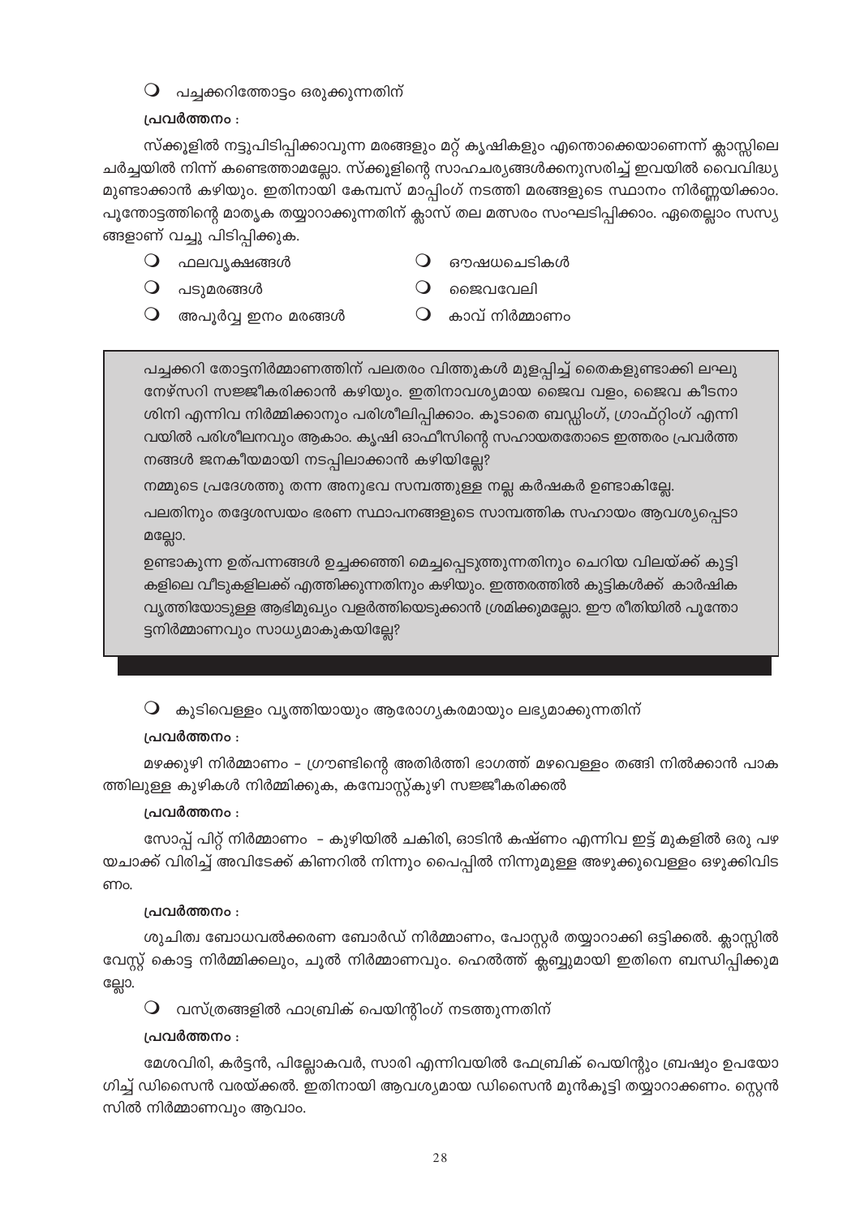- പച്ചക്കറിത്തോട്ടം ഒരുക്കുന്നതിന്

**പ്രവർത്തനം :**

സ്ക്കൂളിൽ നട്ടുപിടിപ്പിക്കാവുന്ന മരങ്ങളും മറ്റ് കൃഷികളും എന്തൊക്കെയാണെന്ന് ക്ലാസ്സിലെ ചർച്ചയിൽ നിന്ന് കണ്ടെത്താമല്ലോ. സ്ക്കൂളിന്റെ സാഹചര്യങ്ങൾക്കനുസരിച്ച് ഇവയിൽ വൈവിദ്ധ്യമുണ്ടാക്കാൻ കഴിയും. ഇതിനായി കേമ്പസ് മാപ്പിംഗ് നടത്തി മരങ്ങളുടെ സ്ഥാനം നിർണ്ണയിക്കാം. പൂന്തോട്ടത്തിന്റെ മാതൃക തയ്യാറാക്കുന്നതിന് ക്ലാസ് തല മത്സരം സംഘടിപ്പിക്കാം. ഏതെല്ലാം സസ്യങ്ങളാണ് വച്ചു പിടിപ്പിക്കുക.

- ഫലവൃക്ഷങ്ങൾ
- ഔഷധചെടികൾ
- പടുമരങ്ങൾ
- ജൈവവേലി
- അപൂർവ്വ ഇനം മരങ്ങൾ
- കാവ് നിർമ്മാണം

> പച്ചക്കറി തോട്ടനിർമ്മാണത്തിന് പലതരം വിത്തുകൾ മുളപ്പിച്ച് തൈകളുണ്ടാക്കി ലഘു നേഴ്സറി സജ്ജീകരിക്കാൻ കഴിയും. ഇതിനാവശ്യമായ ജൈവ വളം, ജൈവ കീടനാശിനി എന്നിവ നിർമ്മിക്കാനും പരിശീലിപ്പിക്കാം. കൂടാതെ ബഡ്ഡിംഗ്, ഗ്രാഫ്റ്റിംഗ് എന്നിവയിൽ പരിശീലനവും ആകാം. കൃഷി ഓഫീസിന്റെ സഹായതതോടെ ഇത്തരം പ്രവർത്തനങ്ങൾ ജനകീയമായി നടപ്പിലാക്കാൻ കഴിയില്ലേ?
>
> നമ്മുടെ പ്രദേശത്തു തന്നെ അനുഭവ സമ്പത്തുള്ള നല്ല കർഷകർ ഉണ്ടാകില്ലേ.
>
> പലതിനും തദ്ദേശസ്വയം ഭരണ സ്ഥാപനങ്ങളുടെ സാമ്പത്തിക സഹായം ആവശ്യപ്പെടാമല്ലോ.
>
> ഉണ്ടാകുന്ന ഉത്പന്നങ്ങൾ ഉച്ചക്കഞ്ഞി മെച്ചപ്പെടുത്തുന്നതിനും ചെറിയ വിലയ്ക്ക് കുട്ടികളിലെ വീടുകളിലക്ക് എത്തിക്കുന്നതിനും കഴിയും. ഇത്തരത്തിൽ കുട്ടികൾക്ക് കാർഷിക വൃത്തിയോടുള്ള ആഭിമുഖ്യം വളർത്തിയെടുക്കാൻ ശ്രമിക്കുമല്ലോ. ഈ രീതിയിൽ പൂന്തോട്ടനിർമ്മാണവും സാധ്യമാകുകയില്ലേ?

- കുടിവെള്ളം വൃത്തിയായും ആരോഗ്യകരമായും ലഭ്യമാക്കുന്നതിന്

**പ്രവർത്തനം :**

മഴക്കുഴി നിർമ്മാണം - ഗ്രൗണ്ടിന്റെ അതിർത്തി ഭാഗത്ത് മഴവെള്ളം തങ്ങി നിൽക്കാൻ പാകത്തിലുള്ള കുഴികൾ നിർമ്മിക്കുക, കമ്പോസ്റ്റ്കുഴി സജ്ജീകരിക്കൽ

**പ്രവർത്തനം :**

സോപ്പ് പിറ്റ് നിർമ്മാണം - കുഴിയിൽ ചകിരി, ഓടിൻ കഷ്ണം എന്നിവ ഇട്ട് മുകളിൽ ഒരു പഴയചാക്ക് വിരിച്ച് അവിടേക്ക് കിണറിൽ നിന്നും പൈപ്പിൽ നിന്നുമുള്ള അഴുക്കുവെള്ളം ഒഴുക്കിവിടണം.

**പ്രവർത്തനം :**

ശുചിത്വ ബോധവൽക്കരണ ബോർഡ് നിർമ്മാണം, പോസ്റ്റർ തയ്യാറാക്കി ഒട്ടിക്കൽ. ക്ലാസ്സിൽ വേസ്റ്റ് കൊട്ട നിർമ്മിക്കലും, ചൂൽ നിർമ്മാണവും. ഹെൽത്ത് ക്ലബ്ബുമായി ഇതിനെ ബന്ധിപ്പിക്കുമല്ലോ.

- വസ്ത്രങ്ങളിൽ ഫാബ്രിക് പെയിന്റിംഗ് നടത്തുന്നതിന്

**പ്രവർത്തനം :**

മേശവിരി, കർട്ടൻ, പില്ലോകവർ, സാരി എന്നിവയിൽ ഫേബ്രിക് പെയിന്റും ബ്രഷും ഉപയോഗിച്ച് ഡിസൈൻ വരയ്ക്കൽ. ഇതിനായി ആവശ്യമായ ഡിസൈൻ മുൻകൂട്ടി തയ്യാറാക്കണം. സ്റ്റെൻസിൽ നിർമ്മാണവും ആവാം.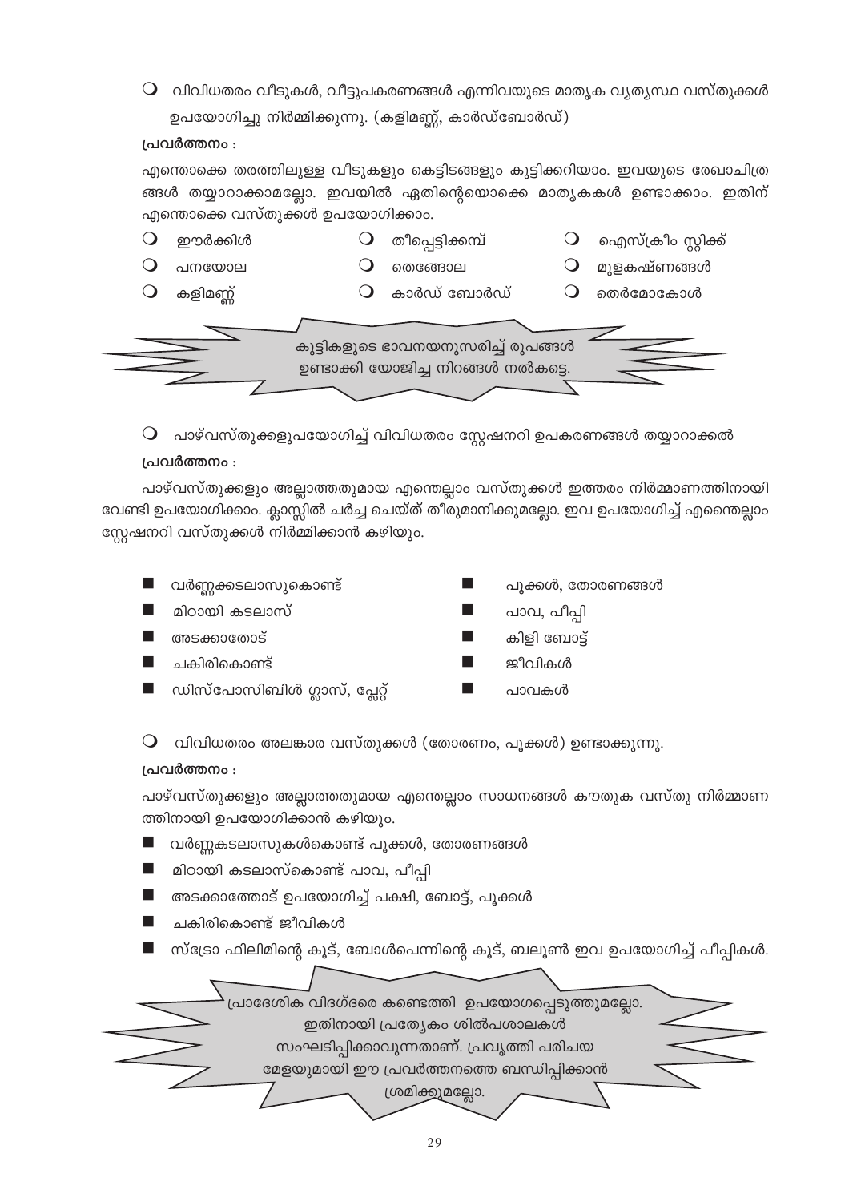- വിവിധതരം വീടുകൾ, വീട്ടുപകരണങ്ങൾ എന്നിവയുടെ മാതൃക വ്യത്യസ്ഥ വസ്തുക്കൾ ഉപയോഗിച്ചു നിർമ്മിക്കുന്നു. (കളിമണ്ണ്, കാർഡ്ബോർഡ്)

**പ്രവർത്തനം :**

എന്തൊക്കെ തരത്തിലുള്ള വീടുകളും കെട്ടിടങ്ങളും കുട്ടിക്കറിയാം. ഇവയുടെ രേഖാചിത്രങ്ങൾ തയ്യാറാക്കാമല്ലോ. ഇവയിൽ ഏതിന്റെയൊക്കെ മാതൃകകൾ ഉണ്ടാക്കാം. ഇതിന് എന്തൊക്കെ വസ്തുക്കൾ ഉപയോഗിക്കാം.

- ഈർക്കിൾ
- തീപ്പെട്ടിക്കമ്പ്
- ഐസ്ക്രീം സ്റ്റിക്ക്
- പനയോല
- തെങ്ങോല
- മുളകഷ്ണങ്ങൾ
- കളിമണ്ണ്
- കാർഡ് ബോർഡ്
- തെർമോകോൾ

കുട്ടികളുടെ ഭാവനയനുസരിച്ച് രൂപങ്ങൾ ഉണ്ടാക്കി യോജിച്ച നിറങ്ങൾ നൽകട്ടെ.

- പാഴ്‌വസ്തുക്കളുപയോഗിച്ച് വിവിധതരം സ്റ്റേഷനറി ഉപകരണങ്ങൾ തയ്യാറാക്കൽ

**പ്രവർത്തനം :**

പാഴ്‌വസ്തുക്കളും അല്ലാത്തതുമായ എന്തെല്ലാം വസ്തുക്കൾ ഇത്തരം നിർമ്മാണത്തിനായി വേണ്ടി ഉപയോഗിക്കാം. ക്ലാസ്സിൽ ചർച്ച ചെയ്ത് തീരുമാനിക്കുമല്ലോ. ഇവ ഉപയോഗിച്ച് എന്തെല്ലാം സ്റ്റേഷനറി വസ്തുക്കൾ നിർമ്മിക്കാൻ കഴിയും.

| | |
|---|---|
| വർണ്ണക്കടലാസുകൊണ്ട് | പൂക്കൾ, തോരണങ്ങൾ |
| മിഠായി കടലാസ് | പാവ, പീപ്പി |
| അടക്കാതോട് | കിളി ബോട്ട് |
| ചകിരികൊണ്ട് | ജീവികൾ |
| ഡിസ്പോസിബിൾ ഗ്ലാസ്, പ്ലേറ്റ് | പാവകൾ |

- വിവിധതരം അലങ്കാര വസ്തുക്കൾ (തോരണം, പൂക്കൾ) ഉണ്ടാക്കുന്നു.

**പ്രവർത്തനം :**

പാഴ്‌വസ്തുക്കളും അല്ലാത്തതുമായ എന്തെല്ലാം സാധനങ്ങൾ കൗതുക വസ്തു നിർമ്മാണത്തിനായി ഉപയോഗിക്കാൻ കഴിയും.

- വർണ്ണകടലാസുകൾകൊണ്ട് പൂക്കൾ, തോരണങ്ങൾ
- മിഠായി കടലാസ്കൊണ്ട് പാവ, പീപ്പി
- അടക്കാത്തോട് ഉപയോഗിച്ച് പക്ഷി, ബോട്ട്, പൂക്കൾ
- ചകിരികൊണ്ട് ജീവികൾ
- സ്ട്രോ ഫിലിമിന്റെ കൂട്, ബോൾപെന്നിന്റെ കൂട്, ബലൂൺ ഇവ ഉപയോഗിച്ച് പീപ്പികൾ.

പ്രാദേശിക വിദഗ്ദരെ കണ്ടെത്തി ഉപയോഗപ്പെടുത്തുമല്ലോ. ഇതിനായി പ്രത്യേകം ശിൽപശാലകൾ സംഘടിപ്പിക്കാവുന്നതാണ്. പ്രവൃത്തി പരിചയ മേളയുമായി ഈ പ്രവർത്തനത്തെ ബന്ധിപ്പിക്കാൻ ശ്രമിക്കുമല്ലോ.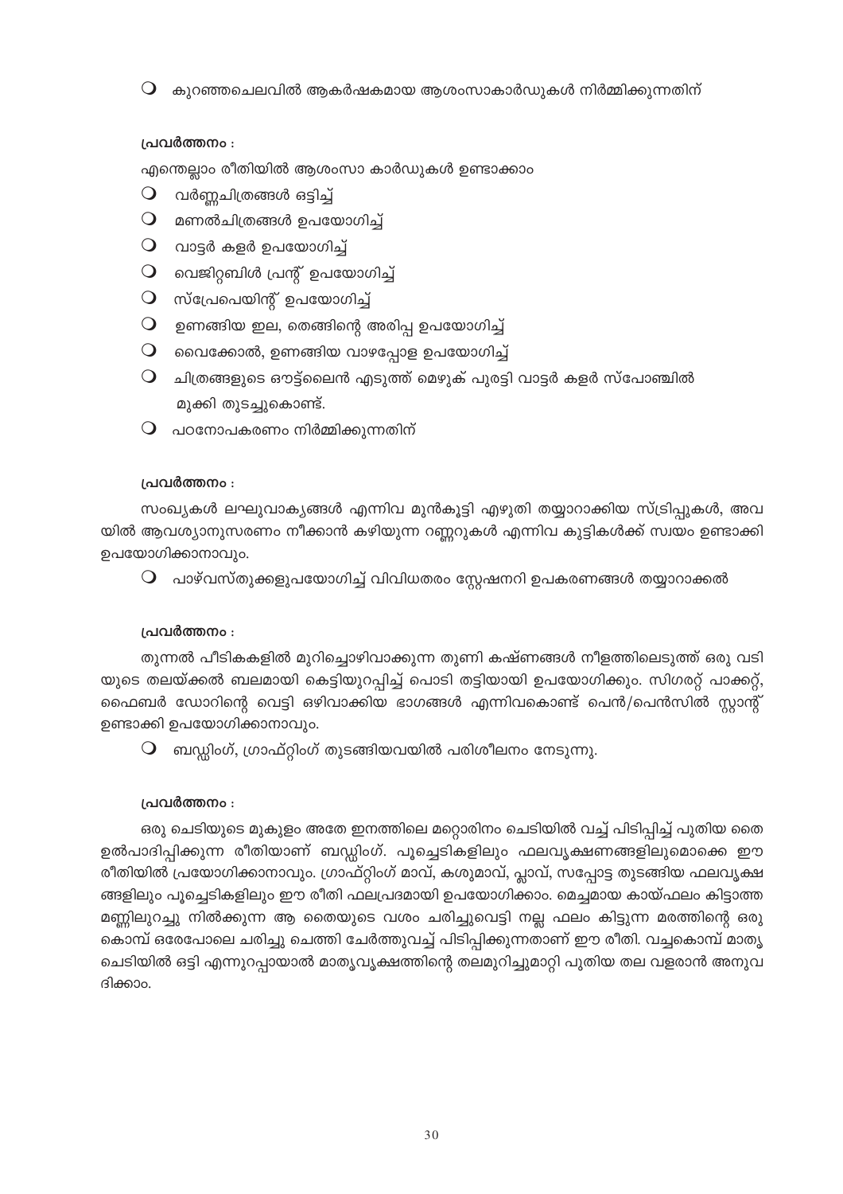- കുറഞ്ഞചെലവിൽ ആകർഷകമായ ആശംസാകാർഡുകൾ നിർമ്മിക്കുന്നതിന്

**പ്രവർത്തനം :**

എന്തെല്ലാം രീതിയിൽ ആശംസാ കാർഡുകൾ ഉണ്ടാക്കാം

- വർണ്ണചിത്രങ്ങൾ ഒട്ടിച്ച്
- മണൽചിത്രങ്ങൾ ഉപയോഗിച്ച്
- വാട്ടർ കളർ ഉപയോഗിച്ച്
- വെജിറ്റബിൾ പ്രന്റ് ഉപയോഗിച്ച്
- സ്പ്രേപെയിന്റ് ഉപയോഗിച്ച്
- ഉണങ്ങിയ ഇല, തെങ്ങിന്റെ അരിപ്പ ഉപയോഗിച്ച്
- വൈക്കോൽ, ഉണങ്ങിയ വാഴപ്പോള ഉപയോഗിച്ച്
- ചിത്രങ്ങളുടെ ഔട്ട്‌ലൈൻ എടുത്ത് മെഴുക് പുരട്ടി വാട്ടർ കളർ സ്പോഞ്ചിൽ മുക്കി തുടച്ചുകൊണ്ട്.
- പഠനോപകരണം നിർമ്മിക്കുന്നതിന്

**പ്രവർത്തനം :**

സംഖ്യകൾ ലഘുവാക്യങ്ങൾ എന്നിവ മുൻകൂട്ടി എഴുതി തയ്യാറാക്കിയ സ്ട്രിപ്പുകൾ, അവയിൽ ആവശ്യാനുസരണം നീക്കാൻ കഴിയുന്ന റണ്ണറുകൾ എന്നിവ കുട്ടികൾക്ക് സ്വയം ഉണ്ടാക്കി ഉപയോഗിക്കാനാവും.

- പാഴ്‌വസ്തുക്കളുപയോഗിച്ച് വിവിധതരം സ്റ്റേഷനറി ഉപകരണങ്ങൾ തയ്യാറാക്കൽ

**പ്രവർത്തനം :**

തുന്നൽ പീടികകളിൽ മുറിച്ചൊഴിവാക്കുന്ന തുണി കഷ്ണങ്ങൾ നീളത്തിലെടുത്ത് ഒരു വടിയുടെ തലയ്ക്കൽ ബലമായി കെട്ടിയുറപ്പിച്ച് പൊടി തട്ടിയായി ഉപയോഗിക്കും. സിഗരറ്റ് പാക്കറ്റ്, ഫൈബർ ഡോറിന്റെ വെട്ടി ഒഴിവാക്കിയ ഭാഗങ്ങൾ എന്നിവകൊണ്ട് പെൻ/പെൻസിൽ സ്റ്റാന്റ് ഉണ്ടാക്കി ഉപയോഗിക്കാനാവും.

- ബഡ്ഡിംഗ്, ഗ്രാഫ്റ്റിംഗ് തുടങ്ങിയവയിൽ പരിശീലനം നേടുന്നു.

**പ്രവർത്തനം :**

ഒരു ചെടിയുടെ മുകുളം അതേ ഇനത്തിലെ മറ്റൊരിനം ചെടിയിൽ വച്ച് പിടിപ്പിച്ച് പുതിയ തൈ ഉൽപാദിപ്പിക്കുന്ന രീതിയാണ് ബഡ്ഡിംഗ്. പൂച്ചെടികളിലും ഫലവൃക്ഷങ്ങളിലുമൊക്കെ ഈ രീതിയിൽ പ്രയോഗിക്കാനാവും. ഗ്രാഫ്റ്റിംഗ് മാവ്, കശുമാവ്, പ്ലാവ്, സപ്പോട്ട തുടങ്ങിയ ഫലവൃക്ഷങ്ങളിലും പൂച്ചെടികളിലും ഈ രീതി ഫലപ്രദമായി ഉപയോഗിക്കാം. മെച്ചമായ കായ്ഫലം കിട്ടാത്ത മണ്ണിലുറച്ചു നിൽക്കുന്ന ആ തൈയുടെ വശം ചരിച്ചുവെട്ടി നല്ല ഫലം കിട്ടുന്ന മരത്തിന്റെ ഒരു കൊമ്പ് ഒരേപോലെ ചരിച്ചു ചെത്തി ചേർത്തുവച്ച് പിടിപ്പിക്കുന്നതാണ് ഈ രീതി. വച്ചകൊമ്പ് മാതൃ ചെടിയിൽ ഒട്ടി എന്നുറപ്പായാൽ മാതൃവൃക്ഷത്തിന്റെ തലമുറിച്ചുമാറ്റി പുതിയ തല വളരാൻ അനുവദിക്കാം.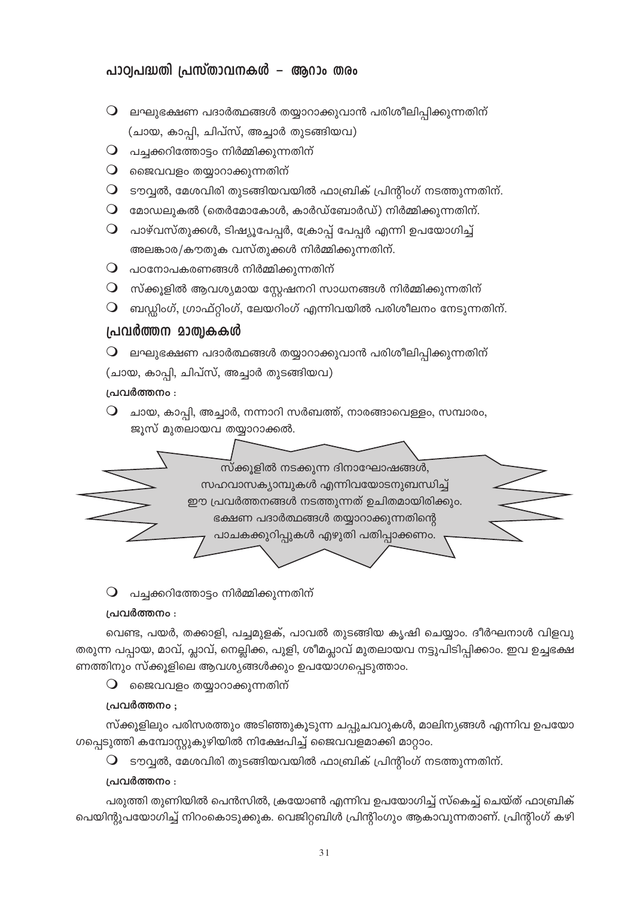## പാഠ്യപദ്ധതി പ്രസ്താവനകൾ – ആറാം തരം

- ലഘുഭക്ഷണ പദാർത്ഥങ്ങൾ തയ്യാറാക്കുവാൻ പരിശീലിപ്പിക്കുന്നതിന് (ചായ, കാപ്പി, ചിപ്സ്, അച്ചാർ തുടങ്ങിയവ)
- പച്ചക്കറിത്തോട്ടം നിർമ്മിക്കുന്നതിന്
- ജൈവവളം തയ്യാറാക്കുന്നതിന്
- ടൗവ്വൽ, മേശവിരി തുടങ്ങിയവയിൽ ഫാബ്രിക് പ്രിന്റിംഗ് നടത്തുന്നതിന്.
- മോഡലുകൽ (തെർമോകോൾ, കാർഡ്ബോർഡ്) നിർമ്മിക്കുന്നതിന്.
- പാഴ്‌വസ്തുക്കൾ, ടിഷ്യൂപേപ്പർ, ക്രോപ്പ് പേപ്പർ എന്നി ഉപയോഗിച്ച് അലങ്കാര/കൗതുക വസ്തുക്കൾ നിർമ്മിക്കുന്നതിന്.
- പഠനോപകരണങ്ങൾ നിർമ്മിക്കുന്നതിന്
- സ്കൂളിൽ ആവശ്യമായ സ്റ്റേഷനറി സാധനങ്ങൾ നിർമ്മിക്കുന്നതിന്
- ബഡ്ഡിംഗ്, ഗ്രാഫ്റ്റിംഗ്, ലേയറിംഗ് എന്നിവയിൽ പരിശീലനം നേടുന്നതിന്.

## പ്രവർത്തന മാതൃകകൾ

- ലഘുഭക്ഷണ പദാർത്ഥങ്ങൾ തയ്യാറാക്കുവാൻ പരിശീലിപ്പിക്കുന്നതിന്

(ചായ, കാപ്പി, ചിപ്സ്, അച്ചാർ തുടങ്ങിയവ)

**പ്രവർത്തനം :**

- ചായ, കാപ്പി, അച്ചാർ, നന്നാറി സർബത്ത്, നാരങ്ങാവെള്ളം, സമ്പാരം, ജൂസ് മുതലായവ തയ്യാറാക്കൽ.

സ്കൂളിൽ നടക്കുന്ന ദിനാഘോഷങ്ങൾ, സഹവാസക്യാമ്പുകൾ എന്നിവയോടനുബന്ധിച്ച് ഈ പ്രവർത്തനങ്ങൾ നടത്തുന്നത് ഉചിതമായിരിക്കും. ഭക്ഷണ പദാർത്ഥങ്ങൾ തയ്യാറാക്കുന്നതിന്റെ പാചകക്കുറിപ്പുകൾ എഴുതി പതിപ്പാക്കണം.

- പച്ചക്കറിത്തോട്ടം നിർമ്മിക്കുന്നതിന്

**പ്രവർത്തനം :**

വെണ്ട, പയർ, തക്കാളി, പച്ചമുളക്, പാവൽ തുടങ്ങിയ കൃഷി ചെയ്യാം. ദീർഘനാൾ വിളവു തരുന്ന പപ്പായ, മാവ്, പ്ലാവ്, നെല്ലിക്ക, പുളി, ശീമപ്ലാവ് മുതലായവ നട്ടുപിടിപ്പിക്കാം. ഇവ ഉച്ചഭക്ഷണത്തിനും സ്കൂളിലെ ആവശ്യങ്ങൾക്കും ഉപയോഗപ്പെടുത്താം.

- ജൈവവളം തയ്യാറാക്കുന്നതിന്

**പ്രവർത്തനം ;**

സ്കൂളിലും പരിസരത്തും അടിഞ്ഞുകൂടുന്ന ചപ്പുചവറുകൾ, മാലിന്യങ്ങൾ എന്നിവ ഉപയോഗപ്പെടുത്തി കമ്പോസ്റ്റുകുഴിയിൽ നിക്ഷേപിച്ച് ജൈവവളമാക്കി മാറ്റാം.

- ടൗവ്വൽ, മേശവിരി തുടങ്ങിയവയിൽ ഫാബ്രിക് പ്രിന്റിംഗ് നടത്തുന്നതിന്.

**പ്രവർത്തനം :**

പരുത്തി തുണിയിൽ പെൻസിൽ, ക്രയോൺ എന്നിവ ഉപയോഗിച്ച് സ്കെച്ച് ചെയ്ത് ഫാബ്രിക് പെയിന്റുപയോഗിച്ച് നിറംകൊടുക്കുക. വെജിറ്റബിൾ പ്രിന്റിംഗും ആകാവുന്നതാണ്. പ്രിന്റിംഗ് കഴി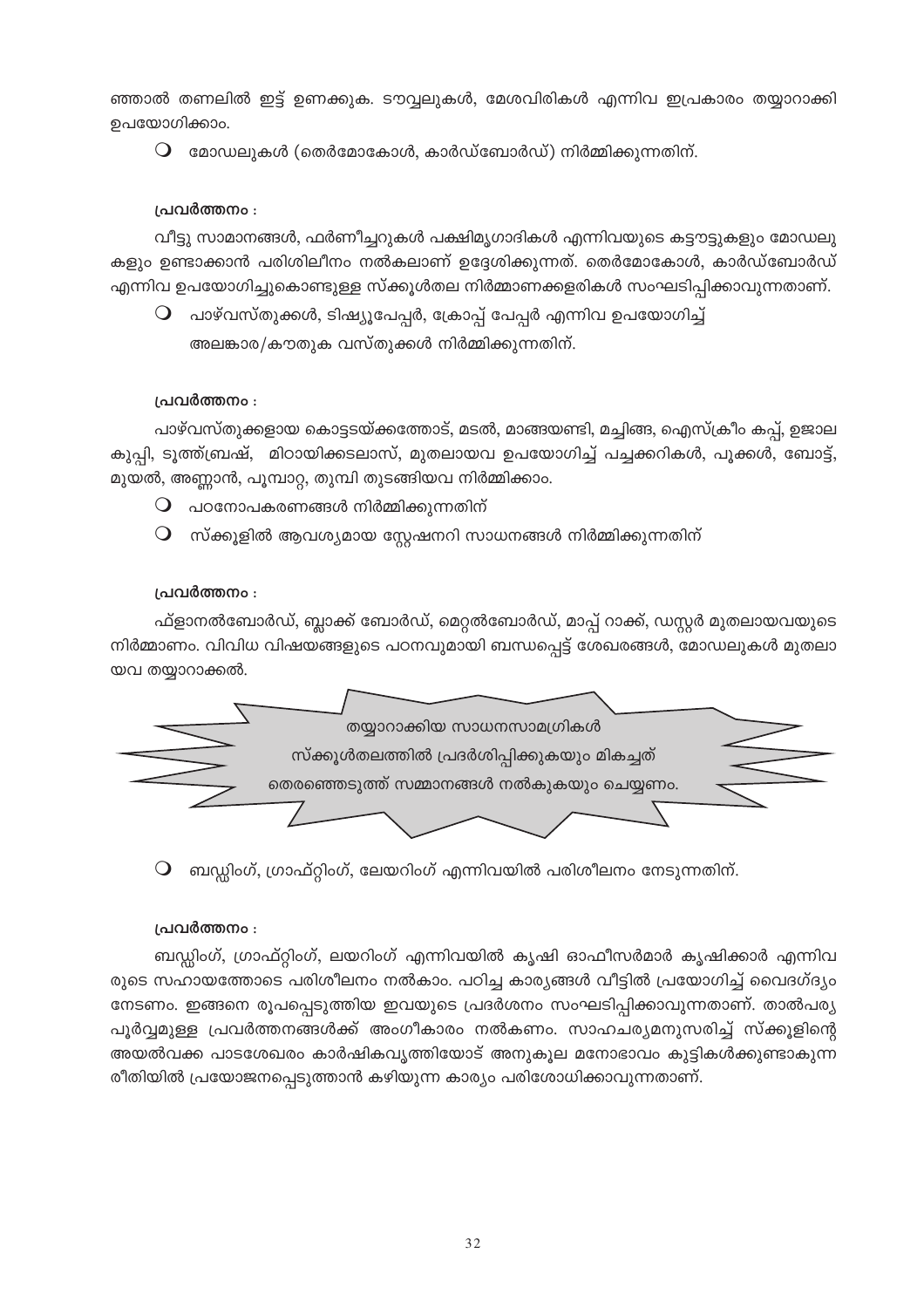ഞ്ഞാൽ തണലിൽ ഇട്ട് ഉണക്കുക. ടൗവ്വലുകൾ, മേശവിരികൾ എന്നിവ ഇപ്രകാരം തയ്യാറാക്കി ഉപയോഗിക്കാം.

- മോഡലുകൾ (തെർമോകോൾ, കാർഡ്ബോർഡ്) നിർമ്മിക്കുന്നതിന്.

**പ്രവർത്തനം :**

വീട്ടു സാമാനങ്ങൾ, ഫർണീച്ചറുകൾ പക്ഷിമൃഗാദികൾ എന്നിവയുടെ കട്ടൗട്ടുകളും മോഡലുകളും ഉണ്ടാക്കാൻ പരിശിലീനം നൽകലാണ് ഉദ്ദേശിക്കുന്നത്. തെർമോകോൾ, കാർഡ്ബോർഡ് എന്നിവ ഉപയോഗിച്ചുകൊണ്ടുള്ള സ്ക്കൂൾതല നിർമ്മാണക്കളരികൾ സംഘടിപ്പിക്കാവുന്നതാണ്.

- പാഴ്‌വസ്തുക്കൾ, ടിഷ്യൂപേപ്പർ, ക്രോപ്പ് പേപ്പർ എന്നിവ ഉപയോഗിച്ച് അലങ്കാര/കൗതുക വസ്തുക്കൾ നിർമ്മിക്കുന്നതിന്.

**പ്രവർത്തനം :**

പാഴ്‌വസ്തുക്കളായ കൊട്ടടയ്ക്കത്തോട്, മടൽ, മാങ്ങയണ്ടി, മച്ചിങ്ങ, ഐസ്ക്രീം കപ്പ്, ഉജാല കുപ്പി, ടൂത്ത്ബ്രഷ്, മിഠായിക്കടലാസ്, മുതലായവ ഉപയോഗിച്ച് പച്ചക്കറികൾ, പൂക്കൾ, ബോട്ട്, മുയൽ, അണ്ണാൻ, പൂമ്പാറ്റ, തുമ്പി തുടങ്ങിയവ നിർമ്മിക്കാം.

- പഠനോപകരണങ്ങൾ നിർമ്മിക്കുന്നതിന്
- സ്ക്കൂളിൽ ആവശ്യമായ സ്റ്റേഷനറി സാധനങ്ങൾ നിർമ്മിക്കുന്നതിന്

**പ്രവർത്തനം :**

ഫ്ളാനൽബോർഡ്, ബ്ലാക്ക് ബോർഡ്, മെറ്റൽബോർഡ്, മാപ്പ് റാക്ക്, ഡസ്റ്റർ മുതലായവയുടെ നിർമ്മാണം. വിവിധ വിഷയങ്ങളുടെ പഠനവുമായി ബന്ധപ്പെട്ട് ശേഖരങ്ങൾ, മോഡലുകൾ മുതലായവ തയ്യാറാക്കൽ.

> തയ്യാറാക്കിയ സാധനസാമഗ്രികൾ സ്ക്കൂൾതലത്തിൽ പ്രദർശിപ്പിക്കുകയും മികച്ചത് തെരഞ്ഞെടുത്ത് സമ്മാനങ്ങൾ നൽകുകയും ചെയ്യണം.

- ബഡ്ഡിംഗ്, ഗ്രാഫ്റ്റിംഗ്, ലേയറിംഗ് എന്നിവയിൽ പരിശീലനം നേടുന്നതിന്.

**പ്രവർത്തനം :**

ബഡ്ഡിംഗ്, ഗ്രാഫ്റ്റിംഗ്, ലയറിംഗ് എന്നിവയിൽ കൃഷി ഓഫീസർമാർ കൃഷിക്കാർ എന്നിവരുടെ സഹായത്തോടെ പരിശീലനം നൽകാം. പഠിച്ച കാര്യങ്ങൾ വീട്ടിൽ പ്രയോഗിച്ച് വൈദഗ്ദ്യം നേടണം. ഇങ്ങനെ രൂപപ്പെടുത്തിയ ഇവയുടെ പ്രദർശനം സംഘടിപ്പിക്കാവുന്നതാണ്. താൽപര്യപൂർവ്വമുള്ള പ്രവർത്തനങ്ങൾക്ക് അംഗീകാരം നൽകണം. സാഹചര്യമനുസരിച്ച് സ്ക്കൂളിന്റെ അയൽവക്ക പാടശേഖരം കാർഷികവൃത്തിയോട് അനുകൂല മനോഭാവം കുട്ടികൾക്കുണ്ടാകുന്ന രീതിയിൽ പ്രയോജനപ്പെടുത്താൻ കഴിയുന്ന കാര്യം പരിശോധിക്കാവുന്നതാണ്.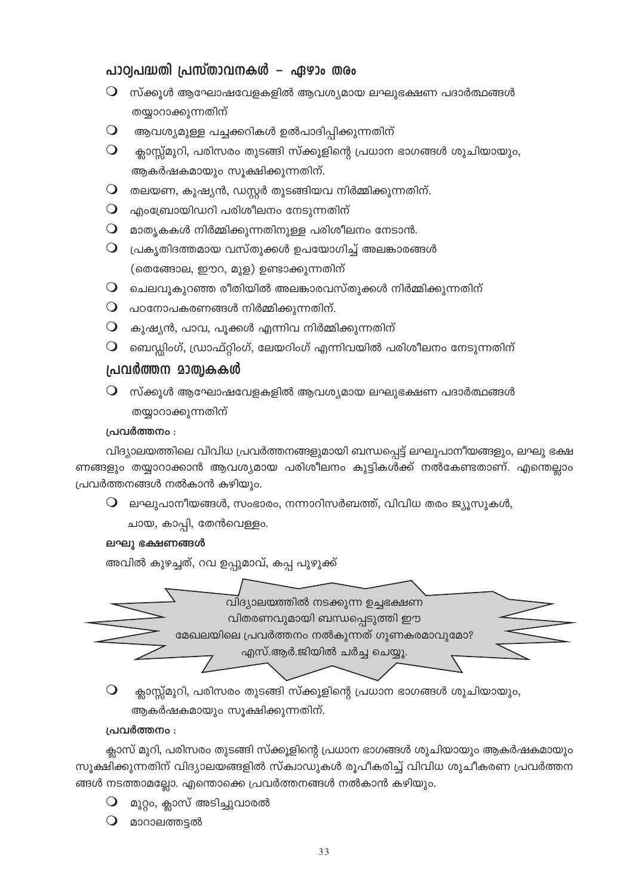## പാഠ്യപദ്ധതി പ്രസ്താവനകൾ – ഏഴാം തരം

- സ്ക്കൂൾ ആഘോഷവേളകളിൽ ആവശ്യമായ ലഘുഭക്ഷണ പദാർത്ഥങ്ങൾ തയ്യാറാക്കുന്നതിന്
- ആവശ്യമുള്ള പച്ചക്കറികൾ ഉൽപാദിപ്പിക്കുന്നതിന്
- ക്ലാസ്സ്മുറി, പരിസരം തുടങ്ങി സ്ക്കൂളിന്റെ പ്രധാന ഭാഗങ്ങൾ ശുചിയായും, ആകർഷകമായും സൂക്ഷിക്കുന്നതിന്.
- തലയണ, കുഷ്യൻ, ഡസ്റ്റർ തുടങ്ങിയവ നിർമ്മിക്കുന്നതിന്.
- എംബ്രോയിഡറി പരിശീലനം നേടുന്നതിന്
- മാതൃകകൾ നിർമ്മിക്കുന്നതിനുള്ള പരിശീലനം നേടാൻ.
- പ്രകൃതിദത്തമായ വസ്തുക്കൾ ഉപയോഗിച്ച് അലങ്കാരങ്ങൾ (തെങ്ങോല, ഈറ, മുള) ഉണ്ടാക്കുന്നതിന്
- ചെലവുകുറഞ്ഞ രീതിയിൽ അലങ്കാരവസ്തുക്കൾ നിർമ്മിക്കുന്നതിന്
- പഠനോപകരണങ്ങൾ നിർമ്മിക്കുന്നതിന്.
- കുഷ്യൻ, പാവ, പൂക്കൾ എന്നിവ നിർമ്മിക്കുന്നതിന്
- ബെഡ്ഡിംഗ്, ഡ്രാഫ്റ്റിംഗ്, ലേയറിംഗ് എന്നിവയിൽ പരിശീലനം നേടുന്നതിന്

## പ്രവർത്തന മാതൃകകൾ

- സ്ക്കൂൾ ആഘോഷവേളകളിൽ ആവശ്യമായ ലഘുഭക്ഷണ പദാർത്ഥങ്ങൾ തയ്യാറാക്കുന്നതിന്

**പ്രവർത്തനം :**

വിദ്യാലയത്തിലെ വിവിധ പ്രവർത്തനങ്ങളുമായി ബന്ധപ്പെട്ട് ലഘുപാനീയങ്ങളും, ലഘു ഭക്ഷണങ്ങളും തയ്യാറാക്കാൻ ആവശ്യമായ പരിശീലനം കുട്ടികൾക്ക് നൽകേണ്ടതാണ്. എന്തെല്ലാം പ്രവർത്തനങ്ങൾ നൽകാൻ കഴിയും.

- ലഘുപാനീയങ്ങൾ, സംഭാരം, നന്നാറിസർബത്ത്, വിവിധ തരം ജ്യൂസുകൾ, ചായ, കാപ്പി, തേൻവെള്ളം.

**ലഘു ഭക്ഷണങ്ങൾ**

അവിൽ കുഴച്ചത്, റവ ഉപ്പുമാവ്, കപ്പ പുഴുക്ക്

> വിദ്യാലയത്തിൽ നടക്കുന്ന ഉച്ചഭക്ഷണ വിതരണവുമായി ബന്ധപ്പെടുത്തി ഈ മേഖലയിലെ പ്രവർത്തനം നൽകുന്നത് ഗുണകരമാവുമോ? എസ്.ആർ.ജിയിൽ ചർച്ച ചെയ്യൂ.

- ക്ലാസ്സ്മുറി, പരിസരം തുടങ്ങി സ്ക്കൂളിന്റെ പ്രധാന ഭാഗങ്ങൾ ശുചിയായും, ആകർഷകമായും സൂക്ഷിക്കുന്നതിന്.

**പ്രവർത്തനം :**

ക്ലാസ് മുറി, പരിസരം തുടങ്ങി സ്ക്കൂളിന്റെ പ്രധാന ഭാഗങ്ങൾ ശുചിയായും ആകർഷകമായും സൂക്ഷിക്കുന്നതിന് വിദ്യാലയങ്ങളിൽ സ്ക്വാഡുകൾ രൂപീകരിച്ച് വിവിധ ശുചീകരണ പ്രവർത്തനങ്ങൾ നടത്താമല്ലോ. എന്തൊക്കെ പ്രവർത്തനങ്ങൾ നൽകാൻ കഴിയും.

- മുറ്റം, ക്ലാസ് അടിച്ചുവാരൽ
- മാറാലത്തട്ടൽ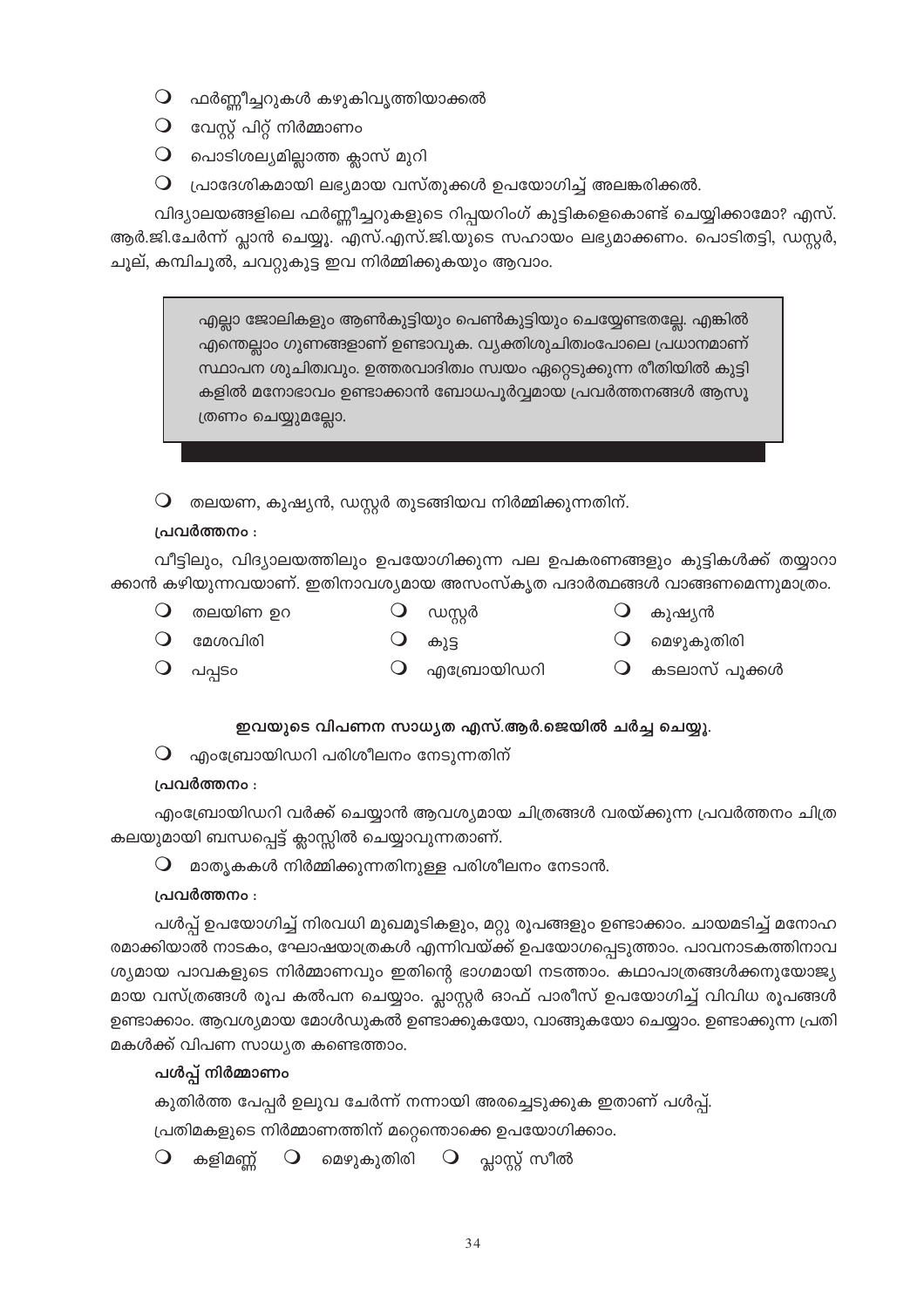- ഫർണ്ണീച്ചറുകൾ കഴുകിവൃത്തിയാക്കൽ
- വേസ്റ്റ് പിറ്റ് നിർമ്മാണം
- പൊടിശല്യമില്ലാത്ത ക്ലാസ് മുറി
- പ്രാദേശികമായി ലഭ്യമായ വസ്തുക്കൾ ഉപയോഗിച്ച് അലങ്കരിക്കൽ.

വിദ്യാലയങ്ങളിലെ ഫർണ്ണീച്ചറുകളുടെ റിപ്പയറിംഗ് കുട്ടികളെകൊണ്ട് ചെയ്യിക്കാമോ? എസ്.ആർ.ജി.ചേർന്ന് പ്ലാൻ ചെയ്യൂ. എസ്.എസ്.ജി.യുടെ സഹായം ലഭ്യമാക്കണം. പൊടിതട്ടി, ഡസ്റ്റർ, ചൂല്, കമ്പിചൂൽ, ചവറ്റുകുട്ട ഇവ നിർമ്മിക്കുകയും ആവാം.

> എല്ലാ ജോലികളും ആൺകുട്ടിയും പെൺകുട്ടിയും ചെയ്യേണ്ടതല്ലേ. എങ്കിൽ എന്തെല്ലാം ഗുണങ്ങളാണ് ഉണ്ടാവുക. വ്യക്തിശുചിത്വംപോലെ പ്രധാനമാണ് സ്ഥാപന ശുചിത്വവും. ഉത്തരവാദിത്വം സ്വയം ഏറ്റെടുക്കുന്ന രീതിയിൽ കുട്ടികളിൽ മനോഭാവം ഉണ്ടാക്കാൻ ബോധപൂർവ്വമായ പ്രവർത്തനങ്ങൾ ആസൂത്രണം ചെയ്യുമല്ലോ.

- തലയണ, കുഷ്യൻ, ഡസ്റ്റർ തുടങ്ങിയവ നിർമ്മിക്കുന്നതിന്.

**പ്രവർത്തനം :**

വീട്ടിലും, വിദ്യാലയത്തിലും ഉപയോഗിക്കുന്ന പല ഉപകരണങ്ങളും കുട്ടികൾക്ക് തയ്യാറാക്കാൻ കഴിയുന്നവയാണ്. ഇതിനാവശ്യമായ അസംസ്കൃത പദാർത്ഥങ്ങൾ വാങ്ങണമെന്നുമാത്രം.

- തലയിണ ഉറ
- ഡസ്റ്റർ
- കുഷ്യൻ
- മേശവിരി
- കുട്ട
- മെഴുകുതിരി
- പപ്പടം
- എബ്രോയിഡറി
- കടലാസ് പൂക്കൾ

**ഇവയുടെ വിപണന സാധ്യത എസ്.ആർ.ജെയിൽ ചർച്ച ചെയ്യൂ.**

- എംബ്രോയിഡറി പരിശീലനം നേടുന്നതിന്

**പ്രവർത്തനം :**

എംബ്രോയിഡറി വർക്ക് ചെയ്യാൻ ആവശ്യമായ ചിത്രങ്ങൾ വരയ്ക്കുന്ന പ്രവർത്തനം ചിത്രകലയുമായി ബന്ധപ്പെട്ട് ക്ലാസ്സിൽ ചെയ്യാവുന്നതാണ്.

- മാതൃകകൾ നിർമ്മിക്കുന്നതിനുള്ള പരിശീലനം നേടാൻ.

**പ്രവർത്തനം :**

പൾപ്പ് ഉപയോഗിച്ച് നിരവധി മുഖമൂടികളും, മറ്റു രൂപങ്ങളും ഉണ്ടാക്കാം. ചായമടിച്ച് മനോഹരമാക്കിയാൽ നാടകം, ഘോഷയാത്രകൾ എന്നിവയ്ക്ക് ഉപയോഗപ്പെടുത്താം. പാവനാടകത്തിനാവശ്യമായ പാവകളുടെ നിർമ്മാണവും ഇതിന്റെ ഭാഗമായി നടത്താം. കഥാപാത്രങ്ങൾക്കനുയോജ്യമായ വസ്ത്രങ്ങൾ രൂപ കൽപന ചെയ്യാം. പ്ലാസ്റ്റർ ഓഫ് പാരീസ് ഉപയോഗിച്ച് വിവിധ രൂപങ്ങൾ ഉണ്ടാക്കാം. ആവശ്യമായ മോൾഡുകൾ ഉണ്ടാക്കുകയോ, വാങ്ങുകയോ ചെയ്യാം. ഉണ്ടാക്കുന്ന പ്രതിമകൾക്ക് വിപണ സാധ്യത കണ്ടെത്താം.

**പൾപ്പ് നിർമ്മാണം**

കുതിർത്ത പേപ്പർ ഉലുവ ചേർന്ന് നന്നായി അരച്ചെടുക്കുക ഇതാണ് പൾപ്പ്.

പ്രതിമകളുടെ നിർമ്മാണത്തിന് മറ്റെന്തൊക്കെ ഉപയോഗിക്കാം.

- കളിമണ്ണ്
- മെഴുകുതിരി
- പ്ലാസ്റ്റ് സീൽ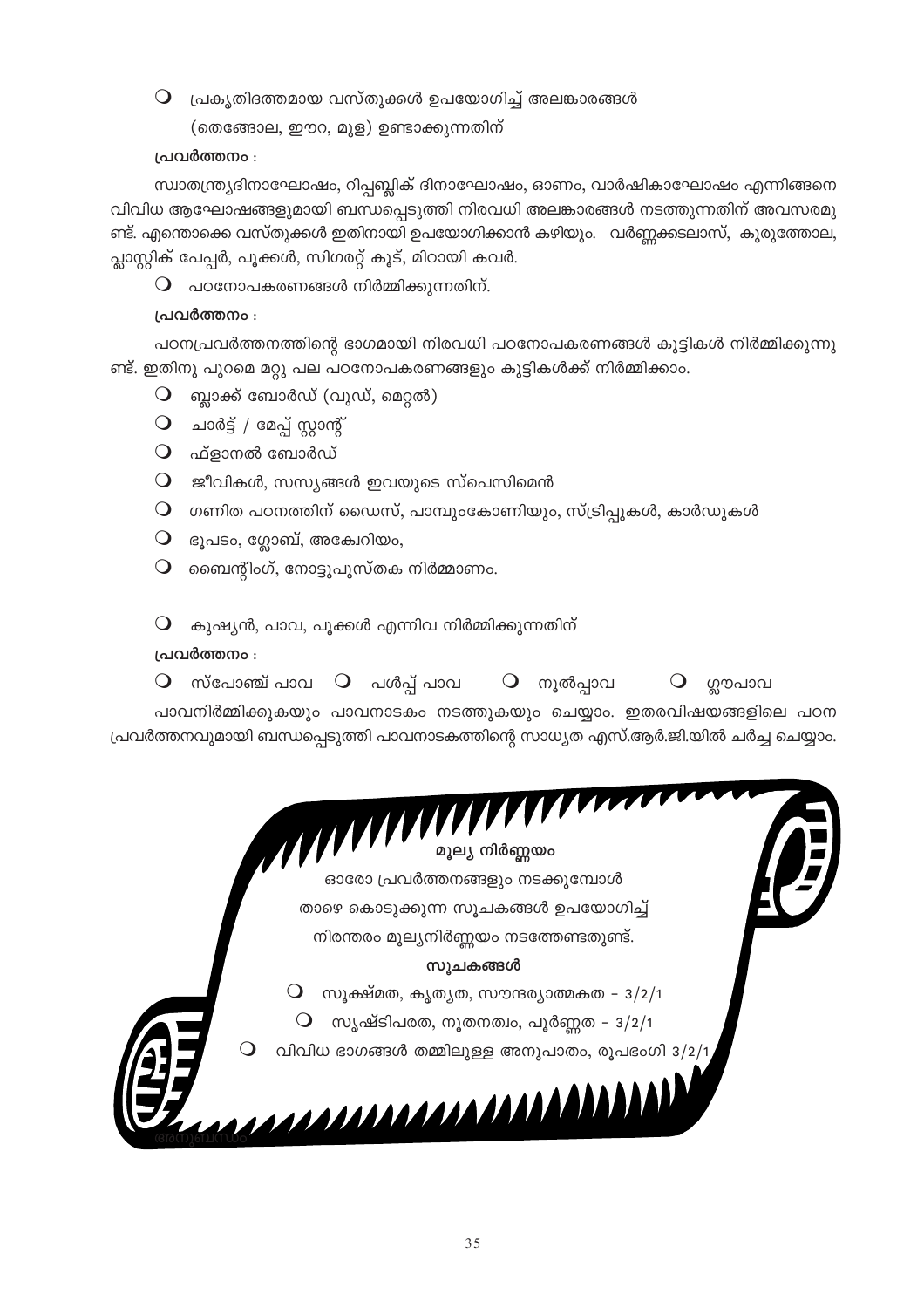- പ്രകൃതിദത്തമായ വസ്തുക്കൾ ഉപയോഗിച്ച് അലങ്കാരങ്ങൾ (തെങ്ങോല, ഈറ, മുള) ഉണ്ടാക്കുന്നതിന്

**പ്രവർത്തനം :**

സ്വാതന്ത്ര്യദിനാഘോഷം, റിപ്പബ്ലിക് ദിനാഘോഷം, ഓണം, വാർഷികാഘോഷം എന്നിങ്ങനെ വിവിധ ആഘോഷങ്ങളുമായി ബന്ധപ്പെടുത്തി നിരവധി അലങ്കാരങ്ങൾ നടത്തുന്നതിന് അവസരമുണ്ട്. എന്തൊക്കെ വസ്തുക്കൾ ഇതിനായി ഉപയോഗിക്കാൻ കഴിയും. വർണ്ണക്കടലാസ്, കുരുത്തോല, പ്ലാസ്റ്റിക് പേപ്പർ, പൂക്കൾ, സിഗരറ്റ് കൂട്, മിഠായി കവർ.

- പഠനോപകരണങ്ങൾ നിർമ്മിക്കുന്നതിന്.

**പ്രവർത്തനം :**

പഠനപ്രവർത്തനത്തിന്റെ ഭാഗമായി നിരവധി പഠനോപകരണങ്ങൾ കുട്ടികൾ നിർമ്മിക്കുന്നുണ്ട്. ഇതിനു പുറമെ മറ്റു പല പഠനോപകരണങ്ങളും കുട്ടികൾക്ക് നിർമ്മിക്കാം.

- ബ്ലാക്ക് ബോർഡ് (വുഡ്, മെറ്റൽ)
- ചാർട്ട് / മേപ്പ് സ്റ്റാന്റ്
- ഫ്ളാനൽ ബോർഡ്
- ജീവികൾ, സസ്യങ്ങൾ ഇവയുടെ സ്പെസിമെൻ
- ഗണിത പഠനത്തിന് ഡൈസ്, പാമ്പുംകോണിയും, സ്ട്രിപ്പുകൾ, കാർഡുകൾ
- ഭൂപടം, ഗ്ലോബ്, അക്വേറിയം,
- ബൈന്റിംഗ്, നോട്ടുപുസ്തക നിർമ്മാണം.

- കുഷ്യൻ, പാവ, പൂക്കൾ എന്നിവ നിർമ്മിക്കുന്നതിന്

**പ്രവർത്തനം :**

- സ്പോഞ്ച് പാവ
- പൾപ്പ് പാവ
- നൂൽപ്പാവ
- ഗ്ലൗപാവ

പാവനിർമ്മിക്കുകയും പാവനാടകം നടത്തുകയും ചെയ്യാം. ഇതരവിഷയങ്ങളിലെ പഠന പ്രവർത്തനവുമായി ബന്ധപ്പെടുത്തി പാവനാടകത്തിന്റെ സാധ്യത എസ്.ആർ.ജി.യിൽ ചർച്ച ചെയ്യാം.

**മൂല്യ നിർണ്ണയം**

ഓരോ പ്രവർത്തനങ്ങളും നടക്കുമ്പോൾ താഴെ കൊടുക്കുന്ന സൂചകങ്ങൾ ഉപയോഗിച്ച് നിരന്തരം മൂല്യനിർണ്ണയം നടത്തേണ്ടതുണ്ട്.

**സൂചകങ്ങൾ**

- സൂക്ഷ്മത, കൃത്യത, സൗന്ദര്യാത്മകത - 3/2/1
- സൃഷ്ടിപരത, നൂതനത്വം, പൂർണ്ണത - 3/2/1
- വിവിധ ഭാഗങ്ങൾ തമ്മിലുള്ള അനുപാതം, രൂപഭംഗി 3/2/1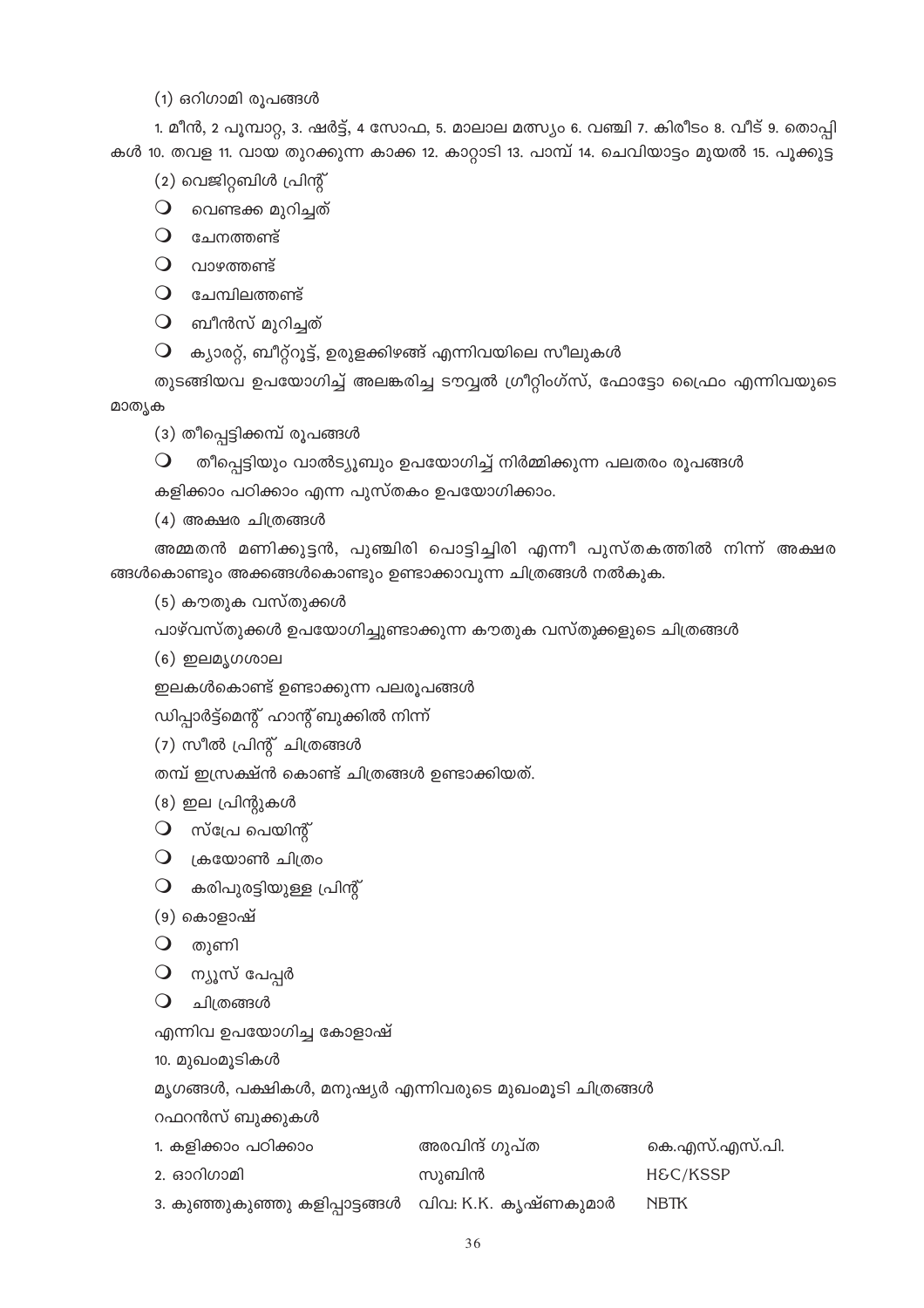(1) ഒറിഗാമി രൂപങ്ങൾ

1. മീൻ, 2 പൂമ്പാറ്റ, 3. ഷർട്ട്, 4 സോഫ, 5. മാലാല മത്സ്യം 6. വഞ്ചി 7. കിരീടം 8. വീട് 9. തൊപ്പികൾ 10. തവള 11. വായ തുറക്കുന്ന കാക്ക 12. കാറ്റാടി 13. പാമ്പ് 14. ചെവിയാട്ടം മുയൽ 15. പൂക്കുട്ട

(2) വെജിറ്റബിൾ പ്രിന്റ്

- വെണ്ടക്ക മുറിച്ചത്
- ചേനത്തണ്ട്
- വാഴത്തണ്ട്
- ചേമ്പിലത്തണ്ട്
- ബീൻസ് മുറിച്ചത്
- ക്യാരറ്റ്, ബീറ്റ്റൂട്ട്, ഉരുളക്കിഴങ്ങ് എന്നിവയിലെ സീലുകൾ

തുടങ്ങിയവ ഉപയോഗിച്ച് അലങ്കരിച്ച ടൗവ്വൽ ഗ്രീറ്റിംഗ്സ്, ഫോട്ടോ ഫ്രെം എന്നിവയുടെ മാതൃക

(3) തീപ്പെട്ടിക്കമ്പ് രൂപങ്ങൾ

- തീപ്പെട്ടിയും വാൽട്യൂബും ഉപയോഗിച്ച് നിർമ്മിക്കുന്ന പലതരം രൂപങ്ങൾ

കളിക്കാം പഠിക്കാം എന്ന പുസ്തകം ഉപയോഗിക്കാം.

(4) അക്ഷര ചിത്രങ്ങൾ

അമ്മതൻ മണിക്കുട്ടൻ, പുഞ്ചിരി പൊട്ടിച്ചിരി എന്നീ പുസ്തകത്തിൽ നിന്ന് അക്ഷരങ്ങൾകൊണ്ടും അക്കങ്ങൾകൊണ്ടും ഉണ്ടാക്കാവുന്ന ചിത്രങ്ങൾ നൽകുക.

(5) കൗതുക വസ്തുക്കൾ

പാഴ്വസ്തുക്കൾ ഉപയോഗിച്ചുണ്ടാക്കുന്ന കൗതുക വസ്തുക്കളുടെ ചിത്രങ്ങൾ

(6) ഇലമൃഗശാല

ഇലകൾകൊണ്ട് ഉണ്ടാക്കുന്ന പലരൂപങ്ങൾ

ഡിപ്പാർട്ട്മെന്റ് ഹാന്റ്ബുക്കിൽ നിന്ന്

(7) സീൽ പ്രിന്റ് ചിത്രങ്ങൾ

തമ്പ് ഇമ്പ്രഷൻ കൊണ്ട് ചിത്രങ്ങൾ ഉണ്ടാക്കിയത്.

(8) ഇല പ്രിന്റുകൾ

- സ്പ്രേ പെയിന്റ്
- ക്രയോൺ ചിത്രം
- കരിപുരട്ടിയുള്ള പ്രിന്റ്

(9) കൊളാഷ്

- തുണി
- ന്യൂസ് പേപ്പർ
- ചിത്രങ്ങൾ

എന്നിവ ഉപയോഗിച്ച കോളാഷ്

10. മുഖംമൂടികൾ

മൃഗങ്ങൾ, പക്ഷികൾ, മനുഷ്യർ എന്നിവരുടെ മുഖംമൂടി ചിത്രങ്ങൾ

റഫറൻസ് ബുക്കുകൾ

| | | |
|---|---|---|
| 1. കളിക്കാം പഠിക്കാം | അരവിന്ദ് ഗുപ്ത | കെ.എസ്.എസ്.പി. |
| 2. ഓറിഗാമി | സുബിൻ | H&C/KSSP |
| 3. കുഞ്ഞുകുഞ്ഞു കളിപ്പാട്ടങ്ങൾ | വിവ: K.K. കൃഷ്ണകുമാർ | NBTK |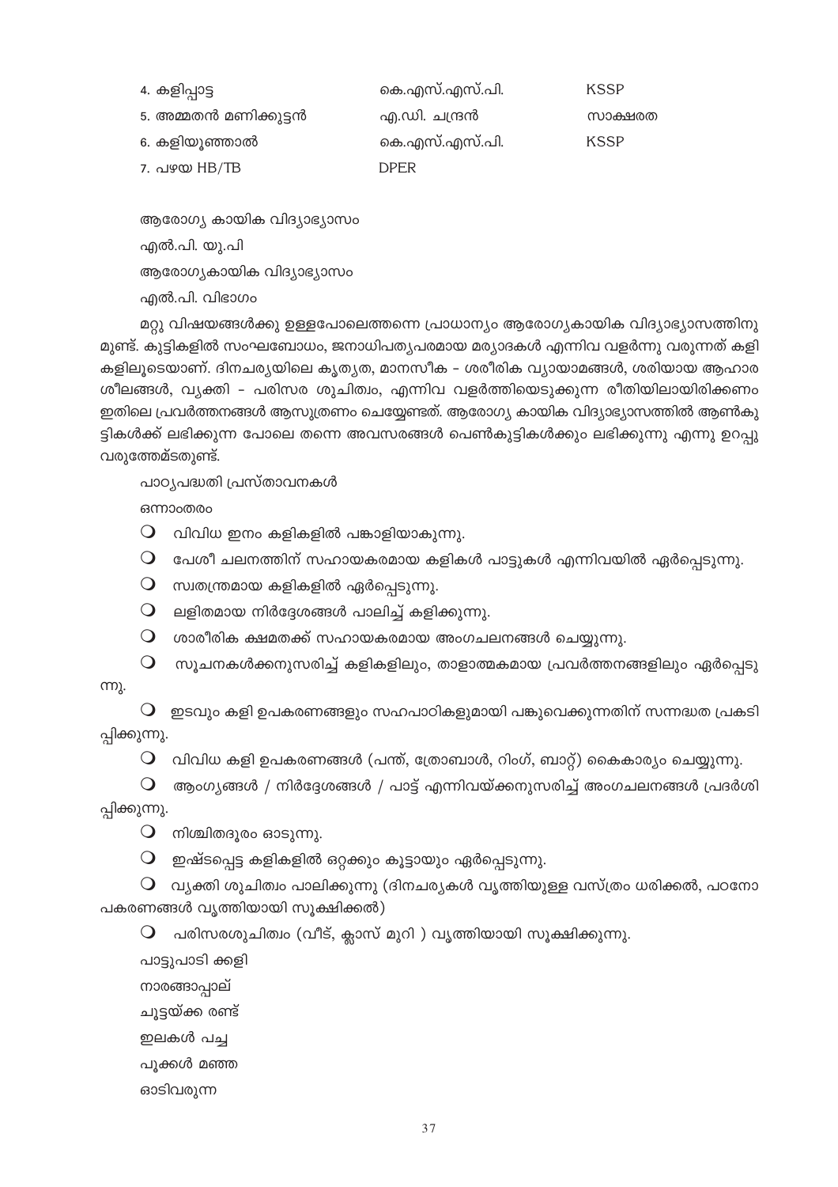| | | |
|---|---|---|
| 4. കളിപ്പാട്ട | കെ.എസ്.എസ്.പി. | KSSP |
| 5. അമ്മതൻ മണിക്കുട്ടൻ | എ.ഡി. ചന്ദ്രൻ | സാക്ഷരത |
| 6. കളിയൂഞ്ഞാൽ | കെ.എസ്.എസ്.പി. | KSSP |
| 7. പഴയ HB/TB | DPER | |

ആരോഗ്യ കായിക വിദ്യാഭ്യാസം

എൽ.പി. യു.പി

ആരോഗ്യകായിക വിദ്യാഭ്യാസം

എൽ.പി. വിഭാഗം

മറ്റു വിഷയങ്ങൾക്കു ഉള്ളപോലെത്തന്നെ പ്രാധാന്യം ആരോഗ്യകായിക വിദ്യാഭ്യാസത്തിനു മുണ്ട്. കുട്ടികളിൽ സംഘബോധം, ജനാധിപത്യപരമായ മര്യാദകൾ എന്നിവ വളർന്നു വരുന്നത് കളി കളിലൂടെയാണ്. ദിനചര്യയിലെ കൃത്യത, മാനസീക - ശരീരിക വ്യായാമങ്ങൾ, ശരിയായ ആഹാര ശീലങ്ങൾ, വ്യക്തി - പരിസര ശുചിത്വം, എന്നിവ വളർത്തിയെടുക്കുന്ന രീതിയിലായിരിക്കണം ഇതിലെ പ്രവർത്തനങ്ങൾ ആസൂത്രണം ചെയ്യേണ്ടത്. ആരോഗ്യ കായിക വിദ്യാഭ്യാസത്തിൽ ആൺകു ട്ടികൾക്ക് ലഭിക്കുന്ന പോലെ തന്നെ അവസരങ്ങൾ പെൺകുട്ടികൾക്കും ലഭിക്കുന്നു എന്നു ഉറപ്പു വരുത്തേണ്ടതുണ്ട്.

പാഠ്യപദ്ധതി പ്രസ്താവനകൾ

ഒന്നാംതരം

- വിവിധ ഇനം കളികളിൽ പങ്കാളിയാകുന്നു.
- പേശീ ചലനത്തിന് സഹായകരമായ കളികൾ പാട്ടുകൾ എന്നിവയിൽ ഏർപ്പെടുന്നു.
- സ്വതന്ത്രമായ കളികളിൽ ഏർപ്പെടുന്നു.
- ലളിതമായ നിർദ്ദേശങ്ങൾ പാലിച്ച് കളിക്കുന്നു.
- ശാരീരിക ക്ഷമതക്ക് സഹായകരമായ അംഗചലനങ്ങൾ ചെയ്യുന്നു.
- സൂചനകൾക്കനുസരിച്ച് കളികളിലും, താളാത്മകമായ പ്രവർത്തനങ്ങളിലും ഏർപ്പെടു ന്നു.
- ഇടവും കളി ഉപകരണങ്ങളും സഹപാഠികളുമായി പങ്കുവെക്കുന്നതിന് സന്നദ്ധത പ്രകടി പ്പിക്കുന്നു.
- വിവിധ കളി ഉപകരണങ്ങൾ (പന്ത്, ത്രോബാൾ, റിംഗ്, ബാറ്റ്) കൈകാര്യം ചെയ്യുന്നു.
- ആംഗ്യങ്ങൾ / നിർദ്ദേശങ്ങൾ / പാട്ട് എന്നിവയ്ക്കനുസരിച്ച് അംഗചലനങ്ങൾ പ്രദർശി പ്പിക്കുന്നു.
- നിശ്ചിതദൂരം ഓടുന്നു.
- ഇഷ്ടപ്പെട്ട കളികളിൽ ഒറ്റക്കും കൂട്ടായും ഏർപ്പെടുന്നു.
- വ്യക്തി ശുചിത്വം പാലിക്കുന്നു (ദിനചര്യകൾ വൃത്തിയുള്ള വസ്ത്രം ധരിക്കൽ, പഠനോ പകരണങ്ങൾ വൃത്തിയായി സൂക്ഷിക്കൽ)
- പരിസരശുചിത്വം (വീട്, ക്ലാസ് മുറി ) വൃത്തിയായി സൂക്ഷിക്കുന്നു.

പാട്ടുപാടി ക്കളി

നാരങ്ങാപ്പാല്

ചൂട്ടയ്ക്ക രണ്ട്

ഇലകൾ പച്ച

പൂക്കൾ മഞ്ഞ

ഓടിവരുന്ന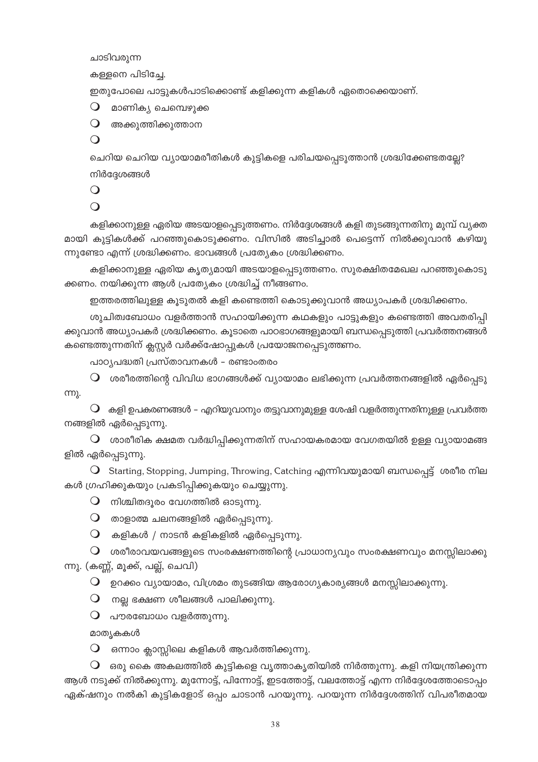ചാടിവരുന്ന

കള്ളനെ പിടിച്ചേ.

ഇതുപോലെ പാട്ടുകൾപാടിക്കൊണ്ട് കളിക്കുന്ന കളികൾ ഏതൊക്കെയാണ്.

- മാണിക്യ ചെമ്പെഴുക്ക
- അക്കുത്തിക്കുത്താന
- 

ചെറിയ ചെറിയ വ്യായാമരീതികൾ കുട്ടികളെ പരിചയപ്പെടുത്താൻ ശ്രദ്ധിക്കേണ്ടതല്ലേ?

നിർദ്ദേശങ്ങൾ

- 
- 

കളിക്കാനുള്ള ഏരിയ അടയാളപ്പെടുത്തണം. നിർദ്ദേശങ്ങൾ കളി തുടങ്ങുന്നതിനു മുമ്പ് വ്യക്തമായി കുട്ടികൾക്ക് പറഞ്ഞുകൊടുക്കണം. വിസിൽ അടിച്ചാൽ പെട്ടെന്ന് നിൽക്കുവാൻ കഴിയുന്നുണ്ടോ എന്ന് ശ്രദ്ധിക്കണം. ഭാവങ്ങൾ പ്രത്യേകം ശ്രദ്ധിക്കണം.

കളിക്കാനുള്ള ഏരിയ കൃത്യമായി അടയാളപ്പെടുത്തണം. സുരക്ഷിതമേഖല പറഞ്ഞുകൊടുക്കണം. നയിക്കുന്ന ആൾ പ്രത്യേകം ശ്രദ്ധിച്ച് നീങ്ങണം.

ഇത്തരത്തിലുള്ള കൂടുതൽ കളി കണ്ടെത്തി കൊടുക്കുവാൻ അധ്യാപകർ ശ്രദ്ധിക്കണം.

ശുചിത്വബോധം വളർത്താൻ സഹായിക്കുന്ന കഥകളും പാട്ടുകളും കണ്ടെത്തി അവതരിപ്പിക്കുവാൻ അധ്യാപകർ ശ്രദ്ധിക്കണം. കൂടാതെ പാഠഭാഗങ്ങളുമായി ബന്ധപ്പെടുത്തി പ്രവർത്തനങ്ങൾ കണ്ടെത്തുന്നതിന് ക്ലസ്റ്റർ വർക്ക്ഷോപ്പുകൾ പ്രയോജനപ്പെടുത്തണം.

പാഠ്യപദ്ധതി പ്രസ്താവനകൾ - രണ്ടാംതരം

- ശരീരത്തിന്റെ വിവിധ ഭാഗങ്ങൾക്ക് വ്യായാമം ലഭിക്കുന്ന പ്രവർത്തനങ്ങളിൽ ഏർപ്പെടുന്നു.
- കളി ഉപകരണങ്ങൾ - എറിയുവാനും തട്ടുവാനുമുള്ള ശേഷി വളർത്തുന്നതിനുള്ള പ്രവർത്തനങ്ങളിൽ ഏർപ്പെടുന്നു.
- ശാരീരിക ക്ഷമത വർദ്ധിപ്പിക്കുന്നതിന് സഹായകരമായ വേഗതയിൽ ഉള്ള വ്യായാമങ്ങളിൽ ഏർപ്പെടുന്നു.
- Starting, Stopping, Jumping, Throwing, Catching എന്നിവയുമായി ബന്ധപ്പെട്ട് ശരീര നിലകൾ ഗ്രഹിക്കുകയും പ്രകടിപ്പിക്കുകയും ചെയ്യുന്നു.
- നിശ്ചിതദൂരം വേഗത്തിൽ ഓടുന്നു.
- താളാത്മ ചലനങ്ങളിൽ ഏർപ്പെടുന്നു.
- കളികൾ / നാടൻ കളികളിൽ ഏർപ്പെടുന്നു.
- ശരീരാവയവങ്ങളുടെ സംരക്ഷണത്തിന്റെ പ്രാധാന്യവും സംരക്ഷണവും മനസ്സിലാക്കുന്നു. (കണ്ണ്, മൂക്ക്, പല്ല്, ചെവി)
- ഉറക്കം വ്യായാമം, വിശ്രമം തുടങ്ങിയ ആരോഗ്യകാര്യങ്ങൾ മനസ്സിലാക്കുന്നു.
- നല്ല ഭക്ഷണ ശീലങ്ങൾ പാലിക്കുന്നു.
- പൗരബോധം വളർത്തുന്നു.

മാതൃകകൾ

- ഒന്നാം ക്ലാസ്സിലെ കളികൾ ആവർത്തിക്കുന്നു.
- ഒരു കൈ അകലത്തിൽ കുട്ടികളെ വൃത്താകൃതിയിൽ നിർത്തുന്നു. കളി നിയന്ത്രിക്കുന്ന ആൾ നടുക്ക് നിൽക്കുന്നു. മുന്നോട്ട്, പിന്നോട്ട്, ഇടത്തോട്ട്, വലത്തോട്ട് എന്ന നിർദ്ദേശത്തോടൊപ്പം ഏക്ഷനും നൽകി കുട്ടികളോട് ഒപ്പം ചാടാൻ പറയുന്നു. പറയുന്ന നിർദ്ദേശത്തിന് വിപരീതമായ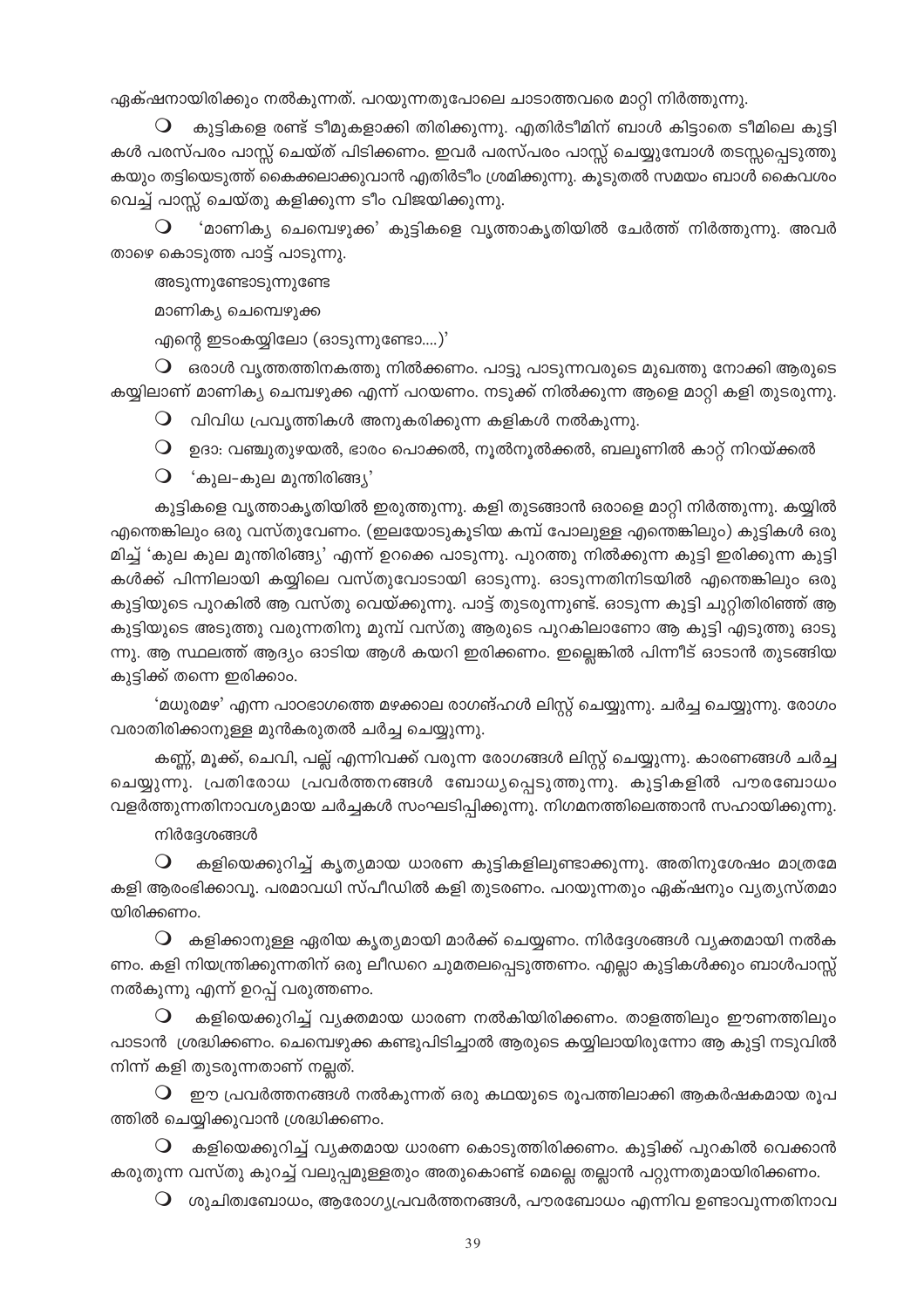ഏക്ഷനായിരിക്കും നൽകുന്നത്. പറയുന്നതുപോലെ ചാടാത്തവരെ മാറ്റി നിർത്തുന്നു.

- കുട്ടികളെ രണ്ട് ടീമുകളാക്കി തിരിക്കുന്നു. എതിർടീമിന് ബാൾ കിട്ടാതെ ടീമിലെ കുട്ടികൾ പരസ്പരം പാസ്സ് ചെയ്ത് പിടിക്കണം. ഇവർ പരസ്പരം പാസ്സ് ചെയ്യുമ്പോൾ തടസ്സപ്പെടുത്തുകയും തട്ടിയെടുത്ത് കൈക്കലാക്കുവാൻ എതിർടീം ശ്രമിക്കുന്നു. കൂടുതൽ സമയം ബാൾ കൈവശം വെച്ച് പാസ്സ് ചെയ്തു കളിക്കുന്ന ടീം വിജയിക്കുന്നു.

- 'മാണിക്യ ചെമ്പെഴുക്ക' കുട്ടികളെ വൃത്താകൃതിയിൽ ചേർത്ത് നിർത്തുന്നു. അവർ താഴെ കൊടുത്ത പാട്ട് പാടുന്നു.

  അടുന്നുണ്ടോടുന്നുണ്ടേ

  മാണിക്യ ചെമ്പെഴുക്ക

  എന്റെ ഇടംകയ്യിലോ (ഓടുന്നുണ്ടോ....)'

- ഒരാൾ വൃത്തത്തിനകത്തു നിൽക്കണം. പാട്ടു പാടുന്നവരുടെ മുഖത്തു നോക്കി ആരുടെ കയ്യിലാണ് മാണിക്യ ചെമ്പഴുക്ക എന്ന് പറയണം. നടുക്ക് നിൽക്കുന്ന ആളെ മാറ്റി കളി തുടരുന്നു.

- വിവിധ പ്രവൃത്തികൾ അനുകരിക്കുന്ന കളികൾ നൽകുന്നു.

- ഉദാ: വഞ്ചുതുഴയൽ, ഭാരം പൊക്കൽ, നൂൽനൂൽക്കൽ, ബലൂണിൽ കാറ്റ് നിറയ്ക്കൽ

- 'കുല-കുല മുന്തിരിങ്ങ്യ'

കുട്ടികളെ വൃത്താകൃതിയിൽ ഇരുത്തുന്നു. കളി തുടങ്ങാൻ ഒരാളെ മാറ്റി നിർത്തുന്നു. കയ്യിൽ എന്തെങ്കിലും ഒരു വസ്തുവേണം. (ഇലയോടുകൂടിയ കമ്പ് പോലുള്ള എന്തെങ്കിലും) കുട്ടികൾ ഒരുമിച്ച് 'കുല കുല മുന്തിരിങ്ങ്യ' എന്ന് ഉറക്കെ പാടുന്നു. പുറത്തു നിൽക്കുന്ന കുട്ടി ഇരിക്കുന്ന കുട്ടികൾക്ക് പിന്നിലായി കയ്യിലെ വസ്തുവോടായി ഓടുന്നു. ഓടുന്നതിനിടയിൽ എന്തെങ്കിലും ഒരു കുട്ടിയുടെ പുറകിൽ ആ വസ്തു വെയ്ക്കുന്നു. പാട്ട് തുടരുന്നുണ്ട്. ഓടുന്ന കുട്ടി ചുറ്റിതിരിഞ്ഞ് ആ കുട്ടിയുടെ അടുത്തു വരുന്നതിനു മുമ്പ് വസ്തു ആരുടെ പുറകിലാണോ ആ കുട്ടി എടുത്തു ഓടുന്നു. ആ സ്ഥലത്ത് ആദ്യം ഓടിയ ആൾ കയറി ഇരിക്കണം. ഇല്ലെങ്കിൽ പിന്നീട് ഓടാൻ തുടങ്ങിയ കുട്ടിക്ക് തന്നെ ഇരിക്കാം.

'മധുരമഴ' എന്ന പാഠഭാഗത്തെ മഴക്കാല രാഗങ്ഹൾ ലിസ്റ്റ് ചെയ്യുന്നു. ചർച്ച ചെയ്യുന്നു. രോഗം വരാതിരിക്കാനുള്ള മുൻകരുതൽ ചർച്ച ചെയ്യുന്നു.

കണ്ണ്, മൂക്ക്, ചെവി, പല്ല് എന്നിവക്ക് വരുന്ന രോഗങ്ങൾ ലിസ്റ്റ് ചെയ്യുന്നു. കാരണങ്ങൾ ചർച്ച ചെയ്യുന്നു. പ്രതിരോധ പ്രവർത്തനങ്ങൾ ബോധ്യപ്പെടുത്തുന്നു. കുട്ടികളിൽ പൗരബോധം വളർത്തുന്നതിനാവശ്യമായ ചർച്ചകൾ സംഘടിപ്പിക്കുന്നു. നിഗമനത്തിലെത്താൻ സഹായിക്കുന്നു.

നിർദ്ദേശങ്ങൾ

- കളിയെക്കുറിച്ച് കൃത്യമായ ധാരണ കുട്ടികളിലുണ്ടാക്കുന്നു. അതിനുശേഷം മാത്രമേ കളി ആരംഭിക്കാവൂ. പരമാവധി സ്പീഡിൽ കളി തുടരണം. പറയുന്നതും ഏക്ഷനും വ്യത്യസ്തമായിരിക്കണം.

- കളിക്കാനുള്ള ഏരിയ കൃത്യമായി മാർക്ക് ചെയ്യണം. നിർദ്ദേശങ്ങൾ വ്യക്തമായി നൽകണം. കളി നിയന്ത്രിക്കുന്നതിന് ഒരു ലീഡറെ ചുമതലപ്പെടുത്തണം. എല്ലാ കുട്ടികൾക്കും ബാൾപാസ്സ് നൽകുന്നു എന്ന് ഉറപ്പ് വരുത്തണം.

- കളിയെക്കുറിച്ച് വ്യക്തമായ ധാരണ നൽകിയിരിക്കണം. താളത്തിലും ഈണത്തിലും പാടാൻ ശ്രദ്ധിക്കണം. ചെമ്പെഴുക്ക കണ്ടുപിടിച്ചാൽ ആരുടെ കയ്യിലായിരുന്നോ ആ കുട്ടി നടുവിൽ നിന്ന് കളി തുടരുന്നതാണ് നല്ലത്.

- ഈ പ്രവർത്തനങ്ങൾ നൽകുന്നത് ഒരു കഥയുടെ രൂപത്തിലാക്കി ആകർഷകമായ രൂപത്തിൽ ചെയ്യിക്കുവാൻ ശ്രദ്ധിക്കണം.

- കളിയെക്കുറിച്ച് വ്യക്തമായ ധാരണ കൊടുത്തിരിക്കണം. കുട്ടിക്ക് പുറകിൽ വെക്കാൻ കരുതുന്ന വസ്തു കുറച്ച് വലുപ്പമുള്ളതും അതുകൊണ്ട് മെല്ലെ തല്ലാൻ പറ്റുന്നതുമായിരിക്കണം.

- ശുചിത്വബോധം, ആരോഗ്യപ്രവർത്തനങ്ങൾ, പൗരബോധം എന്നിവ ഉണ്ടാവുന്നതിനാവ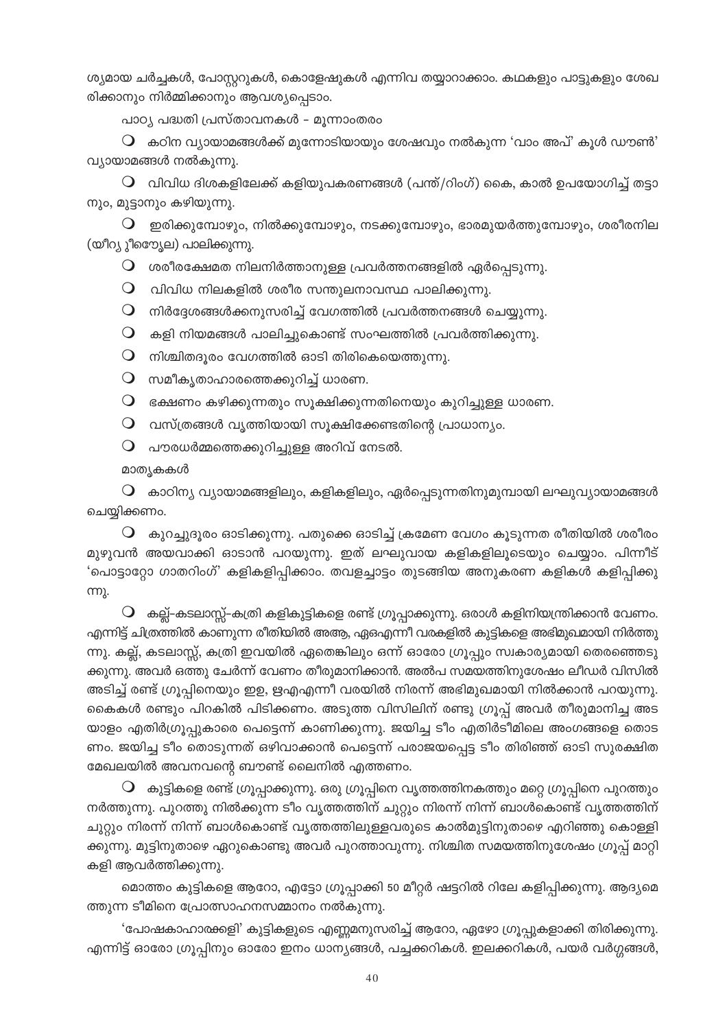ശ്യമായ ചർച്ചകൾ, പോസ്റ്ററുകൾ, കൊളേഷുകൾ എന്നിവ തയ്യാറാക്കാം. കഥകളും പാട്ടുകളും ശേഖരിക്കാനും നിർമ്മിക്കാനും ആവശ്യപ്പെടാം.

പാഠ്യ പദ്ധതി പ്രസ്താവനകൾ - മൂന്നാംതരം

- കഠിന വ്യായാമങ്ങൾക്ക് മുന്നോടിയായും ശേഷവും നൽകുന്ന 'വാം അപ്' കൂൾ ഡൗൺ' വ്യായാമങ്ങൾ നൽകുന്നു.
- വിവിധ ദിശകളിലേക്ക് കളിയുപകരണങ്ങൾ (പന്ത്/റിംഗ്) കൈ, കാൽ ഉപയോഗിച്ച് തട്ടാനും, മുട്ടാനും കഴിയുന്നു.
- ഇരിക്കുമ്പോഴും, നിൽക്കുമ്പോഴും, നടക്കുമ്പോഴും, ഭാരമുയർത്തുമ്പോഴും, ശരീരനില (യീര്യ ു്ീഴ്യേൗല) പാലിക്കുന്നു.
- ശരീരക്ഷേമത നിലനിർത്താനുള്ള പ്രവർത്തനങ്ങളിൽ ഏർപ്പെടുന്നു.
- വിവിധ നിലകളിൽ ശരീര സന്തുലനാവസ്ഥ പാലിക്കുന്നു.
- നിർദ്ദേശങ്ങൾക്കനുസരിച്ച് വേഗത്തിൽ പ്രവർത്തനങ്ങൾ ചെയ്യുന്നു.
- കളി നിയമങ്ങൾ പാലിച്ചുകൊണ്ട് സംഘത്തിൽ പ്രവർത്തിക്കുന്നു.
- നിശ്ചിതദൂരം വേഗത്തിൽ ഓടി തിരികെയെത്തുന്നു.
- സമീകൃതാഹാരത്തെക്കുറിച്ച് ധാരണ.
- ഭക്ഷണം കഴിക്കുന്നതും സൂക്ഷിക്കുന്നതിനെയും കുറിച്ചുള്ള ധാരണ.
- വസ്ത്രങ്ങൾ വൃത്തിയായി സൂക്ഷിക്കേണ്ടതിന്റെ പ്രാധാന്യം.
- പൗരധർമ്മത്തെക്കുറിച്ചുള്ള അറിവ് നേടൽ.

മാതൃകകൾ

- കാഠിന്യ വ്യായാമങ്ങളിലും, കളികളിലും, ഏർപ്പെടുന്നതിനുമുമ്പായി ലഘുവ്യായാമങ്ങൾ ചെയ്യിക്കണം.
- കുറച്ചുദൂരം ഓടിക്കുന്നു. പതുക്കെ ഓടിച്ച് ക്രമേണ വേഗം കൂടുന്നത രീതിയിൽ ശരീരം മുഴുവൻ അയവാക്കി ഓടാൻ പറയുന്നു. ഇത് ലഘുവായ കളികളിലൂടെയും ചെയ്യാം. പിന്നീട് 'പൊട്ടാറ്റോ ഗാതറിംഗ്' കളികളിപ്പിക്കാം. തവളച്ചാട്ടം തുടങ്ങിയ അനുകരണ കളികൾ കളിപ്പിക്കുന്നു.
- കല്ല്-കടലാസ്സ്-കത്രി കളികുട്ടികളെ രണ്ട് ഗ്രൂപ്പാക്കുന്നു. ഒരാൾ കളിനിയന്ത്രിക്കാൻ വേണം. എന്നിട്ട് ചിത്രത്തിൽ കാണുന്ന രീതിയിൽ അആ, ഏഒഎന്നീ വരകളിൽ കുട്ടികളെ അഭിമുഖമായി നിർത്തുന്നു. കല്ല്, കടലാസ്സ്, കത്രി ഇവയിൽ ഏതെങ്കിലും ഒന്ന് ഓരോ ഗ്രൂപ്പും സ്വകാര്യമായി തെരഞ്ഞെടുക്കുന്നു. അവർ ഒത്തു ചേർന്ന് വേണം തീരുമാനിക്കാൻ. അൽപ സമയത്തിനുശേഷം ലീഡർ വിസിൽ അടിച്ച് രണ്ട് ഗ്രൂപ്പിനെയും ഇഉ, ഋഎഎന്നീ വരയിൽ നിരന്ന് അഭിമുഖമായി നിൽക്കാൻ പറയുന്നു. കൈകൾ രണ്ടും പിറകിൽ പിടിക്കണം. അടുത്ത വിസിലിന് രണ്ടു ഗ്രൂപ്പ് അവർ തീരുമാനിച്ച അടയാളം എതിർഗ്രൂപ്പുകാരെ പെട്ടെന്ന് കാണിക്കുന്നു. ജയിച്ച ടീം എതിർടീമിലെ അംഗങ്ങളെ തൊടണം. ജയിച്ച ടീം തൊടുന്നത് ഒഴിവാക്കാൻ പെട്ടെന്ന് പരാജയപ്പെട്ട ടീം തിരിഞ്ഞ് ഓടി സുരക്ഷിത മേഖലയിൽ അവനവന്റെ ബൗണ്ട് ലൈനിൽ എത്തണം.
- കുട്ടികളെ രണ്ട് ഗ്രൂപ്പാക്കുന്നു. ഒരു ഗ്രൂപ്പിനെ വൃത്തത്തിനകത്തും മറ്റെ ഗ്രൂപ്പിനെ പുറത്തും നർത്തുന്നു. പുറത്തു നിൽക്കുന്ന ടീം വൃത്തത്തിന് ചുറ്റും നിരന്ന് നിന്ന് ബാൾകൊണ്ട് വൃത്തത്തിന് ചുറ്റും നിരന്ന് നിന്ന് ബാൾകൊണ്ട് വൃത്തത്തിലുള്ളവരുടെ കാൽമുട്ടിനുതാഴെ എറിഞ്ഞു കൊള്ളിക്കുന്നു. മുട്ടിനുതാഴെ ഏറുകൊണ്ടു അവർ പുറത്താവുന്നു. നിശ്ചിത സമയത്തിനുശേഷം ഗ്രൂപ്പ് മാറ്റി കളി ആവർത്തിക്കുന്നു.

മൊത്തം കുട്ടികളെ ആറോ, എട്ടോ ഗ്രൂപ്പാക്കി 50 മീറ്റർ ഷട്ടറിൽ റിലേ കളിപ്പിക്കുന്നു. ആദ്യമെത്തുന്ന ടീമിനെ പ്രോത്സാഹനസമ്മാനം നൽകുന്നു.

'പോഷകാഹാരക്കളി' കുട്ടികളുടെ എണ്ണമനുസരിച്ച് ആറോ, ഏഴോ ഗ്രൂപ്പുകളാക്കി തിരിക്കുന്നു. എന്നിട്ട് ഓരോ ഗ്രൂപ്പിനും ഓരോ ഇനം ധാന്യങ്ങൾ, പച്ചക്കറികൾ. ഇലക്കറികൾ, പയർ വർഗ്ഗങ്ങൾ,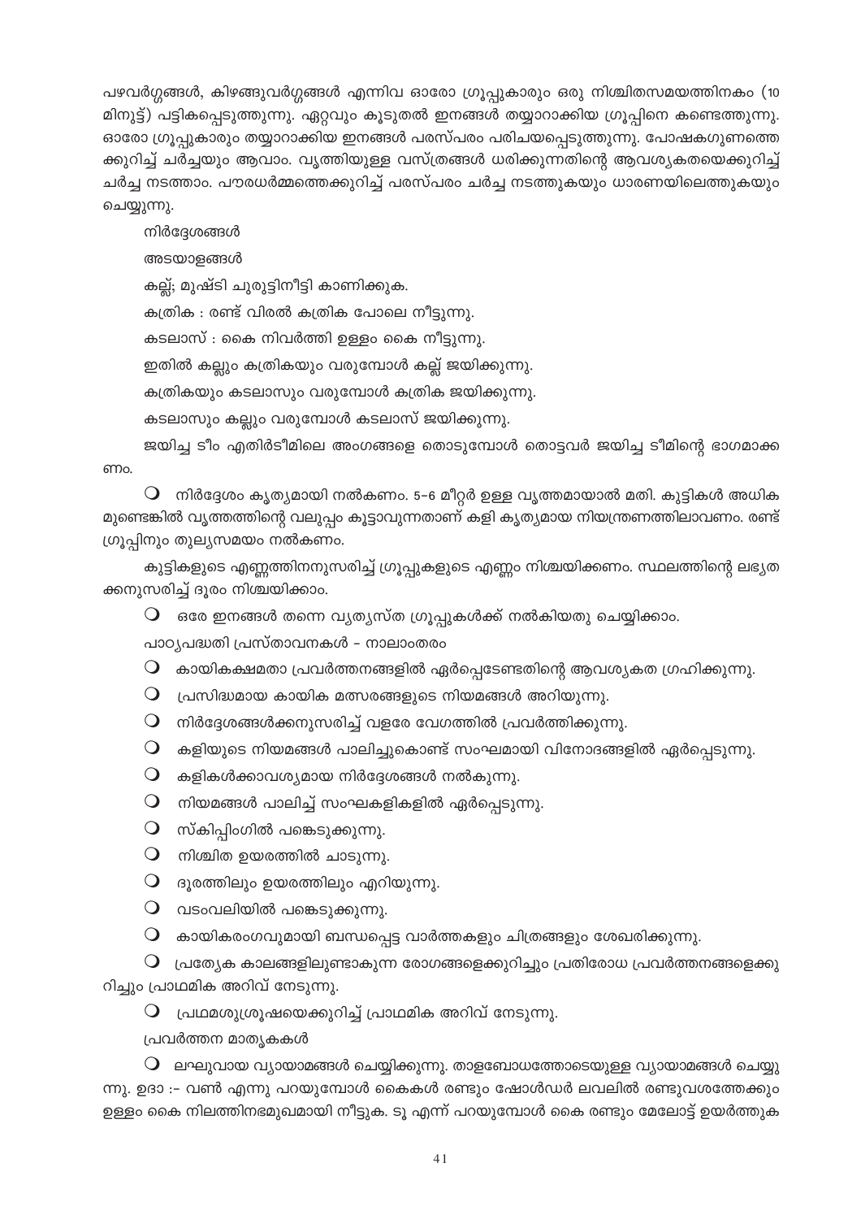പഴവർഗ്ഗങ്ങൾ, കിഴങ്ങുവർഗ്ഗങ്ങൾ എന്നിവ ഓരോ ഗ്രൂപ്പുകാരും ഒരു നിശ്ചിതസമയത്തിനകം (10 മിനുട്ട്) പട്ടികപ്പെടുത്തുന്നു. ഏറ്റവും കൂടുതൽ ഇനങ്ങൾ തയ്യാറാക്കിയ ഗ്രൂപ്പിനെ കണ്ടെത്തുന്നു. ഓരോ ഗ്രൂപ്പുകാരും തയ്യാറാക്കിയ ഇനങ്ങൾ പരസ്പരം പരിചയപ്പെടുത്തുന്നു. പോഷകഗുണത്തെക്കുറിച്ച് ചർച്ചയും ആവാം. വൃത്തിയുള്ള വസ്ത്രങ്ങൾ ധരിക്കുന്നതിന്റെ ആവശ്യകതയെക്കുറിച്ച് ചർച്ച നടത്താം. പൗരധർമ്മത്തെക്കുറിച്ച് പരസ്പരം ചർച്ച നടത്തുകയും ധാരണയിലെത്തുകയും ചെയ്യുന്നു.

നിർദ്ദേശങ്ങൾ

അടയാളങ്ങൾ

കല്ല്; മുഷ്ടി ചുരുട്ടിനീട്ടി കാണിക്കുക.

കത്രിക : രണ്ട് വിരൽ കത്രിക പോലെ നീട്ടുന്നു.

കടലാസ് : കൈ നിവർത്തി ഉള്ളം കൈ നീട്ടുന്നു.

ഇതിൽ കല്ലും കത്രികയും വരുമ്പോൾ കല്ല് ജയിക്കുന്നു.

കത്രികയും കടലാസും വരുമ്പോൾ കത്രിക ജയിക്കുന്നു.

കടലാസും കല്ലും വരുമ്പോൾ കടലാസ് ജയിക്കുന്നു.

ജയിച്ച ടീം എതിർടീമിലെ അംഗങ്ങളെ തൊടുമ്പോൾ തൊട്ടവർ ജയിച്ച ടീമിന്റെ ഭാഗമാക്കണം.

- നിർദ്ദേശം കൃത്യമായി നൽകണം. 5–6 മീറ്റർ ഉള്ള വൃത്തമായാൽ മതി. കുട്ടികൾ അധികമുണ്ടെങ്കിൽ വൃത്തത്തിന്റെ വലുപ്പം കൂട്ടാവുന്നതാണ് കളി കൃത്യമായ നിയന്ത്രണത്തിലാവണം. രണ്ട് ഗ്രൂപ്പിനും തുല്യസമയം നൽകണം.

കുട്ടികളുടെ എണ്ണത്തിനനുസരിച്ച് ഗ്രൂപ്പുകളുടെ എണ്ണം നിശ്ചയിക്കണം. സ്ഥലത്തിന്റെ ലഭ്യതക്കനുസരിച്ച് ദൂരം നിശ്ചയിക്കാം.

- ഒരേ ഇനങ്ങൾ തന്നെ വ്യത്യസ്ത ഗ്രൂപ്പുകൾക്ക് നൽകിയതു ചെയ്യിക്കാം.

പാഠ്യപദ്ധതി പ്രസ്താവനകൾ – നാലാംതരം

- കായികക്ഷമതാ പ്രവർത്തനങ്ങളിൽ ഏർപ്പെടേണ്ടതിന്റെ ആവശ്യകത ഗ്രഹിക്കുന്നു.
- പ്രസിദ്ധമായ കായിക മത്സരങ്ങളുടെ നിയമങ്ങൾ അറിയുന്നു.
- നിർദ്ദേശങ്ങൾക്കനുസരിച്ച് വളരേ വേഗത്തിൽ പ്രവർത്തിക്കുന്നു.
- കളിയുടെ നിയമങ്ങൾ പാലിച്ചുകൊണ്ട് സംഘമായി വിനോദങ്ങളിൽ ഏർപ്പെടുന്നു.
- കളികൾക്കാവശ്യമായ നിർദ്ദേശങ്ങൾ നൽകുന്നു.
- നിയമങ്ങൾ പാലിച്ച് സംഘകളികളിൽ ഏർപ്പെടുന്നു.
- സ്കിപ്പിംഗിൽ പങ്കെടുക്കുന്നു.
- നിശ്ചിത ഉയരത്തിൽ ചാടുന്നു.
- ദൂരത്തിലും ഉയരത്തിലും എറിയുന്നു.
- വടംവലിയിൽ പങ്കെടുക്കുന്നു.
- കായികരംഗവുമായി ബന്ധപ്പെട്ട വാർത്തകളും ചിത്രങ്ങളും ശേഖരിക്കുന്നു.
- പ്രത്യേക കാലങ്ങളിലുണ്ടാകുന്ന രോഗങ്ങളെക്കുറിച്ചും പ്രതിരോധ പ്രവർത്തനങ്ങളെക്കുറിച്ചും പ്രാഥമിക അറിവ് നേടുന്നു.
- പ്രഥമശുശ്രൂഷയെക്കുറിച്ച് പ്രാഥമിക അറിവ് നേടുന്നു.

പ്രവർത്തന മാതൃകകൾ

- ലഘുവായ വ്യായാമങ്ങൾ ചെയ്യിക്കുന്നു. താളബോധത്തോടെയുള്ള വ്യായാമങ്ങൾ ചെയ്യുന്നു. ഉദാ :- വൺ എന്നു പറയുമ്പോൾ കൈകൾ രണ്ടും ഷോൾഡർ ലവലിൽ രണ്ടുവശത്തേക്കും ഉള്ളം കൈ നിലത്തിനഭിമുഖമായി നീട്ടുക. ടൂ എന്ന് പറയുമ്പോൾ കൈ രണ്ടും മേലോട്ട് ഉയർത്തുക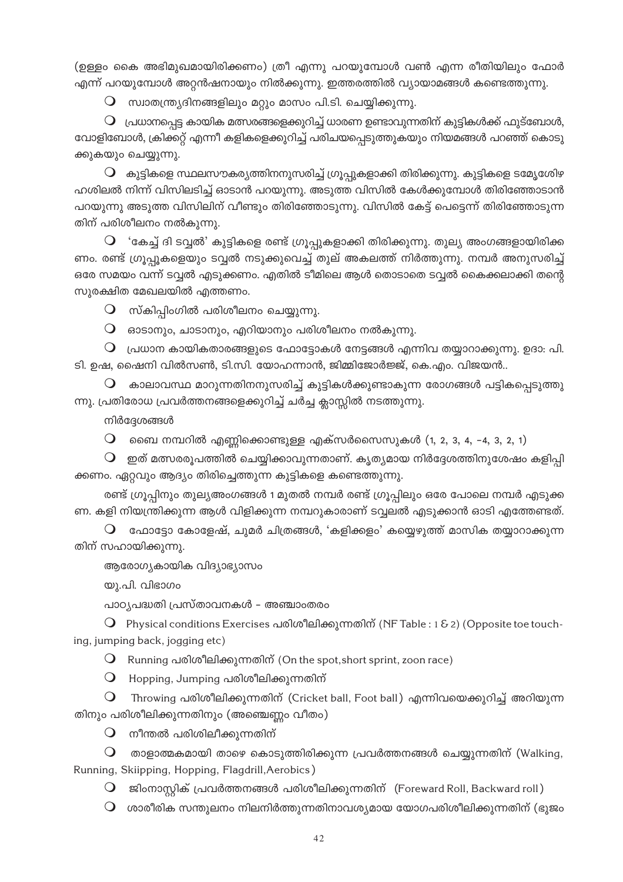(ഉള്ളം കൈ അഭിമുഖമായിരിക്കണം) ത്രീ എന്നു പറയുമ്പോൾ വൺ എന്ന രീതിയിലും ഫോർ എന്ന് പറയുമ്പോൾ അറ്റൻഷനായും നിൽക്കുന്നു. ഇത്തരത്തിൽ വ്യായാമങ്ങൾ കണ്ടെത്തുന്നു.

- സ്വാതന്ത്ര്യദിനങ്ങളിലും മറ്റും മാസം പി.ടി. ചെയ്യിക്കുന്നു.
- പ്രധാനപ്പെട്ട കായിക മത്സരങ്ങളെക്കുറിച്ച് ധാരണ ഉണ്ടാവുന്നതിന് കുട്ടികൾക്ക് ഫുട്ബോൾ, വോളിബോൾ, ക്രിക്കറ്റ് എന്നീ കളികളെക്കുറിച്ച് പരിചയപ്പെടുത്തുകയും നിയമങ്ങൾ പറഞ്ഞ് കൊടുക്കുകയും ചെയ്യുന്നു.
- കുട്ടികളെ സ്ഥലസൗകര്യത്തിനനുസരിച്ച് ഗ്രൂപ്പുകളാക്കി തിരിക്കുന്നു. കുട്ടികളെ ടമ്മേശിഴ ഹശിലൽ നിന്ന് വിസിലടിച്ച് ഓടാൻ പറയുന്നു. അടുത്ത വിസിൽ കേൾക്കുമ്പോൾ തിരിഞ്ഞോടാൻ പറയുന്നു അടുത്ത വിസിലിന് വീണ്ടും തിരിഞ്ഞോടുന്നു. വിസിൽ കേട്ട് പെട്ടെന്ന് തിരിഞ്ഞോടുന്നതിന് പരിശീലനം നൽകുന്നു.
- 'കേച്ച് ദി ടവ്വൽ' കുട്ടികളെ രണ്ട് ഗ്രൂപ്പുകളാക്കി തിരിക്കുന്നു. തുല്യ അംഗങ്ങളായിരിക്കണം. രണ്ട് ഗ്രൂപ്പുകളെയും ടവ്വൽ നടുക്കുവെച്ച് തുല് അകലത്ത് നിർത്തുന്നു. നമ്പർ അനുസരിച്ച് ഒരേ സമയം വന്ന് ടവ്വൽ എടുക്കണം. എതിൽ ടീമിലെ ആൾ തൊടാതെ ടവ്വൽ കൈക്കലാക്കി തന്റെ സുരക്ഷിത മേഖലയിൽ എത്തണം.
- സ്കിപ്പിംഗിൽ പരിശീലനം ചെയ്യുന്നു.
- ഓടാനും, ചാടാനും, എറിയാനും പരിശീലനം നൽകുന്നു.
- പ്രധാന കായികതാരങ്ങളുടെ ഫോട്ടോകൾ നേട്ടങ്ങൾ എന്നിവ തയ്യാറാക്കുന്നു. ഉദാ: പി. ടി. ഉഷ, ഷൈനി വിൽസൺ, ടി.സി. യോഹന്നാൻ, ജിമ്മിജോർജ്ജ്, കെ.എം. വിജയൻ..
- കാലാവസ്ഥ മാറുന്നതിനനുസരിച്ച് കുട്ടികൾക്കുണ്ടാകുന്ന രോഗങ്ങൾ പട്ടികപ്പെടുത്തുന്നു. പ്രതിരോധ പ്രവർത്തനങ്ങളെക്കുറിച്ച് ചർച്ച ക്ലാസ്സിൽ നടത്തുന്നു.

നിർദ്ദേശങ്ങൾ

- ബൈ നമ്പറിൽ എണ്ണിക്കൊണ്ടുള്ള എക്സർസൈസുകൾ (1, 2, 3, 4, -4, 3, 2, 1)
- ഇത് മത്സരരൂപത്തിൽ ചെയ്യിക്കാവുന്നതാണ്. കൃത്യമായ നിർദ്ദേശത്തിനുശേഷം കളിപ്പിക്കണം. ഏറ്റവും ആദ്യം തിരിച്ചെത്തുന്ന കുട്ടികളെ കണ്ടെത്തുന്നു.

രണ്ട് ഗ്രൂപ്പിനും തുല്യഅംഗങ്ങൾ 1 മുതൽ നമ്പർ രണ്ട് ഗ്രൂപ്പിലും ഒരേ പോലെ നമ്പർ എടുക്കണം. കളി നിയന്ത്രിക്കുന്ന ആൾ വിളിക്കുന്ന നമ്പറുകാരാണ് ടവ്വലൽ എടുക്കാൻ ഓടി എത്തേണ്ടത്.

- ഫോട്ടോ കോളേഷ്, ചുമർ ചിത്രങ്ങൾ, 'കളിക്കളം' കയ്യെഴുത്ത് മാസിക തയ്യാറാക്കുന്നതിന് സഹായിക്കുന്നു.

ആരോഗ്യകായിക വിദ്യാഭ്യാസം

യു.പി. വിഭാഗം

പാഠ്യപദ്ധതി പ്രസ്താവനകൾ - അഞ്ചാംതരം

- Physical conditions Exercises പരിശീലിക്കുന്നതിന് (NF Table : 1 & 2) (Opposite toe touching, jumping back, jogging etc)
- Running പരിശീലിക്കുന്നതിന് (On the spot,short sprint, zoon race)
- Hopping, Jumping പരിശീലിക്കുന്നതിന്
- Throwing പരിശീലിക്കുന്നതിന് (Cricket ball, Foot ball) എന്നിവയെക്കുറിച്ച് അറിയുന്നതിനും പരിശീലിക്കുന്നതിനും (അഞ്ചെണ്ണം വീതം)
- നീന്തൽ പരിശിലീക്കുന്നതിന്
- താളാത്മകമായി താഴെ കൊടുത്തിരിക്കുന്ന പ്രവർത്തനങ്ങൾ ചെയ്യുന്നതിന് (Walking, Running, Skiipping, Hopping, Flagdrill,Aerobics)
- ജിംനാസ്റ്റിക് പ്രവർത്തനങ്ങൾ പരിശീലിക്കുന്നതിന് (Foreward Roll, Backward roll)
- ശാരീരിക സന്തുലനം നിലനിർത്തുന്നതിനാവശ്യമായ യോഗപരിശീലിക്കുന്നതിന് (ഭുജം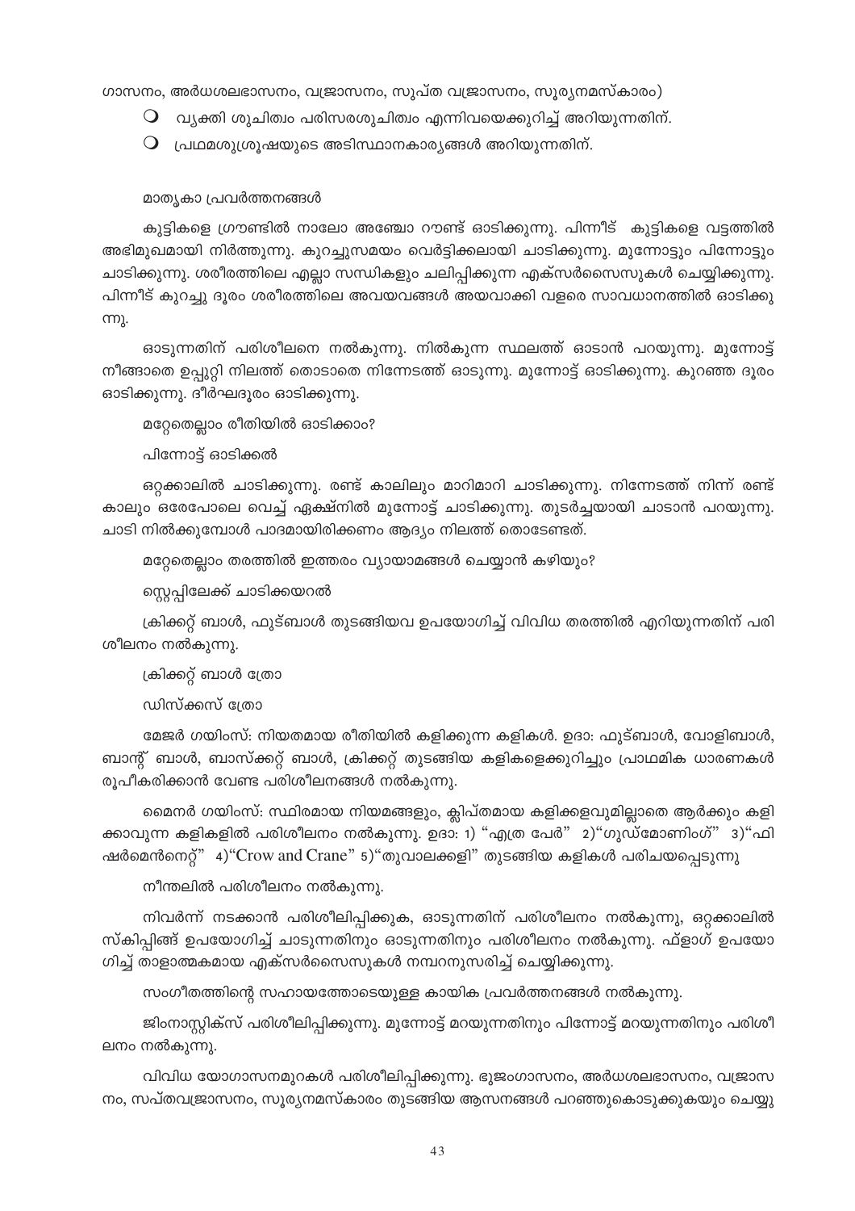ഗാസനം, അർധശലഭാസനം, വജ്രാസനം, സുപ്ത വജ്രാസനം, സൂര്യനമസ്കാരം)

- വ്യക്തി ശുചിത്വം പരിസരശുചിത്വം എന്നിവയെക്കുറിച്ച് അറിയുന്നതിന്.
- പ്രഥമശുശ്രൂഷയുടെ അടിസ്ഥാനകാര്യങ്ങൾ അറിയുന്നതിന്.

മാതൃകാ പ്രവർത്തനങ്ങൾ

കുട്ടികളെ ഗ്രൗണ്ടിൽ നാലോ അഞ്ചോ റൗണ്ട് ഓടിക്കുന്നു. പിന്നീട് കുട്ടികളെ വട്ടത്തിൽ അഭിമുഖമായി നിർത്തുന്നു. കുറച്ചുസമയം വെർട്ടിക്കലായി ചാടിക്കുന്നു. മുന്നോട്ടും പിന്നോട്ടും ചാടിക്കുന്നു. ശരീരത്തിലെ എല്ലാ സന്ധികളും ചലിപ്പിക്കുന്ന എക്സർസൈസുകൾ ചെയ്യിക്കുന്നു. പിന്നീട് കുറച്ചു ദൂരം ശരീരത്തിലെ അവയവങ്ങൾ അയവാക്കി വളരെ സാവധാനത്തിൽ ഓടിക്കുന്നു.

ഓടുന്നതിന് പരിശീലനം നൽകുന്നു. നിൽക്കുന്ന സ്ഥലത്ത് ഓടാൻ പറയുന്നു. മുന്നോട്ട് നീങ്ങാതെ ഉപ്പൂറ്റി നിലത്ത് തൊടാതെ നിന്നേടത്ത് ഓടുന്നു. മുന്നോട്ട് ഓടിക്കുന്നു. കുറഞ്ഞ ദൂരം ഓടിക്കുന്നു. ദീർഘദൂരം ഓടിക്കുന്നു.

മറ്റേതെല്ലാം രീതിയിൽ ഓടിക്കാം?

പിന്നോട്ട് ഓടിക്കൽ

ഒറ്റക്കാലിൽ ചാടിക്കുന്നു. രണ്ട് കാലിലും മാറിമാറി ചാടിക്കുന്നു. നിന്നേടത്ത് നിന്ന് രണ്ട് കാലും ഒരേപോലെ വെച്ച് ഏക്ഷനിൽ മുന്നോട്ട് ചാടിക്കുന്നു. തുടർച്ചയായി ചാടാൻ പറയുന്നു. ചാടി നിൽക്കുമ്പോൾ പാദമായിരിക്കണം ആദ്യം നിലത്ത് തൊടേണ്ടത്.

മറ്റേതെല്ലാം തരത്തിൽ ഇത്തരം വ്യായാമങ്ങൾ ചെയ്യാൻ കഴിയും?

സ്റ്റെപ്പിലേക്ക് ചാടിക്കയറൽ

ക്രിക്കറ്റ് ബാൾ, ഫുട്ബാൾ തുടങ്ങിയവ ഉപയോഗിച്ച് വിവിധ തരത്തിൽ എറിയുന്നതിന് പരിശീലനം നൽകുന്നു.

ക്രിക്കറ്റ് ബാൾ ത്രോ

ഡിസ്ക്കസ് ത്രോ

മേജർ ഗയിംസ്: നിയതമായ രീതിയിൽ കളിക്കുന്ന കളികൾ. ഉദാ: ഫുട്ബാൾ, വോളിബാൾ, ബാന്റ് ബാൾ, ബാസ്ക്കറ്റ് ബാൾ, ക്രിക്കറ്റ് തുടങ്ങിയ കളികളെക്കുറിച്ചും പ്രാഥമിക ധാരണകൾ രൂപീകരിക്കാൻ വേണ്ട പരിശീലനങ്ങൾ നൽകുന്നു.

മൈനർ ഗയിംസ്: സ്ഥിരമായ നിയമങ്ങളും, ക്ലിപ്തമായ കളിക്കളവുമില്ലാതെ ആർക്കും കളിക്കാവുന്ന കളികളിൽ പരിശീലനം നൽകുന്നു. ഉദാ: 1) "എത്ര പേർ" 2)"ഗുഡ്മോണിംഗ്" 3)"ഫിഷർമെൻനെറ്റ്" 4)"Crow and Crane" 5)"തുവാലക്കളി" തുടങ്ങിയ കളികൾ പരിചയപ്പെടുന്നു

നീന്തലിൽ പരിശീലനം നൽകുന്നു.

നിവർന്ന് നടക്കാൻ പരിശീലിപ്പിക്കുക, ഓടുന്നതിന് പരിശീലനം നൽകുന്നു, ഒറ്റക്കാലിൽ സ്കിപ്പിങ്ങ് ഉപയോഗിച്ച് ചാടുന്നതിനും ഓടുന്നതിനും പരിശീലനം നൽകുന്നു. ഫ്ളാഗ് ഉപയോഗിച്ച് താളാത്മകമായ എക്സർസൈസുകൾ നമ്പറനുസരിച്ച് ചെയ്യിക്കുന്നു.

സംഗീതത്തിന്റെ സഹായത്തോടെയുള്ള കായിക പ്രവർത്തനങ്ങൾ നൽകുന്നു.

ജിംനാസ്റ്റിക്സ് പരിശീലിപ്പിക്കുന്നു. മുന്നോട്ട് മറയുന്നതിനും പിന്നോട്ട് മറയുന്നതിനും പരിശീലനം നൽകുന്നു.

വിവിധ യോഗാസനമുറകൾ പരിശീലിപ്പിക്കുന്നു. ഭുജംഗാസനം, അർധശലഭാസനം, വജ്രാസനം, സപ്തവജ്രാസനം, സൂര്യനമസ്കാരം തുടങ്ങിയ ആസനങ്ങൾ പറഞ്ഞുകൊടുക്കുകയും ചെയ്യു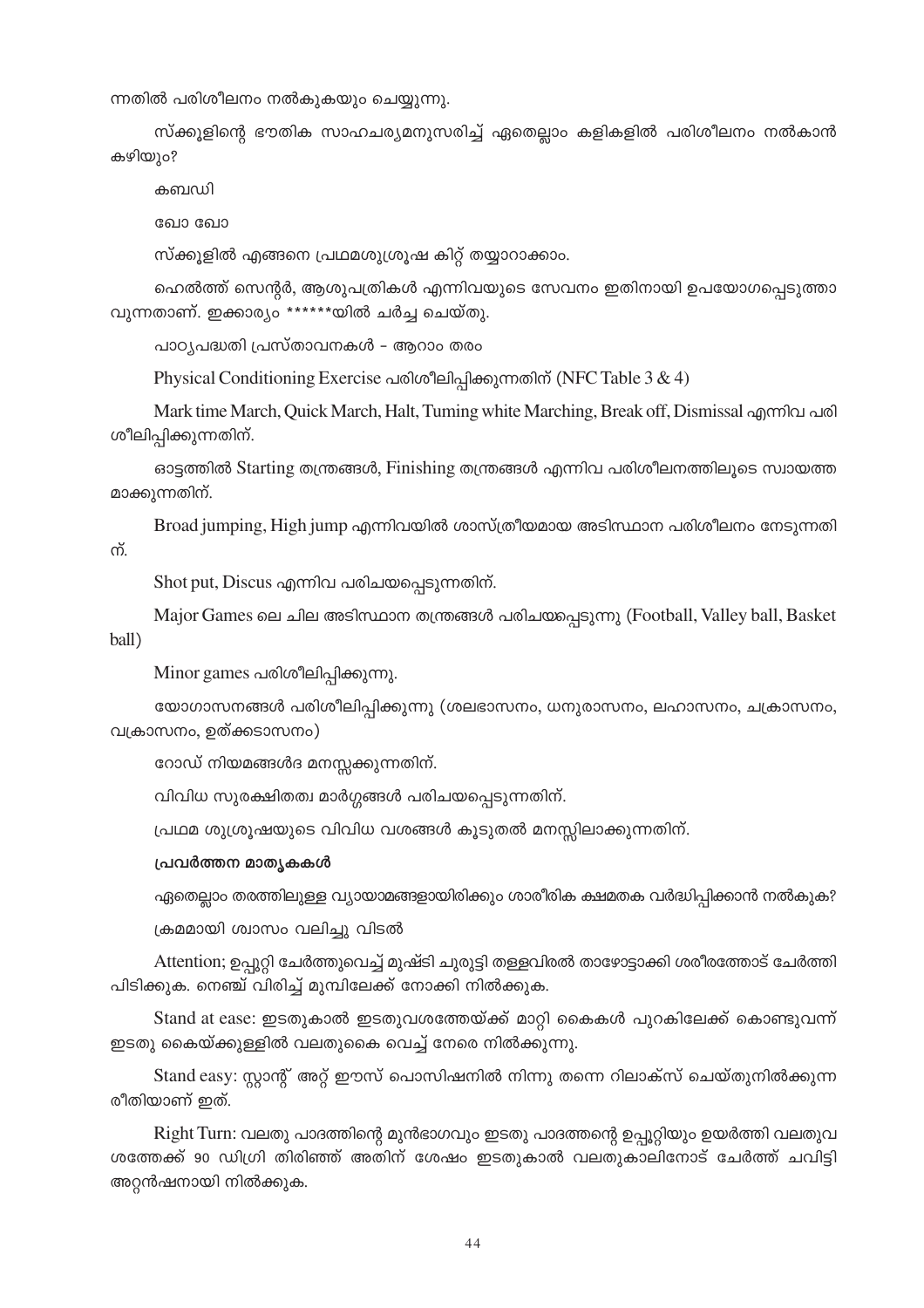ന്നതിൽ പരിശീലനം നൽകുകയും ചെയ്യുന്നു.

സ്കൂളിന്റെ ഭൗതിക സാഹചര്യമനുസരിച്ച് ഏതെല്ലാം കളികളിൽ പരിശീലനം നൽകാൻ കഴിയും?

കബഡി

ഖോ ഖോ

സ്കൂളിൽ എങ്ങനെ പ്രഥമശുശ്രൂഷ കിറ്റ് തയ്യാറാക്കാം.

ഹെൽത്ത് സെന്റർ, ആശുപത്രികൾ എന്നിവയുടെ സേവനം ഇതിനായി ഉപയോഗപ്പെടുത്താവുന്നതാണ്. ഇക്കാര്യം ******യിൽ ചർച്ച ചെയ്തു.

പാഠ്യപദ്ധതി പ്രസ്താവനകൾ - ആറാം തരം

Physical Conditioning Exercise പരിശീലിപ്പിക്കുന്നതിന് (NFC Table 3 & 4)

Mark time March, Quick March, Halt, Tuming white Marching, Break off, Dismissal എന്നിവ പരിശീലിപ്പിക്കുന്നതിന്.

ഓട്ടത്തിൽ Starting തന്ത്രങ്ങൾ, Finishing തന്ത്രങ്ങൾ എന്നിവ പരിശീലനത്തിലൂടെ സ്വായത്തമാക്കുന്നതിന്.

Broad jumping, High jump എന്നിവയിൽ ശാസ്ത്രീയമായ അടിസ്ഥാന പരിശീലനം നേടുന്നതിന്.

Shot put, Discus എന്നിവ പരിചയപ്പെടുന്നതിന്.

Major Games ലെ ചില അടിസ്ഥാന തന്ത്രങ്ങൾ പരിചയപ്പെടുന്നു (Football, Valley ball, Basket ball)

Minor games പരിശീലിപ്പിക്കുന്നു.

യോഗാസനങ്ങൾ പരിശീലിപ്പിക്കുന്നു (ശലഭാസനം, ധനുരാസനം, ലഹാസനം, ചക്രാസനം, വക്രാസനം, ഉത്ക്കടാസനം)

റോഡ് നിയമങ്ങൾ്ദ മനസ്സക്കുന്നതിന്.

വിവിധ സുരക്ഷിതത്വ മാർഗ്ഗങ്ങൾ പരിചയപ്പെടുന്നതിന്.

പ്രഥമ ശുശ്രൂഷയുടെ വിവിധ വശങ്ങൾ കൂടുതൽ മനസ്സിലാക്കുന്നതിന്.

**പ്രവർത്തന മാതൃകകൾ**

ഏതെല്ലാം തരത്തിലുള്ള വ്യായാമങ്ങളായിരിക്കും ശാരീരിക ക്ഷമതക വർദ്ധിപ്പിക്കാൻ നൽകുക?

ക്രമമായി ശ്വാസം വലിച്ചു വിടൽ

Attention; ഉപ്പൂറ്റി ചേർത്തുവെച്ച് മുഷ്ടി ചുരുട്ടി തള്ളവിരൽ താഴോട്ടാക്കി ശരീരത്തോട് ചേർത്തി പിടിക്കുക. നെഞ്ച് വിരിച്ച് മുമ്പിലേക്ക് നോക്കി നിൽക്കുക.

Stand at ease: ഇടതുകാൽ ഇടതുവശത്തേയ്ക്ക് മാറ്റി കൈകൾ പുറകിലേക്ക് കൊണ്ടുവന്ന് ഇടതു കൈയ്ക്കുള്ളിൽ വലതുകൈ വെച്ച് നേരെ നിൽക്കുന്നു.

Stand easy: സ്റ്റാന്റ് അറ്റ് ഈസ് പൊസിഷനിൽ നിന്നു തന്നെ റിലാക്സ് ചെയ്തുനിൽക്കുന്ന രീതിയാണ് ഇത്.

Right Turn: വലതു പാദത്തിന്റെ മുൻഭാഗവും ഇടതു പാദത്തന്റെ ഉപ്പൂറ്റിയും ഉയർത്തി വലതുവശത്തേക്ക് 90 ഡിഗ്രി തിരിഞ്ഞ് അതിന് ശേഷം ഇടതുകാൽ വലതുകാലിനോട് ചേർത്ത് ചവിട്ടി അറ്റൻഷനായി നിൽക്കുക.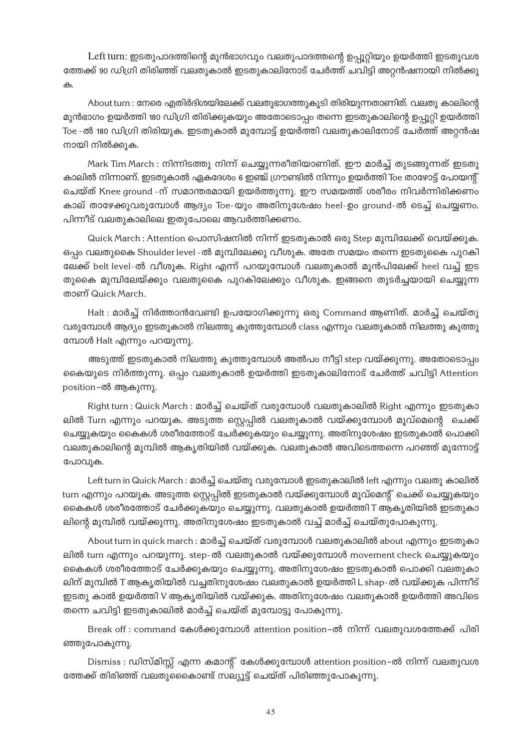Left turn: ഇടതുപാദത്തിന്റെ മുൻഭാഗവും വലതുപാദത്തന്റെ ഉപ്പൂറ്റിയും ഉയർത്തി ഇടതുവശത്തേക്ക് 90 ഡിഗ്രി തിരിഞ്ഞ് വലതുകാൽ ഇടതുകാലിനോട് ചേർത്ത് ചവിട്ടി അറ്റൻഷനായി നിൽക്കുക.

About turn : നേരെ എതിർദിശയിലേക്ക് വലതുഭാഗത്തുകൂടി തിരിയുന്നതാണിത്. വലതു കാലിന്റെ മുൻഭാഗം ഉയർത്തി 180 ഡിഗ്രി തിരിക്കുകയും അതോടൊപ്പം തന്നെ ഇടതുകാലിന്റെ ഉപ്പൂറ്റി ഉയർത്തി Toe - ൽ 180 ഡിഗ്രി തിരിയുക. ഇടതുകാൽ മുമ്പോട്ട് ഉയർത്തി വലതുകാലിനോട് ചേർത്ത് അറ്റൻഷനായി നിൽക്കുക.

Mark Tim March : നിന്നിടത്തു നിന്ന് ചെയ്യുന്നരീതിയാണിത്. ഈ മാർച്ച് തുടങ്ങുന്നത് ഇടതുകാലിൽ നിന്നാണ്. ഇടതുകാൽ ഏകദേശം 6 ഇഞ്ച് ഗ്രൗണ്ടിൽ നിന്നും ഉയർത്തി Toe താഴോട്ട് പോയന്റ് ചെയ്ത് Knee ground - ന് സമാന്തരമായി ഉയർത്തുന്നു. ഈ സമയത്ത് ശരീരം നിവർന്നിരിക്കണം കാല് താഴേക്കുവരുമ്പോൾ ആദ്യം Toe-യും അതിനുശേഷം heel-ഉം ground-ൽ ടെച്ച് ചെയ്യണം. പിന്നീട് വലതുകാലിലെ ഇതുപോലെ ആവർത്തിക്കണം.

Quick March : Attention പൊസിഷനിൽ നിന്ന് ഇടതുകാൽ ഒരു Step മുമ്പിലേക്ക് വെയ്ക്കുക. ഒപ്പം വലതുകൈ Shoulder level - ൽ മുമ്പിലേക്കു വീശുക. അതേ സമയം തന്നെ ഇടതുകൈ പുറകിലേക്ക് belt level-ൽ വീശുക. Right എന്ന് പറയുമ്പോൾ വലതുകാൽ മുൻപിലേക്ക് heel വച്ച് ഇടതുകൈ മുമ്പിലേയ്ക്കും വലതുകൈ പുറകിലേക്കും വീശുക. ഇങ്ങനെ തുടർച്ചയായി ചെയ്യുന്നതാണ് Quick March.

Halt : മാർച്ച് നിർത്താൻവേണ്ടി ഉപയോഗിക്കുന്നു ഒരു Command ആണിത്. മാർച്ച് ചെയ്തു വരുമ്പോൾ ആദ്യം ഇടതുകാൽ നിലത്തു കുത്തുമ്പോൾ class എന്നും വലതുകാൽ നിലത്തു കുത്തുമ്പോൾ Halt എന്നും പറയുന്നു.

അടുത്ത് ഇടതുകാൽ നിലത്തു കുത്തുമ്പോൾ അൽപം നീട്ടി step വയ്ക്കുന്നു. അതോടൊപ്പം കൈയുടെ നിർത്തുന്നു. ഒപ്പം വലതുകാൽ ഉയർത്തി ഇടതുകാലിനോട് ചേർത്ത് ചവിട്ടി Attention position-ൽ ആകുന്നു.

Right turn : Quick March : മാർച്ച് ചെയ്ത് വരുമ്പോൾ വലതുകാലിൽ Right എന്നും ഇടതുകാലിൽ Turn എന്നും പറയുക. അടുത്ത സ്റ്റെപ്പിൽ വലതുകാൽ വയ്ക്കുമ്പോൾ മൂവ്മെന്റെ ചെക്ക് ചെയ്യുകയും കൈകൾ ശരീരത്തോട് ചേർക്കുകയും ചെയ്യുന്നു. അതിനുശേഷം ഇടതുകാൽ പൊക്കി വലതുകാലിന്റെ മുമ്പിൽ ആകൃതിയിൽ വയ്ക്കുക. വലതുകാൽ അവിടെത്തന്നെ പറഞ്ഞ് മുന്നോട്ട് പോവുക.

Left turn in Quick March : മാർച്ച് ചെയ്തു വരുമ്പോൾ ഇടതുകാലിൽ left എന്നും വലതു കാലിൽ turn എന്നും പറയുക. അടുത്ത സ്റ്റെപ്പിൽ ഇടതുകാൽ വയ്ക്കുമ്പോൾ മൂവ്മെന്റ് ചെക്ക് ചെയ്യുകയും കൈകൾ ശരീരത്തോട് ചേർക്കുകയും ചെയ്യുന്നു. വലതുകാൽ ഉയർത്തി T ആകൃതിയിൽ ഇടതുകാലിന്റെ മുമ്പിൽ വയ്ക്കുന്നു. അതിനുശേഷം ഇടതുകാൽ വച്ച് മാർച്ച് ചെയ്തുപോകുന്നു.

About turn in quick march : മാർച്ച് ചെയ്ത് വരുമ്പോൾ വലതുകാലിൽ about എന്നും ഇടതുകാലിൽ turn എന്നും പറയുന്നു. step-ൽ വലതുകാൽ വയ്ക്കുമ്പോൾ movement check ചെയ്യുകയും കൈകൾ ശരീരത്തോട് ചേർക്കുകയും ചെയ്യുന്നു. അതിനുശേഷം ഇടതുകാൽ പൊക്കി വലതുകാലിന് മുമ്പിൽ T ആകൃതിയിൽ വച്ചതിനുശേഷം വലതുകാൽ ഉയർത്തി L shap-ൽ വയ്ക്കുക പിന്നീട് ഇടതു കാൽ ഉയർത്തി V ആകൃതിയിൽ വയ്ക്കുക. അതിനുശേഷം വലതുകാൽ ഉയർത്തി അവിടെ തന്നെ ചവിട്ടി ഇടതുകാലിൽ മാർച്ച് ചെയ്ത് മുമ്പോട്ടു പോകുന്നു.

Break off : command കേൾക്കുമ്പോൾ attention position-ൽ നിന്ന് വലതുവശത്തേക്ക് പിരിഞ്ഞുപോകുന്നു.

Dismiss : ഡിസ്മിസ്സ് എന്ന കമാന്റ് കേൾക്കുമ്പോൾ attention position-ൽ നിന്ന് വലതുവശത്തേക്ക് തിരിഞ്ഞ് വലതുകൈകൊണ്ട് സല്യൂട്ട് ചെയ്ത് പിരിഞ്ഞുപോകുന്നു.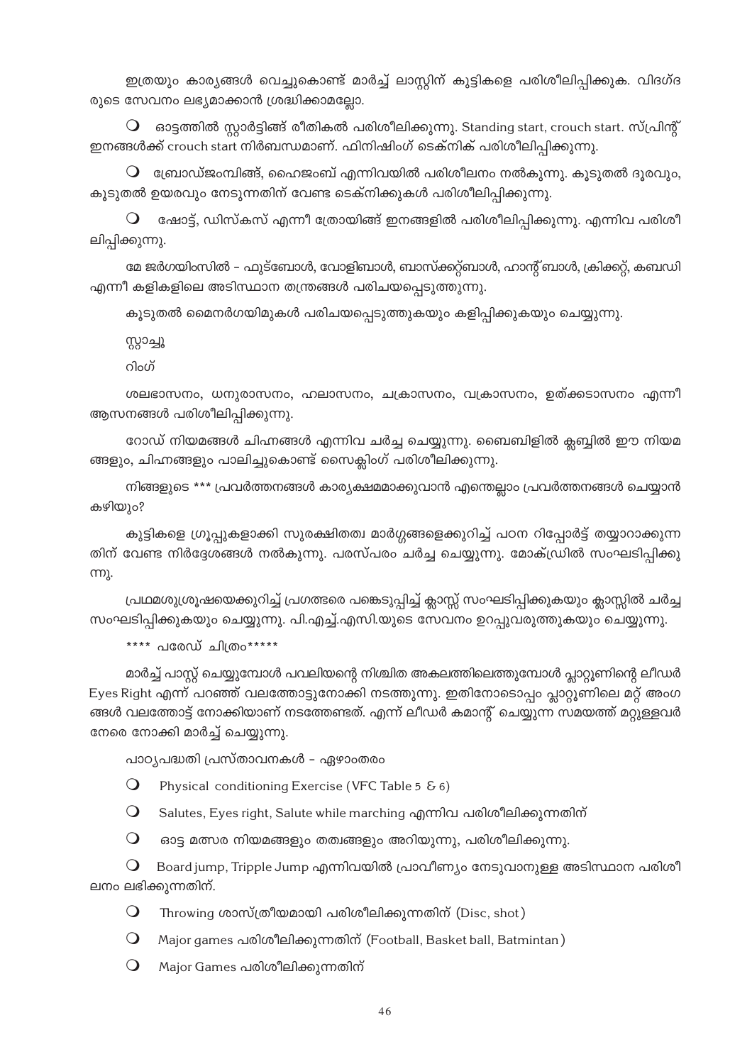ഇത്രയും കാര്യങ്ങൾ വെച്ചുകൊണ്ട് മാർച്ച് ലാസ്റ്റിന് കുട്ടികളെ പരിശീലിപ്പിക്കുക. വിദഗ്ദ രുടെ സേവനം ലഭ്യമാക്കാൻ ശ്രദ്ധിക്കാമല്ലോ.

- ഓട്ടത്തിൽ സ്റ്റാർട്ടിങ്ങ് രീതികൽ പരിശീലിക്കുന്നു. Standing start, crouch start. സ്പ്രിന്റ് ഇനങ്ങൾക്ക് crouch start നിർബന്ധമാണ്. ഫിനിഷിംഗ് ടെക്നിക് പരിശീലിപ്പിക്കുന്നു.
- ബ്രോഡ്ജംമ്പിങ്ങ്, ഹൈജംബ് എന്നിവയിൽ പരിശീലനം നൽകുന്നു. കൂടുതൽ ദൂരവും, കൂടുതൽ ഉയരവും നേടുന്നതിന് വേണ്ട ടെക്നിക്കുകൾ പരിശീലിപ്പിക്കുന്നു.
- ഷോട്ട്, ഡിസ്കസ് എന്നീ ത്രോയിങ്ങ് ഇനങ്ങളിൽ പരിശീലിപ്പിക്കുന്നു. എന്നിവ പരിശീലിപ്പിക്കുന്നു.

മേ ജർഗയിംസിൽ - ഫുട്ബോൾ, വോളിബാൾ, ബാസ്ക്കറ്റ്ബാൾ, ഹാന്റ്ബാൾ, ക്രിക്കറ്റ്, കബഡി എന്നീ കളികളിലെ അടിസ്ഥാന തന്ത്രങ്ങൾ പരിചയപ്പെടുത്തുന്നു.

കൂടുതൽ മൈനർഗയിമുകൾ പരിചയപ്പെടുത്തുകയും കളിപ്പിക്കുകയും ചെയ്യുന്നു.

സ്റ്റാച്ചൂ

റിംഗ്

ശലഭാസനം, ധനുരാസനം, ഹലാസനം, ചക്രാസനം, വക്രാസനം, ഉത്ക്കടാസനം എന്നീ ആസനങ്ങൾ പരിശീലിപ്പിക്കുന്നു.

റോഡ് നിയമങ്ങൾ ചിഹ്നങ്ങൾ എന്നിവ ചർച്ച ചെയ്യുന്നു. ബൈബിളിൽ ക്ലബ്ബിൽ ഈ നിയമങ്ങളും, ചിഹ്നങ്ങളും പാലിച്ചുകൊണ്ട് സൈക്ലിംഗ് പരിശീലിക്കുന്നു.

നിങ്ങളുടെ *** പ്രവർത്തനങ്ങൾ കാര്യക്ഷമമാക്കുവാൻ എന്തെല്ലാം പ്രവർത്തനങ്ങൾ ചെയ്യാൻ കഴിയും?

കുട്ടികളെ ഗ്രൂപ്പുകളാക്കി സുരക്ഷിതത്വ മാർഗ്ഗങ്ങളെക്കുറിച്ച് പഠന റിപ്പോർട്ട് തയ്യാറാക്കുന്നതിന് വേണ്ട നിർദ്ദേശങ്ങൾ നൽകുന്നു. പരസ്പരം ചർച്ച ചെയ്യുന്നു. മോക്ഡ്രിൽ സംഘടിപ്പിക്കുന്നു.

പ്രഥമശുശ്രൂഷയെക്കുറിച്ച് പ്രഗത്ഭരെ പങ്കെടുപ്പിച്ച് ക്ലാസ്സ് സംഘടിപ്പിക്കുകയും ക്ലാസ്സിൽ ചർച്ച സംഘടിപ്പിക്കുകയും ചെയ്യുന്നു. പി.എച്ച്.എസി.യുടെ സേവനം ഉറപ്പുവരുത്തുകയും ചെയ്യുന്നു.

**** പരേഡ് ചിത്രം*****

മാർച്ച് പാസ്റ്റ് ചെയ്യുമ്പോൾ പവലിയന്റെ നിശ്ചിത അകലത്തിലെത്തുമ്പോൾ പ്ലാറ്റൂണിന്റെ ലീഡർ Eyes Right എന്ന് പറഞ്ഞ് വലത്തോട്ടുനോക്കി നടത്തുന്നു. ഇതിനോടൊപ്പം പ്ലാറ്റൂണിലെ മറ്റ് അംഗങ്ങൾ വലത്തോട്ട് നോക്കിയാണ് നടത്തേണ്ടത്. എന്ന് ലീഡർ കമാന്റ് ചെയ്യുന്ന സമയത്ത് മറ്റുള്ളവർ നേരെ നോക്കി മാർച്ച് ചെയ്യുന്നു.

പാഠ്യപദ്ധതി പ്രസ്താവനകൾ - ഏഴാംതരം

- Physical conditioning Exercise (VFC Table 5 & 6)
- Salutes, Eyes right, Salute while marching എന്നിവ പരിശീലിക്കുന്നതിന്
- ഓട്ട മത്സര നിയമങ്ങളും തത്വങ്ങളും അറിയുന്നു, പരിശീലിക്കുന്നു.
- Board jump, Tripple Jump എന്നിവയിൽ പ്രാവീണ്യം നേടുവാനുള്ള അടിസ്ഥാന പരിശീലനം ലഭിക്കുന്നതിന്.
- Throwing ശാസ്ത്രീയമായി പരിശീലിക്കുന്നതിന് (Disc, shot)
- Major games പരിശീലിക്കുന്നതിന് (Football, Basket ball, Batmintan)
- Major Games പരിശീലിക്കുന്നതിന്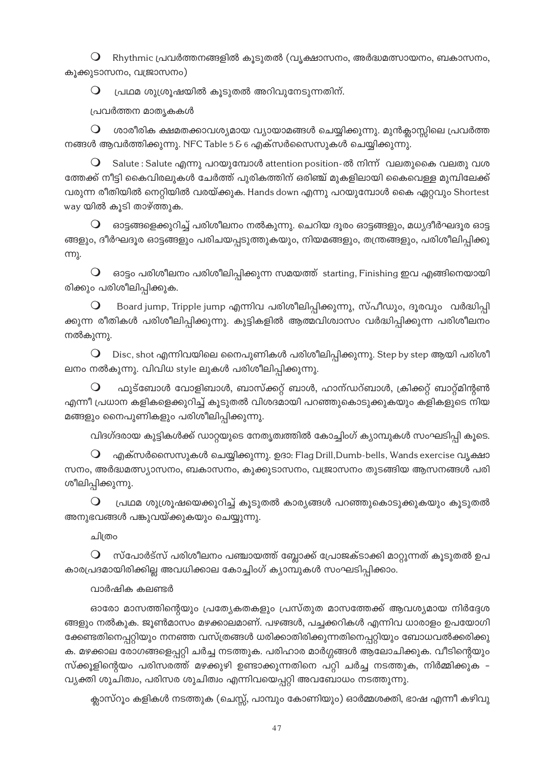- Rhythmic പ്രവർത്തനങ്ങളിൽ കൂടുതൽ (വൃക്ഷാസനം, അർദ്ധമത്സായനം, ബകാസനം, കൂക്കുടാസനം, വജ്രാസനം)
- പ്രഥമ ശുശ്രൂഷയിൽ കൂടുതൽ അറിവുനേടുന്നതിന്.

പ്രവർത്തന മാതൃകകൾ

- ശാരീരിക ക്ഷമതക്കാവശ്യമായ വ്യായാമങ്ങൾ ചെയ്യിക്കുന്നു. മുൻക്ലാസ്സിലെ പ്രവർത്തനങ്ങൾ ആവർത്തിക്കുന്നു. NFC Table 5 & 6 എക്സർസൈസുകൾ ചെയ്യിക്കുന്നു.
- Salute : Salute എന്നു പറയുമ്പോൾ attention position- ൽ നിന്ന് വലതുകൈ വലതു വശത്തേക്ക് നീട്ടി കൈവിരലുകൾ ചേർത്ത് പുരികത്തിന് ഒരിഞ്ച് മുകളിലായി കൈവെള്ള മുമ്പിലേക്ക് വരുന്ന രീതിയിൽ നെറ്റിയിൽ വരയ്ക്കുക. Hands down എന്നു പറയുമ്പോൾ കൈ ഏറ്റവും Shortest way യിൽ കൂടി താഴ്ത്തുക.
- ഓട്ടങ്ങളെക്കുറിച്ച് പരിശീലനം നൽകുന്നു. ചെറിയ ദൂരം ഓട്ടങ്ങളും, മധ്യദീർഘദൂര ഓട്ടങ്ങളും, ദീർഘദൂര ഓട്ടങ്ങളും പരിചയപ്പടുത്തുകയും, നിയമങ്ങളും, തന്ത്രങ്ങളും, പരിശീലിപ്പിക്കുന്നു.
- ഓട്ടം പരിശീലനം പരിശീലിപ്പിക്കുന്ന സമയത്ത് starting, Finishing ഇവ എങ്ങിനെയായിരിക്കും പരിശീലിപ്പിക്കുക.
- Board jump, Tripple jump എന്നിവ പരിശീലിപ്പിക്കുന്നു, സ്പീഡും, ദൂരവും വർദ്ധിപ്പിക്കുന്ന രീതികൾ പരിശീലിപ്പിക്കുന്നു. കുട്ടികളിൽ ആത്മവിശ്വാസം വർദ്ധിപ്പിക്കുന്ന പരിശീലനം നൽകുന്നു.
- Disc, shot എന്നിവയിലെ നൈപുണികൾ പരിശീലിപ്പിക്കുന്നു. Step by step ആയി പരിശീലനം നൽകുന്നു. വിവിധ style ലുകൾ പരിശീലിപ്പിക്കുന്നു.
- ഫുട്ബോൾ വോളിബാൾ, ബാസ്ക്കറ്റ് ബാൾ, ഹാന്ഡ്ബാൾ, ക്രിക്കറ്റ് ബാറ്റ്മിന്റൺ എന്നീ പ്രധാന കളികളെക്കുറിച്ച് കൂടുതൽ വിശദമായി പറഞ്ഞുകൊടുക്കുകയും കളികളുടെ നിയമങ്ങളും നൈപുണികളും പരിശീലിപ്പിക്കുന്നു.

വിദഗ്ദരായ കുട്ടികൾക്ക് ഡാറ്റയുടെ നേതൃത്വത്തിൽ കോച്ചിംഗ് ക്യാമ്പുകൾ സംഘടിപ്പി കൂടെ.

- എക്സർസൈസുകൾ ചെയ്യിക്കുന്നു. ഉദാ: Flag Drill,Dumb-bells, Wands exercise വൃക്ഷാസനം, അർദ്ധമത്സ്യാസനം, ബകാസനം, കുക്കുടാസനം, വജ്രാസനം തുടങ്ങിയ ആസനങ്ങൾ പരിശീലിപ്പിക്കുന്നു.
- പ്രഥമ ശുശ്രൂഷയെക്കുറിച്ച് കൂടുതൽ കാര്യങ്ങൾ പറഞ്ഞുകൊടുക്കുകയും കൂടുതൽ അനുഭവങ്ങൾ പങ്കുവയ്ക്കുകയും ചെയ്യുന്നു.

ചിത്രം

- സ്പോർട്സ് പരിശീലനം പഞ്ചായത്ത് ബ്ലോക്ക് പ്രോജക്ടാക്കി മാറ്റുന്നത് കൂടുതൽ ഉപകാരപ്രദമായിരിക്കില്ല അവധിക്കാല കോച്ചിംഗ് ക്യാമ്പുകൾ സംഘടിപ്പിക്കാം.

വാർഷിക കലണ്ടർ

ഓരോ മാസത്തിന്റെയും പ്രത്യേകതകളും പ്രസ്തുത മാസത്തേക്ക് ആവശ്യമായ നിർദ്ദേശങ്ങളും നൽകുക. ജൂൺമാസം മഴക്കാലമാണ്. പഴങ്ങൾ, പച്ചക്കറികൾ എന്നിവ ധാരാളം ഉപയോഗിക്കേണ്ടതിനെപ്പറ്റിയും നനഞ്ഞ വസ്ത്രങ്ങൾ ധരിക്കാതിരിക്കുന്നതിനെപ്പറ്റിയും ബോധവൽക്കരിക്കുക. മഴക്കാല രോഗങ്ങളെപ്പറ്റി ചർച്ച നടത്തുക. പരിഹാര മാർഗ്ഗങ്ങൾ ആലോചിക്കുക. വീടിന്റെയും സ്ക്കൂളിന്റെയം പരിസരത്ത് മഴക്കുഴി ഉണ്ടാക്കുന്നതിനെ പറ്റി ചർച്ച നടത്തുക, നിർമ്മിക്കുക - വ്യക്തി ശുചിത്വം, പരിസര ശുചിത്വം എന്നിവയെപ്പറ്റി അവബോധം നടത്തുന്നു.

ക്ലാസ്റൂം കളികൾ നടത്തുക (ചെസ്സ്, പാമ്പും കോണിയും) ഓർമ്മശക്തി, ഭാഷ എന്നീ കഴിവു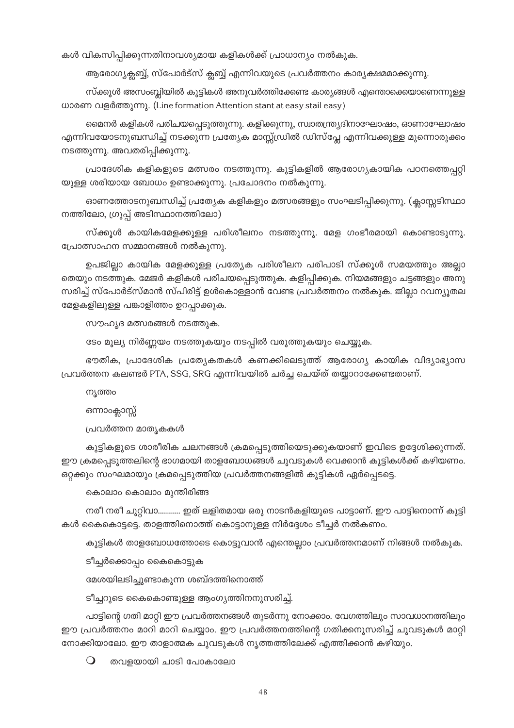കൾ വികസിപ്പിക്കുന്നതിനാവശ്യമായ കളികൾക്ക് പ്രാധാന്യം നൽകുക.

ആരോഗ്യക്ലബ്ബ്, സ്പോർട്സ് ക്ലബ്ബ് എന്നിവയുടെ പ്രവർത്തനം കാര്യക്ഷമമാക്കുന്നു.

സ്ക്കൂൾ അസംബ്ലിയിൽ കുട്ടികൾ അനുവർത്തിക്കേണ്ട കാര്യങ്ങൾ എന്തൊക്കെയാണെന്നുള്ള ധാരണ വളർത്തുന്നു. (Line formation Attention stant at easy stail easy)

മൈനർ കളികൾ പരിചയപ്പെടുത്തുന്നു. കളിക്കുന്നു, സ്വാതന്ത്ര്യദിനാഘോഷം, ഓണാഘോഷം എന്നിവയോടനുബന്ധിച്ച് നടക്കുന്ന പ്രത്യേക മാസ്സ്ഡ്രിൽ ഡിസ്പ്ലേ എന്നിവക്കുള്ള മുന്നൊരുക്കം നടത്തുന്നു. അവതരിപ്പിക്കുന്നു.

പ്രാദേശിക കളികളുടെ മത്സരം നടത്തുന്നു. കുട്ടികളിൽ ആരോഗ്യകായിക പഠനത്തെപ്പറ്റിയുള്ള ശരിയായ ബോധം ഉണ്ടാക്കുന്നു. പ്രചോദനം നൽകുന്നു.

ഓണത്തോടനുബന്ധിച്ച് പ്രത്യേക കളികളും മത്സരങ്ങളും സംഘടിപ്പിക്കുന്നു. (ക്ലാസ്സടിസ്ഥാനത്തിലോ, ഗ്രൂപ്പ് അടിസ്ഥാനത്തിലോ)

സ്ക്കൂൾ കായികമേളക്കുള്ള പരിശീലനം നടത്തുന്നു. മേള ഗംഭീരമായി കൊണ്ടാടുന്നു. പ്രോത്സാഹന സമ്മാനങ്ങൾ നൽകുന്നു.

ഉപജില്ലാ കായിക മേളക്കുള്ള പ്രത്യേക പരിശീലന പരിപാടി സ്ക്കൂൾ സമയത്തും അല്ലാതെയും നടത്തുക. മേജർ കളികൾ പരിചയപ്പെടുത്തുക. കളിപ്പിക്കുക. നിയമങ്ങളും ചട്ടങ്ങളും അനുസരിച്ച് സ്പോർട്സ്മാൻ സ്പിരിട്ട് ഉൾകൊള്ളാൻ വേണ്ട പ്രവർത്തനം നൽകുക. ജില്ലാ റവന്യൂതല മേളകളിലുള്ള പങ്കാളിത്തം ഉറപ്പാക്കുക.

സൗഹൃദ മത്സരങ്ങൾ നടത്തുക.

ടേം മൂല്യ നിർണ്ണയം നടത്തുകയും നടപ്പിൽ വരുത്തുകയും ചെയ്യുക.

ഭൗതിക, പ്രാദേശിക പ്രത്യേകതകൾ കണക്കിലെടുത്ത് ആരോഗ്യ കായിക വിദ്യാഭ്യാസ പ്രവർത്തന കലണ്ടർ PTA, SSG, SRG എന്നിവയിൽ ചർച്ച ചെയ്ത് തയ്യാറാക്കേണ്ടതാണ്.

നൃത്തം

ഒന്നാംക്ലാസ്സ്

പ്രവർത്തന മാതൃകകൾ

കുട്ടികളുടെ ശാരീരിക ചലനങ്ങൾ ക്രമപ്പെടുത്തിയെടുക്കുകയാണ് ഇവിടെ ഉദ്ദേശിക്കുന്നത്. ഈ ക്രമപ്പെടുത്തലിന്റെ ഭാഗമായി താളബോധങ്ങൾ ചുവടുകൾ വെക്കാൻ കുട്ടികൾക്ക് കഴിയണം. ഒറ്റക്കും സംഘമായും ക്രമപ്പെടുത്തിയ പ്രവർത്തനങ്ങളിൽ കുട്ടികൾ ഏർപ്പെടട്ടെ.

കൊലാം കൊലാം മുന്തിരിങ്ങ

നരീ നരീ ചുറ്റിവാ........... ഇത് ലളിതമായ ഒരു നാടൻകളിയുടെ പാട്ടാണ്. ഈ പാട്ടിനൊന്ന് കുട്ടികൾ കൈകൊട്ടട്ടെ. താളത്തിനൊത്ത് കൊട്ടാനുള്ള നിർദ്ദേശം ടീച്ചർ നൽകണം.

കുട്ടികൾ താളബോധത്തോടെ കൊട്ടുവാൻ എന്തെല്ലാം പ്രവർത്തനമാണ് നിങ്ങൾ നൽകുക.

ടീച്ചർക്കൊപ്പം കൈകൊട്ടുക

മേശയിലടിച്ചുണ്ടാകുന്ന ശബ്ദത്തിനൊത്ത്

ടീച്ചറുടെ കൈകൊണ്ടുള്ള ആംഗ്യത്തിനനുസരിച്ച്.

പാട്ടിന്റെ ഗതി മാറ്റി ഈ പ്രവർത്തനങ്ങൾ തുടർന്നു നോക്കാം. വേഗത്തിലും സാവധാനത്തിലും ഈ പ്രവർത്തനം മാറി മാറി ചെയ്യാം. ഈ പ്രവർത്തനത്തിന്റെ ഗതിക്കനുസരിച്ച് ചുവടുകൾ മാറ്റി നോക്കിയാലോ. ഈ താളാത്മക ചുവടുകൾ നൃത്തത്തിലേക്ക് എത്തിക്കാൻ കഴിയും.

- തവളയായി ചാടി പോകാലോ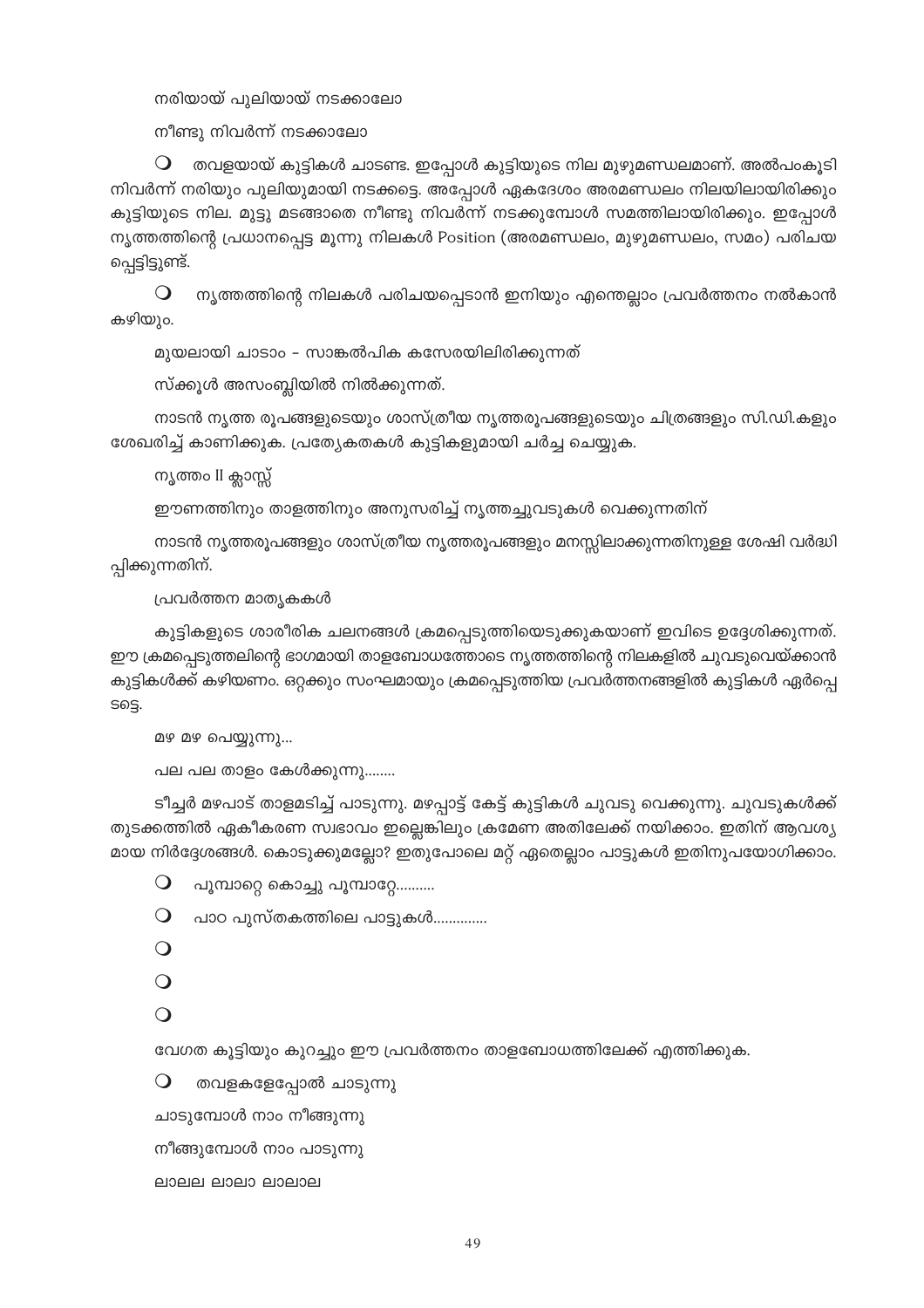നരിയായ് പുലിയായ് നടക്കാലോ

നീണ്ടു നിവർന്ന് നടക്കാലോ

- തവളയായ് കുട്ടികൾ ചാടണ്ട. ഇപ്പോൾ കുട്ടിയുടെ നില മുഴുമണ്ഡലമാണ്. അൽപംകൂടി നിവർന്ന് നരിയും പുലിയുമായി നടക്കട്ടെ. അപ്പോൾ ഏകദേശം അരമണ്ഡലം നിലയിലായിരിക്കും കുട്ടിയുടെ നില. മുട്ടു മടങ്ങാതെ നീണ്ടു നിവർന്ന് നടക്കുമ്പോൾ സമത്തിലായിരിക്കും. ഇപ്പോൾ നൃത്തത്തിന്റെ പ്രധാനപ്പെട്ട മൂന്നു നിലകൾ Position (അരമണ്ഡലം, മുഴുമണ്ഡലം, സമം) പരിചയപ്പെട്ടിട്ടുണ്ട്.

- നൃത്തത്തിന്റെ നിലകൾ പരിചയപ്പെടാൻ ഇനിയും എന്തെല്ലാം പ്രവർത്തനം നൽകാൻ കഴിയും.

മുയലായി ചാടാം - സാങ്കൽപിക കസേരയിലിരിക്കുന്നത്

സ്ക്കൂൾ അസംബ്ലിയിൽ നിൽക്കുന്നത്.

നാടൻ നൃത്ത രൂപങ്ങളുടെയും ശാസ്ത്രീയ നൃത്തരൂപങ്ങളുടെയും ചിത്രങ്ങളും സി.ഡി.കളും ശേഖരിച്ച് കാണിക്കുക. പ്രത്യേകതകൾ കുട്ടികളുമായി ചർച്ച ചെയ്യുക.

നൃത്തം II ക്ലാസ്സ്

ഈണത്തിനും താളത്തിനും അനുസരിച്ച് നൃത്തച്ചുവടുകൾ വെക്കുന്നതിന്

നാടൻ നൃത്തരൂപങ്ങളും ശാസ്ത്രീയ നൃത്തരൂപങ്ങളും മനസ്സിലാക്കുന്നതിനുള്ള ശേഷി വർദ്ധിപ്പിക്കുന്നതിന്.

പ്രവർത്തന മാതൃകകൾ

കുട്ടികളുടെ ശാരീരിക ചലനങ്ങൾ ക്രമപ്പെടുത്തിയെടുക്കുകയാണ് ഇവിടെ ഉദ്ദേശിക്കുന്നത്. ഈ ക്രമപ്പെടുത്തലിന്റെ ഭാഗമായി താളബോധത്തോടെ നൃത്തത്തിന്റെ നിലകളിൽ ചുവടുവെയ്ക്കാൻ കുട്ടികൾക്ക് കഴിയണം. ഒറ്റക്കും സംഘമായും ക്രമപ്പെടുത്തിയ പ്രവർത്തനങ്ങളിൽ കുട്ടികൾ ഏർപ്പെടട്ടെ.

മഴ മഴ പെയ്യുന്നു...

പല പല താളം കേൾക്കുന്നു........

ടീച്ചർ മഴപാട് താളമടിച്ച് പാടുന്നു. മഴപ്പാട്ട് കേട്ട് കുട്ടികൾ ചുവടു വെക്കുന്നു. ചുവടുകൾക്ക് തുടക്കത്തിൽ ഏകീകരണ സ്വഭാവം ഇല്ലെങ്കിലും ക്രമേണ അതിലേക്ക് നയിക്കാം. ഇതിന് ആവശ്യമായ നിർദ്ദേശങ്ങൾ. കൊടുക്കുമല്ലോ? ഇതുപോലെ മറ്റ് ഏതെല്ലാം പാട്ടുകൾ ഇതിനുപയോഗിക്കാം.

- പൂമ്പാറ്റെ കൊച്ചു പൂമ്പാറ്റേ..........
- പാഠ പുസ്തകത്തിലെ പാട്ടുകൾ.............
- 
- 
- 

വേഗത കൂട്ടിയും കുറച്ചും ഈ പ്രവർത്തനം താളബോധത്തിലേക്ക് എത്തിക്കുക.

- തവളകളേപ്പോൽ ചാടുന്നു

ചാടുമ്പോൾ നാം നീങ്ങുന്നു

നീങ്ങുമ്പോൾ നാം പാടുന്നു

ലാലല ലാലാ ലാലാല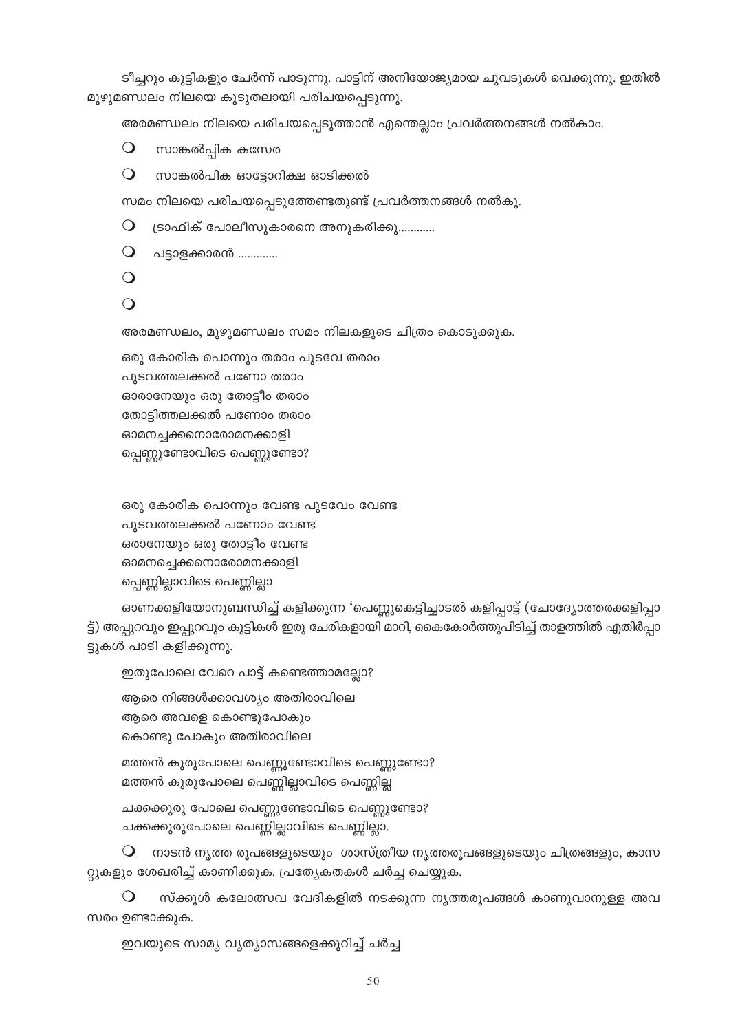ടീച്ചറും കുട്ടികളും ചേർന്ന് പാടുന്നു. പാട്ടിന് അനിയോജ്യമായ ചുവടുകൾ വെക്കുന്നു. ഇതിൽ മുഴുമണ്ഡലം നിലയെ കൂടുതലായി പരിചയപ്പെടുന്നു.

അരമണ്ഡലം നിലയെ പരിചയപ്പെടുത്താൻ എന്തെല്ലാം പ്രവർത്തനങ്ങൾ നൽകാം.

- സാങ്കൽപ്പിക കസേര
- സാങ്കൽപിക ഓട്ടോറിക്ഷ ഓടിക്കൽ

സമം നിലയെ പരിചയപ്പെടുത്തേണ്ടതുണ്ട് പ്രവർത്തനങ്ങൾ നൽകൂ.

- ട്രാഫിക് പോലീസുകാരനെ അനുകരിക്കൂ............
- പട്ടാളക്കാരൻ .............
- 
- 

അരമണ്ഡലം, മുഴുമണ്ഡലം സമം നിലകളുടെ ചിത്രം കൊടുക്കുക.

ഒരു കോരിക പൊന്നും തരാം പുടവേ തരാം  
പുടവത്തലക്കൽ പണോ തരാം  
ഓരാനേയും ഒരു തോട്ടീം തരാം  
തോട്ടിത്തലക്കൽ പണോം തരാം  
ഓമനച്ചക്കനൊരോമനക്കാളി  
പ്പെണ്ണുണ്ടോവിടെ പെണ്ണുണ്ടോ?

ഒരു കോരിക പൊന്നും വേണ്ട പുടവേം വേണ്ട  
പുടവത്തലക്കൽ പണോം വേണ്ട  
ഒരാനേയും ഒരു തോട്ടീം വേണ്ട  
ഓമനച്ചെക്കനൊരോമനക്കാളി  
പ്പെണ്ണില്ലാവിടെ പെണ്ണില്ലാ

ഓണക്കളിയോനുബന്ധിച്ച് കളിക്കുന്ന 'പെണ്ണുകെട്ടിച്ചാടൽ കളിപ്പാട്ട് (ചോദ്യോത്തരക്കളിപ്പാട്ട്) അപ്പുറവും ഇപ്പുറവും കുട്ടികൾ ഇരു ചേരികളായി മാറി, കൈകോർത്തുപിടിച്ച് താളത്തിൽ എതിർപ്പാട്ടുകൾ പാടി കളിക്കുന്നു.

ഇതുപോലെ വേറെ പാട്ട് കണ്ടെത്താമല്ലോ?

ആരെ നിങ്ങൾക്കാവശ്യം അതിരാവിലെ  
ആരെ അവളെ കൊണ്ടുപോകും  
കൊണ്ടു പോകും അതിരാവിലെ

മത്തൻ കുരുപോലെ പെണ്ണുണ്ടോവിടെ പെണ്ണുണ്ടോ?  
മത്തൻ കുരുപോലെ പെണ്ണില്ലാവിടെ പെണ്ണില്ല

ചക്കക്കുരു പോലെ പെണ്ണുണ്ടോവിടെ പെണ്ണുണ്ടോ?  
ചക്കക്കുരുപോലെ പെണ്ണില്ലാവിടെ പെണ്ണില്ലാ.

- നാടൻ നൃത്ത രൂപങ്ങളുടെയും ശാസ്ത്രീയ നൃത്തരൂപങ്ങളുടെയും ചിത്രങ്ങളും, കാസറ്റുകളും ശേഖരിച്ച് കാണിക്കുക. പ്രത്യേകതകൾ ചർച്ച ചെയ്യുക.
- സ്ക്കൂൾ കലോത്സവ വേദികളിൽ നടക്കുന്ന നൃത്തരൂപങ്ങൾ കാണുവാനുള്ള അവസരം ഉണ്ടാക്കുക.

ഇവയുടെ സാമ്യ വ്യത്യാസങ്ങളെക്കുറിച്ച് ചർച്ച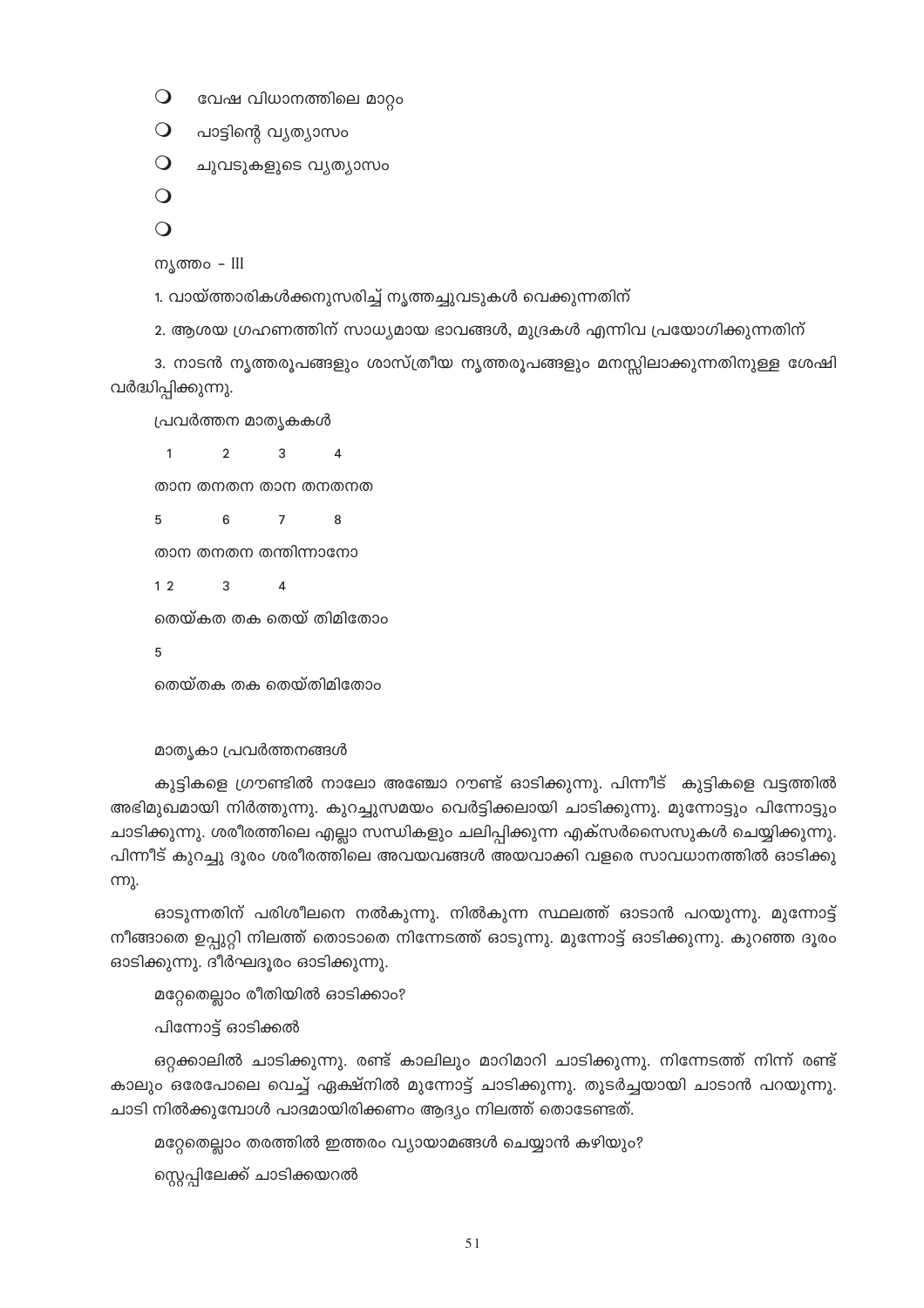- വേഷ വിധാനത്തിലെ മാറ്റം
- പാട്ടിന്റെ വ്യത്യാസം
- ചുവടുകളുടെ വ്യത്യാസം
- 
- 

നൃത്തം – III

1. വായ്ത്താരികൾക്കനുസരിച്ച് നൃത്തച്ചുവടുകൾ വെക്കുന്നതിന്

2. ആശയ ഗ്രഹണത്തിന് സാധ്യമായ ഭാവങ്ങൾ, മുദ്രകൾ എന്നിവ പ്രയോഗിക്കുന്നതിന്

3. നാടൻ നൃത്തരൂപങ്ങളും ശാസ്ത്രീയ നൃത്തരൂപങ്ങളും മനസ്സിലാക്കുന്നതിനുള്ള ശേഷി വർദ്ധിപ്പിക്കുന്നു.

പ്രവർത്തന മാതൃകകൾ

1 2 3 4

താന തനതന താന തനതനത

5 6 7 8

താന തനതന തന്തിന്നാനോ

1 2 3 4

തെയ്കത തക തെയ് തിമിതോം

5

തെയ്തക തക തെയ്തിമിതോം

മാതൃകാ പ്രവർത്തനങ്ങൾ

കുട്ടികളെ ഗ്രൗണ്ടിൽ നാലോ അഞ്ചോ റൗണ്ട് ഓടിക്കുന്നു. പിന്നീട് കുട്ടികളെ വട്ടത്തിൽ അഭിമുഖമായി നിർത്തുന്നു. കുറച്ചുസമയം വെർട്ടിക്കലായി ചാടിക്കുന്നു. മുന്നോട്ടും പിന്നോട്ടും ചാടിക്കുന്നു. ശരീരത്തിലെ എല്ലാ സന്ധികളും ചലിപ്പിക്കുന്ന എക്സർസൈസുകൾ ചെയ്യിക്കുന്നു. പിന്നീട് കുറച്ചു ദൂരം ശരീരത്തിലെ അവയവങ്ങൾ അയവാക്കി വളരെ സാവധാനത്തിൽ ഓടിക്കുന്നു.

ഓടുന്നതിന് പരിശീലനെ നൽകുന്നു. നിൽകുന്ന സ്ഥലത്ത് ഓടാൻ പറയുന്നു. മുന്നോട്ട് നീങ്ങാതെ ഉപ്പുറ്റി നിലത്ത് തൊടാതെ നിന്നേടത്ത് ഓടുന്നു. മുന്നോട്ട് ഓടിക്കുന്നു. കുറഞ്ഞ ദൂരം ഓടിക്കുന്നു. ദീർഘദൂരം ഓടിക്കുന്നു.

മറ്റേതെല്ലാം രീതിയിൽ ഓടിക്കാം?

പിന്നോട്ട് ഓടിക്കൽ

ഒറ്റക്കാലിൽ ചാടിക്കുന്നു. രണ്ട് കാലിലും മാറിമാറി ചാടിക്കുന്നു. നിന്നേടത്ത് നിന്ന് രണ്ട് കാലും ഒരേപോലെ വെച്ച് ഏക്ഷനിൽ മുന്നോട്ട് ചാടിക്കുന്നു. തുടർച്ചയായി ചാടാൻ പറയുന്നു. ചാടി നിൽക്കുമ്പോൾ പാദമായിരിക്കണം ആദ്യം നിലത്ത് തൊടേണ്ടത്.

മറ്റേതെല്ലാം തരത്തിൽ ഇത്തരം വ്യായാമങ്ങൾ ചെയ്യാൻ കഴിയും?

സ്റ്റെപ്പിലേക്ക് ചാടിക്കയറൽ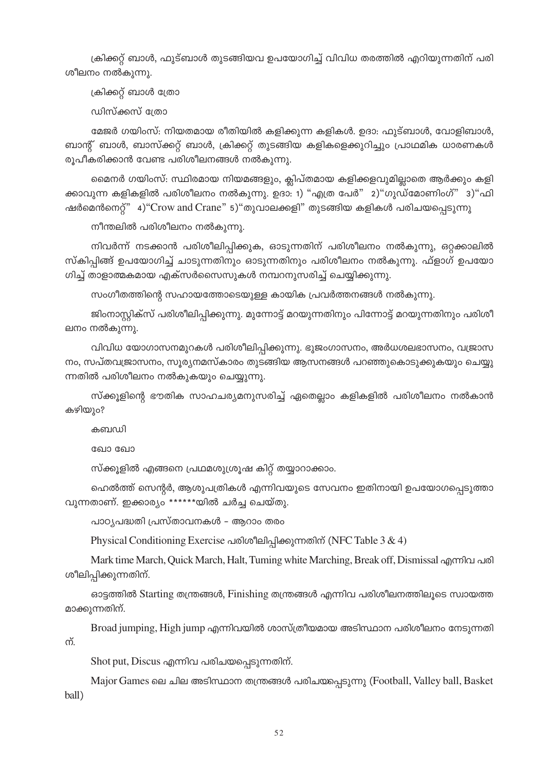ക്രിക്കറ്റ് ബാൾ, ഫുട്ബാൾ തുടങ്ങിയവ ഉപയോഗിച്ച് വിവിധ തരത്തിൽ എറിയുന്നതിന് പരിശീലനം നൽകുന്നു.

ക്രിക്കറ്റ് ബാൾ ത്രോ

ഡിസ്ക്കസ് ത്രോ

മേജർ ഗയിംസ്: നിയതമായ രീതിയിൽ കളിക്കുന്ന കളികൾ. ഉദാ: ഫുട്ബാൾ, വോളിബാൾ, ബാന്റ് ബാൾ, ബാസ്ക്കറ്റ് ബാൾ, ക്രിക്കറ്റ് തുടങ്ങിയ കളികളെക്കുറിച്ചും പ്രാഥമിക ധാരണകൾ രൂപീകരിക്കാൻ വേണ്ട പരിശീലനങ്ങൾ നൽകുന്നു.

മൈനർ ഗയിംസ്: സ്ഥിരമായ നിയമങ്ങളും, ക്ലിപ്തമായ കളിക്കളവുമില്ലാതെ ആർക്കും കളിക്കാവുന്ന കളികളിൽ പരിശീലനം നൽകുന്നു. ഉദാ: 1) "എത്ര പേർ" 2)"ഗുഡ്മോണിംഗ്" 3)"ഫിഷർമെൻനെറ്റ്" 4)"Crow and Crane" 5)"തുവാലക്കളി" തുടങ്ങിയ കളികൾ പരിചയപ്പെടുന്നു

നീന്തലിൽ പരിശീലനം നൽകുന്നു.

നിവർന്ന് നടക്കാൻ പരിശീലിപ്പിക്കുക, ഓടുന്നതിന് പരിശീലനം നൽകുന്നു, ഒറ്റക്കാലിൽ സ്കിപ്പിങ്ങ് ഉപയോഗിച്ച് ചാടുന്നതിനും ഓടുന്നതിനും പരിശീലനം നൽകുന്നു. ഫ്ളാഗ് ഉപയോഗിച്ച് താളാത്മകമായ എക്സർസൈസുകൾ നമ്പറനുസരിച്ച് ചെയ്യിക്കുന്നു.

സംഗീതത്തിന്റെ സഹായത്തോടെയുള്ള കായിക പ്രവർത്തനങ്ങൾ നൽകുന്നു.

ജിംനാസ്റ്റിക്സ് പരിശീലിപ്പിക്കുന്നു. മുന്നോട്ട് മറയുന്നതിനും പിന്നോട്ട് മറയുന്നതിനും പരിശീലനം നൽകുന്നു.

വിവിധ യോഗാസനമുറകൾ പരിശീലിപ്പിക്കുന്നു. ഭുജംഗാസനം, അർധശലഭാസനം, വജ്രാസനം, സപ്തവജ്രാസനം, സൂര്യനമസ്കാരം തുടങ്ങിയ ആസനങ്ങൾ പറഞ്ഞുകൊടുക്കുകയും ചെയ്യുന്നതിൽ പരിശീലനം നൽകുകയും ചെയ്യുന്നു.

സ്ക്കൂളിന്റെ ഭൗതിക സാഹചര്യമനുസരിച്ച് ഏതെല്ലാം കളികളിൽ പരിശീലനം നൽകാൻ കഴിയും?

കബഡി

ഖോ ഖോ

സ്ക്കൂളിൽ എങ്ങനെ പ്രഥമശുശ്രൂഷ കിറ്റ് തയ്യാറാക്കാം.

ഹെൽത്ത് സെന്റർ, ആശുപത്രികൾ എന്നിവയുടെ സേവനം ഇതിനായി ഉപയോഗപ്പെടുത്താവുന്നതാണ്. ഇക്കാര്യം ******യിൽ ചർച്ച ചെയ്തു.

പാഠ്യപദ്ധതി പ്രസ്താവനകൾ - ആറാം തരം

Physical Conditioning Exercise പരിശീലിപ്പിക്കുന്നതിന് (NFC Table 3 & 4)

Mark time March, Quick March, Halt, Tuming white Marching, Break off, Dismissal എന്നിവ പരിശീലിപ്പിക്കുന്നതിന്.

ഓട്ടത്തിൽ Starting തന്ത്രങ്ങൾ, Finishing തന്ത്രങ്ങൾ എന്നിവ പരിശീലനത്തിലൂടെ സ്വായത്തമാക്കുന്നതിന്.

Broad jumping, High jump എന്നിവയിൽ ശാസ്ത്രീയമായ അടിസ്ഥാന പരിശീലനം നേടുന്നതിന്.

Shot put, Discus എന്നിവ പരിചയപ്പെടുന്നതിന്.

Major Games ലെ ചില അടിസ്ഥാന തന്ത്രങ്ങൾ പരിചയപ്പെടുന്നു (Football, Valley ball, Basket ball)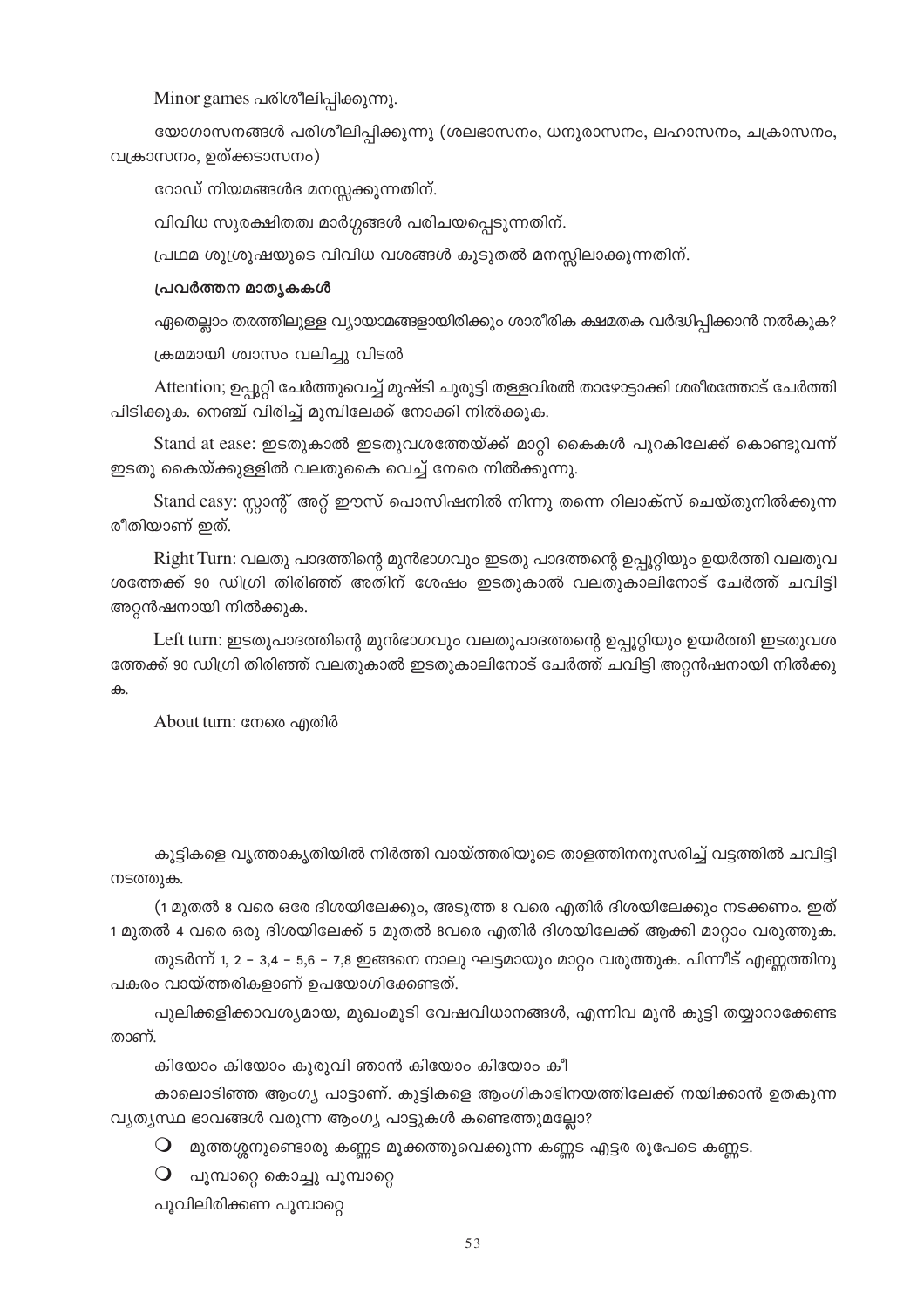Minor games പരിശീലിപ്പിക്കുന്നു.

യോഗാസനങ്ങൾ പരിശീലിപ്പിക്കുന്നു (ശലഭാസനം, ധനുരാസനം, ലഹാസനം, ചക്രാസനം, വക്രാസനം, ഉത്ക്കടാസനം)

റോഡ് നിയമങ്ങൾദ മനസ്സക്കുന്നതിന്.

വിവിധ സുരക്ഷിതത്വ മാർഗ്ഗങ്ങൾ പരിചയപ്പെടുന്നതിന്.

പ്രഥമ ശുശ്രൂഷയുടെ വിവിധ വശങ്ങൾ കൂടുതൽ മനസ്സിലാക്കുന്നതിന്.

**പ്രവർത്തന മാതൃകകൾ**

ഏതെല്ലാം തരത്തിലുള്ള വ്യായാമങ്ങളായിരിക്കും ശാരീരിക ക്ഷമതക വർദ്ധിപ്പിക്കാൻ നൽകുക?

ക്രമമായി ശ്വാസം വലിച്ചു വിടൽ

Attention; ഉപ്പൂറ്റി ചേർത്തുവെച്ച് മുഷ്ടി ചുരുട്ടി തള്ളവിരൽ താഴോട്ടാക്കി ശരീരത്തോട് ചേർത്തി പിടിക്കുക. നെഞ്ച് വിരിച്ച് മുമ്പിലേക്ക് നോക്കി നിൽക്കുക.

Stand at ease: ഇടതുകാൽ ഇടതുവശത്തേയ്ക്ക് മാറ്റി കൈകൾ പുറകിലേക്ക് കൊണ്ടുവന്ന് ഇടതു കൈയ്ക്കുള്ളിൽ വലതുകൈ വെച്ച് നേരെ നിൽക്കുന്നു.

Stand easy: സ്റ്റാന്റ് അറ്റ് ഈസ് പൊസിഷനിൽ നിന്നു തന്നെ റിലാക്സ് ചെയ്തുനിൽക്കുന്ന രീതിയാണ് ഇത്.

Right Turn: വലതു പാദത്തിന്റെ മുൻഭാഗവും ഇടതു പാദത്തന്റെ ഉപ്പൂറ്റിയും ഉയർത്തി വലതുവശത്തേക്ക് 90 ഡിഗ്രി തിരിഞ്ഞ് അതിന് ശേഷം ഇടതുകാൽ വലതുകാലിനോട് ചേർത്ത് ചവിട്ടി അറ്റൻഷനായി നിൽക്കുക.

Left turn: ഇടതുപാദത്തിന്റെ മുൻഭാഗവും വലതുപാദത്തന്റെ ഉപ്പൂറ്റിയും ഉയർത്തി ഇടതുവശത്തേക്ക് 90 ഡിഗ്രി തിരിഞ്ഞ് വലതുകാൽ ഇടതുകാലിനോട് ചേർത്ത് ചവിട്ടി അറ്റൻഷനായി നിൽക്കുക.

About turn: നേരെ എതിർ

കുട്ടികളെ വൃത്താകൃതിയിൽ നിർത്തി വായ്ത്തരിയുടെ താളത്തിനനുസരിച്ച് വട്ടത്തിൽ ചവിട്ടി നടത്തുക.

(1 മുതൽ 8 വരെ ഒരേ ദിശയിലേക്കും, അടുത്ത 8 വരെ എതിർ ദിശയിലേക്കും നടക്കണം. ഇത് 1 മുതൽ 4 വരെ ഒരു ദിശയിലേക്ക് 5 മുതൽ 8വരെ എതിർ ദിശയിലേക്ക് ആക്കി മാറ്റം വരുത്തുക.

തുടർന്ന് 1, 2 - 3,4 - 5,6 - 7,8 ഇങ്ങനെ നാലു ഘട്ടമായും മാറ്റം വരുത്തുക. പിന്നീട് എണ്ണത്തിനു പകരം വായ്ത്തരികളാണ് ഉപയോഗിക്കേണ്ടത്.

പുലിക്കളിക്കാവശ്യമായ, മുഖംമൂടി വേഷവിധാനങ്ങൾ, എന്നിവ മുൻ കുട്ടി തയ്യാറാക്കേണ്ട താണ്.

കിയോം കിയോം കുരുവി ഞാൻ കിയോം കിയോം കീ

കാലൊടിഞ്ഞ ആംഗ്യ പാട്ടാണ്. കുട്ടികളെ ആംഗികാഭിനയത്തിലേക്ക് നയിക്കാൻ ഉതകുന്ന വ്യത്യസ്ഥ ഭാവങ്ങൾ വരുന്ന ആംഗ്യ പാട്ടുകൾ കണ്ടെത്തുമല്ലോ?

- മുത്തശ്ശനുണ്ടൊരു കണ്ണട മൂക്കത്തുവെക്കുന്ന കണ്ണട എട്ടര രൂപേടെ കണ്ണട.
- പൂമ്പാറ്റെ കൊച്ചു പൂമ്പാറ്റെ

പൂവിലിരിക്കണ പൂമ്പാറ്റെ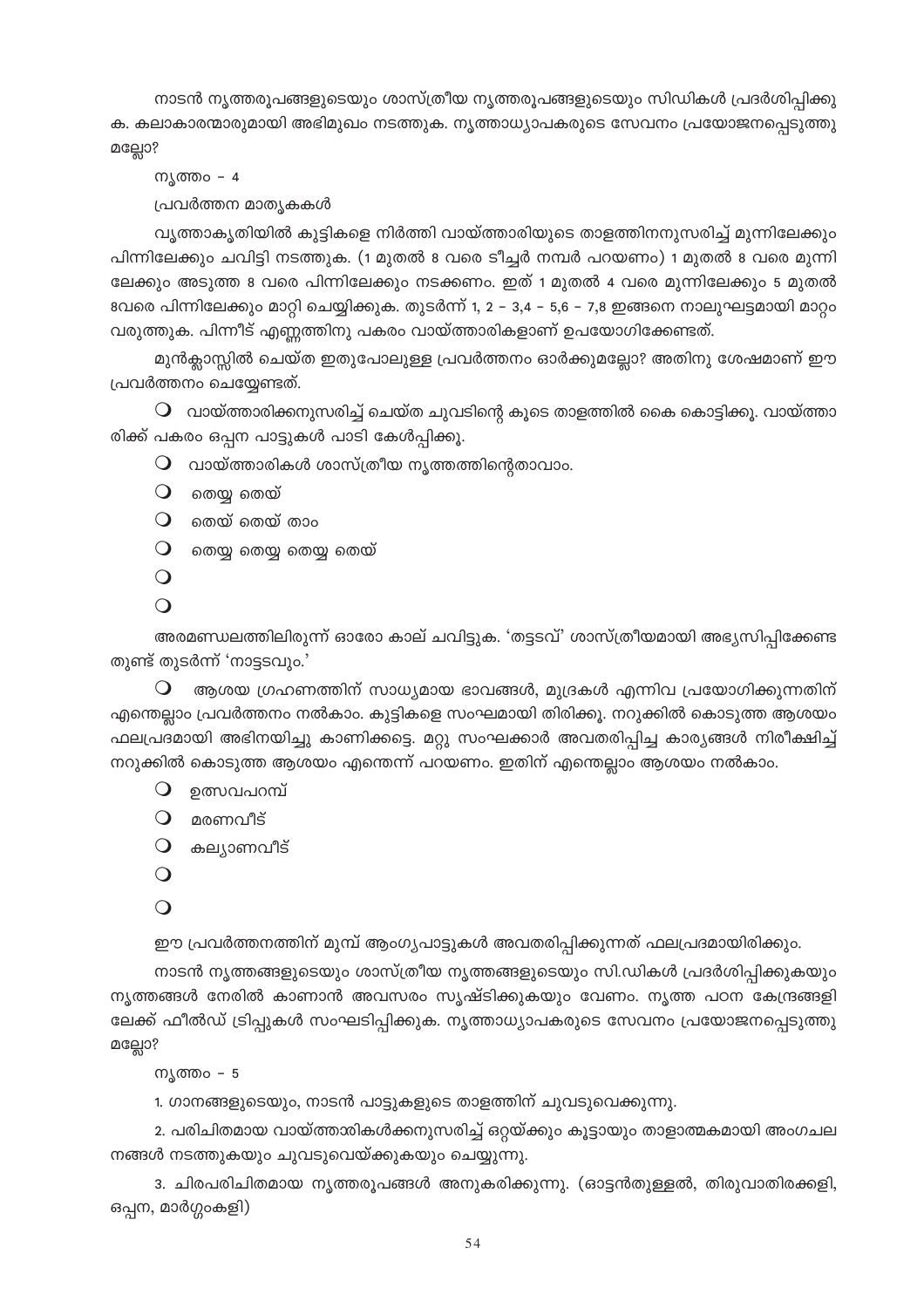നാടൻ നൃത്തരൂപങ്ങളുടെയും ശാസ്ത്രീയ നൃത്തരൂപങ്ങളുടെയും സിഡികൾ പ്രദർശിപ്പിക്കുക. കലാകാരന്മാരുമായി അഭിമുഖം നടത്തുക. നൃത്താധ്യാപകരുടെ സേവനം പ്രയോജനപ്പെടുത്തുമല്ലോ?

നൃത്തം - 4

പ്രവർത്തന മാതൃകകൾ

വൃത്താകൃതിയിൽ കുട്ടികളെ നിർത്തി വായ്ത്താരിയുടെ താളത്തിനനുസരിച്ച് മുന്നിലേക്കും പിന്നിലേക്കും ചവിട്ടി നടത്തുക. (1 മുതൽ 8 വരെ ടീച്ചർ നമ്പർ പറയണം) 1 മുതൽ 8 വരെ മുന്നിലേക്കും അടുത്ത 8 വരെ പിന്നിലേക്കും നടക്കണം. ഇത് 1 മുതൽ 4 വരെ മുന്നിലേക്കും 5 മുതൽ 8വരെ പിന്നിലേക്കും മാറ്റി ചെയ്യിക്കുക. തുടർന്ന് 1, 2 - 3,4 - 5,6 - 7,8 ഇങ്ങനെ നാലുഘട്ടമായി മാറ്റം വരുത്തുക. പിന്നീട് എണ്ണത്തിനു പകരം വായ്ത്താരികളാണ് ഉപയോഗിക്കേണ്ടത്.

മുൻക്ലാസ്സിൽ ചെയ്ത ഇതുപോലുള്ള പ്രവർത്തനം ഓർക്കുമല്ലോ? അതിനു ശേഷമാണ് ഈ പ്രവർത്തനം ചെയ്യേണ്ടത്.

- വായ്ത്താരിക്കനുസരിച്ച് ചെയ്ത ചുവടിന്റെ കൂടെ താളത്തിൽ കൈ കൊട്ടിക്കൂ. വായ്ത്താരിക്ക് പകരം ഒപ്പന പാട്ടുകൾ പാടി കേൾപ്പിക്കൂ.
- വായ്ത്താരികൾ ശാസ്ത്രീയ നൃത്തത്തിന്റെതാവാം.
- തെയ്യ തെയ്
- തെയ് തെയ് താം
- തെയ്യ തെയ്യ തെയ്യ തെയ്
- 
- 

അരമണ്ഡലത്തിലിരുന്ന് ഓരോ കാല് ചവിട്ടുക. 'തട്ടടവ്' ശാസ്ത്രീയമായി അഭ്യസിപ്പിക്കേണ്ടതുണ്ട് തുടർന്ന് 'നാട്ടടവും.'

- ആശയ ഗ്രഹണത്തിന് സാധ്യമായ ഭാവങ്ങൾ, മുദ്രകൾ എന്നിവ പ്രയോഗിക്കുന്നതിന് എന്തെല്ലാം പ്രവർത്തനം നൽകാം. കുട്ടികളെ സംഘമായി തിരിക്കൂ. നറുക്കിൽ കൊടുത്ത ആശയം ഫലപ്രദമായി അഭിനയിച്ചു കാണിക്കട്ടെ. മറ്റു സംഘക്കാർ അവതരിപ്പിച്ച കാര്യങ്ങൾ നിരീക്ഷിച്ച് നറുക്കിൽ കൊടുത്ത ആശയം എന്തെന്ന് പറയണം. ഇതിന് എന്തെല്ലാം ആശയം നൽകാം.
- ഉത്സവപറമ്പ്
- മരണവീട്
- കല്യാണവീട്
- 
- 

ഈ പ്രവർത്തനത്തിന് മുമ്പ് ആംഗ്യപാട്ടുകൾ അവതരിപ്പിക്കുന്നത് ഫലപ്രദമായിരിക്കും.

നാടൻ നൃത്തങ്ങളുടെയും ശാസ്ത്രീയ നൃത്തങ്ങളുടെയും സി.ഡികൾ പ്രദർശിപ്പിക്കുകയും നൃത്തങ്ങൾ നേരിൽ കാണാൻ അവസരം സൃഷ്ടിക്കുകയും വേണം. നൃത്ത പഠന കേന്ദ്രങ്ങളിലേക്ക് ഫീൽഡ് ട്രിപ്പുകൾ സംഘടിപ്പിക്കുക. നൃത്താധ്യാപകരുടെ സേവനം പ്രയോജനപ്പെടുത്തുമല്ലോ?

നൃത്തം - 5

1. ഗാനങ്ങളുടെയും, നാടൻ പാട്ടുകളുടെ താളത്തിന് ചുവടുവെക്കുന്നു.
2. പരിചിതമായ വായ്ത്താരികൾക്കനുസരിച്ച് ഒറ്റയ്ക്കും കൂട്ടായും താളാത്മകമായി അംഗചലനങ്ങൾ നടത്തുകയും ചുവടുവെയ്ക്കുകയും ചെയ്യുന്നു.
3. ചിരപരിചിതമായ നൃത്തരൂപങ്ങൾ അനുകരിക്കുന്നു. (ഓട്ടൻതുള്ളൽ, തിരുവാതിരക്കളി, ഒപ്പന, മാർഗ്ഗംകളി)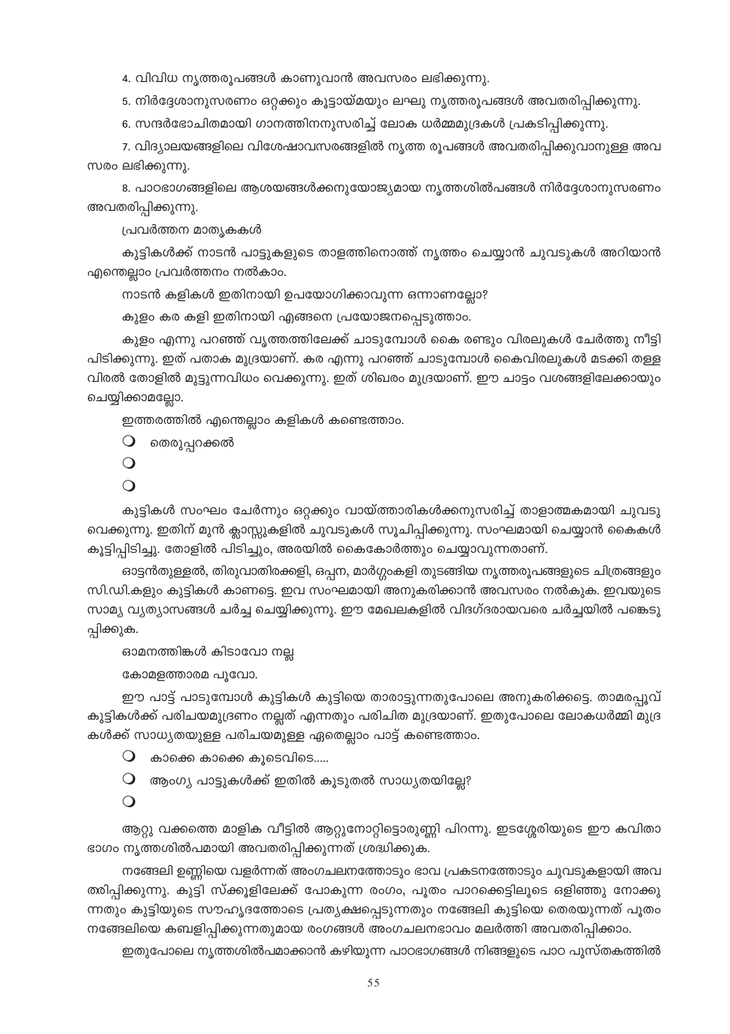4. വിവിധ നൃത്തരൂപങ്ങൾ കാണുവാൻ അവസരം ലഭിക്കുന്നു.

5. നിർദ്ദേശാനുസരണം ഒറ്റക്കും കൂട്ടായ്മയും ലഘു നൃത്തരൂപങ്ങൾ അവതരിപ്പിക്കുന്നു.

6. സന്ദർഭോചിതമായി ഗാനത്തിനനുസരിച്ച് ലോക ധർമ്മമുദ്രകൾ പ്രകടിപ്പിക്കുന്നു.

7. വിദ്യാലയങ്ങളിലെ വിശേഷാവസരങ്ങളിൽ നൃത്ത രൂപങ്ങൾ അവതരിപ്പിക്കുവാനുള്ള അവസരം ലഭിക്കുന്നു.

8. പാഠഭാഗങ്ങളിലെ ആശയങ്ങൾക്കനുയോജ്യമായ നൃത്തശിൽപങ്ങൾ നിർദ്ദേശാനുസരണം അവതരിപ്പിക്കുന്നു.

പ്രവർത്തന മാതൃകകൾ

കുട്ടികൾക്ക് നാടൻ പാട്ടുകളുടെ താളത്തിനൊത്ത് നൃത്തം ചെയ്യാൻ ചുവടുകൾ അറിയാൻ എന്തെല്ലാം പ്രവർത്തനം നൽകാം.

നാടൻ കളികൾ ഇതിനായി ഉപയോഗിക്കാവുന്ന ഒന്നാണല്ലോ?

കുളം കര കളി ഇതിനായി എങ്ങനെ പ്രയോജനപ്പെടുത്താം.

കുളം എന്നു പറഞ്ഞ് വൃത്തത്തിലേക്ക് ചാടുമ്പോൾ കൈ രണ്ടും വിരലുകൾ ചേർത്തു നീട്ടി പിടിക്കുന്നു. ഇത് പതാക മുദ്രയാണ്. കര എന്നു പറഞ്ഞ് ചാടുമ്പോൾ കൈവിരലുകൾ മടക്കി തള്ള വിരൽ തോളിൽ മുട്ടുന്നവിധം വെക്കുന്നു. ഇത് ശിഖരം മുദ്രയാണ്. ഈ ചാട്ടം വശങ്ങളിലേക്കായും ചെയ്യിക്കാമല്ലോ.

ഇത്തരത്തിൽ എന്തെല്ലാം കളികൾ കണ്ടെത്താം.

- തെരുപ്പറക്കൽ
- 
- 

കുട്ടികൾ സംഘം ചേർന്നും ഒറ്റക്കും വായ്ത്താരികൾക്കനുസരിച്ച് താളാത്മകമായി ചുവടു വെക്കുന്നു. ഇതിന് മുൻ ക്ലാസ്സുകളിൽ ചുവടുകൾ സൂചിപ്പിക്കുന്നു. സംഘമായി ചെയ്യാൻ കൈകൾ കൂട്ടിപ്പിടിച്ചു. തോളിൽ പിടിച്ചും, അരയിൽ കൈകോർത്തും ചെയ്യാവുന്നതാണ്.

ഓട്ടൻതുള്ളൽ, തിരുവാതിരക്കളി, ഒപ്പന, മാർഗ്ഗംകളി തുടങ്ങിയ നൃത്തരൂപങ്ങളുടെ ചിത്രങ്ങളും സി.ഡി.കളും കുട്ടികൾ കാണട്ടെ. ഇവ സംഘമായി അനുകരിക്കാൻ അവസരം നൽകുക. ഇവയുടെ സാമ്യ വ്യത്യാസങ്ങൾ ചർച്ച ചെയ്യിക്കുന്നു. ഈ മേഖലകളിൽ വിദഗ്ദരായവരെ ചർച്ചയിൽ പങ്കെടുപ്പിക്കുക.

ഓമനത്തിങ്കൾ കിടാവോ നല്ല

കോമളത്താരമ പൂവോ.

ഈ പാട്ട് പാടുമ്പോൾ കുട്ടികൾ കുട്ടിയെ താരാട്ടുന്നതുപോലെ അനുകരിക്കട്ടെ. താമരപ്പൂവ് കുട്ടികൾക്ക് പരിചയമുദ്രണം നല്ലത് എന്നതും പരിചിത മുദ്രയാണ്. ഇതുപോലെ ലോകധർമ്മി മുദ്രകൾക്ക് സാധ്യതയുള്ള പരിചയമുള്ള ഏതെല്ലാം പാട്ട് കണ്ടെത്താം.

- കാക്കെ കാക്കെ കൂടെവിടെ.....
- ആംഗ്യ പാട്ടുകൾക്ക് ഇതിൽ കൂടുതൽ സാധ്യതയില്ലേ?
- 

ആറ്റു വക്കത്തെ മാളിക വീട്ടിൽ ആറ്റുനോറ്റിട്ടൊരുണ്ണി പിറന്നു. ഇടശ്ശേരിയുടെ ഈ കവിതാഭാഗം നൃത്തശിൽപമായി അവതരിപ്പിക്കുന്നത് ശ്രദ്ധിക്കുക.

നങ്ങേലി ഉണ്ണിയെ വളർന്നത് അംഗചലനത്തോടും ഭാവ പ്രകടനത്തോടും ചുവടുകളായി അവതരിപ്പിക്കുന്നു. കുട്ടി സ്ക്കൂളിലേക്ക് പോകുന്ന രംഗം, പൂതം പാറക്കെട്ടിലൂടെ ഒളിഞ്ഞു നോക്കുന്നതും കുട്ടിയുടെ സൗഹൃദത്തോടെ പ്രത്യക്ഷപ്പെടുന്നതും നങ്ങേലി കുട്ടിയെ തെരയുന്നത് പൂതം നങ്ങേലിയെ കബളിപ്പിക്കുന്നതുമായ രംഗങ്ങൾ അംഗചലനഭാവം മലർത്തി അവതരിപ്പിക്കാം.

ഇതുപോലെ നൃത്തശിൽപമാക്കാൻ കഴിയുന്ന പാഠഭാഗങ്ങൾ നിങ്ങളുടെ പാഠ പുസ്തകത്തിൽ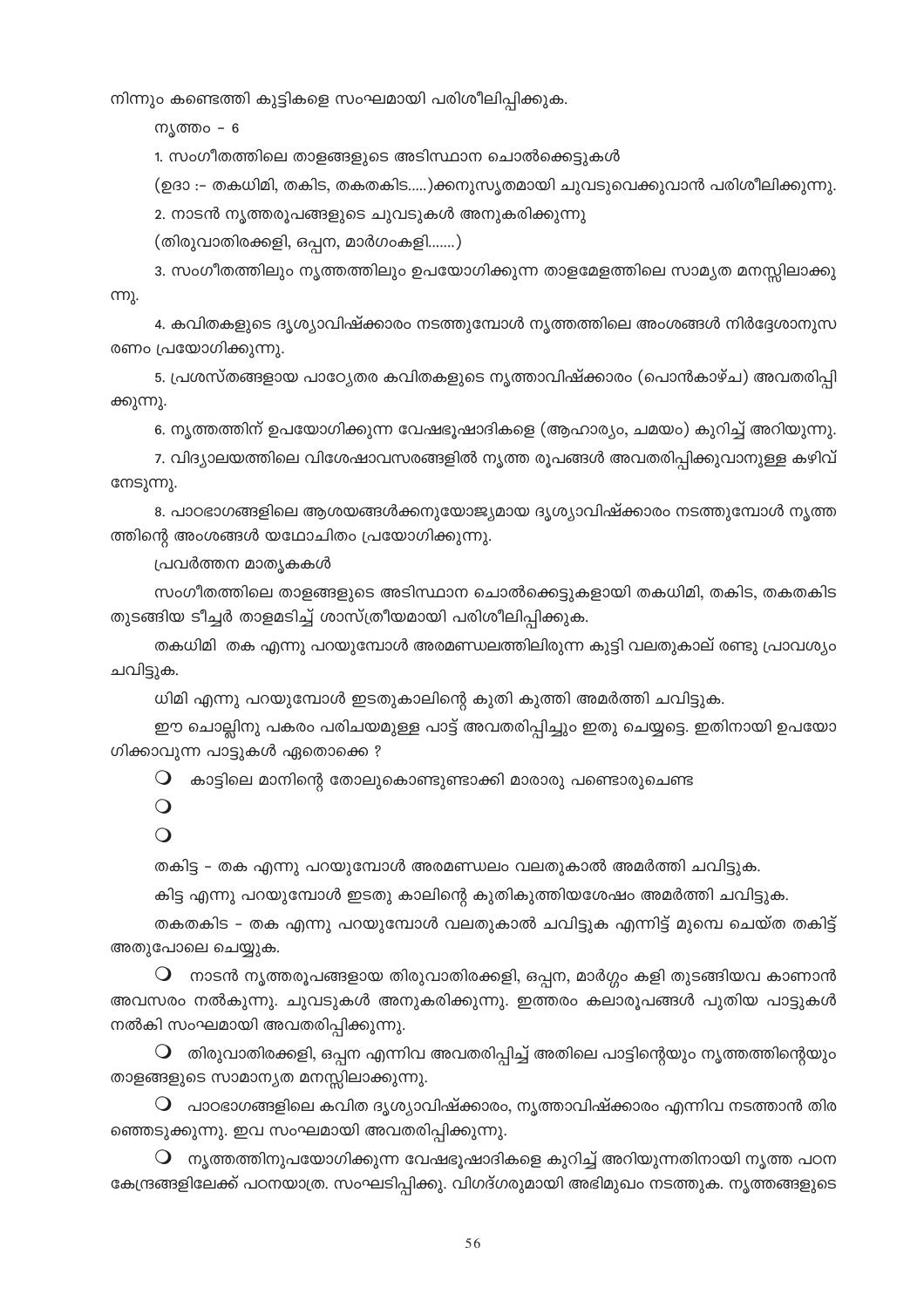നിന്നും കണ്ടെത്തി കുട്ടികളെ സംഘമായി പരിശീലിപ്പിക്കുക.

നൃത്തം - 6

1. സംഗീതത്തിലെ താളങ്ങളുടെ അടിസ്ഥാന ചൊൽക്കെട്ടുകൾ

(ഉദാ :- തകധിമി, തകിട, തകതകിട.....)ക്കനുസൃതമായി ചുവടുവെക്കുവാൻ പരിശീലിക്കുന്നു.

2. നാടൻ നൃത്തരൂപങ്ങളുടെ ചുവടുകൾ അനുകരിക്കുന്നു

(തിരുവാതിരക്കളി, ഒപ്പന, മാർഗംകളി.......)

3. സംഗീതത്തിലും നൃത്തത്തിലും ഉപയോഗിക്കുന്ന താളമേളത്തിലെ സാമ്യത മനസ്സിലാക്കുന്നു.

4. കവിതകളുടെ ദൃശ്യാവിഷ്ക്കാരം നടത്തുമ്പോൾ നൃത്തത്തിലെ അംശങ്ങൾ നിർദ്ദേശാനുസരണം പ്രയോഗിക്കുന്നു.

5. പ്രശസ്തങ്ങളായ പാഠ്യേതര കവിതകളുടെ നൃത്താവിഷ്ക്കാരം (പൊൻകാഴ്ച) അവതരിപ്പിക്കുന്നു.

6. നൃത്തത്തിന് ഉപയോഗിക്കുന്ന വേഷഭൂഷാദികളെ (ആഹാര്യം, ചമയം) കുറിച്ച് അറിയുന്നു.

7. വിദ്യാലയത്തിലെ വിശേഷാവസരങ്ങളിൽ നൃത്ത രൂപങ്ങൾ അവതരിപ്പിക്കുവാനുള്ള കഴിവ് നേടുന്നു.

8. പാഠഭാഗങ്ങളിലെ ആശയങ്ങൾക്കനുയോജ്യമായ ദൃശ്യാവിഷ്ക്കാരം നടത്തുമ്പോൾ നൃത്തത്തിന്റെ അംശങ്ങൾ യഥോചിതം പ്രയോഗിക്കുന്നു.

പ്രവർത്തന മാതൃകകൾ

സംഗീതത്തിലെ താളങ്ങളുടെ അടിസ്ഥാന ചൊൽക്കെട്ടുകളായി തകധിമി, തകിട, തകതകിട തുടങ്ങിയ ടീച്ചർ താളമടിച്ച് ശാസ്ത്രീയമായി പരിശീലിപ്പിക്കുക.

തകധിമി തക എന്നു പറയുമ്പോൾ അരമണ്ഡലത്തിലിരുന്ന കുട്ടി വലതുകാല് രണ്ടു പ്രാവശ്യം ചവിട്ടുക.

ധിമി എന്നു പറയുമ്പോൾ ഇടതുകാലിന്റെ കുതി കുത്തി അമർത്തി ചവിട്ടുക.

ഈ ചൊല്ലിനു പകരം പരിചയമുള്ള പാട്ട് അവതരിപ്പിച്ചും ഇതു ചെയ്യട്ടെ. ഇതിനായി ഉപയോഗിക്കാവുന്ന പാട്ടുകൾ ഏതൊക്കെ ?

- കാട്ടിലെ മാനിന്റെ തോലുകൊണ്ടുണ്ടാക്കി മാരാരു പണ്ടൊരുചെണ്ട
- 
- 

തകിട്ട - തക എന്നു പറയുമ്പോൾ അരമണ്ഡലം വലതുകാൽ അമർത്തി ചവിട്ടുക.

കിട്ട എന്നു പറയുമ്പോൾ ഇടതു കാലിന്റെ കുതികുത്തിയശേഷം അമർത്തി ചവിട്ടുക.

തകതകിട - തക എന്നു പറയുമ്പോൾ വലതുകാൽ ചവിട്ടുക എന്നിട്ട് മുമ്പെ ചെയ്ത തകിട്ട് അതുപോലെ ചെയ്യുക.

- നാടൻ നൃത്തരൂപങ്ങളായ തിരുവാതിരക്കളി, ഒപ്പന, മാർഗ്ഗം കളി തുടങ്ങിയവ കാണാൻ അവസരം നൽകുന്നു. ചുവടുകൾ അനുകരിക്കുന്നു. ഇത്തരം കലാരൂപങ്ങൾ പുതിയ പാട്ടുകൾ നൽകി സംഘമായി അവതരിപ്പിക്കുന്നു.
- തിരുവാതിരക്കളി, ഒപ്പന എന്നിവ അവതരിപ്പിച്ച് അതിലെ പാട്ടിന്റെയും നൃത്തത്തിന്റെയും താളങ്ങളുടെ സാമാന്യത മനസ്സിലാക്കുന്നു.
- പാഠഭാഗങ്ങളിലെ കവിത ദൃശ്യാവിഷ്ക്കാരം, നൃത്താവിഷ്ക്കാരം എന്നിവ നടത്താൻ തിരഞ്ഞെടുക്കുന്നു. ഇവ സംഘമായി അവതരിപ്പിക്കുന്നു.
- നൃത്തത്തിനുപയോഗിക്കുന്ന വേഷഭൂഷാദികളെ കുറിച്ച് അറിയുന്നതിനായി നൃത്ത പഠന കേന്ദ്രങ്ങളിലേക്ക് പഠനയാത്ര. സംഘടിപ്പിക്കു. വിഗദ്ഗരുമായി അഭിമുഖം നടത്തുക. നൃത്തങ്ങളുടെ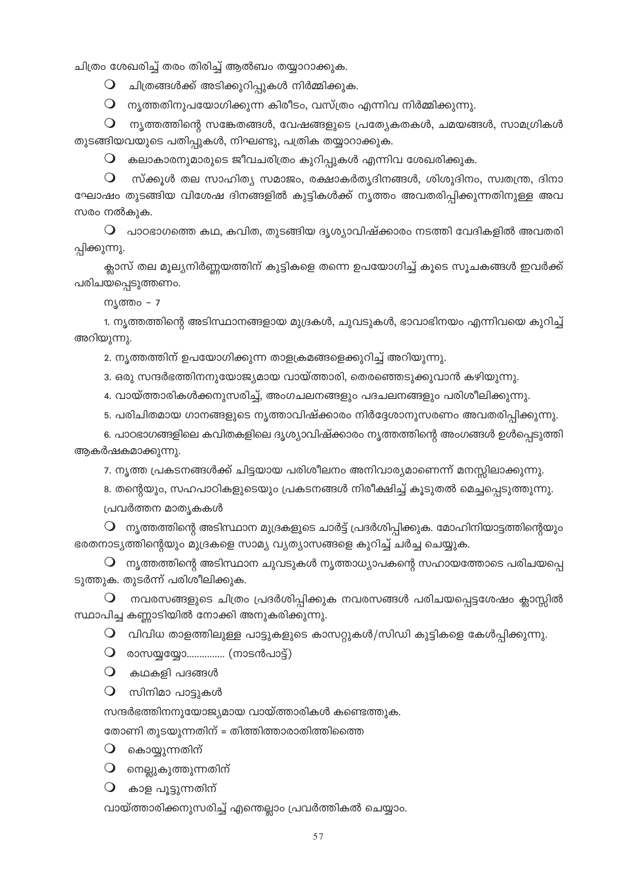ചിത്രം ശേഖരിച്ച് തരം തിരിച്ച് ആൽബം തയ്യാറാക്കുക.

- ചിത്രങ്ങൾക്ക് അടിക്കുറിപ്പുകൾ നിർമ്മിക്കുക.
- നൃത്തതിനുപയോഗിക്കുന്ന കിരീടം, വസ്ത്രം എന്നിവ നിർമ്മിക്കുന്നു.
- നൃത്തത്തിന്റെ സങ്കേതങ്ങൾ, വേഷങ്ങളുടെ പ്രത്യേകതകൾ, ചമയങ്ങൾ, സാമഗ്രികൾ തുടങ്ങിയവയുടെ പതിപ്പുകൾ, നിഘണ്ടു, പത്രിക തയ്യാറാക്കുക.
- കലാകാരനുമാരുടെ ജീവചരിത്രം കുറിപ്പുകൾ എന്നിവ ശേഖരിക്കുക.
- സ്ക്കൂൾ തല സാഹിത്യ സമാജം, രക്ഷാകർതൃദിനങ്ങൾ, ശിശുദിനം, സ്വതന്ത്ര, ദിനാഘോഷം തുടങ്ങിയ വിശേഷ ദിനങ്ങളിൽ കുട്ടികൾക്ക് നൃത്തം അവതരിപ്പിക്കുന്നതിനുള്ള അവസരം നൽകുക.
- പാഠഭാഗത്തെ കഥ, കവിത, തുടങ്ങിയ ദൃശ്യാവിഷ്ക്കാരം നടത്തി വേദികളിൽ അവതരിപ്പിക്കുന്നു.

ക്ലാസ് തല മൂല്യനിർണ്ണയത്തിന് കുട്ടികളെ തന്നെ ഉപയോഗിച്ച് കൂടെ സൂചകങ്ങൾ ഇവർക്ക് പരിചയപ്പെടുത്തണം.

നൃത്തം - 7

1. നൃത്തത്തിന്റെ അടിസ്ഥാനങ്ങളായ മുദ്രകൾ, ചുവടുകൾ, ഭാവാഭിനയം എന്നിവയെ കുറിച്ച് അറിയുന്നു.
2. നൃത്തത്തിന് ഉപയോഗിക്കുന്ന താളക്രമങ്ങളെക്കുറിച്ച് അറിയുന്നു.
3. ഒരു സന്ദർഭത്തിനനുയോജ്യമായ വായ്ത്താരി, തെരഞ്ഞെടുക്കുവാൻ കഴിയുന്നു.
4. വായ്ത്താരികൾക്കനുസരിച്ച്, അംഗചലനങ്ങളും പദചലനങ്ങളും പരിശീലിക്കുന്നു.
5. പരിചിതമായ ഗാനങ്ങളുടെ നൃത്താവിഷ്ക്കാരം നിർദ്ദേശാനുസരണം അവതരിപ്പിക്കുന്നു.
6. പാഠഭാഗങ്ങളിലെ കവിതകളിലെ ദൃശ്യാവിഷ്ക്കാരം നൃത്തത്തിന്റെ അംഗങ്ങൾ ഉൾപ്പെടുത്തി ആകർഷകമാക്കുന്നു.
7. നൃത്ത പ്രകടനങ്ങൾക്ക് ചിട്ടയായ പരിശീലനം അനിവാര്യമാണെന്ന് മനസ്സിലാക്കുന്നു.
8. തന്റെയും, സഹപാഠികളുടെയും പ്രകടനങ്ങൾ നിരീക്ഷിച്ച് കൂടുതൽ മെച്ചപ്പെടുത്തുന്നു.

പ്രവർത്തന മാതൃകകൾ

- നൃത്തത്തിന്റെ അടിസ്ഥാന മുദ്രകളുടെ ചാർട്ട് പ്രദർശിപ്പിക്കുക. മോഹിനിയാട്ടത്തിന്റെയും ഭരതനാട്യത്തിന്റെയും മുദ്രകളെ സാമ്യ വ്യത്യാസങ്ങളെ കുറിച്ച് ചർച്ച ചെയ്യുക.
- നൃത്തത്തിന്റെ അടിസ്ഥാന ചുവടുകൾ നൃത്താധ്യാപകന്റെ സഹായത്തോടെ പരിചയപ്പെടുത്തുക. തുടർന്ന് പരിശീലിക്കുക.
- നവരസങ്ങളുടെ ചിത്രം പ്രദർശിപ്പിക്കുക നവരസങ്ങൾ പരിചയപ്പെട്ടശേഷം ക്ലാസ്സിൽ സ്ഥാപിച്ച കണ്ണാടിയിൽ നോക്കി അനുകരിക്കുന്നു.
- വിവിധ താളത്തിലുള്ള പാട്ടുകളുടെ കാസറ്റുകൾ/സിഡി കുട്ടികളെ കേൾപ്പിക്കുന്നു.
- രാസയ്യയ്യോ.............. (നാടൻപാട്ട്)
- കഥകളി പദങ്ങൾ
- സിനിമാ പാട്ടുകൾ

സന്ദർഭത്തിനനുയോജ്യമായ വായ്ത്താരികൾ കണ്ടെത്തുക.

തോണി തുടയുന്നതിന് = തിത്തിത്താരാതിത്തിത്തൈ

- കൊയ്യുന്നതിന്
- നെല്ലുകുത്തുന്നതിന്
- കാള പൂട്ടുന്നതിന്

വായ്ത്താരിക്കനുസരിച്ച് എന്തെല്ലാം പ്രവർത്തികൾ ചെയ്യാം.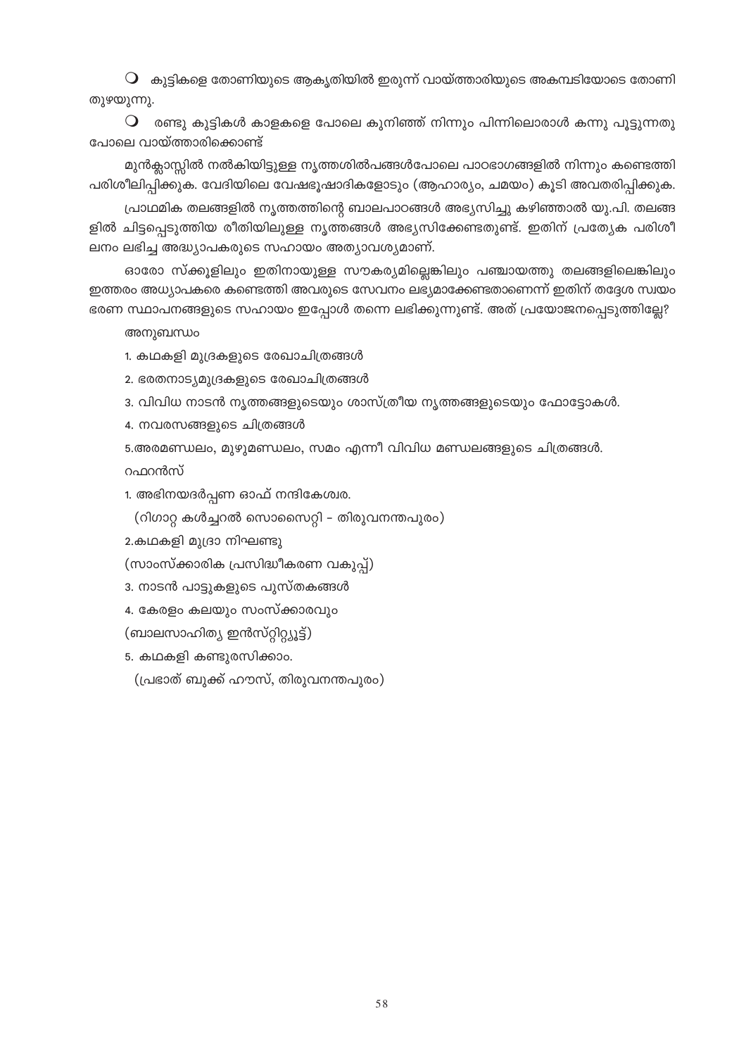- കുട്ടികളെ തോണിയുടെ ആകൃതിയിൽ ഇരുന്ന് വായ്ത്താരിയുടെ അകമ്പടിയോടെ തോണി തുഴയുന്നു.
- രണ്ടു കുട്ടികൾ കാളകളെ പോലെ കുനിഞ്ഞ് നിന്നും പിന്നിലൊരാൾ കന്നു പൂട്ടുന്നതു പോലെ വായ്ത്താരിക്കൊണ്ട്

മുൻക്ലാസ്സിൽ നൽകിയിട്ടുള്ള നൃത്തശിൽപങ്ങൾപോലെ പാഠഭാഗങ്ങളിൽ നിന്നും കണ്ടെത്തി പരിശീലിപ്പിക്കുക. വേദിയിലെ വേഷഭൂഷാദികളോടും (ആഹാര്യം, ചമയം) കൂടി അവതരിപ്പിക്കുക.

പ്രാഥമിക തലങ്ങളിൽ നൃത്തത്തിന്റെ ബാലപാഠങ്ങൾ അഭ്യസിച്ചു കഴിഞ്ഞാൽ യു.പി. തലങ്ങളിൽ ചിട്ടപ്പെടുത്തിയ രീതിയിലുള്ള നൃത്തങ്ങൾ അഭ്യസിക്കേണ്ടതുണ്ട്. ഇതിന് പ്രത്യേക പരിശീലനം ലഭിച്ച അദ്ധ്യാപകരുടെ സഹായം അത്യാവശ്യമാണ്.

ഓരോ സ്കൂളിലും ഇതിനായുള്ള സൗകര്യമില്ലെങ്കിലും പഞ്ചായത്തു തലങ്ങളിലെങ്കിലും ഇത്തരം അധ്യാപകരെ കണ്ടെത്തി അവരുടെ സേവനം ലഭ്യമാക്കേണ്ടതാണെന്ന് ഇതിന് തദ്ദേശ സ്വയം ഭരണ സ്ഥാപനങ്ങളുടെ സഹായം ഇപ്പോൾ തന്നെ ലഭിക്കുന്നുണ്ട്. അത് പ്രയോജനപ്പെടുത്തില്ലേ?

അനുബന്ധം

1. കഥകളി മുദ്രകളുടെ രേഖാചിത്രങ്ങൾ
2. ഭരതനാട്യമുദ്രകളുടെ രേഖാചിത്രങ്ങൾ
3. വിവിധ നാടൻ നൃത്തങ്ങളുടെയും ശാസ്ത്രീയ നൃത്തങ്ങളുടെയും ഫോട്ടോകൾ.
4. നവരസങ്ങളുടെ ചിത്രങ്ങൾ
5. അരമണ്ഡലം, മുഴുമണ്ഡലം, സമം എന്നീ വിവിധ മണ്ഡലങ്ങളുടെ ചിത്രങ്ങൾ.

റഫറൻസ്

1. അഭിനയദർപ്പണ ഓഫ് നന്ദികേശ്വര.
   (റിഗാറ്റ കൾച്ചറൽ സൊസൈറ്റി - തിരുവനന്തപുരം)
2. കഥകളി മുദ്രാ നിഘണ്ടു
   (സാംസ്ക്കാരിക പ്രസിദ്ധീകരണ വകുപ്പ്)
3. നാടൻ പാട്ടുകളുടെ പുസ്തകങ്ങൾ
4. കേരളം കലയും സംസ്ക്കാരവും
   (ബാലസാഹിത്യ ഇൻസ്റ്റിറ്റ്യൂട്ട്)
5. കഥകളി കണ്ടുരസിക്കാം.
   (പ്രഭാത് ബുക്ക് ഹൗസ്, തിരുവനന്തപുരം)